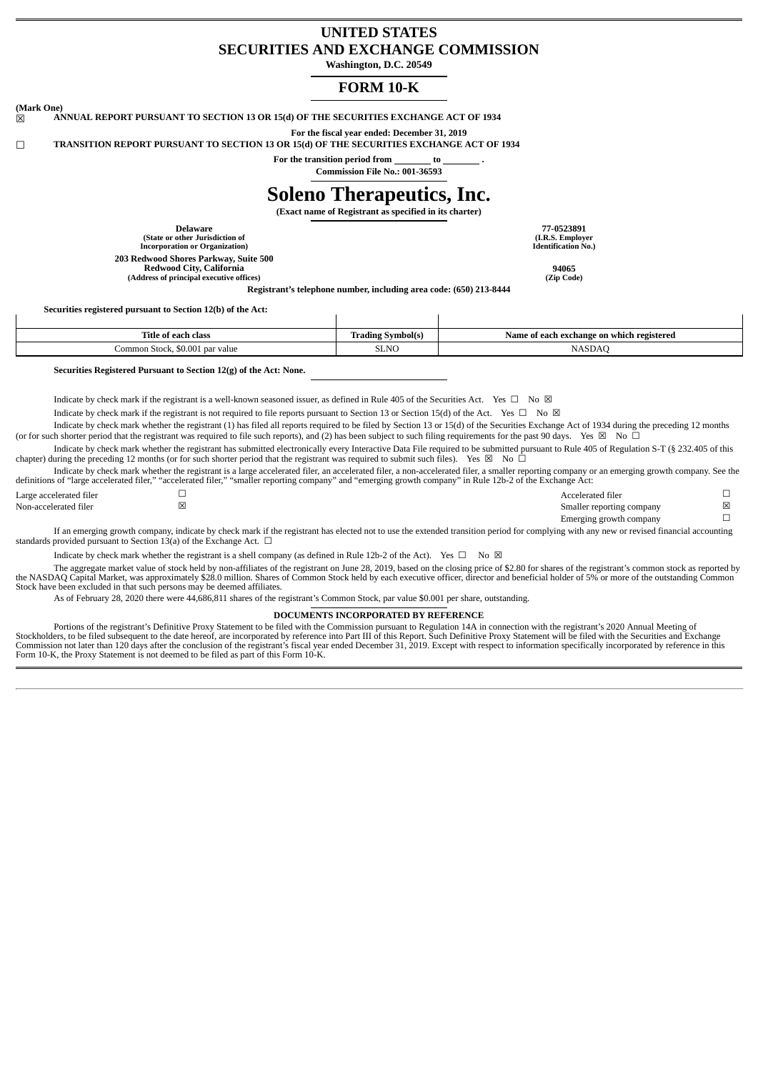# UNITED STATES
# SECURITIES AND EXCHANGE COMMISSION

**Washington, D.C. 20549**

## FORM 10-K

**(Mark One)**

☒ **ANNUAL REPORT PURSUANT TO SECTION 13 OR 15(d) OF THE SECURITIES EXCHANGE ACT OF 1934**

**For the fiscal year ended: December 31, 2019**

☐ **TRANSITION REPORT PURSUANT TO SECTION 13 OR 15(d) OF THE SECURITIES EXCHANGE ACT OF 1934**

**For the transition period from \_\_\_\_\_\_\_\_ to \_\_\_\_\_\_\_\_ .**

**Commission File No.: 001-36593**

# Soleno Therapeutics, Inc.

**(Exact name of Registrant as specified in its charter)**

| | |
|---|---|
| **Delaware**<br>**(State or other Jurisdiction of Incorporation or Organization)** | **77-0523891**<br>**(I.R.S. Employer Identification No.)** |
| **203 Redwood Shores Parkway, Suite 500**<br>**Redwood City, California**<br>**(Address of principal executive offices)** | **94065**<br>**(Zip Code)** |

**Registrant's telephone number, including area code: (650) 213-8444**

**Securities registered pursuant to Section 12(b) of the Act:**

| Title of each class | Trading Symbol(s) | Name of each exchange on which registered |
|---|---|---|
| Common Stock, $0.001 par value | SLNO | NASDAQ |

**Securities Registered Pursuant to Section 12(g) of the Act: None.**

Indicate by check mark if the registrant is a well-known seasoned issuer, as defined in Rule 405 of the Securities Act. Yes ☐ No ☒

Indicate by check mark if the registrant is not required to file reports pursuant to Section 13 or Section 15(d) of the Act. Yes ☐ No ☒

Indicate by check mark whether the registrant (1) has filed all reports required to be filed by Section 13 or 15(d) of the Securities Exchange Act of 1934 during the preceding 12 months (or for such shorter period that the registrant was required to file such reports), and (2) has been subject to such filing requirements for the past 90 days. Yes ☒ No ☐

Indicate by check mark whether the registrant has submitted electronically every Interactive Data File required to be submitted pursuant to Rule 405 of Regulation S-T (§ 232.405 of this chapter) during the preceding 12 months (or for such shorter period that the registrant was required to submit such files). Yes ☒ No ☐

Indicate by check mark whether the registrant is a large accelerated filer, an accelerated filer, a non-accelerated filer, a smaller reporting company or an emerging growth company. See the definitions of "large accelerated filer," "accelerated filer," "smaller reporting company" and "emerging growth company" in Rule 12b-2 of the Exchange Act:

| | | | |
|---|---|---|---|
| Large accelerated filer | ☐ | Accelerated filer | ☐ |
| Non-accelerated filer | ☒ | Smaller reporting company | ☒ |
| | | Emerging growth company | ☐ |

If an emerging growth company, indicate by check mark if the registrant has elected not to use the extended transition period for complying with any new or revised financial accounting standards provided pursuant to Section 13(a) of the Exchange Act. ☐

Indicate by check mark whether the registrant is a shell company (as defined in Rule 12b-2 of the Act). Yes ☐ No ☒

The aggregate market value of stock held by non-affiliates of the registrant on June 28, 2019, based on the closing price of $2.80 for shares of the registrant's common stock as reported by the NASDAQ Capital Market, was approximately $28.0 million. Shares of Common Stock held by each executive officer, director and beneficial holder of 5% or more of the outstanding Common Stock have been excluded in that such persons may be deemed affiliates.

As of February 28, 2020 there were 44,686,811 shares of the registrant's Common Stock, par value $0.001 per share, outstanding.

**DOCUMENTS INCORPORATED BY REFERENCE**

Portions of the registrant's Definitive Proxy Statement to be filed with the Commission pursuant to Regulation 14A in connection with the registrant's 2020 Annual Meeting of Stockholders, to be filed subsequent to the date hereof, are incorporated by reference into Part III of this Report. Such Definitive Proxy Statement will be filed with the Securities and Exchange Commission not later than 120 days after the conclusion of the registrant's fiscal year ended December 31, 2019. Except with respect to information specifically incorporated by reference in this Form 10-K, the Proxy Statement is not deemed to be filed as part of this Form 10-K.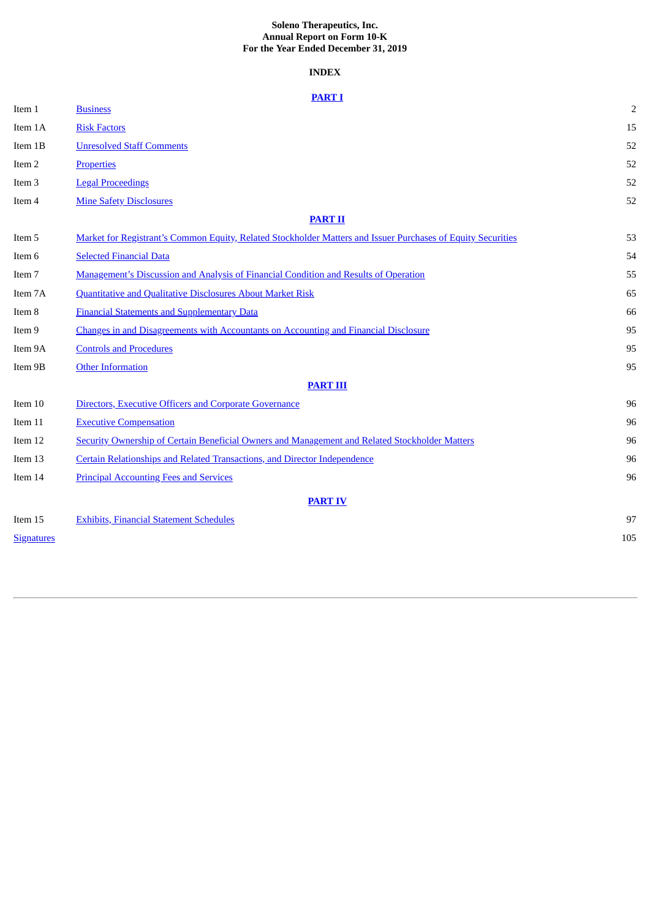**Soleno Therapeutics, Inc.**
**Annual Report on Form 10-K**
**For the Year Ended December 31, 2019**

**INDEX**

| | | |
|---|---|---|
| | **PART I** | |
| Item 1 | Business | 2 |
| Item 1A | Risk Factors | 15 |
| Item 1B | Unresolved Staff Comments | 52 |
| Item 2 | Properties | 52 |
| Item 3 | Legal Proceedings | 52 |
| Item 4 | Mine Safety Disclosures | 52 |
| | **PART II** | |
| Item 5 | Market for Registrant's Common Equity, Related Stockholder Matters and Issuer Purchases of Equity Securities | 53 |
| Item 6 | Selected Financial Data | 54 |
| Item 7 | Management's Discussion and Analysis of Financial Condition and Results of Operation | 55 |
| Item 7A | Quantitative and Qualitative Disclosures About Market Risk | 65 |
| Item 8 | Financial Statements and Supplementary Data | 66 |
| Item 9 | Changes in and Disagreements with Accountants on Accounting and Financial Disclosure | 95 |
| Item 9A | Controls and Procedures | 95 |
| Item 9B | Other Information | 95 |
| | **PART III** | |
| Item 10 | Directors, Executive Officers and Corporate Governance | 96 |
| Item 11 | Executive Compensation | 96 |
| Item 12 | Security Ownership of Certain Beneficial Owners and Management and Related Stockholder Matters | 96 |
| Item 13 | Certain Relationships and Related Transactions, and Director Independence | 96 |
| Item 14 | Principal Accounting Fees and Services | 96 |
| | **PART IV** | |
| Item 15 | Exhibits, Financial Statement Schedules | 97 |
| Signatures | | 105 |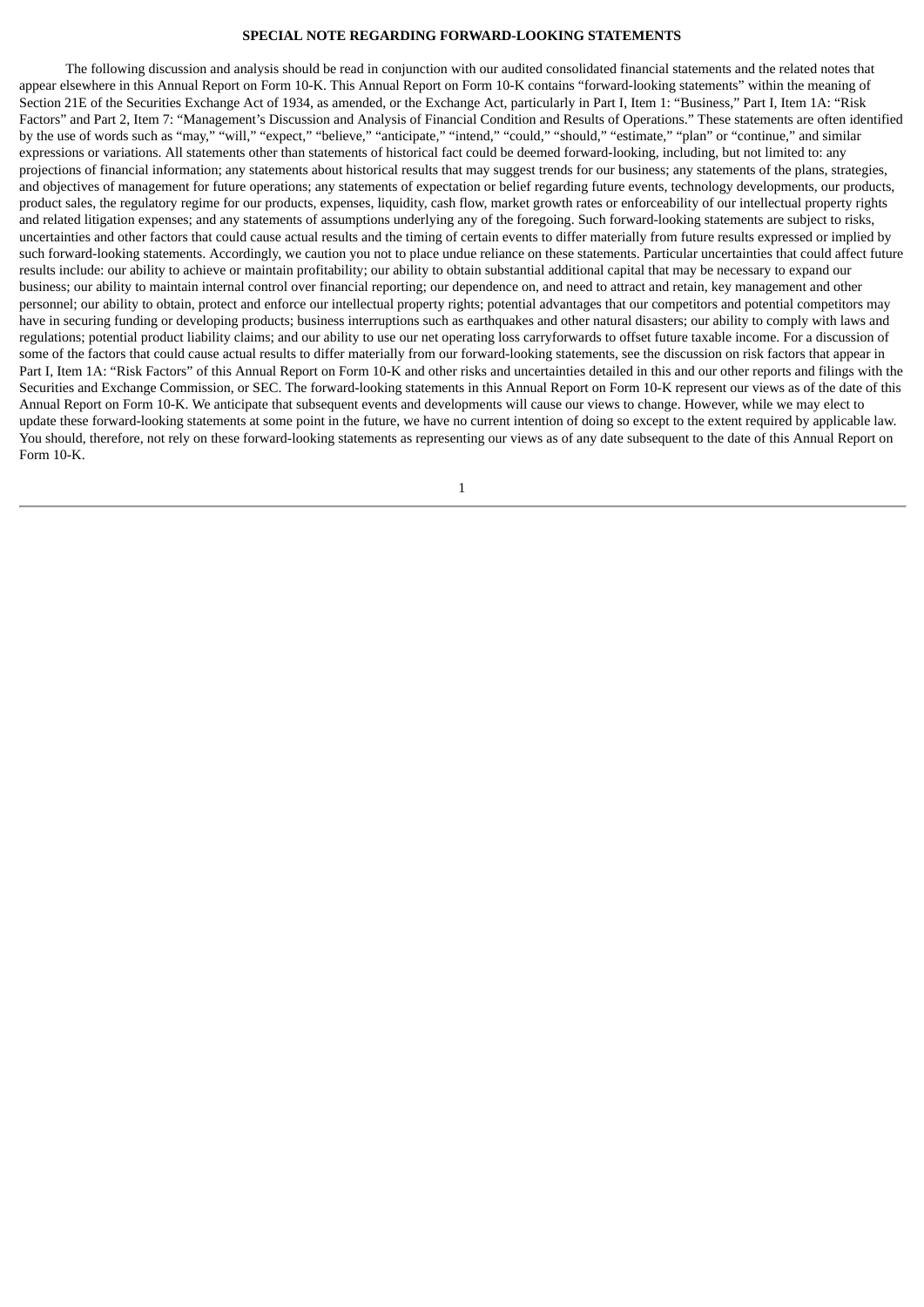## SPECIAL NOTE REGARDING FORWARD-LOOKING STATEMENTS

The following discussion and analysis should be read in conjunction with our audited consolidated financial statements and the related notes that appear elsewhere in this Annual Report on Form 10-K. This Annual Report on Form 10-K contains "forward-looking statements" within the meaning of Section 21E of the Securities Exchange Act of 1934, as amended, or the Exchange Act, particularly in Part I, Item 1: "Business," Part I, Item 1A: "Risk Factors" and Part 2, Item 7: "Management's Discussion and Analysis of Financial Condition and Results of Operations." These statements are often identified by the use of words such as "may," "will," "expect," "believe," "anticipate," "intend," "could," "should," "estimate," "plan" or "continue," and similar expressions or variations. All statements other than statements of historical fact could be deemed forward-looking, including, but not limited to: any projections of financial information; any statements about historical results that may suggest trends for our business; any statements of the plans, strategies, and objectives of management for future operations; any statements of expectation or belief regarding future events, technology developments, our products, product sales, the regulatory regime for our products, expenses, liquidity, cash flow, market growth rates or enforceability of our intellectual property rights and related litigation expenses; and any statements of assumptions underlying any of the foregoing. Such forward-looking statements are subject to risks, uncertainties and other factors that could cause actual results and the timing of certain events to differ materially from future results expressed or implied by such forward-looking statements. Accordingly, we caution you not to place undue reliance on these statements. Particular uncertainties that could affect future results include: our ability to achieve or maintain profitability; our ability to obtain substantial additional capital that may be necessary to expand our business; our ability to maintain internal control over financial reporting; our dependence on, and need to attract and retain, key management and other personnel; our ability to obtain, protect and enforce our intellectual property rights; potential advantages that our competitors and potential competitors may have in securing funding or developing products; business interruptions such as earthquakes and other natural disasters; our ability to comply with laws and regulations; potential product liability claims; and our ability to use our net operating loss carryforwards to offset future taxable income. For a discussion of some of the factors that could cause actual results to differ materially from our forward-looking statements, see the discussion on risk factors that appear in Part I, Item 1A: "Risk Factors" of this Annual Report on Form 10-K and other risks and uncertainties detailed in this and our other reports and filings with the Securities and Exchange Commission, or SEC. The forward-looking statements in this Annual Report on Form 10-K represent our views as of the date of this Annual Report on Form 10-K. We anticipate that subsequent events and developments will cause our views to change. However, while we may elect to update these forward-looking statements at some point in the future, we have no current intention of doing so except to the extent required by applicable law. You should, therefore, not rely on these forward-looking statements as representing our views as of any date subsequent to the date of this Annual Report on Form 10-K.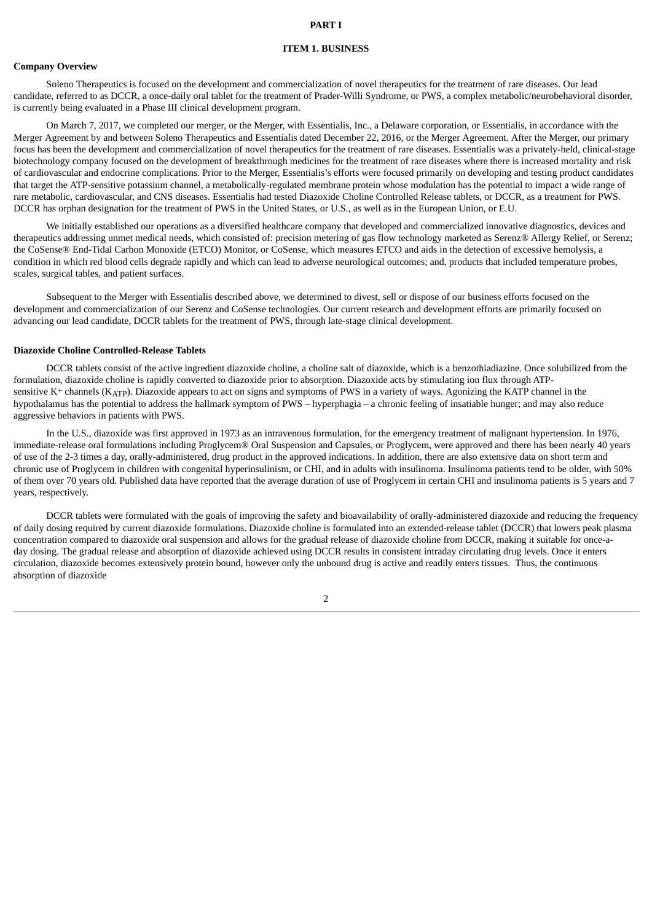# PART I

## ITEM 1. BUSINESS

### Company Overview

Soleno Therapeutics is focused on the development and commercialization of novel therapeutics for the treatment of rare diseases. Our lead candidate, referred to as DCCR, a once-daily oral tablet for the treatment of Prader-Willi Syndrome, or PWS, a complex metabolic/neurobehavioral disorder, is currently being evaluated in a Phase III clinical development program.

On March 7, 2017, we completed our merger, or the Merger, with Essentialis, Inc., a Delaware corporation, or Essentialis, in accordance with the Merger Agreement by and between Soleno Therapeutics and Essentialis dated December 22, 2016, or the Merger Agreement. After the Merger, our primary focus has been the development and commercialization of novel therapeutics for the treatment of rare diseases. Essentialis was a privately-held, clinical-stage biotechnology company focused on the development of breakthrough medicines for the treatment of rare diseases where there is increased mortality and risk of cardiovascular and endocrine complications. Prior to the Merger, Essentialis's efforts were focused primarily on developing and testing product candidates that target the ATP-sensitive potassium channel, a metabolically-regulated membrane protein whose modulation has the potential to impact a wide range of rare metabolic, cardiovascular, and CNS diseases. Essentialis had tested Diazoxide Choline Controlled Release tablets, or DCCR, as a treatment for PWS. DCCR has orphan designation for the treatment of PWS in the United States, or U.S., as well as in the European Union, or E.U.

We initially established our operations as a diversified healthcare company that developed and commercialized innovative diagnostics, devices and therapeutics addressing unmet medical needs, which consisted of: precision metering of gas flow technology marketed as Serenz® Allergy Relief, or Serenz; the CoSense® End-Tidal Carbon Monoxide (ETCO) Monitor, or CoSense, which measures ETCO and aids in the detection of excessive hemolysis, a condition in which red blood cells degrade rapidly and which can lead to adverse neurological outcomes; and, products that included temperature probes, scales, surgical tables, and patient surfaces.

Subsequent to the Merger with Essentialis described above, we determined to divest, sell or dispose of our business efforts focused on the development and commercialization of our Serenz and CoSense technologies. Our current research and development efforts are primarily focused on advancing our lead candidate, DCCR tablets for the treatment of PWS, through late-stage clinical development.

### Diazoxide Choline Controlled-Release Tablets

DCCR tablets consist of the active ingredient diazoxide choline, a choline salt of diazoxide, which is a benzothiadiazine. Once solubilized from the formulation, diazoxide choline is rapidly converted to diazoxide prior to absorption. Diazoxide acts by stimulating ion flux through ATP-sensitive $K^+$ channels ($K_{ATP}$). Diazoxide appears to act on signs and symptoms of PWS in a variety of ways. Agonizing the KATP channel in the hypothalamus has the potential to address the hallmark symptom of PWS – hyperphagia – a chronic feeling of insatiable hunger; and may also reduce aggressive behaviors in patients with PWS.

In the U.S., diazoxide was first approved in 1973 as an intravenous formulation, for the emergency treatment of malignant hypertension. In 1976, immediate-release oral formulations including Proglycem® Oral Suspension and Capsules, or Proglycem, were approved and there has been nearly 40 years of use of the 2-3 times a day, orally-administered, drug product in the approved indications. In addition, there are also extensive data on short term and chronic use of Proglycem in children with congenital hyperinsulinism, or CHI, and in adults with insulinoma. Insulinoma patients tend to be older, with 50% of them over 70 years old. Published data have reported that the average duration of use of Proglycem in certain CHI and insulinoma patients is 5 years and 7 years, respectively.

DCCR tablets were formulated with the goals of improving the safety and bioavailability of orally-administered diazoxide and reducing the frequency of daily dosing required by current diazoxide formulations. Diazoxide choline is formulated into an extended-release tablet (DCCR) that lowers peak plasma concentration compared to diazoxide oral suspension and allows for the gradual release of diazoxide choline from DCCR, making it suitable for once-a-day dosing. The gradual release and absorption of diazoxide achieved using DCCR results in consistent intraday circulating drug levels. Once it enters circulation, diazoxide becomes extensively protein bound, however only the unbound drug is active and readily enters tissues. Thus, the continuous absorption of diazoxide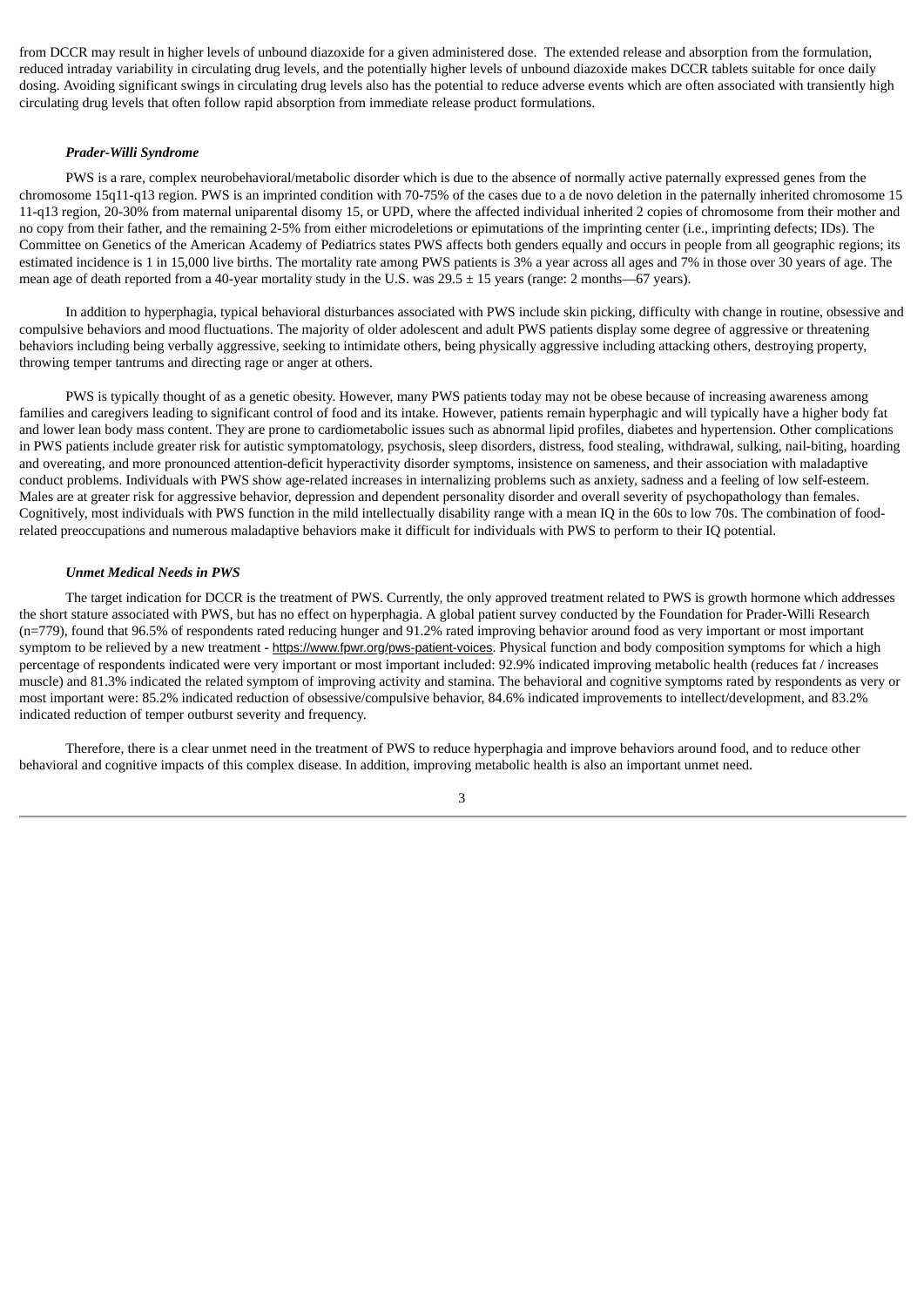from DCCR may result in higher levels of unbound diazoxide for a given administered dose. The extended release and absorption from the formulation, reduced intraday variability in circulating drug levels, and the potentially higher levels of unbound diazoxide makes DCCR tablets suitable for once daily dosing. Avoiding significant swings in circulating drug levels also has the potential to reduce adverse events which are often associated with transiently high circulating drug levels that often follow rapid absorption from immediate release product formulations.

***Prader-Willi Syndrome***

PWS is a rare, complex neurobehavioral/metabolic disorder which is due to the absence of normally active paternally expressed genes from the chromosome 15q11-q13 region. PWS is an imprinted condition with 70-75% of the cases due to a de novo deletion in the paternally inherited chromosome 15 11-q13 region, 20-30% from maternal uniparental disomy 15, or UPD, where the affected individual inherited 2 copies of chromosome from their mother and no copy from their father, and the remaining 2-5% from either microdeletions or epimutations of the imprinting center (i.e., imprinting defects; IDs). The Committee on Genetics of the American Academy of Pediatrics states PWS affects both genders equally and occurs in people from all geographic regions; its estimated incidence is 1 in 15,000 live births. The mortality rate among PWS patients is 3% a year across all ages and 7% in those over 30 years of age. The mean age of death reported from a 40-year mortality study in the U.S. was 29.5 ± 15 years (range: 2 months—67 years).

In addition to hyperphagia, typical behavioral disturbances associated with PWS include skin picking, difficulty with change in routine, obsessive and compulsive behaviors and mood fluctuations. The majority of older adolescent and adult PWS patients display some degree of aggressive or threatening behaviors including being verbally aggressive, seeking to intimidate others, being physically aggressive including attacking others, destroying property, throwing temper tantrums and directing rage or anger at others.

PWS is typically thought of as a genetic obesity. However, many PWS patients today may not be obese because of increasing awareness among families and caregivers leading to significant control of food and its intake. However, patients remain hyperphagic and will typically have a higher body fat and lower lean body mass content. They are prone to cardiometabolic issues such as abnormal lipid profiles, diabetes and hypertension. Other complications in PWS patients include greater risk for autistic symptomatology, psychosis, sleep disorders, distress, food stealing, withdrawal, sulking, nail-biting, hoarding and overeating, and more pronounced attention-deficit hyperactivity disorder symptoms, insistence on sameness, and their association with maladaptive conduct problems. Individuals with PWS show age-related increases in internalizing problems such as anxiety, sadness and a feeling of low self-esteem. Males are at greater risk for aggressive behavior, depression and dependent personality disorder and overall severity of psychopathology than females. Cognitively, most individuals with PWS function in the mild intellectually disability range with a mean IQ in the 60s to low 70s. The combination of food-related preoccupations and numerous maladaptive behaviors make it difficult for individuals with PWS to perform to their IQ potential.

***Unmet Medical Needs in PWS***

The target indication for DCCR is the treatment of PWS. Currently, the only approved treatment related to PWS is growth hormone which addresses the short stature associated with PWS, but has no effect on hyperphagia. A global patient survey conducted by the Foundation for Prader-Willi Research (n=779), found that 96.5% of respondents rated reducing hunger and 91.2% rated improving behavior around food as very important or most important symptom to be relieved by a new treatment - https://www.fpwr.org/pws-patient-voices. Physical function and body composition symptoms for which a high percentage of respondents indicated were very important or most important included: 92.9% indicated improving metabolic health (reduces fat / increases muscle) and 81.3% indicated the related symptom of improving activity and stamina. The behavioral and cognitive symptoms rated by respondents as very or most important were: 85.2% indicated reduction of obsessive/compulsive behavior, 84.6% indicated improvements to intellect/development, and 83.2% indicated reduction of temper outburst severity and frequency.

Therefore, there is a clear unmet need in the treatment of PWS to reduce hyperphagia and improve behaviors around food, and to reduce other behavioral and cognitive impacts of this complex disease. In addition, improving metabolic health is also an important unmet need.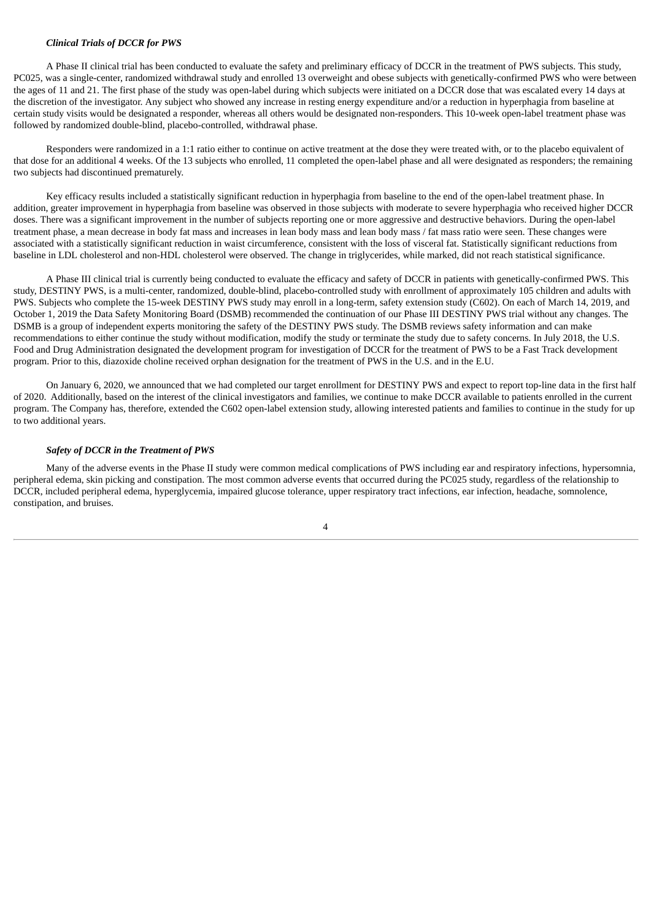### *Clinical Trials of DCCR for PWS*

A Phase II clinical trial has been conducted to evaluate the safety and preliminary efficacy of DCCR in the treatment of PWS subjects. This study, PC025, was a single-center, randomized withdrawal study and enrolled 13 overweight and obese subjects with genetically-confirmed PWS who were between the ages of 11 and 21. The first phase of the study was open-label during which subjects were initiated on a DCCR dose that was escalated every 14 days at the discretion of the investigator. Any subject who showed any increase in resting energy expenditure and/or a reduction in hyperphagia from baseline at certain study visits would be designated a responder, whereas all others would be designated non-responders. This 10-week open-label treatment phase was followed by randomized double-blind, placebo-controlled, withdrawal phase.

Responders were randomized in a 1:1 ratio either to continue on active treatment at the dose they were treated with, or to the placebo equivalent of that dose for an additional 4 weeks. Of the 13 subjects who enrolled, 11 completed the open-label phase and all were designated as responders; the remaining two subjects had discontinued prematurely.

Key efficacy results included a statistically significant reduction in hyperphagia from baseline to the end of the open-label treatment phase. In addition, greater improvement in hyperphagia from baseline was observed in those subjects with moderate to severe hyperphagia who received higher DCCR doses. There was a significant improvement in the number of subjects reporting one or more aggressive and destructive behaviors. During the open-label treatment phase, a mean decrease in body fat mass and increases in lean body mass and lean body mass / fat mass ratio were seen. These changes were associated with a statistically significant reduction in waist circumference, consistent with the loss of visceral fat. Statistically significant reductions from baseline in LDL cholesterol and non-HDL cholesterol were observed. The change in triglycerides, while marked, did not reach statistical significance.

A Phase III clinical trial is currently being conducted to evaluate the efficacy and safety of DCCR in patients with genetically-confirmed PWS. This study, DESTINY PWS, is a multi-center, randomized, double-blind, placebo-controlled study with enrollment of approximately 105 children and adults with PWS. Subjects who complete the 15-week DESTINY PWS study may enroll in a long-term, safety extension study (C602). On each of March 14, 2019, and October 1, 2019 the Data Safety Monitoring Board (DSMB) recommended the continuation of our Phase III DESTINY PWS trial without any changes. The DSMB is a group of independent experts monitoring the safety of the DESTINY PWS study. The DSMB reviews safety information and can make recommendations to either continue the study without modification, modify the study or terminate the study due to safety concerns. In July 2018, the U.S. Food and Drug Administration designated the development program for investigation of DCCR for the treatment of PWS to be a Fast Track development program. Prior to this, diazoxide choline received orphan designation for the treatment of PWS in the U.S. and in the E.U.

On January 6, 2020, we announced that we had completed our target enrollment for DESTINY PWS and expect to report top-line data in the first half of 2020. Additionally, based on the interest of the clinical investigators and families, we continue to make DCCR available to patients enrolled in the current program. The Company has, therefore, extended the C602 open-label extension study, allowing interested patients and families to continue in the study for up to two additional years.

### *Safety of DCCR in the Treatment of PWS*

Many of the adverse events in the Phase II study were common medical complications of PWS including ear and respiratory infections, hypersomnia, peripheral edema, skin picking and constipation. The most common adverse events that occurred during the PC025 study, regardless of the relationship to DCCR, included peripheral edema, hyperglycemia, impaired glucose tolerance, upper respiratory tract infections, ear infection, headache, somnolence, constipation, and bruises.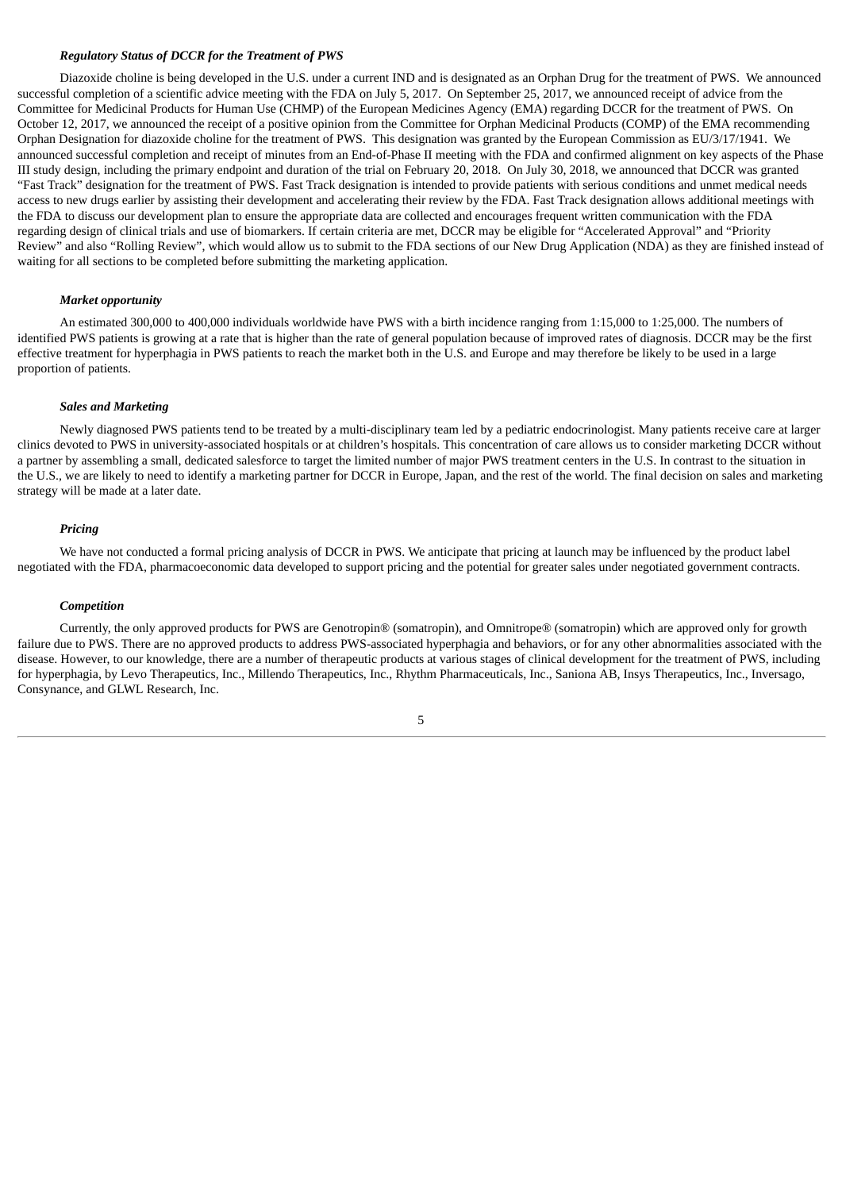***Regulatory Status of DCCR for the Treatment of PWS***

Diazoxide choline is being developed in the U.S. under a current IND and is designated as an Orphan Drug for the treatment of PWS. We announced successful completion of a scientific advice meeting with the FDA on July 5, 2017. On September 25, 2017, we announced receipt of advice from the Committee for Medicinal Products for Human Use (CHMP) of the European Medicines Agency (EMA) regarding DCCR for the treatment of PWS. On October 12, 2017, we announced the receipt of a positive opinion from the Committee for Orphan Medicinal Products (COMP) of the EMA recommending Orphan Designation for diazoxide choline for the treatment of PWS. This designation was granted by the European Commission as EU/3/17/1941. We announced successful completion and receipt of minutes from an End-of-Phase II meeting with the FDA and confirmed alignment on key aspects of the Phase III study design, including the primary endpoint and duration of the trial on February 20, 2018. On July 30, 2018, we announced that DCCR was granted "Fast Track" designation for the treatment of PWS. Fast Track designation is intended to provide patients with serious conditions and unmet medical needs access to new drugs earlier by assisting their development and accelerating their review by the FDA. Fast Track designation allows additional meetings with the FDA to discuss our development plan to ensure the appropriate data are collected and encourages frequent written communication with the FDA regarding design of clinical trials and use of biomarkers. If certain criteria are met, DCCR may be eligible for "Accelerated Approval" and "Priority Review" and also "Rolling Review", which would allow us to submit to the FDA sections of our New Drug Application (NDA) as they are finished instead of waiting for all sections to be completed before submitting the marketing application.

***Market opportunity***

An estimated 300,000 to 400,000 individuals worldwide have PWS with a birth incidence ranging from 1:15,000 to 1:25,000. The numbers of identified PWS patients is growing at a rate that is higher than the rate of general population because of improved rates of diagnosis. DCCR may be the first effective treatment for hyperphagia in PWS patients to reach the market both in the U.S. and Europe and may therefore be likely to be used in a large proportion of patients.

***Sales and Marketing***

Newly diagnosed PWS patients tend to be treated by a multi-disciplinary team led by a pediatric endocrinologist. Many patients receive care at larger clinics devoted to PWS in university-associated hospitals or at children's hospitals. This concentration of care allows us to consider marketing DCCR without a partner by assembling a small, dedicated salesforce to target the limited number of major PWS treatment centers in the U.S. In contrast to the situation in the U.S., we are likely to need to identify a marketing partner for DCCR in Europe, Japan, and the rest of the world. The final decision on sales and marketing strategy will be made at a later date.

***Pricing***

We have not conducted a formal pricing analysis of DCCR in PWS. We anticipate that pricing at launch may be influenced by the product label negotiated with the FDA, pharmacoeconomic data developed to support pricing and the potential for greater sales under negotiated government contracts.

***Competition***

Currently, the only approved products for PWS are Genotropin® (somatropin), and Omnitrope® (somatropin) which are approved only for growth failure due to PWS. There are no approved products to address PWS-associated hyperphagia and behaviors, or for any other abnormalities associated with the disease. However, to our knowledge, there are a number of therapeutic products at various stages of clinical development for the treatment of PWS, including for hyperphagia, by Levo Therapeutics, Inc., Millendo Therapeutics, Inc., Rhythm Pharmaceuticals, Inc., Saniona AB, Insys Therapeutics, Inc., Inversago, Consynance, and GLWL Research, Inc.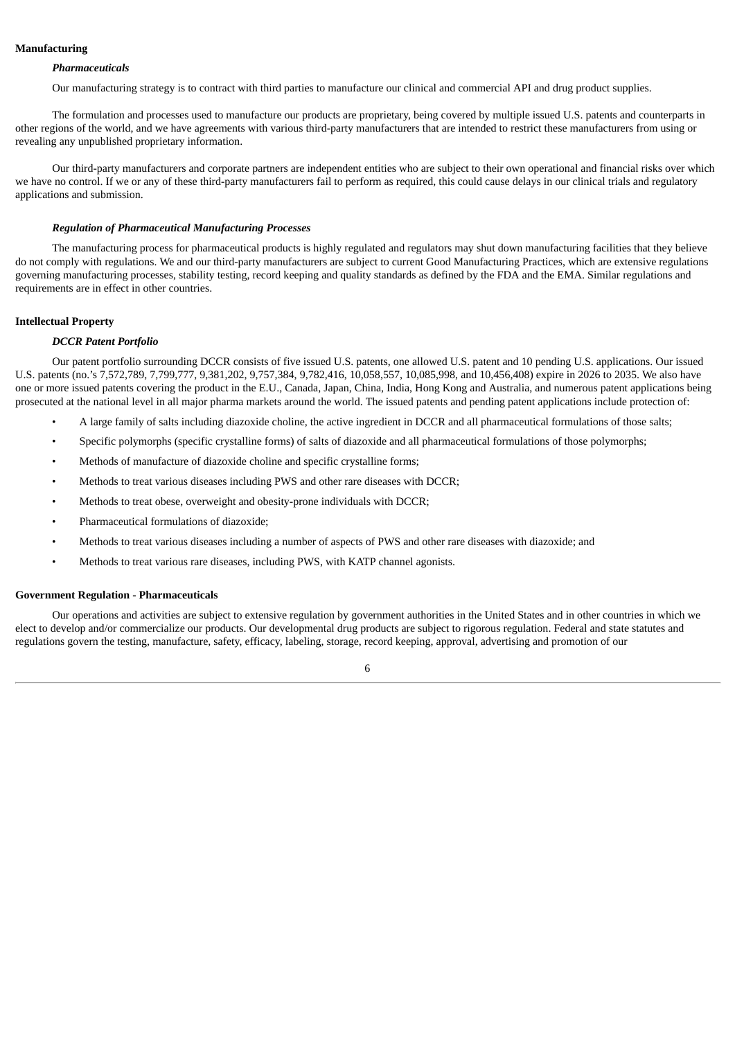## Manufacturing

### *Pharmaceuticals*

Our manufacturing strategy is to contract with third parties to manufacture our clinical and commercial API and drug product supplies.

The formulation and processes used to manufacture our products are proprietary, being covered by multiple issued U.S. patents and counterparts in other regions of the world, and we have agreements with various third-party manufacturers that are intended to restrict these manufacturers from using or revealing any unpublished proprietary information.

Our third-party manufacturers and corporate partners are independent entities who are subject to their own operational and financial risks over which we have no control. If we or any of these third-party manufacturers fail to perform as required, this could cause delays in our clinical trials and regulatory applications and submission.

### *Regulation of Pharmaceutical Manufacturing Processes*

The manufacturing process for pharmaceutical products is highly regulated and regulators may shut down manufacturing facilities that they believe do not comply with regulations. We and our third-party manufacturers are subject to current Good Manufacturing Practices, which are extensive regulations governing manufacturing processes, stability testing, record keeping and quality standards as defined by the FDA and the EMA. Similar regulations and requirements are in effect in other countries.

## Intellectual Property

### *DCCR Patent Portfolio*

Our patent portfolio surrounding DCCR consists of five issued U.S. patents, one allowed U.S. patent and 10 pending U.S. applications. Our issued U.S. patents (no.'s 7,572,789, 7,799,777, 9,381,202, 9,757,384, 9,782,416, 10,058,557, 10,085,998, and 10,456,408) expire in 2026 to 2035. We also have one or more issued patents covering the product in the E.U., Canada, Japan, China, India, Hong Kong and Australia, and numerous patent applications being prosecuted at the national level in all major pharma markets around the world. The issued patents and pending patent applications include protection of:

- A large family of salts including diazoxide choline, the active ingredient in DCCR and all pharmaceutical formulations of those salts;
- Specific polymorphs (specific crystalline forms) of salts of diazoxide and all pharmaceutical formulations of those polymorphs;
- Methods of manufacture of diazoxide choline and specific crystalline forms;
- Methods to treat various diseases including PWS and other rare diseases with DCCR;
- Methods to treat obese, overweight and obesity-prone individuals with DCCR;
- Pharmaceutical formulations of diazoxide;
- Methods to treat various diseases including a number of aspects of PWS and other rare diseases with diazoxide; and
- Methods to treat various rare diseases, including PWS, with KATP channel agonists.

## Government Regulation - Pharmaceuticals

Our operations and activities are subject to extensive regulation by government authorities in the United States and in other countries in which we elect to develop and/or commercialize our products. Our developmental drug products are subject to rigorous regulation. Federal and state statutes and regulations govern the testing, manufacture, safety, efficacy, labeling, storage, record keeping, approval, advertising and promotion of our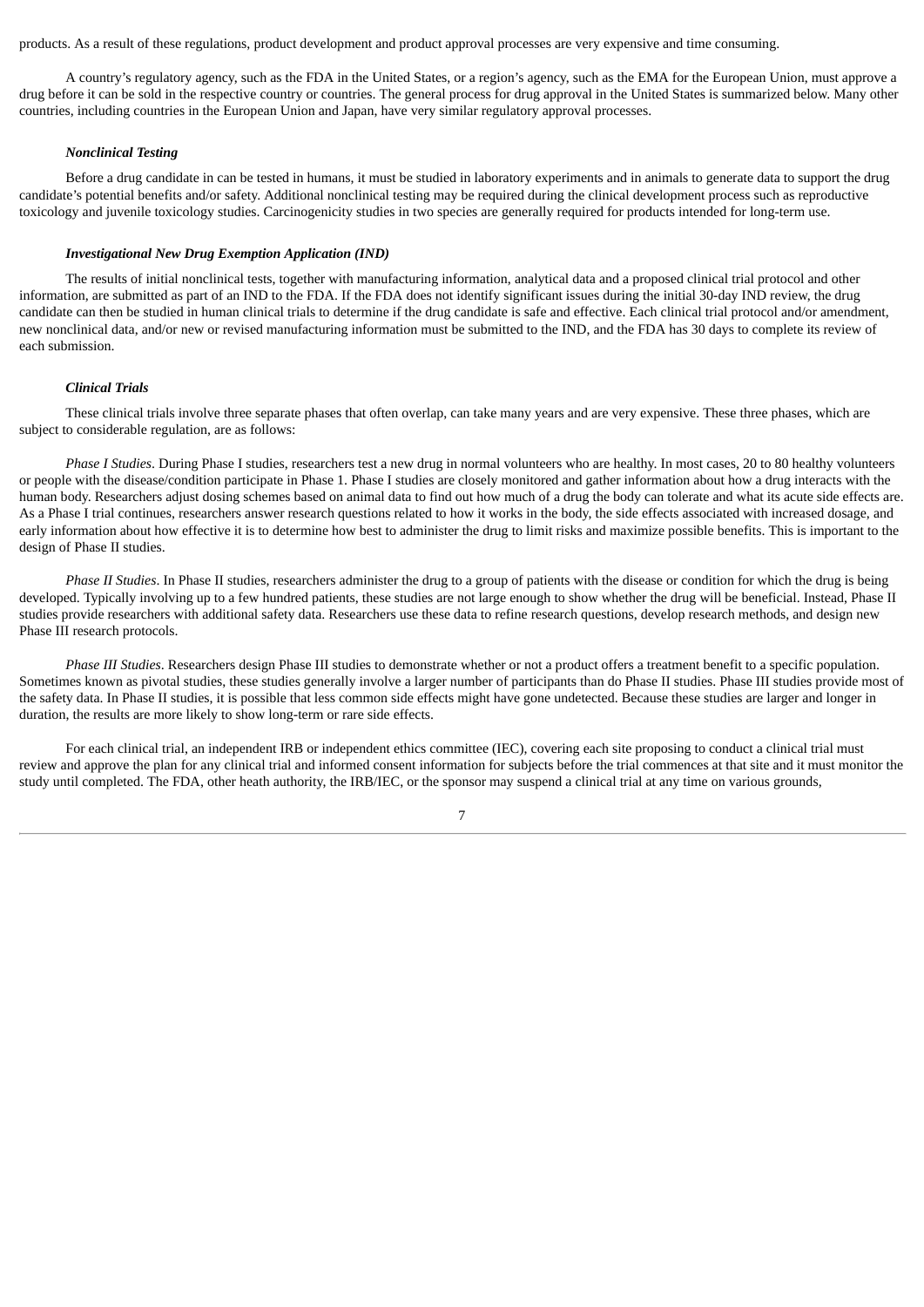products. As a result of these regulations, product development and product approval processes are very expensive and time consuming.

A country's regulatory agency, such as the FDA in the United States, or a region's agency, such as the EMA for the European Union, must approve a drug before it can be sold in the respective country or countries. The general process for drug approval in the United States is summarized below. Many other countries, including countries in the European Union and Japan, have very similar regulatory approval processes.

***Nonclinical Testing***

Before a drug candidate in can be tested in humans, it must be studied in laboratory experiments and in animals to generate data to support the drug candidate's potential benefits and/or safety. Additional nonclinical testing may be required during the clinical development process such as reproductive toxicology and juvenile toxicology studies. Carcinogenicity studies in two species are generally required for products intended for long-term use.

***Investigational New Drug Exemption Application (IND)***

The results of initial nonclinical tests, together with manufacturing information, analytical data and a proposed clinical trial protocol and other information, are submitted as part of an IND to the FDA. If the FDA does not identify significant issues during the initial 30-day IND review, the drug candidate can then be studied in human clinical trials to determine if the drug candidate is safe and effective. Each clinical trial protocol and/or amendment, new nonclinical data, and/or new or revised manufacturing information must be submitted to the IND, and the FDA has 30 days to complete its review of each submission.

***Clinical Trials***

These clinical trials involve three separate phases that often overlap, can take many years and are very expensive. These three phases, which are subject to considerable regulation, are as follows:

*Phase I Studies*. During Phase I studies, researchers test a new drug in normal volunteers who are healthy. In most cases, 20 to 80 healthy volunteers or people with the disease/condition participate in Phase 1. Phase I studies are closely monitored and gather information about how a drug interacts with the human body. Researchers adjust dosing schemes based on animal data to find out how much of a drug the body can tolerate and what its acute side effects are. As a Phase I trial continues, researchers answer research questions related to how it works in the body, the side effects associated with increased dosage, and early information about how effective it is to determine how best to administer the drug to limit risks and maximize possible benefits. This is important to the design of Phase II studies.

*Phase II Studies*. In Phase II studies, researchers administer the drug to a group of patients with the disease or condition for which the drug is being developed. Typically involving up to a few hundred patients, these studies are not large enough to show whether the drug will be beneficial. Instead, Phase II studies provide researchers with additional safety data. Researchers use these data to refine research questions, develop research methods, and design new Phase III research protocols.

*Phase III Studies*. Researchers design Phase III studies to demonstrate whether or not a product offers a treatment benefit to a specific population. Sometimes known as pivotal studies, these studies generally involve a larger number of participants than do Phase II studies. Phase III studies provide most of the safety data. In Phase II studies, it is possible that less common side effects might have gone undetected. Because these studies are larger and longer in duration, the results are more likely to show long-term or rare side effects.

For each clinical trial, an independent IRB or independent ethics committee (IEC), covering each site proposing to conduct a clinical trial must review and approve the plan for any clinical trial and informed consent information for subjects before the trial commences at that site and it must monitor the study until completed. The FDA, other heath authority, the IRB/IEC, or the sponsor may suspend a clinical trial at any time on various grounds,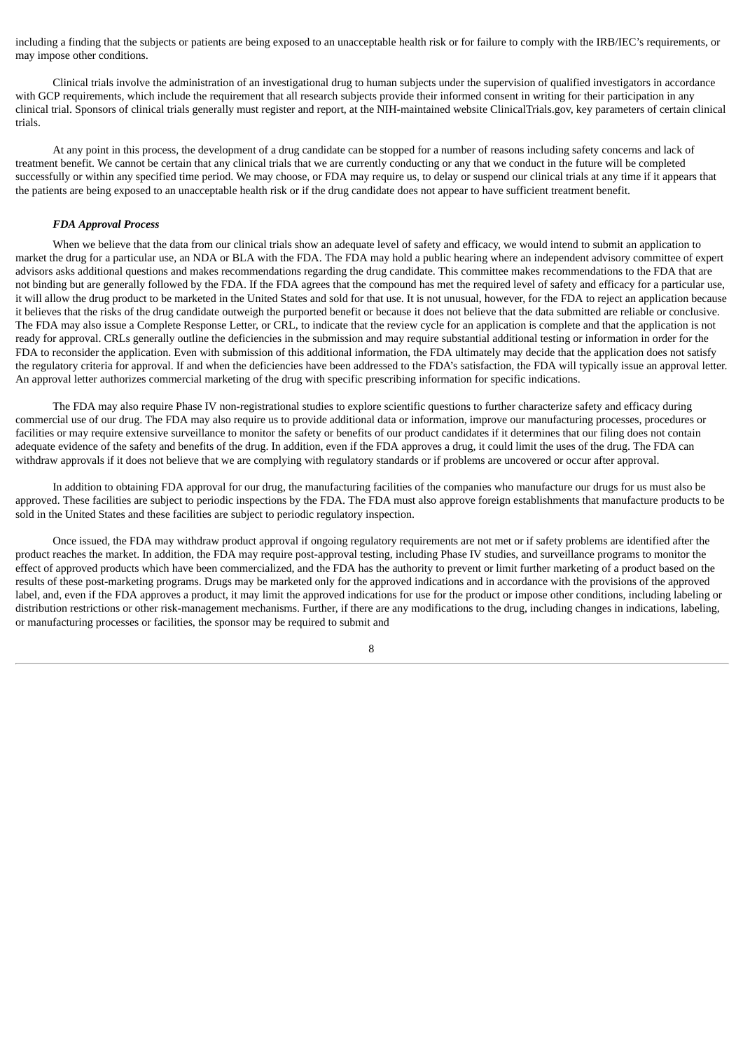including a finding that the subjects or patients are being exposed to an unacceptable health risk or for failure to comply with the IRB/IEC's requirements, or may impose other conditions.

Clinical trials involve the administration of an investigational drug to human subjects under the supervision of qualified investigators in accordance with GCP requirements, which include the requirement that all research subjects provide their informed consent in writing for their participation in any clinical trial. Sponsors of clinical trials generally must register and report, at the NIH-maintained website ClinicalTrials.gov, key parameters of certain clinical trials.

At any point in this process, the development of a drug candidate can be stopped for a number of reasons including safety concerns and lack of treatment benefit. We cannot be certain that any clinical trials that we are currently conducting or any that we conduct in the future will be completed successfully or within any specified time period. We may choose, or FDA may require us, to delay or suspend our clinical trials at any time if it appears that the patients are being exposed to an unacceptable health risk or if the drug candidate does not appear to have sufficient treatment benefit.

***FDA Approval Process***

When we believe that the data from our clinical trials show an adequate level of safety and efficacy, we would intend to submit an application to market the drug for a particular use, an NDA or BLA with the FDA. The FDA may hold a public hearing where an independent advisory committee of expert advisors asks additional questions and makes recommendations regarding the drug candidate. This committee makes recommendations to the FDA that are not binding but are generally followed by the FDA. If the FDA agrees that the compound has met the required level of safety and efficacy for a particular use, it will allow the drug product to be marketed in the United States and sold for that use. It is not unusual, however, for the FDA to reject an application because it believes that the risks of the drug candidate outweigh the purported benefit or because it does not believe that the data submitted are reliable or conclusive. The FDA may also issue a Complete Response Letter, or CRL, to indicate that the review cycle for an application is complete and that the application is not ready for approval. CRLs generally outline the deficiencies in the submission and may require substantial additional testing or information in order for the FDA to reconsider the application. Even with submission of this additional information, the FDA ultimately may decide that the application does not satisfy the regulatory criteria for approval. If and when the deficiencies have been addressed to the FDA's satisfaction, the FDA will typically issue an approval letter. An approval letter authorizes commercial marketing of the drug with specific prescribing information for specific indications.

The FDA may also require Phase IV non-registrational studies to explore scientific questions to further characterize safety and efficacy during commercial use of our drug. The FDA may also require us to provide additional data or information, improve our manufacturing processes, procedures or facilities or may require extensive surveillance to monitor the safety or benefits of our product candidates if it determines that our filing does not contain adequate evidence of the safety and benefits of the drug. In addition, even if the FDA approves a drug, it could limit the uses of the drug. The FDA can withdraw approvals if it does not believe that we are complying with regulatory standards or if problems are uncovered or occur after approval.

In addition to obtaining FDA approval for our drug, the manufacturing facilities of the companies who manufacture our drugs for us must also be approved. These facilities are subject to periodic inspections by the FDA. The FDA must also approve foreign establishments that manufacture products to be sold in the United States and these facilities are subject to periodic regulatory inspection.

Once issued, the FDA may withdraw product approval if ongoing regulatory requirements are not met or if safety problems are identified after the product reaches the market. In addition, the FDA may require post-approval testing, including Phase IV studies, and surveillance programs to monitor the effect of approved products which have been commercialized, and the FDA has the authority to prevent or limit further marketing of a product based on the results of these post-marketing programs. Drugs may be marketed only for the approved indications and in accordance with the provisions of the approved label, and, even if the FDA approves a product, it may limit the approved indications for use for the product or impose other conditions, including labeling or distribution restrictions or other risk-management mechanisms. Further, if there are any modifications to the drug, including changes in indications, labeling, or manufacturing processes or facilities, the sponsor may be required to submit and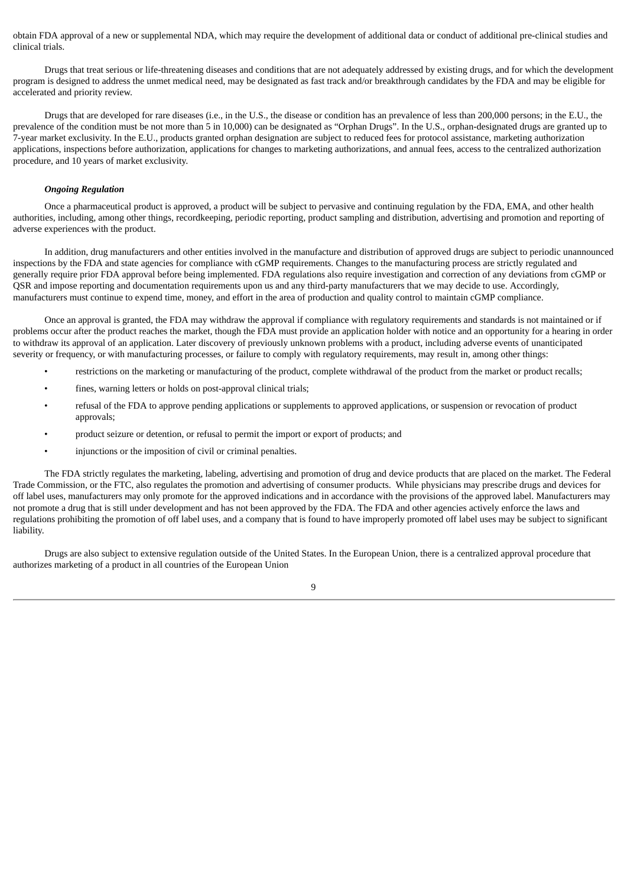obtain FDA approval of a new or supplemental NDA, which may require the development of additional data or conduct of additional pre-clinical studies and clinical trials.

Drugs that treat serious or life-threatening diseases and conditions that are not adequately addressed by existing drugs, and for which the development program is designed to address the unmet medical need, may be designated as fast track and/or breakthrough candidates by the FDA and may be eligible for accelerated and priority review.

Drugs that are developed for rare diseases (i.e., in the U.S., the disease or condition has an prevalence of less than 200,000 persons; in the E.U., the prevalence of the condition must be not more than 5 in 10,000) can be designated as "Orphan Drugs". In the U.S., orphan-designated drugs are granted up to 7-year market exclusivity. In the E.U., products granted orphan designation are subject to reduced fees for protocol assistance, marketing authorization applications, inspections before authorization, applications for changes to marketing authorizations, and annual fees, access to the centralized authorization procedure, and 10 years of market exclusivity.

***Ongoing Regulation***

Once a pharmaceutical product is approved, a product will be subject to pervasive and continuing regulation by the FDA, EMA, and other health authorities, including, among other things, recordkeeping, periodic reporting, product sampling and distribution, advertising and promotion and reporting of adverse experiences with the product.

In addition, drug manufacturers and other entities involved in the manufacture and distribution of approved drugs are subject to periodic unannounced inspections by the FDA and state agencies for compliance with cGMP requirements. Changes to the manufacturing process are strictly regulated and generally require prior FDA approval before being implemented. FDA regulations also require investigation and correction of any deviations from cGMP or QSR and impose reporting and documentation requirements upon us and any third-party manufacturers that we may decide to use. Accordingly, manufacturers must continue to expend time, money, and effort in the area of production and quality control to maintain cGMP compliance.

Once an approval is granted, the FDA may withdraw the approval if compliance with regulatory requirements and standards is not maintained or if problems occur after the product reaches the market, though the FDA must provide an application holder with notice and an opportunity for a hearing in order to withdraw its approval of an application. Later discovery of previously unknown problems with a product, including adverse events of unanticipated severity or frequency, or with manufacturing processes, or failure to comply with regulatory requirements, may result in, among other things:

- restrictions on the marketing or manufacturing of the product, complete withdrawal of the product from the market or product recalls;
- fines, warning letters or holds on post-approval clinical trials;
- refusal of the FDA to approve pending applications or supplements to approved applications, or suspension or revocation of product approvals;
- product seizure or detention, or refusal to permit the import or export of products; and
- injunctions or the imposition of civil or criminal penalties.

The FDA strictly regulates the marketing, labeling, advertising and promotion of drug and device products that are placed on the market. The Federal Trade Commission, or the FTC, also regulates the promotion and advertising of consumer products. While physicians may prescribe drugs and devices for off label uses, manufacturers may only promote for the approved indications and in accordance with the provisions of the approved label. Manufacturers may not promote a drug that is still under development and has not been approved by the FDA. The FDA and other agencies actively enforce the laws and regulations prohibiting the promotion of off label uses, and a company that is found to have improperly promoted off label uses may be subject to significant liability.

Drugs are also subject to extensive regulation outside of the United States. In the European Union, there is a centralized approval procedure that authorizes marketing of a product in all countries of the European Union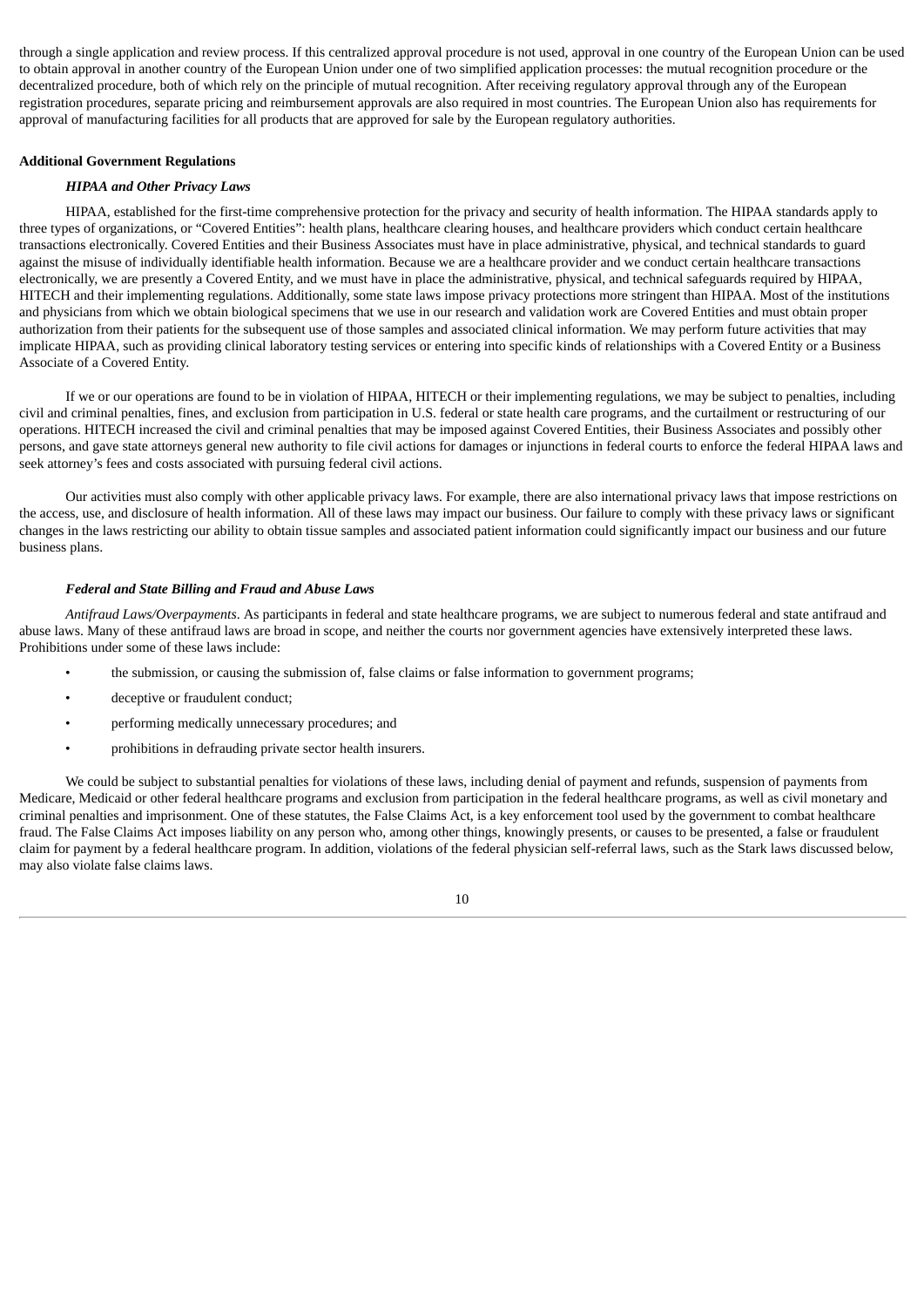through a single application and review process. If this centralized approval procedure is not used, approval in one country of the European Union can be used to obtain approval in another country of the European Union under one of two simplified application processes: the mutual recognition procedure or the decentralized procedure, both of which rely on the principle of mutual recognition. After receiving regulatory approval through any of the European registration procedures, separate pricing and reimbursement approvals are also required in most countries. The European Union also has requirements for approval of manufacturing facilities for all products that are approved for sale by the European regulatory authorities.

**Additional Government Regulations**

***HIPAA and Other Privacy Laws***

HIPAA, established for the first-time comprehensive protection for the privacy and security of health information. The HIPAA standards apply to three types of organizations, or "Covered Entities": health plans, healthcare clearing houses, and healthcare providers which conduct certain healthcare transactions electronically. Covered Entities and their Business Associates must have in place administrative, physical, and technical standards to guard against the misuse of individually identifiable health information. Because we are a healthcare provider and we conduct certain healthcare transactions electronically, we are presently a Covered Entity, and we must have in place the administrative, physical, and technical safeguards required by HIPAA, HITECH and their implementing regulations. Additionally, some state laws impose privacy protections more stringent than HIPAA. Most of the institutions and physicians from which we obtain biological specimens that we use in our research and validation work are Covered Entities and must obtain proper authorization from their patients for the subsequent use of those samples and associated clinical information. We may perform future activities that may implicate HIPAA, such as providing clinical laboratory testing services or entering into specific kinds of relationships with a Covered Entity or a Business Associate of a Covered Entity.

If we or our operations are found to be in violation of HIPAA, HITECH or their implementing regulations, we may be subject to penalties, including civil and criminal penalties, fines, and exclusion from participation in U.S. federal or state health care programs, and the curtailment or restructuring of our operations. HITECH increased the civil and criminal penalties that may be imposed against Covered Entities, their Business Associates and possibly other persons, and gave state attorneys general new authority to file civil actions for damages or injunctions in federal courts to enforce the federal HIPAA laws and seek attorney's fees and costs associated with pursuing federal civil actions.

Our activities must also comply with other applicable privacy laws. For example, there are also international privacy laws that impose restrictions on the access, use, and disclosure of health information. All of these laws may impact our business. Our failure to comply with these privacy laws or significant changes in the laws restricting our ability to obtain tissue samples and associated patient information could significantly impact our business and our future business plans.

***Federal and State Billing and Fraud and Abuse Laws***

*Antifraud Laws/Overpayments*. As participants in federal and state healthcare programs, we are subject to numerous federal and state antifraud and abuse laws. Many of these antifraud laws are broad in scope, and neither the courts nor government agencies have extensively interpreted these laws. Prohibitions under some of these laws include:

- the submission, or causing the submission of, false claims or false information to government programs;
- deceptive or fraudulent conduct;
- performing medically unnecessary procedures; and
- prohibitions in defrauding private sector health insurers.

We could be subject to substantial penalties for violations of these laws, including denial of payment and refunds, suspension of payments from Medicare, Medicaid or other federal healthcare programs and exclusion from participation in the federal healthcare programs, as well as civil monetary and criminal penalties and imprisonment. One of these statutes, the False Claims Act, is a key enforcement tool used by the government to combat healthcare fraud. The False Claims Act imposes liability on any person who, among other things, knowingly presents, or causes to be presented, a false or fraudulent claim for payment by a federal healthcare program. In addition, violations of the federal physician self-referral laws, such as the Stark laws discussed below, may also violate false claims laws.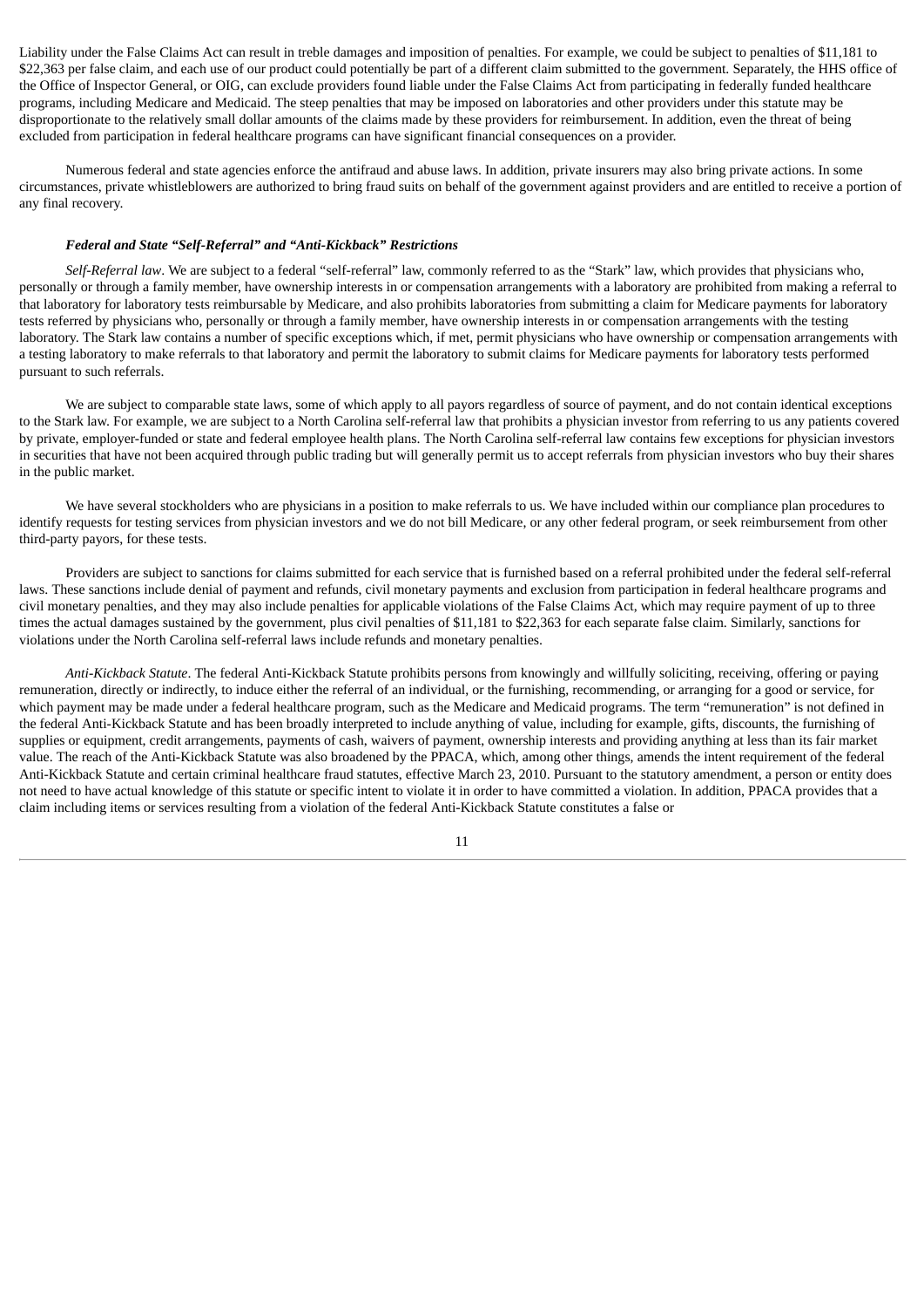Liability under the False Claims Act can result in treble damages and imposition of penalties. For example, we could be subject to penalties of $11,181 to $22,363 per false claim, and each use of our product could potentially be part of a different claim submitted to the government. Separately, the HHS office of the Office of Inspector General, or OIG, can exclude providers found liable under the False Claims Act from participating in federally funded healthcare programs, including Medicare and Medicaid. The steep penalties that may be imposed on laboratories and other providers under this statute may be disproportionate to the relatively small dollar amounts of the claims made by these providers for reimbursement. In addition, even the threat of being excluded from participation in federal healthcare programs can have significant financial consequences on a provider.

Numerous federal and state agencies enforce the antifraud and abuse laws. In addition, private insurers may also bring private actions. In some circumstances, private whistleblowers are authorized to bring fraud suits on behalf of the government against providers and are entitled to receive a portion of any final recovery.

### *Federal and State "Self-Referral" and "Anti-Kickback" Restrictions*

*Self-Referral law*. We are subject to a federal "self-referral" law, commonly referred to as the "Stark" law, which provides that physicians who, personally or through a family member, have ownership interests in or compensation arrangements with a laboratory are prohibited from making a referral to that laboratory for laboratory tests reimbursable by Medicare, and also prohibits laboratories from submitting a claim for Medicare payments for laboratory tests referred by physicians who, personally or through a family member, have ownership interests in or compensation arrangements with the testing laboratory. The Stark law contains a number of specific exceptions which, if met, permit physicians who have ownership or compensation arrangements with a testing laboratory to make referrals to that laboratory and permit the laboratory to submit claims for Medicare payments for laboratory tests performed pursuant to such referrals.

We are subject to comparable state laws, some of which apply to all payors regardless of source of payment, and do not contain identical exceptions to the Stark law. For example, we are subject to a North Carolina self-referral law that prohibits a physician investor from referring to us any patients covered by private, employer-funded or state and federal employee health plans. The North Carolina self-referral law contains few exceptions for physician investors in securities that have not been acquired through public trading but will generally permit us to accept referrals from physician investors who buy their shares in the public market.

We have several stockholders who are physicians in a position to make referrals to us. We have included within our compliance plan procedures to identify requests for testing services from physician investors and we do not bill Medicare, or any other federal program, or seek reimbursement from other third-party payors, for these tests.

Providers are subject to sanctions for claims submitted for each service that is furnished based on a referral prohibited under the federal self-referral laws. These sanctions include denial of payment and refunds, civil monetary payments and exclusion from participation in federal healthcare programs and civil monetary penalties, and they may also include penalties for applicable violations of the False Claims Act, which may require payment of up to three times the actual damages sustained by the government, plus civil penalties of $11,181 to $22,363 for each separate false claim. Similarly, sanctions for violations under the North Carolina self-referral laws include refunds and monetary penalties.

*Anti-Kickback Statute*. The federal Anti-Kickback Statute prohibits persons from knowingly and willfully soliciting, receiving, offering or paying remuneration, directly or indirectly, to induce either the referral of an individual, or the furnishing, recommending, or arranging for a good or service, for which payment may be made under a federal healthcare program, such as the Medicare and Medicaid programs. The term "remuneration" is not defined in the federal Anti-Kickback Statute and has been broadly interpreted to include anything of value, including for example, gifts, discounts, the furnishing of supplies or equipment, credit arrangements, payments of cash, waivers of payment, ownership interests and providing anything at less than its fair market value. The reach of the Anti-Kickback Statute was also broadened by the PPACA, which, among other things, amends the intent requirement of the federal Anti-Kickback Statute and certain criminal healthcare fraud statutes, effective March 23, 2010. Pursuant to the statutory amendment, a person or entity does not need to have actual knowledge of this statute or specific intent to violate it in order to have committed a violation. In addition, PPACA provides that a claim including items or services resulting from a violation of the federal Anti-Kickback Statute constitutes a false or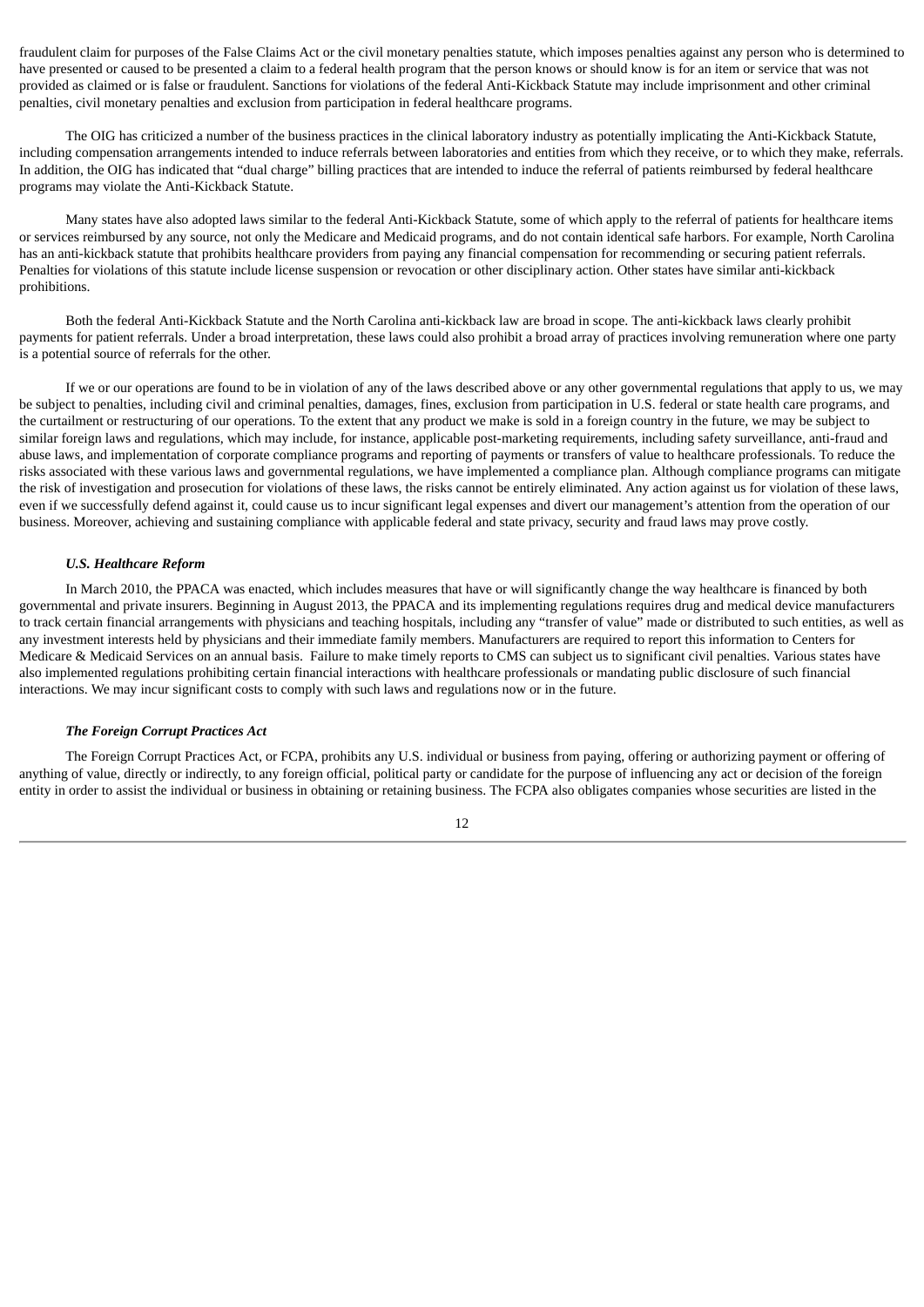fraudulent claim for purposes of the False Claims Act or the civil monetary penalties statute, which imposes penalties against any person who is determined to have presented or caused to be presented a claim to a federal health program that the person knows or should know is for an item or service that was not provided as claimed or is false or fraudulent. Sanctions for violations of the federal Anti-Kickback Statute may include imprisonment and other criminal penalties, civil monetary penalties and exclusion from participation in federal healthcare programs.

The OIG has criticized a number of the business practices in the clinical laboratory industry as potentially implicating the Anti-Kickback Statute, including compensation arrangements intended to induce referrals between laboratories and entities from which they receive, or to which they make, referrals. In addition, the OIG has indicated that "dual charge" billing practices that are intended to induce the referral of patients reimbursed by federal healthcare programs may violate the Anti-Kickback Statute.

Many states have also adopted laws similar to the federal Anti-Kickback Statute, some of which apply to the referral of patients for healthcare items or services reimbursed by any source, not only the Medicare and Medicaid programs, and do not contain identical safe harbors. For example, North Carolina has an anti-kickback statute that prohibits healthcare providers from paying any financial compensation for recommending or securing patient referrals. Penalties for violations of this statute include license suspension or revocation or other disciplinary action. Other states have similar anti-kickback prohibitions.

Both the federal Anti-Kickback Statute and the North Carolina anti-kickback law are broad in scope. The anti-kickback laws clearly prohibit payments for patient referrals. Under a broad interpretation, these laws could also prohibit a broad array of practices involving remuneration where one party is a potential source of referrals for the other.

If we or our operations are found to be in violation of any of the laws described above or any other governmental regulations that apply to us, we may be subject to penalties, including civil and criminal penalties, damages, fines, exclusion from participation in U.S. federal or state health care programs, and the curtailment or restructuring of our operations. To the extent that any product we make is sold in a foreign country in the future, we may be subject to similar foreign laws and regulations, which may include, for instance, applicable post-marketing requirements, including safety surveillance, anti-fraud and abuse laws, and implementation of corporate compliance programs and reporting of payments or transfers of value to healthcare professionals. To reduce the risks associated with these various laws and governmental regulations, we have implemented a compliance plan. Although compliance programs can mitigate the risk of investigation and prosecution for violations of these laws, the risks cannot be entirely eliminated. Any action against us for violation of these laws, even if we successfully defend against it, could cause us to incur significant legal expenses and divert our management's attention from the operation of our business. Moreover, achieving and sustaining compliance with applicable federal and state privacy, security and fraud laws may prove costly.

***U.S. Healthcare Reform***

In March 2010, the PPACA was enacted, which includes measures that have or will significantly change the way healthcare is financed by both governmental and private insurers. Beginning in August 2013, the PPACA and its implementing regulations requires drug and medical device manufacturers to track certain financial arrangements with physicians and teaching hospitals, including any "transfer of value" made or distributed to such entities, as well as any investment interests held by physicians and their immediate family members. Manufacturers are required to report this information to Centers for Medicare & Medicaid Services on an annual basis. Failure to make timely reports to CMS can subject us to significant civil penalties. Various states have also implemented regulations prohibiting certain financial interactions with healthcare professionals or mandating public disclosure of such financial interactions. We may incur significant costs to comply with such laws and regulations now or in the future.

***The Foreign Corrupt Practices Act***

The Foreign Corrupt Practices Act, or FCPA, prohibits any U.S. individual or business from paying, offering or authorizing payment or offering of anything of value, directly or indirectly, to any foreign official, political party or candidate for the purpose of influencing any act or decision of the foreign entity in order to assist the individual or business in obtaining or retaining business. The FCPA also obligates companies whose securities are listed in the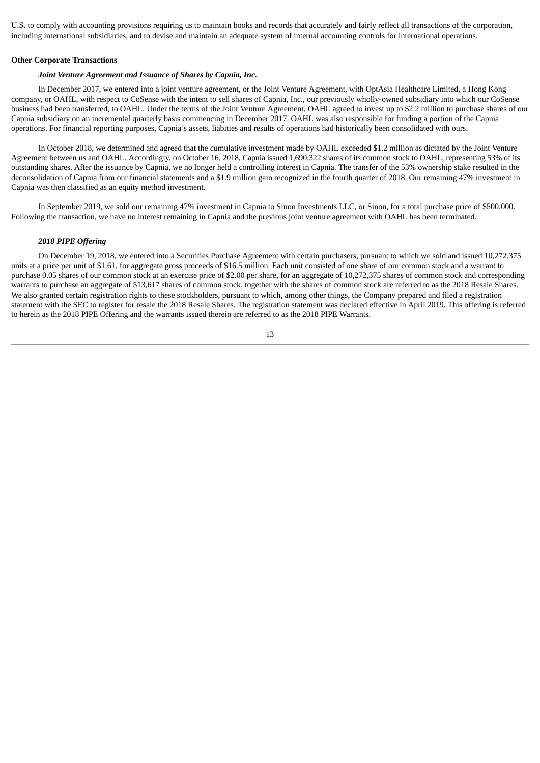U.S. to comply with accounting provisions requiring us to maintain books and records that accurately and fairly reflect all transactions of the corporation, including international subsidiaries, and to devise and maintain an adequate system of internal accounting controls for international operations.

**Other Corporate Transactions**

***Joint Venture Agreement and Issuance of Shares by Capnia, Inc.***

In December 2017, we entered into a joint venture agreement, or the Joint Venture Agreement, with OptAsia Healthcare Limited, a Hong Kong company, or OAHL, with respect to CoSense with the intent to sell shares of Capnia, Inc., our previously wholly-owned subsidiary into which our CoSense business had been transferred, to OAHL. Under the terms of the Joint Venture Agreement, OAHL agreed to invest up to $2.2 million to purchase shares of our Capnia subsidiary on an incremental quarterly basis commencing in December 2017. OAHL was also responsible for funding a portion of the Capnia operations. For financial reporting purposes, Capnia's assets, liabilities and results of operations had historically been consolidated with ours.

In October 2018, we determined and agreed that the cumulative investment made by OAHL exceeded $1.2 million as dictated by the Joint Venture Agreement between us and OAHL. Accordingly, on October 16, 2018, Capnia issued 1,690,322 shares of its common stock to OAHL, representing 53% of its outstanding shares. After the issuance by Capnia, we no longer held a controlling interest in Capnia. The transfer of the 53% ownership stake resulted in the deconsolidation of Capnia from our financial statements and a $1.9 million gain recognized in the fourth quarter of 2018. Our remaining 47% investment in Capnia was then classified as an equity method investment.

In September 2019, we sold our remaining 47% investment in Capnia to Sinon Investments LLC, or Sinon, for a total purchase price of $500,000. Following the transaction, we have no interest remaining in Capnia and the previous joint venture agreement with OAHL has been terminated.

***2018 PIPE Offering***

On December 19, 2018, we entered into a Securities Purchase Agreement with certain purchasers, pursuant to which we sold and issued 10,272,375 units at a price per unit of $1.61, for aggregate gross proceeds of $16.5 million. Each unit consisted of one share of our common stock and a warrant to purchase 0.05 shares of our common stock at an exercise price of $2.00 per share, for an aggregate of 10,272,375 shares of common stock and corresponding warrants to purchase an aggregate of 513,617 shares of common stock, together with the shares of common stock are referred to as the 2018 Resale Shares. We also granted certain registration rights to these stockholders, pursuant to which, among other things, the Company prepared and filed a registration statement with the SEC to register for resale the 2018 Resale Shares. The registration statement was declared effective in April 2019. This offering is referred to herein as the 2018 PIPE Offering and the warrants issued therein are referred to as the 2018 PIPE Warrants.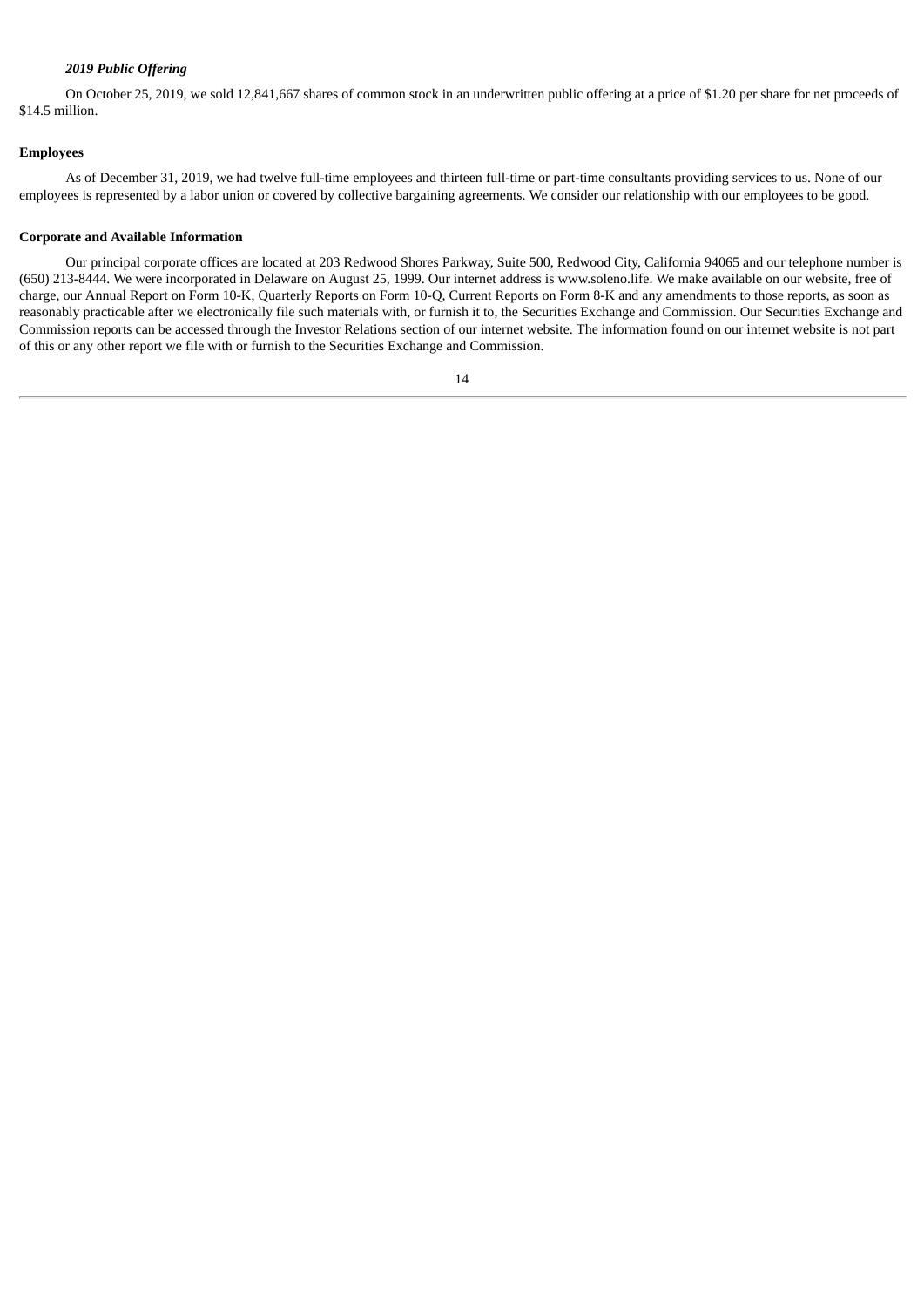***2019 Public Offering***

On October 25, 2019, we sold 12,841,667 shares of common stock in an underwritten public offering at a price of $1.20 per share for net proceeds of $14.5 million.

**Employees**

As of December 31, 2019, we had twelve full-time employees and thirteen full-time or part-time consultants providing services to us. None of our employees is represented by a labor union or covered by collective bargaining agreements. We consider our relationship with our employees to be good.

**Corporate and Available Information**

Our principal corporate offices are located at 203 Redwood Shores Parkway, Suite 500, Redwood City, California 94065 and our telephone number is (650) 213-8444. We were incorporated in Delaware on August 25, 1999. Our internet address is www.soleno.life. We make available on our website, free of charge, our Annual Report on Form 10-K, Quarterly Reports on Form 10-Q, Current Reports on Form 8-K and any amendments to those reports, as soon as reasonably practicable after we electronically file such materials with, or furnish it to, the Securities Exchange and Commission. Our Securities Exchange and Commission reports can be accessed through the Investor Relations section of our internet website. The information found on our internet website is not part of this or any other report we file with or furnish to the Securities Exchange and Commission.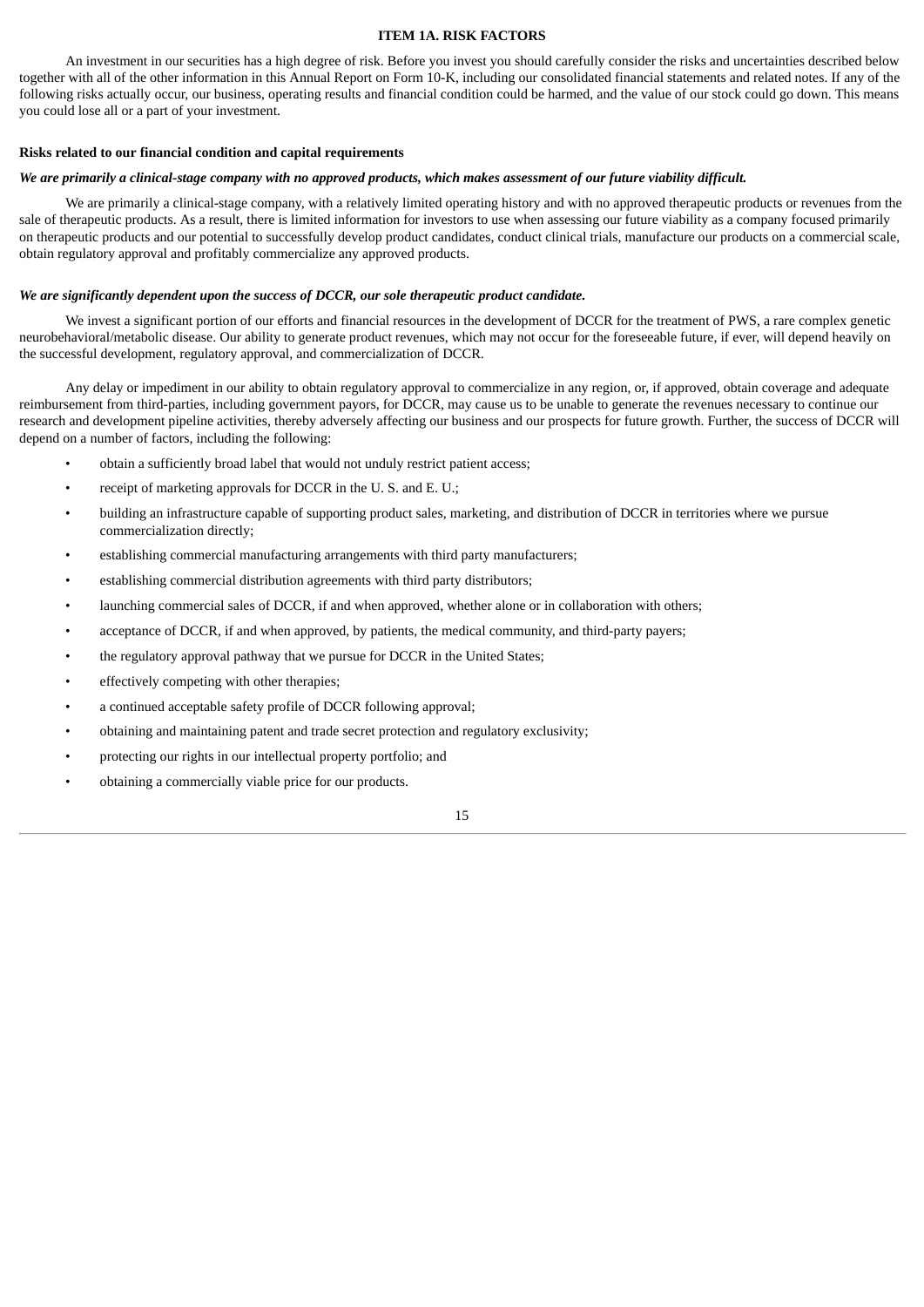# ITEM 1A. RISK FACTORS

An investment in our securities has a high degree of risk. Before you invest you should carefully consider the risks and uncertainties described below together with all of the other information in this Annual Report on Form 10-K, including our consolidated financial statements and related notes. If any of the following risks actually occur, our business, operating results and financial condition could be harmed, and the value of our stock could go down. This means you could lose all or a part of your investment.

**Risks related to our financial condition and capital requirements**

***We are primarily a clinical-stage company with no approved products, which makes assessment of our future viability difficult.***

We are primarily a clinical-stage company, with a relatively limited operating history and with no approved therapeutic products or revenues from the sale of therapeutic products. As a result, there is limited information for investors to use when assessing our future viability as a company focused primarily on therapeutic products and our potential to successfully develop product candidates, conduct clinical trials, manufacture our products on a commercial scale, obtain regulatory approval and profitably commercialize any approved products.

***We are significantly dependent upon the success of DCCR, our sole therapeutic product candidate.***

We invest a significant portion of our efforts and financial resources in the development of DCCR for the treatment of PWS, a rare complex genetic neurobehavioral/metabolic disease. Our ability to generate product revenues, which may not occur for the foreseeable future, if ever, will depend heavily on the successful development, regulatory approval, and commercialization of DCCR.

Any delay or impediment in our ability to obtain regulatory approval to commercialize in any region, or, if approved, obtain coverage and adequate reimbursement from third-parties, including government payors, for DCCR, may cause us to be unable to generate the revenues necessary to continue our research and development pipeline activities, thereby adversely affecting our business and our prospects for future growth. Further, the success of DCCR will depend on a number of factors, including the following:

- obtain a sufficiently broad label that would not unduly restrict patient access;
- receipt of marketing approvals for DCCR in the U. S. and E. U.;
- building an infrastructure capable of supporting product sales, marketing, and distribution of DCCR in territories where we pursue commercialization directly;
- establishing commercial manufacturing arrangements with third party manufacturers;
- establishing commercial distribution agreements with third party distributors;
- launching commercial sales of DCCR, if and when approved, whether alone or in collaboration with others;
- acceptance of DCCR, if and when approved, by patients, the medical community, and third-party payers;
- the regulatory approval pathway that we pursue for DCCR in the United States;
- effectively competing with other therapies;
- a continued acceptable safety profile of DCCR following approval;
- obtaining and maintaining patent and trade secret protection and regulatory exclusivity;
- protecting our rights in our intellectual property portfolio; and
- obtaining a commercially viable price for our products.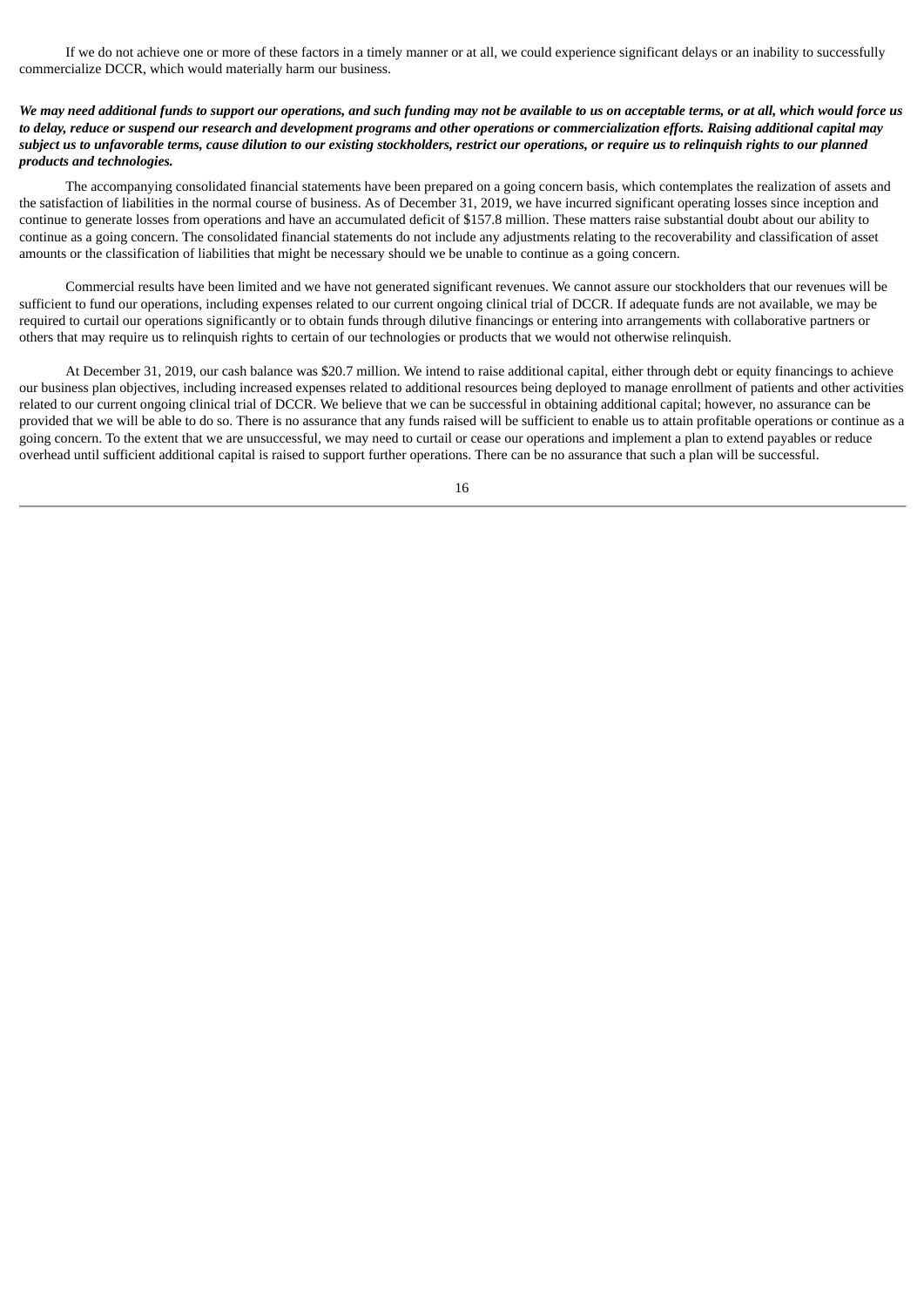If we do not achieve one or more of these factors in a timely manner or at all, we could experience significant delays or an inability to successfully commercialize DCCR, which would materially harm our business.

***We may need additional funds to support our operations, and such funding may not be available to us on acceptable terms, or at all, which would force us to delay, reduce or suspend our research and development programs and other operations or commercialization efforts. Raising additional capital may subject us to unfavorable terms, cause dilution to our existing stockholders, restrict our operations, or require us to relinquish rights to our planned products and technologies.***

The accompanying consolidated financial statements have been prepared on a going concern basis, which contemplates the realization of assets and the satisfaction of liabilities in the normal course of business. As of December 31, 2019, we have incurred significant operating losses since inception and continue to generate losses from operations and have an accumulated deficit of $157.8 million. These matters raise substantial doubt about our ability to continue as a going concern. The consolidated financial statements do not include any adjustments relating to the recoverability and classification of asset amounts or the classification of liabilities that might be necessary should we be unable to continue as a going concern.

Commercial results have been limited and we have not generated significant revenues. We cannot assure our stockholders that our revenues will be sufficient to fund our operations, including expenses related to our current ongoing clinical trial of DCCR. If adequate funds are not available, we may be required to curtail our operations significantly or to obtain funds through dilutive financings or entering into arrangements with collaborative partners or others that may require us to relinquish rights to certain of our technologies or products that we would not otherwise relinquish.

At December 31, 2019, our cash balance was $20.7 million. We intend to raise additional capital, either through debt or equity financings to achieve our business plan objectives, including increased expenses related to additional resources being deployed to manage enrollment of patients and other activities related to our current ongoing clinical trial of DCCR. We believe that we can be successful in obtaining additional capital; however, no assurance can be provided that we will be able to do so. There is no assurance that any funds raised will be sufficient to enable us to attain profitable operations or continue as a going concern. To the extent that we are unsuccessful, we may need to curtail or cease our operations and implement a plan to extend payables or reduce overhead until sufficient additional capital is raised to support further operations. There can be no assurance that such a plan will be successful.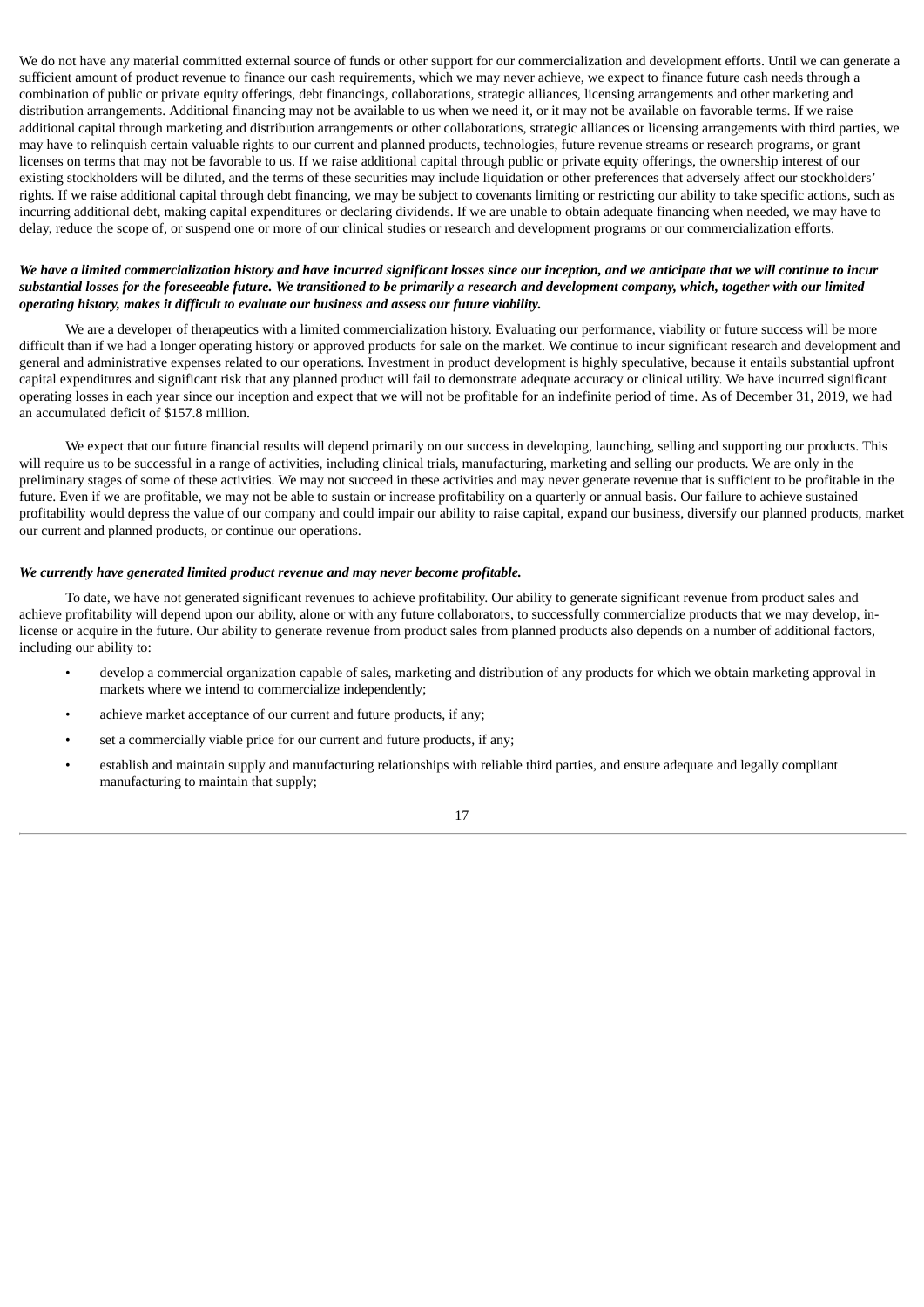We do not have any material committed external source of funds or other support for our commercialization and development efforts. Until we can generate a sufficient amount of product revenue to finance our cash requirements, which we may never achieve, we expect to finance future cash needs through a combination of public or private equity offerings, debt financings, collaborations, strategic alliances, licensing arrangements and other marketing and distribution arrangements. Additional financing may not be available to us when we need it, or it may not be available on favorable terms. If we raise additional capital through marketing and distribution arrangements or other collaborations, strategic alliances or licensing arrangements with third parties, we may have to relinquish certain valuable rights to our current and planned products, technologies, future revenue streams or research programs, or grant licenses on terms that may not be favorable to us. If we raise additional capital through public or private equity offerings, the ownership interest of our existing stockholders will be diluted, and the terms of these securities may include liquidation or other preferences that adversely affect our stockholders' rights. If we raise additional capital through debt financing, we may be subject to covenants limiting or restricting our ability to take specific actions, such as incurring additional debt, making capital expenditures or declaring dividends. If we are unable to obtain adequate financing when needed, we may have to delay, reduce the scope of, or suspend one or more of our clinical studies or research and development programs or our commercialization efforts.

***We have a limited commercialization history and have incurred significant losses since our inception, and we anticipate that we will continue to incur substantial losses for the foreseeable future. We transitioned to be primarily a research and development company, which, together with our limited operating history, makes it difficult to evaluate our business and assess our future viability.***

We are a developer of therapeutics with a limited commercialization history. Evaluating our performance, viability or future success will be more difficult than if we had a longer operating history or approved products for sale on the market. We continue to incur significant research and development and general and administrative expenses related to our operations. Investment in product development is highly speculative, because it entails substantial upfront capital expenditures and significant risk that any planned product will fail to demonstrate adequate accuracy or clinical utility. We have incurred significant operating losses in each year since our inception and expect that we will not be profitable for an indefinite period of time. As of December 31, 2019, we had an accumulated deficit of $157.8 million.

We expect that our future financial results will depend primarily on our success in developing, launching, selling and supporting our products. This will require us to be successful in a range of activities, including clinical trials, manufacturing, marketing and selling our products. We are only in the preliminary stages of some of these activities. We may not succeed in these activities and may never generate revenue that is sufficient to be profitable in the future. Even if we are profitable, we may not be able to sustain or increase profitability on a quarterly or annual basis. Our failure to achieve sustained profitability would depress the value of our company and could impair our ability to raise capital, expand our business, diversify our planned products, market our current and planned products, or continue our operations.

***We currently have generated limited product revenue and may never become profitable.***

To date, we have not generated significant revenues to achieve profitability. Our ability to generate significant revenue from product sales and achieve profitability will depend upon our ability, alone or with any future collaborators, to successfully commercialize products that we may develop, in-license or acquire in the future. Our ability to generate revenue from product sales from planned products also depends on a number of additional factors, including our ability to:

- develop a commercial organization capable of sales, marketing and distribution of any products for which we obtain marketing approval in markets where we intend to commercialize independently;
- achieve market acceptance of our current and future products, if any;
- set a commercially viable price for our current and future products, if any;
- establish and maintain supply and manufacturing relationships with reliable third parties, and ensure adequate and legally compliant manufacturing to maintain that supply;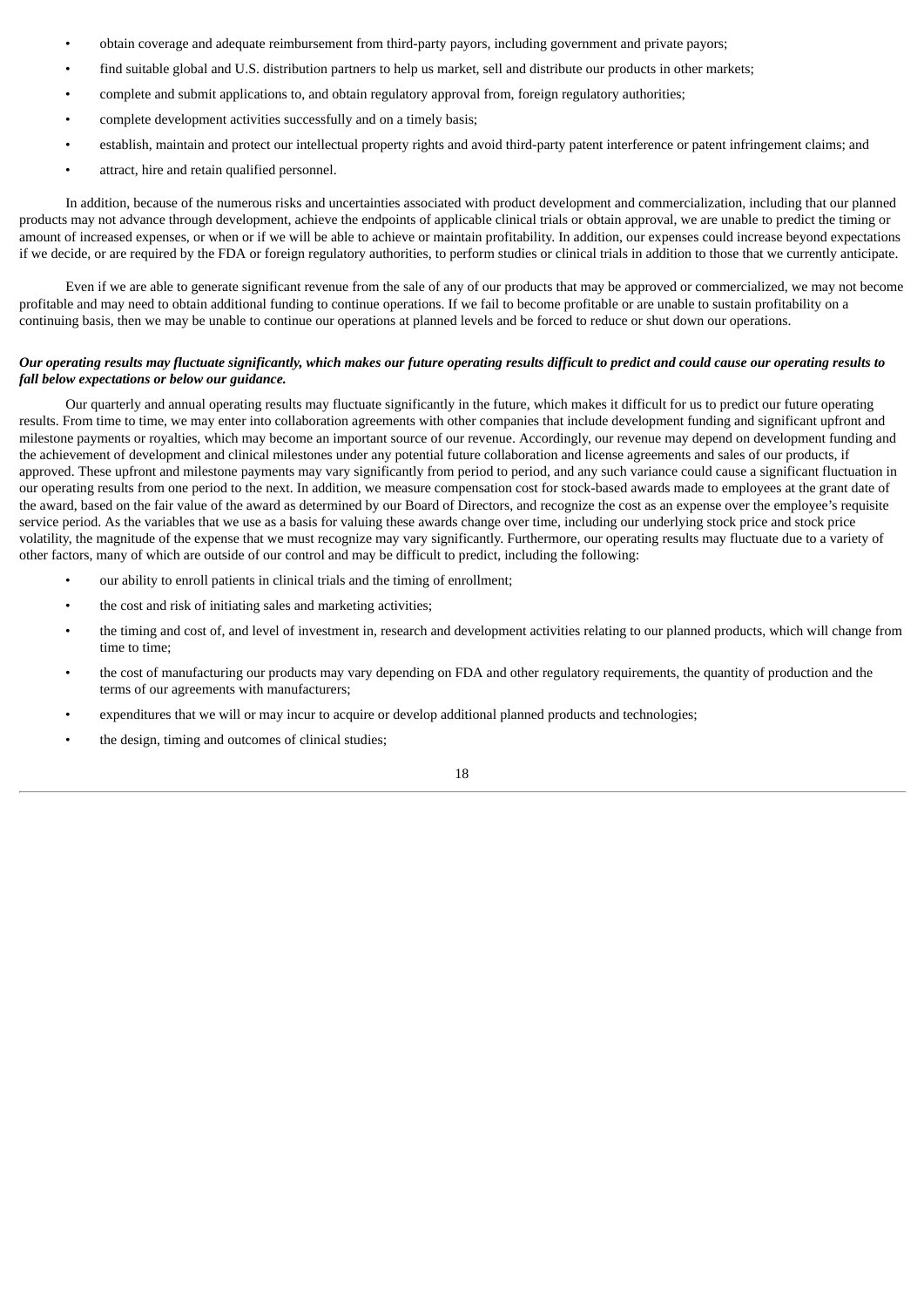- obtain coverage and adequate reimbursement from third-party payors, including government and private payors;
- find suitable global and U.S. distribution partners to help us market, sell and distribute our products in other markets;
- complete and submit applications to, and obtain regulatory approval from, foreign regulatory authorities;
- complete development activities successfully and on a timely basis;
- establish, maintain and protect our intellectual property rights and avoid third-party patent interference or patent infringement claims; and
- attract, hire and retain qualified personnel.

In addition, because of the numerous risks and uncertainties associated with product development and commercialization, including that our planned products may not advance through development, achieve the endpoints of applicable clinical trials or obtain approval, we are unable to predict the timing or amount of increased expenses, or when or if we will be able to achieve or maintain profitability. In addition, our expenses could increase beyond expectations if we decide, or are required by the FDA or foreign regulatory authorities, to perform studies or clinical trials in addition to those that we currently anticipate.

Even if we are able to generate significant revenue from the sale of any of our products that may be approved or commercialized, we may not become profitable and may need to obtain additional funding to continue operations. If we fail to become profitable or are unable to sustain profitability on a continuing basis, then we may be unable to continue our operations at planned levels and be forced to reduce or shut down our operations.

***Our operating results may fluctuate significantly, which makes our future operating results difficult to predict and could cause our operating results to fall below expectations or below our guidance.***

Our quarterly and annual operating results may fluctuate significantly in the future, which makes it difficult for us to predict our future operating results. From time to time, we may enter into collaboration agreements with other companies that include development funding and significant upfront and milestone payments or royalties, which may become an important source of our revenue. Accordingly, our revenue may depend on development funding and the achievement of development and clinical milestones under any potential future collaboration and license agreements and sales of our products, if approved. These upfront and milestone payments may vary significantly from period to period, and any such variance could cause a significant fluctuation in our operating results from one period to the next. In addition, we measure compensation cost for stock-based awards made to employees at the grant date of the award, based on the fair value of the award as determined by our Board of Directors, and recognize the cost as an expense over the employee's requisite service period. As the variables that we use as a basis for valuing these awards change over time, including our underlying stock price and stock price volatility, the magnitude of the expense that we must recognize may vary significantly. Furthermore, our operating results may fluctuate due to a variety of other factors, many of which are outside of our control and may be difficult to predict, including the following:

- our ability to enroll patients in clinical trials and the timing of enrollment;
- the cost and risk of initiating sales and marketing activities;
- the timing and cost of, and level of investment in, research and development activities relating to our planned products, which will change from time to time;
- the cost of manufacturing our products may vary depending on FDA and other regulatory requirements, the quantity of production and the terms of our agreements with manufacturers;
- expenditures that we will or may incur to acquire or develop additional planned products and technologies;
- the design, timing and outcomes of clinical studies;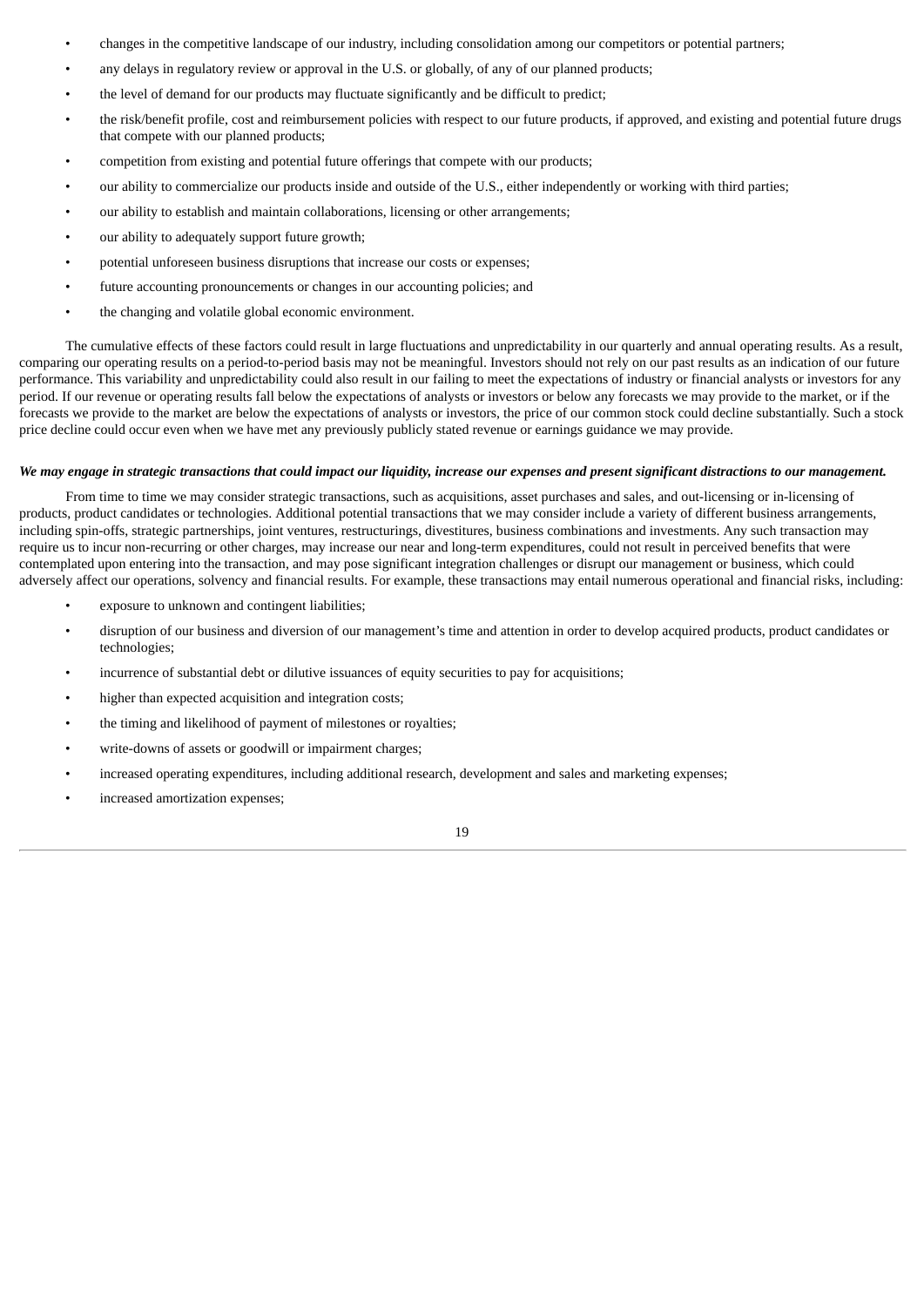- changes in the competitive landscape of our industry, including consolidation among our competitors or potential partners;
- any delays in regulatory review or approval in the U.S. or globally, of any of our planned products;
- the level of demand for our products may fluctuate significantly and be difficult to predict;
- the risk/benefit profile, cost and reimbursement policies with respect to our future products, if approved, and existing and potential future drugs that compete with our planned products;
- competition from existing and potential future offerings that compete with our products;
- our ability to commercialize our products inside and outside of the U.S., either independently or working with third parties;
- our ability to establish and maintain collaborations, licensing or other arrangements;
- our ability to adequately support future growth;
- potential unforeseen business disruptions that increase our costs or expenses;
- future accounting pronouncements or changes in our accounting policies; and
- the changing and volatile global economic environment.

The cumulative effects of these factors could result in large fluctuations and unpredictability in our quarterly and annual operating results. As a result, comparing our operating results on a period-to-period basis may not be meaningful. Investors should not rely on our past results as an indication of our future performance. This variability and unpredictability could also result in our failing to meet the expectations of industry or financial analysts or investors for any period. If our revenue or operating results fall below the expectations of analysts or investors or below any forecasts we may provide to the market, or if the forecasts we provide to the market are below the expectations of analysts or investors, the price of our common stock could decline substantially. Such a stock price decline could occur even when we have met any previously publicly stated revenue or earnings guidance we may provide.

***We may engage in strategic transactions that could impact our liquidity, increase our expenses and present significant distractions to our management.***

From time to time we may consider strategic transactions, such as acquisitions, asset purchases and sales, and out-licensing or in-licensing of products, product candidates or technologies. Additional potential transactions that we may consider include a variety of different business arrangements, including spin-offs, strategic partnerships, joint ventures, restructurings, divestitures, business combinations and investments. Any such transaction may require us to incur non-recurring or other charges, may increase our near and long-term expenditures, could not result in perceived benefits that were contemplated upon entering into the transaction, and may pose significant integration challenges or disrupt our management or business, which could adversely affect our operations, solvency and financial results. For example, these transactions may entail numerous operational and financial risks, including:

- exposure to unknown and contingent liabilities;
- disruption of our business and diversion of our management's time and attention in order to develop acquired products, product candidates or technologies;
- incurrence of substantial debt or dilutive issuances of equity securities to pay for acquisitions;
- higher than expected acquisition and integration costs;
- the timing and likelihood of payment of milestones or royalties;
- write-downs of assets or goodwill or impairment charges;
- increased operating expenditures, including additional research, development and sales and marketing expenses;
- increased amortization expenses;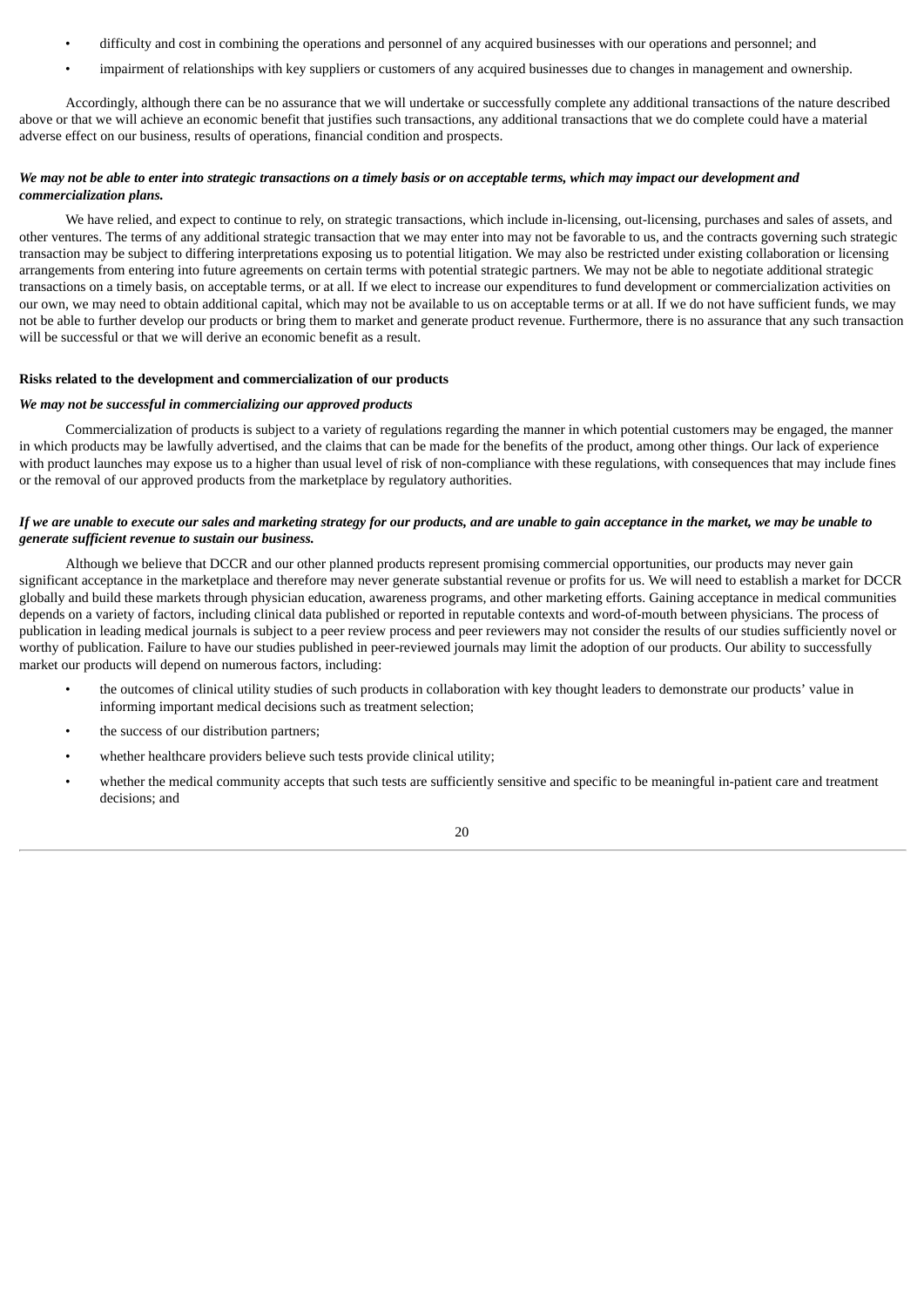- difficulty and cost in combining the operations and personnel of any acquired businesses with our operations and personnel; and
- impairment of relationships with key suppliers or customers of any acquired businesses due to changes in management and ownership.

Accordingly, although there can be no assurance that we will undertake or successfully complete any additional transactions of the nature described above or that we will achieve an economic benefit that justifies such transactions, any additional transactions that we do complete could have a material adverse effect on our business, results of operations, financial condition and prospects.

***We may not be able to enter into strategic transactions on a timely basis or on acceptable terms, which may impact our development and commercialization plans.***

We have relied, and expect to continue to rely, on strategic transactions, which include in-licensing, out-licensing, purchases and sales of assets, and other ventures. The terms of any additional strategic transaction that we may enter into may not be favorable to us, and the contracts governing such strategic transaction may be subject to differing interpretations exposing us to potential litigation. We may also be restricted under existing collaboration or licensing arrangements from entering into future agreements on certain terms with potential strategic partners. We may not be able to negotiate additional strategic transactions on a timely basis, on acceptable terms, or at all. If we elect to increase our expenditures to fund development or commercialization activities on our own, we may need to obtain additional capital, which may not be available to us on acceptable terms or at all. If we do not have sufficient funds, we may not be able to further develop our products or bring them to market and generate product revenue. Furthermore, there is no assurance that any such transaction will be successful or that we will derive an economic benefit as a result.

**Risks related to the development and commercialization of our products**

***We may not be successful in commercializing our approved products***

Commercialization of products is subject to a variety of regulations regarding the manner in which potential customers may be engaged, the manner in which products may be lawfully advertised, and the claims that can be made for the benefits of the product, among other things. Our lack of experience with product launches may expose us to a higher than usual level of risk of non-compliance with these regulations, with consequences that may include fines or the removal of our approved products from the marketplace by regulatory authorities.

***If we are unable to execute our sales and marketing strategy for our products, and are unable to gain acceptance in the market, we may be unable to generate sufficient revenue to sustain our business.***

Although we believe that DCCR and our other planned products represent promising commercial opportunities, our products may never gain significant acceptance in the marketplace and therefore may never generate substantial revenue or profits for us. We will need to establish a market for DCCR globally and build these markets through physician education, awareness programs, and other marketing efforts. Gaining acceptance in medical communities depends on a variety of factors, including clinical data published or reported in reputable contexts and word-of-mouth between physicians. The process of publication in leading medical journals is subject to a peer review process and peer reviewers may not consider the results of our studies sufficiently novel or worthy of publication. Failure to have our studies published in peer-reviewed journals may limit the adoption of our products. Our ability to successfully market our products will depend on numerous factors, including:

- the outcomes of clinical utility studies of such products in collaboration with key thought leaders to demonstrate our products' value in informing important medical decisions such as treatment selection;
- the success of our distribution partners;
- whether healthcare providers believe such tests provide clinical utility;
- whether the medical community accepts that such tests are sufficiently sensitive and specific to be meaningful in-patient care and treatment decisions; and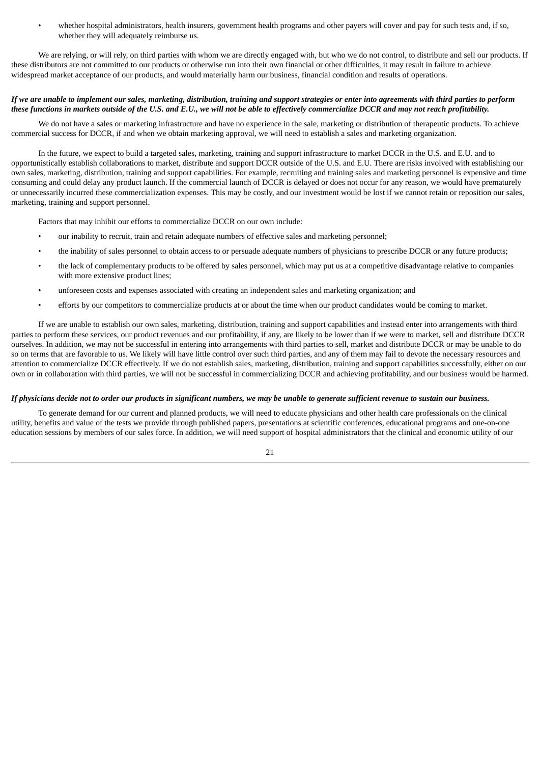- whether hospital administrators, health insurers, government health programs and other payers will cover and pay for such tests and, if so, whether they will adequately reimburse us.

We are relying, or will rely, on third parties with whom we are directly engaged with, but who we do not control, to distribute and sell our products. If these distributors are not committed to our products or otherwise run into their own financial or other difficulties, it may result in failure to achieve widespread market acceptance of our products, and would materially harm our business, financial condition and results of operations.

***If we are unable to implement our sales, marketing, distribution, training and support strategies or enter into agreements with third parties to perform these functions in markets outside of the U.S. and E.U., we will not be able to effectively commercialize DCCR and may not reach profitability.***

We do not have a sales or marketing infrastructure and have no experience in the sale, marketing or distribution of therapeutic products. To achieve commercial success for DCCR, if and when we obtain marketing approval, we will need to establish a sales and marketing organization.

In the future, we expect to build a targeted sales, marketing, training and support infrastructure to market DCCR in the U.S. and E.U. and to opportunistically establish collaborations to market, distribute and support DCCR outside of the U.S. and E.U. There are risks involved with establishing our own sales, marketing, distribution, training and support capabilities. For example, recruiting and training sales and marketing personnel is expensive and time consuming and could delay any product launch. If the commercial launch of DCCR is delayed or does not occur for any reason, we would have prematurely or unnecessarily incurred these commercialization expenses. This may be costly, and our investment would be lost if we cannot retain or reposition our sales, marketing, training and support personnel.

Factors that may inhibit our efforts to commercialize DCCR on our own include:

- our inability to recruit, train and retain adequate numbers of effective sales and marketing personnel;
- the inability of sales personnel to obtain access to or persuade adequate numbers of physicians to prescribe DCCR or any future products;
- the lack of complementary products to be offered by sales personnel, which may put us at a competitive disadvantage relative to companies with more extensive product lines;
- unforeseen costs and expenses associated with creating an independent sales and marketing organization; and
- efforts by our competitors to commercialize products at or about the time when our product candidates would be coming to market.

If we are unable to establish our own sales, marketing, distribution, training and support capabilities and instead enter into arrangements with third parties to perform these services, our product revenues and our profitability, if any, are likely to be lower than if we were to market, sell and distribute DCCR ourselves. In addition, we may not be successful in entering into arrangements with third parties to sell, market and distribute DCCR or may be unable to do so on terms that are favorable to us. We likely will have little control over such third parties, and any of them may fail to devote the necessary resources and attention to commercialize DCCR effectively. If we do not establish sales, marketing, distribution, training and support capabilities successfully, either on our own or in collaboration with third parties, we will not be successful in commercializing DCCR and achieving profitability, and our business would be harmed.

***If physicians decide not to order our products in significant numbers, we may be unable to generate sufficient revenue to sustain our business.***

To generate demand for our current and planned products, we will need to educate physicians and other health care professionals on the clinical utility, benefits and value of the tests we provide through published papers, presentations at scientific conferences, educational programs and one-on-one education sessions by members of our sales force. In addition, we will need support of hospital administrators that the clinical and economic utility of our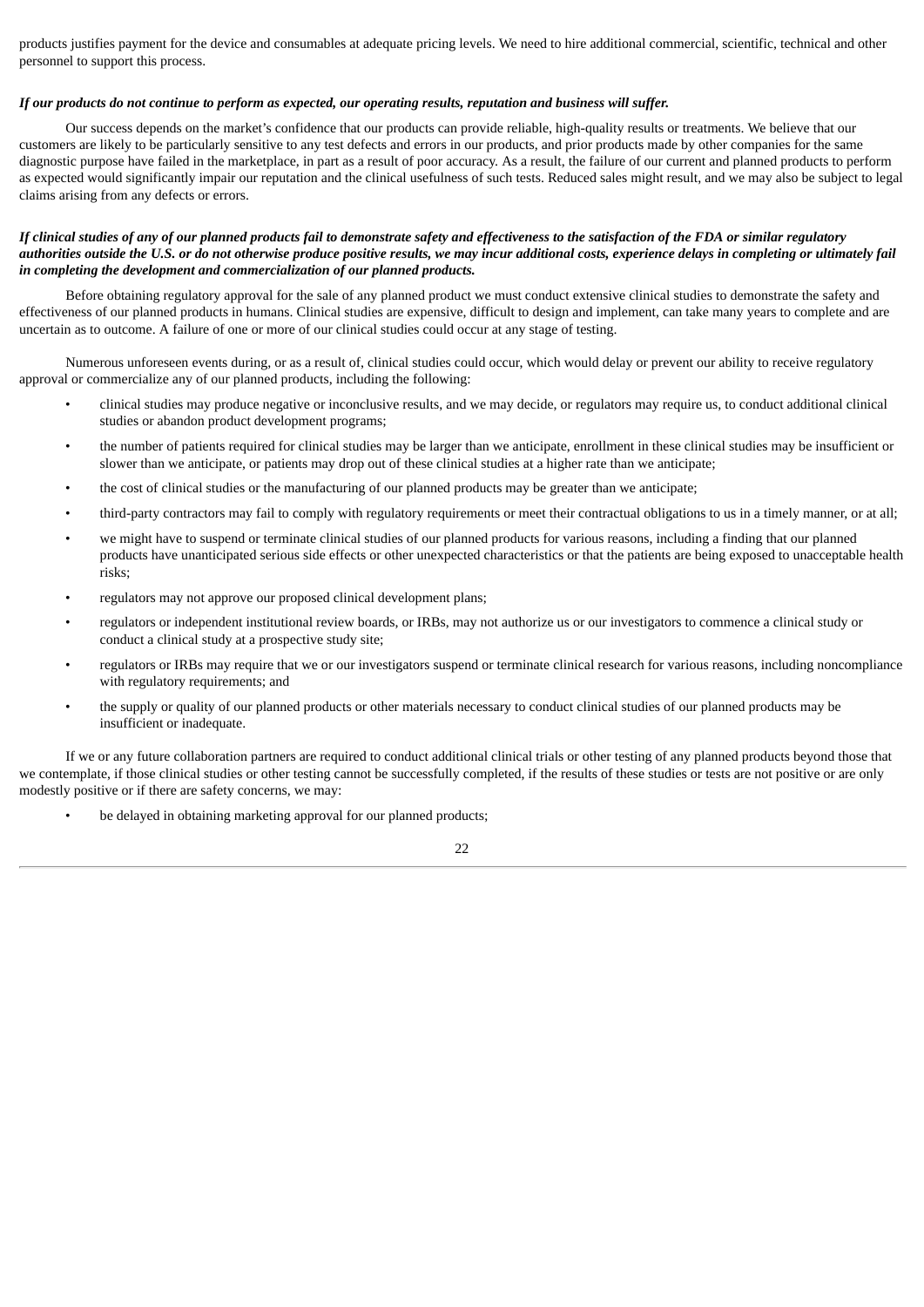products justifies payment for the device and consumables at adequate pricing levels. We need to hire additional commercial, scientific, technical and other personnel to support this process.

***If our products do not continue to perform as expected, our operating results, reputation and business will suffer.***

Our success depends on the market's confidence that our products can provide reliable, high-quality results or treatments. We believe that our customers are likely to be particularly sensitive to any test defects and errors in our products, and prior products made by other companies for the same diagnostic purpose have failed in the marketplace, in part as a result of poor accuracy. As a result, the failure of our current and planned products to perform as expected would significantly impair our reputation and the clinical usefulness of such tests. Reduced sales might result, and we may also be subject to legal claims arising from any defects or errors.

***If clinical studies of any of our planned products fail to demonstrate safety and effectiveness to the satisfaction of the FDA or similar regulatory authorities outside the U.S. or do not otherwise produce positive results, we may incur additional costs, experience delays in completing or ultimately fail in completing the development and commercialization of our planned products.***

Before obtaining regulatory approval for the sale of any planned product we must conduct extensive clinical studies to demonstrate the safety and effectiveness of our planned products in humans. Clinical studies are expensive, difficult to design and implement, can take many years to complete and are uncertain as to outcome. A failure of one or more of our clinical studies could occur at any stage of testing.

Numerous unforeseen events during, or as a result of, clinical studies could occur, which would delay or prevent our ability to receive regulatory approval or commercialize any of our planned products, including the following:

- clinical studies may produce negative or inconclusive results, and we may decide, or regulators may require us, to conduct additional clinical studies or abandon product development programs;
- the number of patients required for clinical studies may be larger than we anticipate, enrollment in these clinical studies may be insufficient or slower than we anticipate, or patients may drop out of these clinical studies at a higher rate than we anticipate;
- the cost of clinical studies or the manufacturing of our planned products may be greater than we anticipate;
- third-party contractors may fail to comply with regulatory requirements or meet their contractual obligations to us in a timely manner, or at all;
- we might have to suspend or terminate clinical studies of our planned products for various reasons, including a finding that our planned products have unanticipated serious side effects or other unexpected characteristics or that the patients are being exposed to unacceptable health risks;
- regulators may not approve our proposed clinical development plans;
- regulators or independent institutional review boards, or IRBs, may not authorize us or our investigators to commence a clinical study or conduct a clinical study at a prospective study site;
- regulators or IRBs may require that we or our investigators suspend or terminate clinical research for various reasons, including noncompliance with regulatory requirements; and
- the supply or quality of our planned products or other materials necessary to conduct clinical studies of our planned products may be insufficient or inadequate.

If we or any future collaboration partners are required to conduct additional clinical trials or other testing of any planned products beyond those that we contemplate, if those clinical studies or other testing cannot be successfully completed, if the results of these studies or tests are not positive or are only modestly positive or if there are safety concerns, we may:

- be delayed in obtaining marketing approval for our planned products;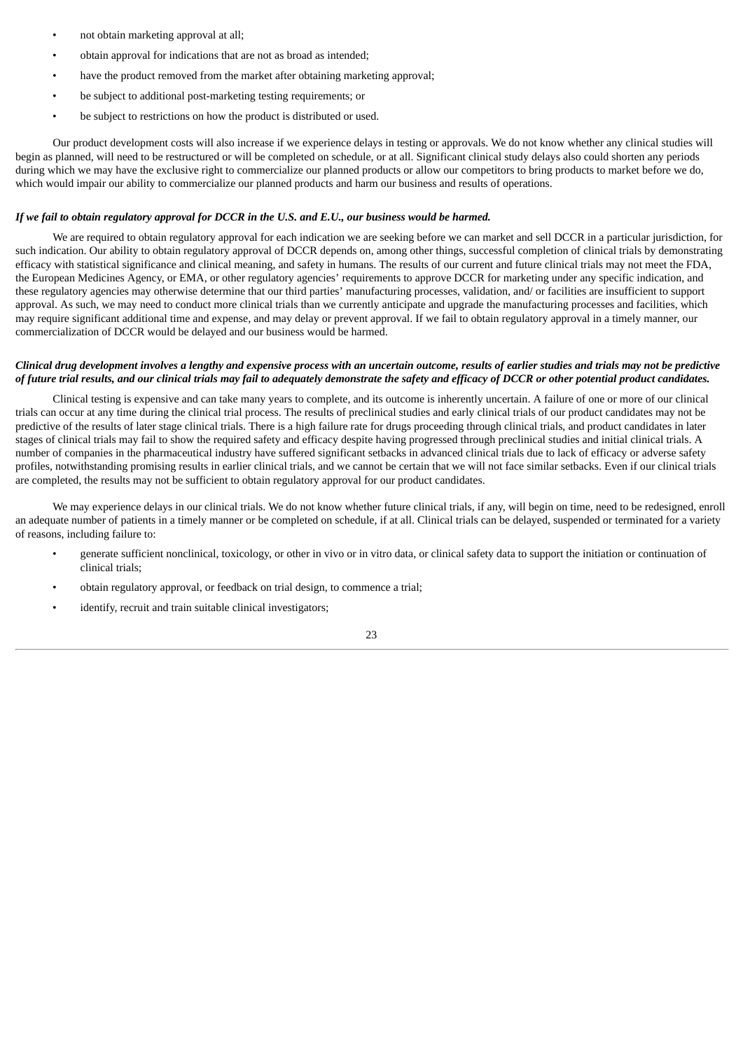- not obtain marketing approval at all;
- obtain approval for indications that are not as broad as intended;
- have the product removed from the market after obtaining marketing approval;
- be subject to additional post-marketing testing requirements; or
- be subject to restrictions on how the product is distributed or used.

Our product development costs will also increase if we experience delays in testing or approvals. We do not know whether any clinical studies will begin as planned, will need to be restructured or will be completed on schedule, or at all. Significant clinical study delays also could shorten any periods during which we may have the exclusive right to commercialize our planned products or allow our competitors to bring products to market before we do, which would impair our ability to commercialize our planned products and harm our business and results of operations.

***If we fail to obtain regulatory approval for DCCR in the U.S. and E.U., our business would be harmed.***

We are required to obtain regulatory approval for each indication we are seeking before we can market and sell DCCR in a particular jurisdiction, for such indication. Our ability to obtain regulatory approval of DCCR depends on, among other things, successful completion of clinical trials by demonstrating efficacy with statistical significance and clinical meaning, and safety in humans. The results of our current and future clinical trials may not meet the FDA, the European Medicines Agency, or EMA, or other regulatory agencies' requirements to approve DCCR for marketing under any specific indication, and these regulatory agencies may otherwise determine that our third parties' manufacturing processes, validation, and/ or facilities are insufficient to support approval. As such, we may need to conduct more clinical trials than we currently anticipate and upgrade the manufacturing processes and facilities, which may require significant additional time and expense, and may delay or prevent approval. If we fail to obtain regulatory approval in a timely manner, our commercialization of DCCR would be delayed and our business would be harmed.

***Clinical drug development involves a lengthy and expensive process with an uncertain outcome, results of earlier studies and trials may not be predictive of future trial results, and our clinical trials may fail to adequately demonstrate the safety and efficacy of DCCR or other potential product candidates.***

Clinical testing is expensive and can take many years to complete, and its outcome is inherently uncertain. A failure of one or more of our clinical trials can occur at any time during the clinical trial process. The results of preclinical studies and early clinical trials of our product candidates may not be predictive of the results of later stage clinical trials. There is a high failure rate for drugs proceeding through clinical trials, and product candidates in later stages of clinical trials may fail to show the required safety and efficacy despite having progressed through preclinical studies and initial clinical trials. A number of companies in the pharmaceutical industry have suffered significant setbacks in advanced clinical trials due to lack of efficacy or adverse safety profiles, notwithstanding promising results in earlier clinical trials, and we cannot be certain that we will not face similar setbacks. Even if our clinical trials are completed, the results may not be sufficient to obtain regulatory approval for our product candidates.

We may experience delays in our clinical trials. We do not know whether future clinical trials, if any, will begin on time, need to be redesigned, enroll an adequate number of patients in a timely manner or be completed on schedule, if at all. Clinical trials can be delayed, suspended or terminated for a variety of reasons, including failure to:

- generate sufficient nonclinical, toxicology, or other in vivo or in vitro data, or clinical safety data to support the initiation or continuation of clinical trials;
- obtain regulatory approval, or feedback on trial design, to commence a trial;
- identify, recruit and train suitable clinical investigators;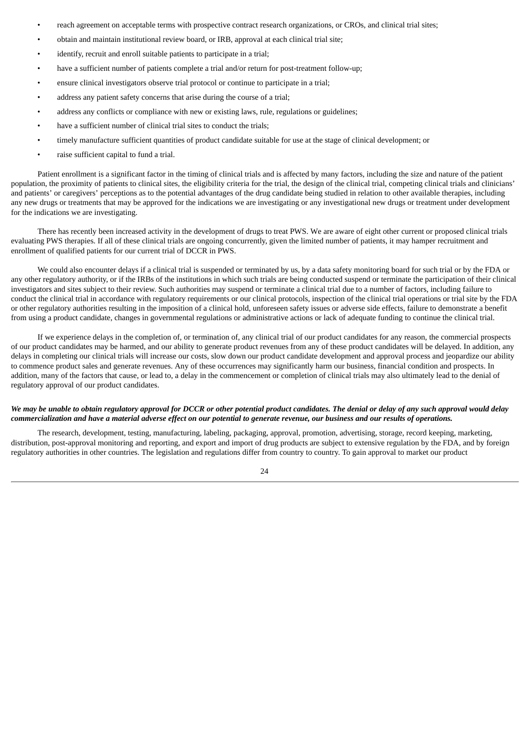- reach agreement on acceptable terms with prospective contract research organizations, or CROs, and clinical trial sites;
- obtain and maintain institutional review board, or IRB, approval at each clinical trial site;
- identify, recruit and enroll suitable patients to participate in a trial;
- have a sufficient number of patients complete a trial and/or return for post-treatment follow-up;
- ensure clinical investigators observe trial protocol or continue to participate in a trial;
- address any patient safety concerns that arise during the course of a trial;
- address any conflicts or compliance with new or existing laws, rule, regulations or guidelines;
- have a sufficient number of clinical trial sites to conduct the trials;
- timely manufacture sufficient quantities of product candidate suitable for use at the stage of clinical development; or
- raise sufficient capital to fund a trial.

Patient enrollment is a significant factor in the timing of clinical trials and is affected by many factors, including the size and nature of the patient population, the proximity of patients to clinical sites, the eligibility criteria for the trial, the design of the clinical trial, competing clinical trials and clinicians' and patients' or caregivers' perceptions as to the potential advantages of the drug candidate being studied in relation to other available therapies, including any new drugs or treatments that may be approved for the indications we are investigating or any investigational new drugs or treatment under development for the indications we are investigating.

There has recently been increased activity in the development of drugs to treat PWS. We are aware of eight other current or proposed clinical trials evaluating PWS therapies. If all of these clinical trials are ongoing concurrently, given the limited number of patients, it may hamper recruitment and enrollment of qualified patients for our current trial of DCCR in PWS.

We could also encounter delays if a clinical trial is suspended or terminated by us, by a data safety monitoring board for such trial or by the FDA or any other regulatory authority, or if the IRBs of the institutions in which such trials are being conducted suspend or terminate the participation of their clinical investigators and sites subject to their review. Such authorities may suspend or terminate a clinical trial due to a number of factors, including failure to conduct the clinical trial in accordance with regulatory requirements or our clinical protocols, inspection of the clinical trial operations or trial site by the FDA or other regulatory authorities resulting in the imposition of a clinical hold, unforeseen safety issues or adverse side effects, failure to demonstrate a benefit from using a product candidate, changes in governmental regulations or administrative actions or lack of adequate funding to continue the clinical trial.

If we experience delays in the completion of, or termination of, any clinical trial of our product candidates for any reason, the commercial prospects of our product candidates may be harmed, and our ability to generate product revenues from any of these product candidates will be delayed. In addition, any delays in completing our clinical trials will increase our costs, slow down our product candidate development and approval process and jeopardize our ability to commence product sales and generate revenues. Any of these occurrences may significantly harm our business, financial condition and prospects. In addition, many of the factors that cause, or lead to, a delay in the commencement or completion of clinical trials may also ultimately lead to the denial of regulatory approval of our product candidates.

***We may be unable to obtain regulatory approval for DCCR or other potential product candidates. The denial or delay of any such approval would delay commercialization and have a material adverse effect on our potential to generate revenue, our business and our results of operations.***

The research, development, testing, manufacturing, labeling, packaging, approval, promotion, advertising, storage, record keeping, marketing, distribution, post-approval monitoring and reporting, and export and import of drug products are subject to extensive regulation by the FDA, and by foreign regulatory authorities in other countries. The legislation and regulations differ from country to country. To gain approval to market our product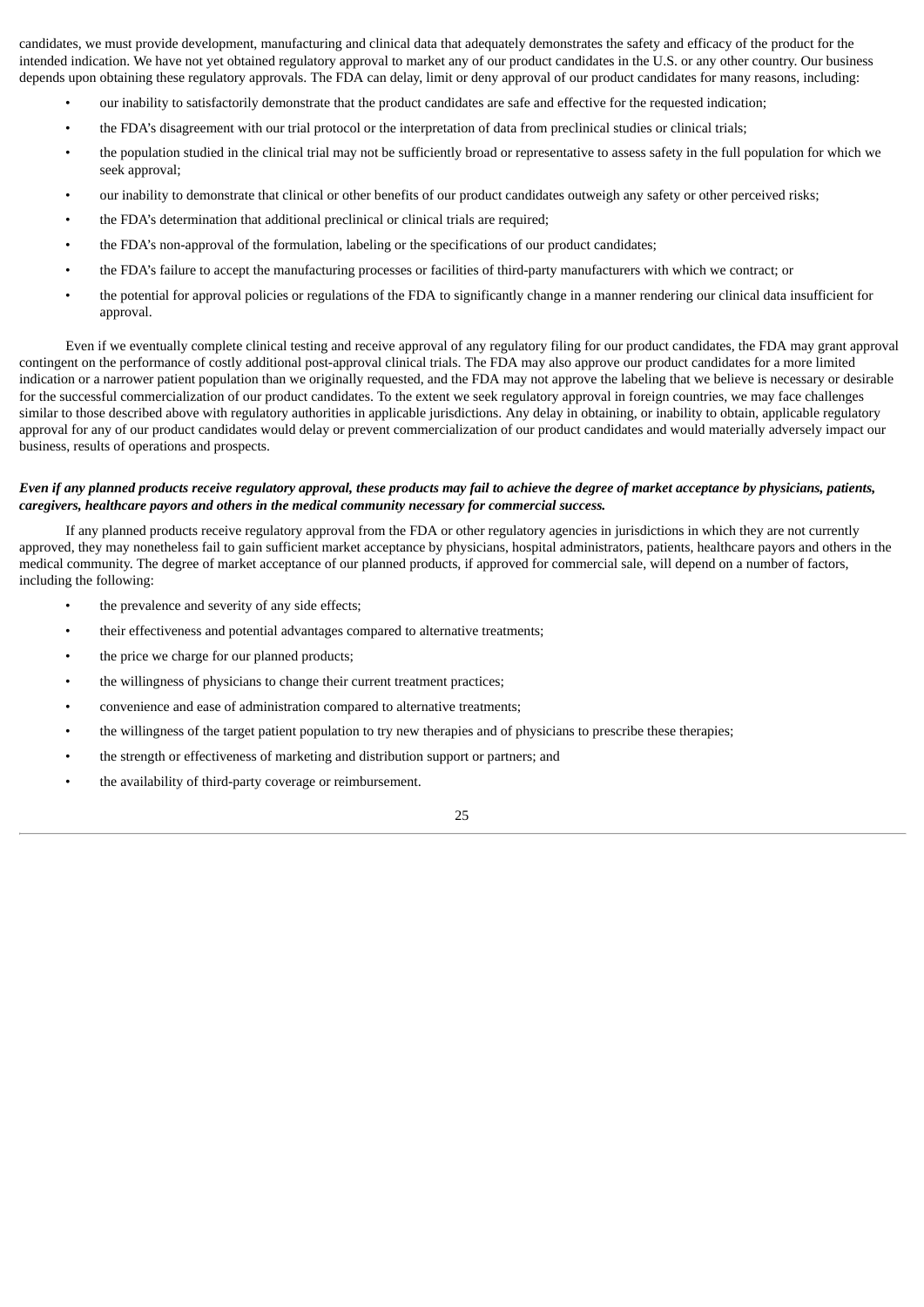candidates, we must provide development, manufacturing and clinical data that adequately demonstrates the safety and efficacy of the product for the intended indication. We have not yet obtained regulatory approval to market any of our product candidates in the U.S. or any other country. Our business depends upon obtaining these regulatory approvals. The FDA can delay, limit or deny approval of our product candidates for many reasons, including:

- our inability to satisfactorily demonstrate that the product candidates are safe and effective for the requested indication;
- the FDA's disagreement with our trial protocol or the interpretation of data from preclinical studies or clinical trials;
- the population studied in the clinical trial may not be sufficiently broad or representative to assess safety in the full population for which we seek approval;
- our inability to demonstrate that clinical or other benefits of our product candidates outweigh any safety or other perceived risks;
- the FDA's determination that additional preclinical or clinical trials are required;
- the FDA's non-approval of the formulation, labeling or the specifications of our product candidates;
- the FDA's failure to accept the manufacturing processes or facilities of third-party manufacturers with which we contract; or
- the potential for approval policies or regulations of the FDA to significantly change in a manner rendering our clinical data insufficient for approval.

Even if we eventually complete clinical testing and receive approval of any regulatory filing for our product candidates, the FDA may grant approval contingent on the performance of costly additional post-approval clinical trials. The FDA may also approve our product candidates for a more limited indication or a narrower patient population than we originally requested, and the FDA may not approve the labeling that we believe is necessary or desirable for the successful commercialization of our product candidates. To the extent we seek regulatory approval in foreign countries, we may face challenges similar to those described above with regulatory authorities in applicable jurisdictions. Any delay in obtaining, or inability to obtain, applicable regulatory approval for any of our product candidates would delay or prevent commercialization of our product candidates and would materially adversely impact our business, results of operations and prospects.

***Even if any planned products receive regulatory approval, these products may fail to achieve the degree of market acceptance by physicians, patients, caregivers, healthcare payors and others in the medical community necessary for commercial success.***

If any planned products receive regulatory approval from the FDA or other regulatory agencies in jurisdictions in which they are not currently approved, they may nonetheless fail to gain sufficient market acceptance by physicians, hospital administrators, patients, healthcare payors and others in the medical community. The degree of market acceptance of our planned products, if approved for commercial sale, will depend on a number of factors, including the following:

- the prevalence and severity of any side effects;
- their effectiveness and potential advantages compared to alternative treatments;
- the price we charge for our planned products;
- the willingness of physicians to change their current treatment practices;
- convenience and ease of administration compared to alternative treatments;
- the willingness of the target patient population to try new therapies and of physicians to prescribe these therapies;
- the strength or effectiveness of marketing and distribution support or partners; and
- the availability of third-party coverage or reimbursement.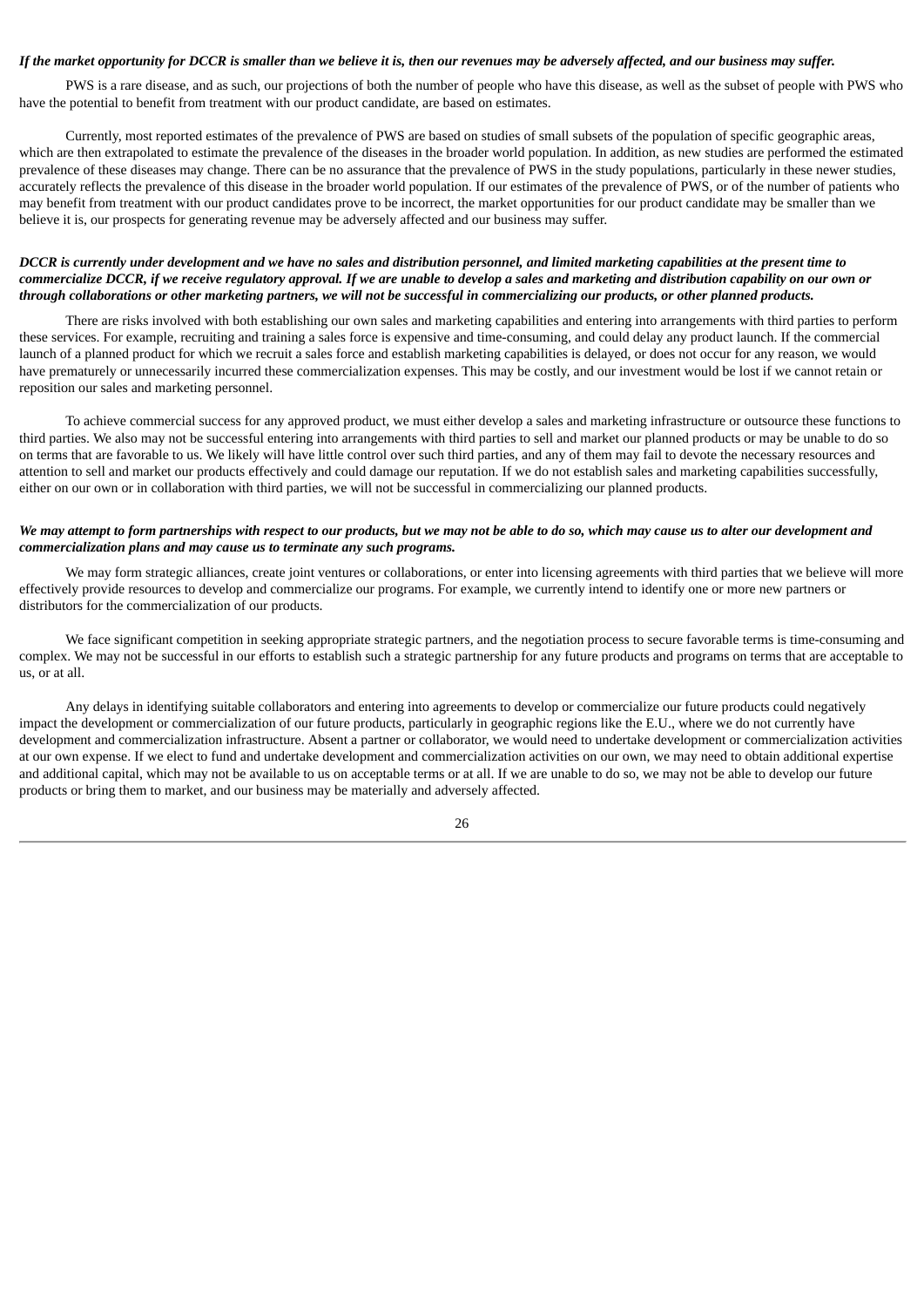***If the market opportunity for DCCR is smaller than we believe it is, then our revenues may be adversely affected, and our business may suffer.***

PWS is a rare disease, and as such, our projections of both the number of people who have this disease, as well as the subset of people with PWS who have the potential to benefit from treatment with our product candidate, are based on estimates.

Currently, most reported estimates of the prevalence of PWS are based on studies of small subsets of the population of specific geographic areas, which are then extrapolated to estimate the prevalence of the diseases in the broader world population. In addition, as new studies are performed the estimated prevalence of these diseases may change. There can be no assurance that the prevalence of PWS in the study populations, particularly in these newer studies, accurately reflects the prevalence of this disease in the broader world population. If our estimates of the prevalence of PWS, or of the number of patients who may benefit from treatment with our product candidates prove to be incorrect, the market opportunities for our product candidate may be smaller than we believe it is, our prospects for generating revenue may be adversely affected and our business may suffer.

***DCCR is currently under development and we have no sales and distribution personnel, and limited marketing capabilities at the present time to commercialize DCCR, if we receive regulatory approval. If we are unable to develop a sales and marketing and distribution capability on our own or through collaborations or other marketing partners, we will not be successful in commercializing our products, or other planned products.***

There are risks involved with both establishing our own sales and marketing capabilities and entering into arrangements with third parties to perform these services. For example, recruiting and training a sales force is expensive and time-consuming, and could delay any product launch. If the commercial launch of a planned product for which we recruit a sales force and establish marketing capabilities is delayed, or does not occur for any reason, we would have prematurely or unnecessarily incurred these commercialization expenses. This may be costly, and our investment would be lost if we cannot retain or reposition our sales and marketing personnel.

To achieve commercial success for any approved product, we must either develop a sales and marketing infrastructure or outsource these functions to third parties. We also may not be successful entering into arrangements with third parties to sell and market our planned products or may be unable to do so on terms that are favorable to us. We likely will have little control over such third parties, and any of them may fail to devote the necessary resources and attention to sell and market our products effectively and could damage our reputation. If we do not establish sales and marketing capabilities successfully, either on our own or in collaboration with third parties, we will not be successful in commercializing our planned products.

***We may attempt to form partnerships with respect to our products, but we may not be able to do so, which may cause us to alter our development and commercialization plans and may cause us to terminate any such programs.***

We may form strategic alliances, create joint ventures or collaborations, or enter into licensing agreements with third parties that we believe will more effectively provide resources to develop and commercialize our programs. For example, we currently intend to identify one or more new partners or distributors for the commercialization of our products.

We face significant competition in seeking appropriate strategic partners, and the negotiation process to secure favorable terms is time-consuming and complex. We may not be successful in our efforts to establish such a strategic partnership for any future products and programs on terms that are acceptable to us, or at all.

Any delays in identifying suitable collaborators and entering into agreements to develop or commercialize our future products could negatively impact the development or commercialization of our future products, particularly in geographic regions like the E.U., where we do not currently have development and commercialization infrastructure. Absent a partner or collaborator, we would need to undertake development or commercialization activities at our own expense. If we elect to fund and undertake development and commercialization activities on our own, we may need to obtain additional expertise and additional capital, which may not be available to us on acceptable terms or at all. If we are unable to do so, we may not be able to develop our future products or bring them to market, and our business may be materially and adversely affected.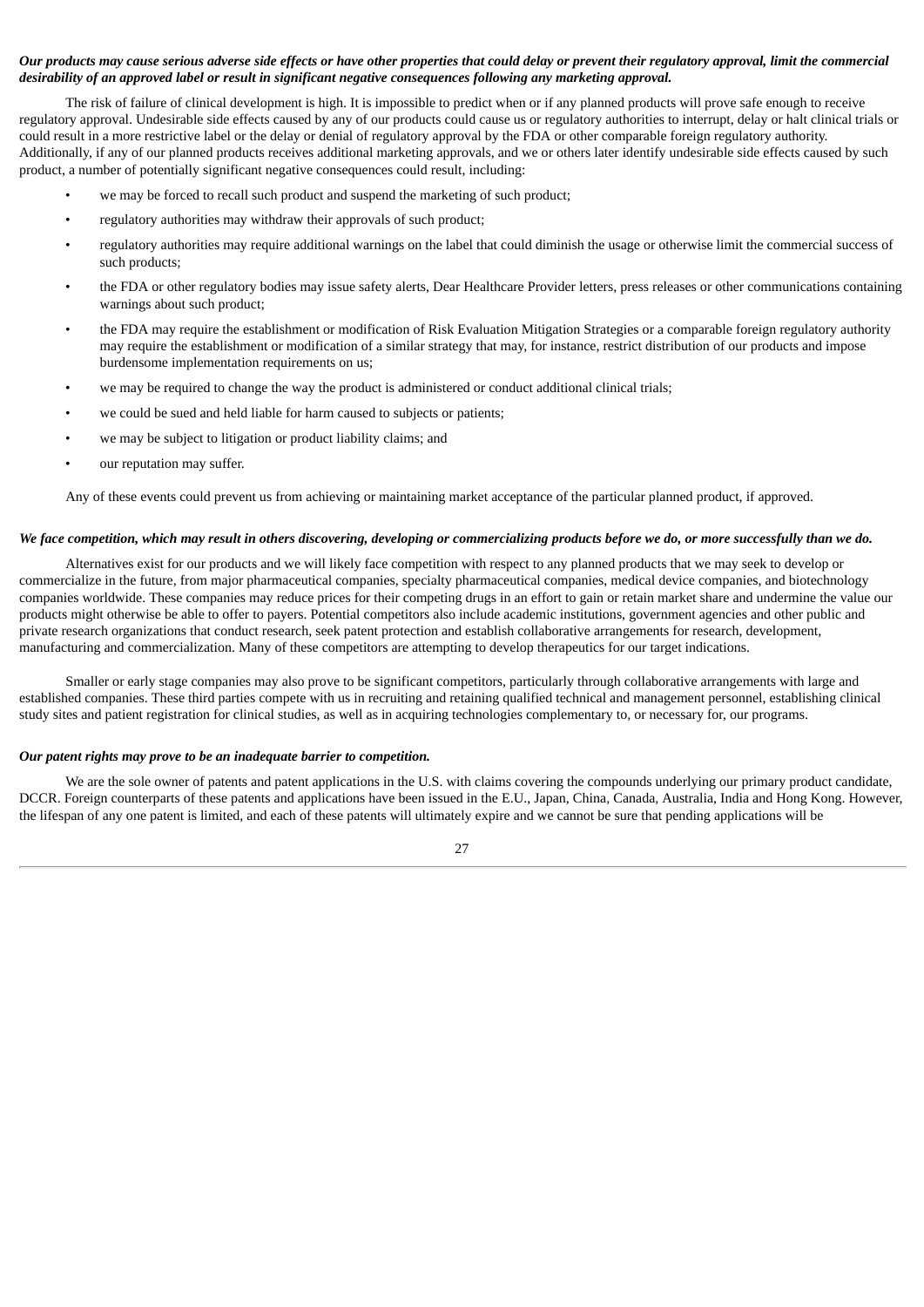***Our products may cause serious adverse side effects or have other properties that could delay or prevent their regulatory approval, limit the commercial desirability of an approved label or result in significant negative consequences following any marketing approval.***

The risk of failure of clinical development is high. It is impossible to predict when or if any planned products will prove safe enough to receive regulatory approval. Undesirable side effects caused by any of our products could cause us or regulatory authorities to interrupt, delay or halt clinical trials or could result in a more restrictive label or the delay or denial of regulatory approval by the FDA or other comparable foreign regulatory authority. Additionally, if any of our planned products receives additional marketing approvals, and we or others later identify undesirable side effects caused by such product, a number of potentially significant negative consequences could result, including:

- we may be forced to recall such product and suspend the marketing of such product;
- regulatory authorities may withdraw their approvals of such product;
- regulatory authorities may require additional warnings on the label that could diminish the usage or otherwise limit the commercial success of such products;
- the FDA or other regulatory bodies may issue safety alerts, Dear Healthcare Provider letters, press releases or other communications containing warnings about such product;
- the FDA may require the establishment or modification of Risk Evaluation Mitigation Strategies or a comparable foreign regulatory authority may require the establishment or modification of a similar strategy that may, for instance, restrict distribution of our products and impose burdensome implementation requirements on us;
- we may be required to change the way the product is administered or conduct additional clinical trials;
- we could be sued and held liable for harm caused to subjects or patients;
- we may be subject to litigation or product liability claims; and
- our reputation may suffer.

Any of these events could prevent us from achieving or maintaining market acceptance of the particular planned product, if approved.

***We face competition, which may result in others discovering, developing or commercializing products before we do, or more successfully than we do.***

Alternatives exist for our products and we will likely face competition with respect to any planned products that we may seek to develop or commercialize in the future, from major pharmaceutical companies, specialty pharmaceutical companies, medical device companies, and biotechnology companies worldwide. These companies may reduce prices for their competing drugs in an effort to gain or retain market share and undermine the value our products might otherwise be able to offer to payers. Potential competitors also include academic institutions, government agencies and other public and private research organizations that conduct research, seek patent protection and establish collaborative arrangements for research, development, manufacturing and commercialization. Many of these competitors are attempting to develop therapeutics for our target indications.

Smaller or early stage companies may also prove to be significant competitors, particularly through collaborative arrangements with large and established companies. These third parties compete with us in recruiting and retaining qualified technical and management personnel, establishing clinical study sites and patient registration for clinical studies, as well as in acquiring technologies complementary to, or necessary for, our programs.

***Our patent rights may prove to be an inadequate barrier to competition.***

We are the sole owner of patents and patent applications in the U.S. with claims covering the compounds underlying our primary product candidate, DCCR. Foreign counterparts of these patents and applications have been issued in the E.U., Japan, China, Canada, Australia, India and Hong Kong. However, the lifespan of any one patent is limited, and each of these patents will ultimately expire and we cannot be sure that pending applications will be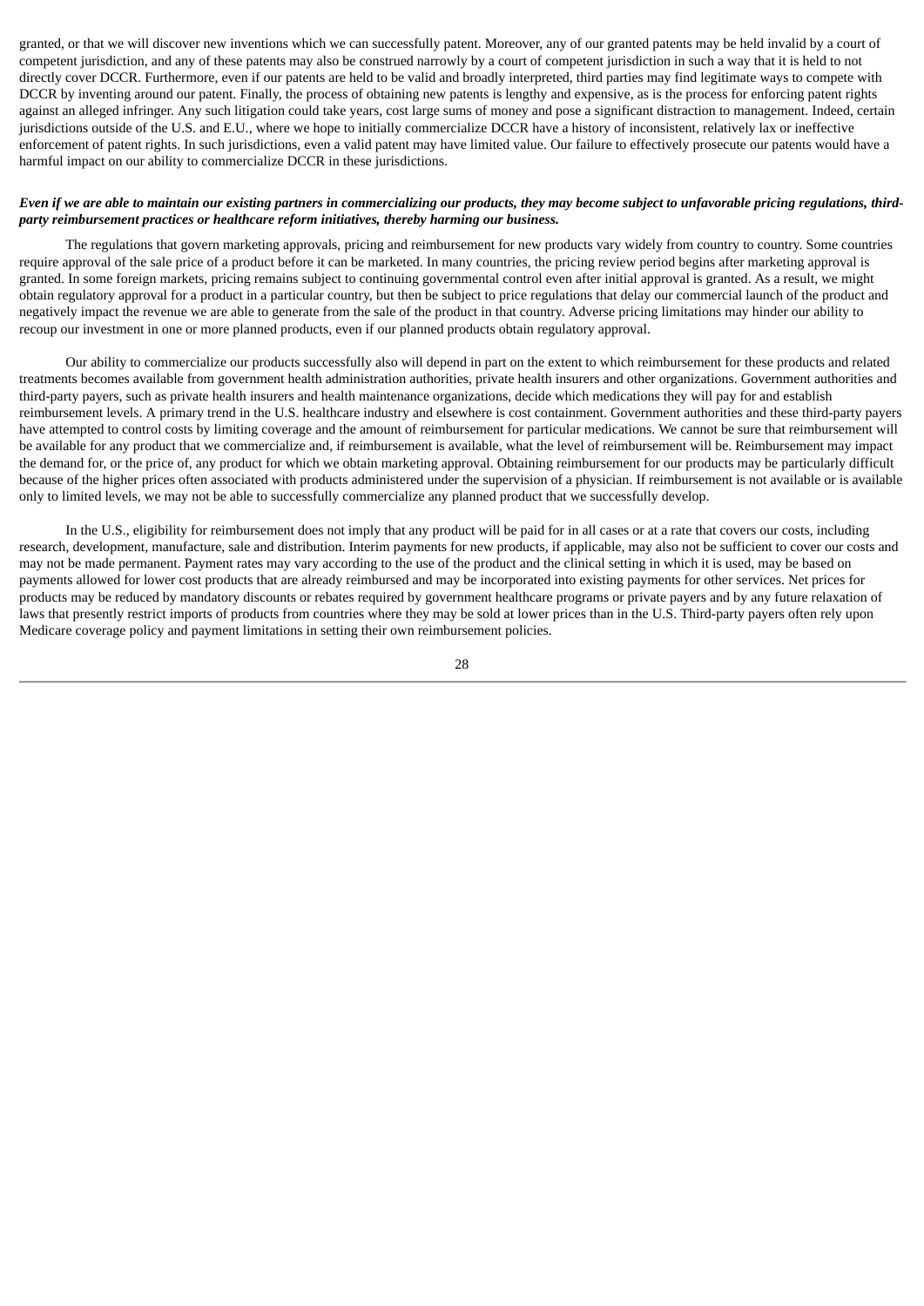granted, or that we will discover new inventions which we can successfully patent. Moreover, any of our granted patents may be held invalid by a court of competent jurisdiction, and any of these patents may also be construed narrowly by a court of competent jurisdiction in such a way that it is held to not directly cover DCCR. Furthermore, even if our patents are held to be valid and broadly interpreted, third parties may find legitimate ways to compete with DCCR by inventing around our patent. Finally, the process of obtaining new patents is lengthy and expensive, as is the process for enforcing patent rights against an alleged infringer. Any such litigation could take years, cost large sums of money and pose a significant distraction to management. Indeed, certain jurisdictions outside of the U.S. and E.U., where we hope to initially commercialize DCCR have a history of inconsistent, relatively lax or ineffective enforcement of patent rights. In such jurisdictions, even a valid patent may have limited value. Our failure to effectively prosecute our patents would have a harmful impact on our ability to commercialize DCCR in these jurisdictions.

***Even if we are able to maintain our existing partners in commercializing our products, they may become subject to unfavorable pricing regulations, third-party reimbursement practices or healthcare reform initiatives, thereby harming our business.***

The regulations that govern marketing approvals, pricing and reimbursement for new products vary widely from country to country. Some countries require approval of the sale price of a product before it can be marketed. In many countries, the pricing review period begins after marketing approval is granted. In some foreign markets, pricing remains subject to continuing governmental control even after initial approval is granted. As a result, we might obtain regulatory approval for a product in a particular country, but then be subject to price regulations that delay our commercial launch of the product and negatively impact the revenue we are able to generate from the sale of the product in that country. Adverse pricing limitations may hinder our ability to recoup our investment in one or more planned products, even if our planned products obtain regulatory approval.

Our ability to commercialize our products successfully also will depend in part on the extent to which reimbursement for these products and related treatments becomes available from government health administration authorities, private health insurers and other organizations. Government authorities and third-party payers, such as private health insurers and health maintenance organizations, decide which medications they will pay for and establish reimbursement levels. A primary trend in the U.S. healthcare industry and elsewhere is cost containment. Government authorities and these third-party payers have attempted to control costs by limiting coverage and the amount of reimbursement for particular medications. We cannot be sure that reimbursement will be available for any product that we commercialize and, if reimbursement is available, what the level of reimbursement will be. Reimbursement may impact the demand for, or the price of, any product for which we obtain marketing approval. Obtaining reimbursement for our products may be particularly difficult because of the higher prices often associated with products administered under the supervision of a physician. If reimbursement is not available or is available only to limited levels, we may not be able to successfully commercialize any planned product that we successfully develop.

In the U.S., eligibility for reimbursement does not imply that any product will be paid for in all cases or at a rate that covers our costs, including research, development, manufacture, sale and distribution. Interim payments for new products, if applicable, may also not be sufficient to cover our costs and may not be made permanent. Payment rates may vary according to the use of the product and the clinical setting in which it is used, may be based on payments allowed for lower cost products that are already reimbursed and may be incorporated into existing payments for other services. Net prices for products may be reduced by mandatory discounts or rebates required by government healthcare programs or private payers and by any future relaxation of laws that presently restrict imports of products from countries where they may be sold at lower prices than in the U.S. Third-party payers often rely upon Medicare coverage policy and payment limitations in setting their own reimbursement policies.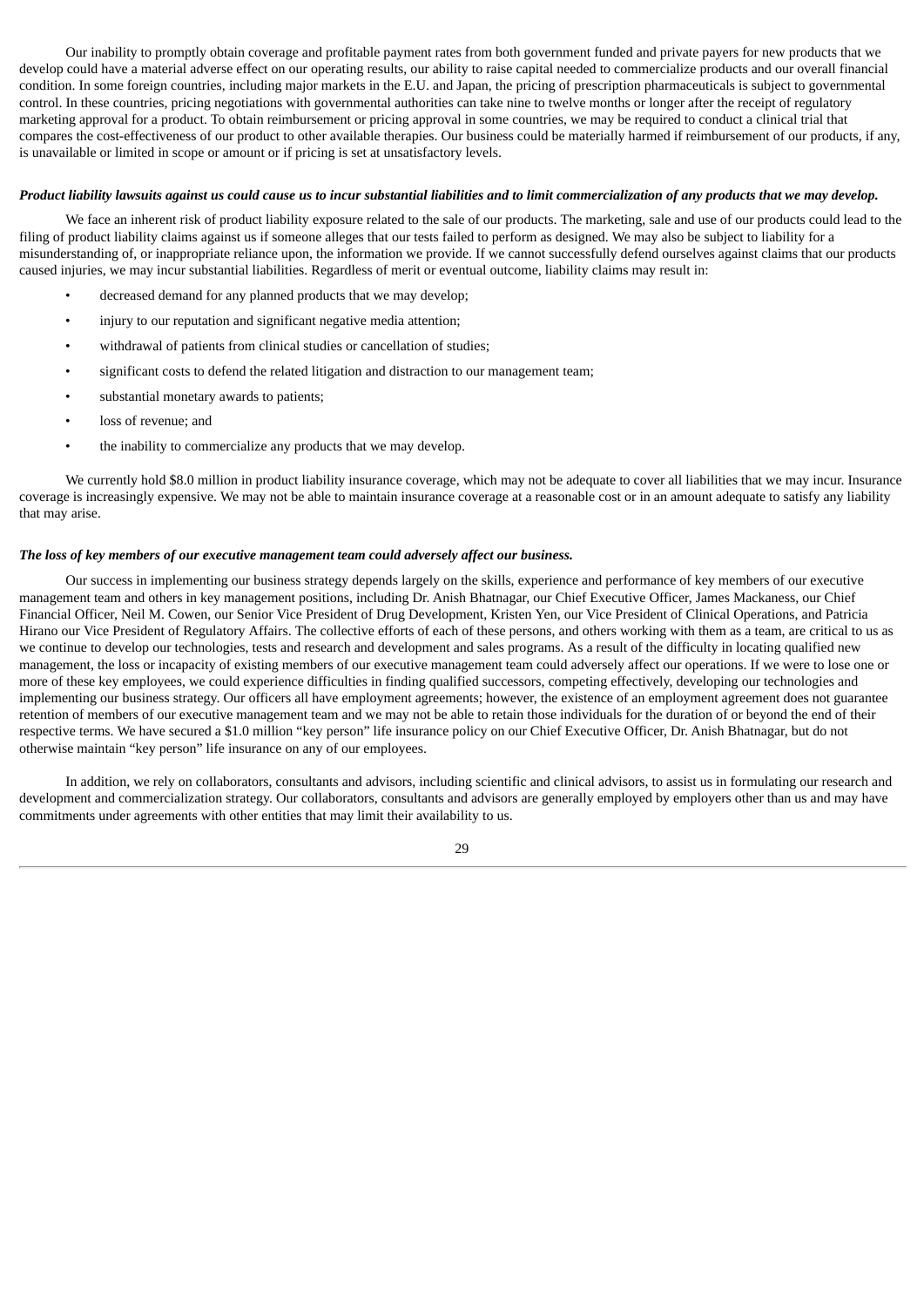Our inability to promptly obtain coverage and profitable payment rates from both government funded and private payers for new products that we develop could have a material adverse effect on our operating results, our ability to raise capital needed to commercialize products and our overall financial condition. In some foreign countries, including major markets in the E.U. and Japan, the pricing of prescription pharmaceuticals is subject to governmental control. In these countries, pricing negotiations with governmental authorities can take nine to twelve months or longer after the receipt of regulatory marketing approval for a product. To obtain reimbursement or pricing approval in some countries, we may be required to conduct a clinical trial that compares the cost-effectiveness of our product to other available therapies. Our business could be materially harmed if reimbursement of our products, if any, is unavailable or limited in scope or amount or if pricing is set at unsatisfactory levels.

***Product liability lawsuits against us could cause us to incur substantial liabilities and to limit commercialization of any products that we may develop.***

We face an inherent risk of product liability exposure related to the sale of our products. The marketing, sale and use of our products could lead to the filing of product liability claims against us if someone alleges that our tests failed to perform as designed. We may also be subject to liability for a misunderstanding of, or inappropriate reliance upon, the information we provide. If we cannot successfully defend ourselves against claims that our products caused injuries, we may incur substantial liabilities. Regardless of merit or eventual outcome, liability claims may result in:

- decreased demand for any planned products that we may develop;
- injury to our reputation and significant negative media attention;
- withdrawal of patients from clinical studies or cancellation of studies;
- significant costs to defend the related litigation and distraction to our management team;
- substantial monetary awards to patients;
- loss of revenue; and
- the inability to commercialize any products that we may develop.

We currently hold $8.0 million in product liability insurance coverage, which may not be adequate to cover all liabilities that we may incur. Insurance coverage is increasingly expensive. We may not be able to maintain insurance coverage at a reasonable cost or in an amount adequate to satisfy any liability that may arise.

***The loss of key members of our executive management team could adversely affect our business.***

Our success in implementing our business strategy depends largely on the skills, experience and performance of key members of our executive management team and others in key management positions, including Dr. Anish Bhatnagar, our Chief Executive Officer, James Mackaness, our Chief Financial Officer, Neil M. Cowen, our Senior Vice President of Drug Development, Kristen Yen, our Vice President of Clinical Operations, and Patricia Hirano our Vice President of Regulatory Affairs. The collective efforts of each of these persons, and others working with them as a team, are critical to us as we continue to develop our technologies, tests and research and development and sales programs. As a result of the difficulty in locating qualified new management, the loss or incapacity of existing members of our executive management team could adversely affect our operations. If we were to lose one or more of these key employees, we could experience difficulties in finding qualified successors, competing effectively, developing our technologies and implementing our business strategy. Our officers all have employment agreements; however, the existence of an employment agreement does not guarantee retention of members of our executive management team and we may not be able to retain those individuals for the duration of or beyond the end of their respective terms. We have secured a $1.0 million "key person" life insurance policy on our Chief Executive Officer, Dr. Anish Bhatnagar, but do not otherwise maintain "key person" life insurance on any of our employees.

In addition, we rely on collaborators, consultants and advisors, including scientific and clinical advisors, to assist us in formulating our research and development and commercialization strategy. Our collaborators, consultants and advisors are generally employed by employers other than us and may have commitments under agreements with other entities that may limit their availability to us.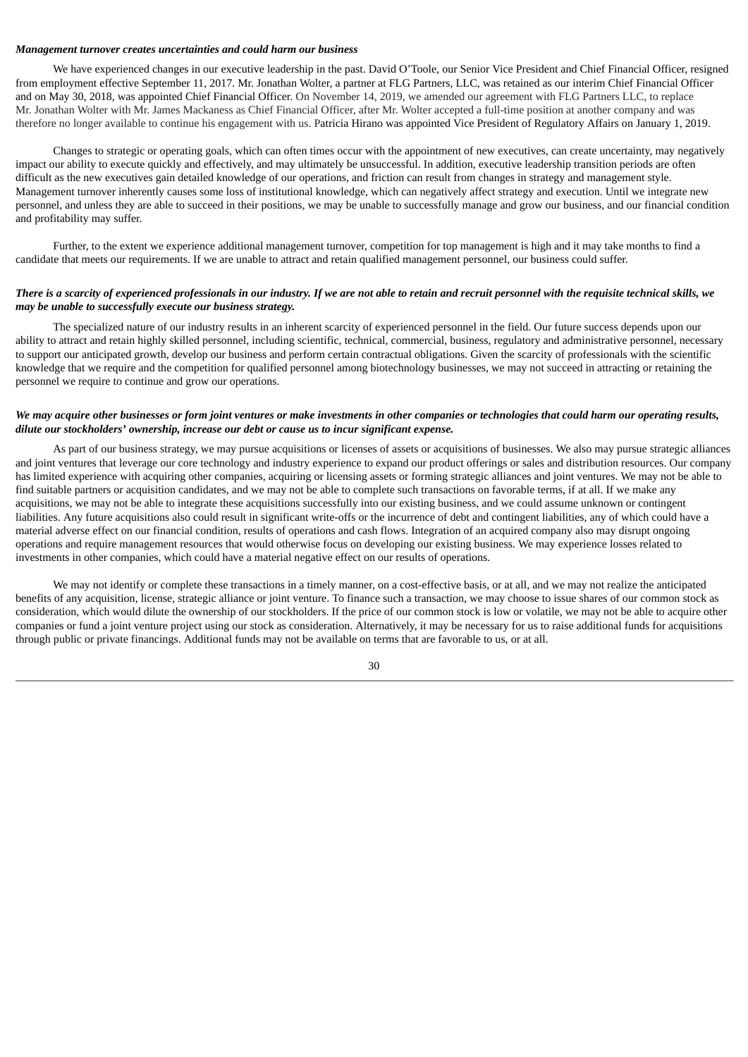***Management turnover creates uncertainties and could harm our business***

We have experienced changes in our executive leadership in the past. David O'Toole, our Senior Vice President and Chief Financial Officer, resigned from employment effective September 11, 2017. Mr. Jonathan Wolter, a partner at FLG Partners, LLC, was retained as our interim Chief Financial Officer and on May 30, 2018, was appointed Chief Financial Officer. On November 14, 2019, we amended our agreement with FLG Partners LLC, to replace Mr. Jonathan Wolter with Mr. James Mackaness as Chief Financial Officer, after Mr. Wolter accepted a full-time position at another company and was therefore no longer available to continue his engagement with us. Patricia Hirano was appointed Vice President of Regulatory Affairs on January 1, 2019.

Changes to strategic or operating goals, which can often times occur with the appointment of new executives, can create uncertainty, may negatively impact our ability to execute quickly and effectively, and may ultimately be unsuccessful. In addition, executive leadership transition periods are often difficult as the new executives gain detailed knowledge of our operations, and friction can result from changes in strategy and management style. Management turnover inherently causes some loss of institutional knowledge, which can negatively affect strategy and execution. Until we integrate new personnel, and unless they are able to succeed in their positions, we may be unable to successfully manage and grow our business, and our financial condition and profitability may suffer.

Further, to the extent we experience additional management turnover, competition for top management is high and it may take months to find a candidate that meets our requirements. If we are unable to attract and retain qualified management personnel, our business could suffer.

***There is a scarcity of experienced professionals in our industry. If we are not able to retain and recruit personnel with the requisite technical skills, we may be unable to successfully execute our business strategy.***

The specialized nature of our industry results in an inherent scarcity of experienced personnel in the field. Our future success depends upon our ability to attract and retain highly skilled personnel, including scientific, technical, commercial, business, regulatory and administrative personnel, necessary to support our anticipated growth, develop our business and perform certain contractual obligations. Given the scarcity of professionals with the scientific knowledge that we require and the competition for qualified personnel among biotechnology businesses, we may not succeed in attracting or retaining the personnel we require to continue and grow our operations.

***We may acquire other businesses or form joint ventures or make investments in other companies or technologies that could harm our operating results, dilute our stockholders' ownership, increase our debt or cause us to incur significant expense.***

As part of our business strategy, we may pursue acquisitions or licenses of assets or acquisitions of businesses. We also may pursue strategic alliances and joint ventures that leverage our core technology and industry experience to expand our product offerings or sales and distribution resources. Our company has limited experience with acquiring other companies, acquiring or licensing assets or forming strategic alliances and joint ventures. We may not be able to find suitable partners or acquisition candidates, and we may not be able to complete such transactions on favorable terms, if at all. If we make any acquisitions, we may not be able to integrate these acquisitions successfully into our existing business, and we could assume unknown or contingent liabilities. Any future acquisitions also could result in significant write-offs or the incurrence of debt and contingent liabilities, any of which could have a material adverse effect on our financial condition, results of operations and cash flows. Integration of an acquired company also may disrupt ongoing operations and require management resources that would otherwise focus on developing our existing business. We may experience losses related to investments in other companies, which could have a material negative effect on our results of operations.

We may not identify or complete these transactions in a timely manner, on a cost-effective basis, or at all, and we may not realize the anticipated benefits of any acquisition, license, strategic alliance or joint venture. To finance such a transaction, we may choose to issue shares of our common stock as consideration, which would dilute the ownership of our stockholders. If the price of our common stock is low or volatile, we may not be able to acquire other companies or fund a joint venture project using our stock as consideration. Alternatively, it may be necessary for us to raise additional funds for acquisitions through public or private financings. Additional funds may not be available on terms that are favorable to us, or at all.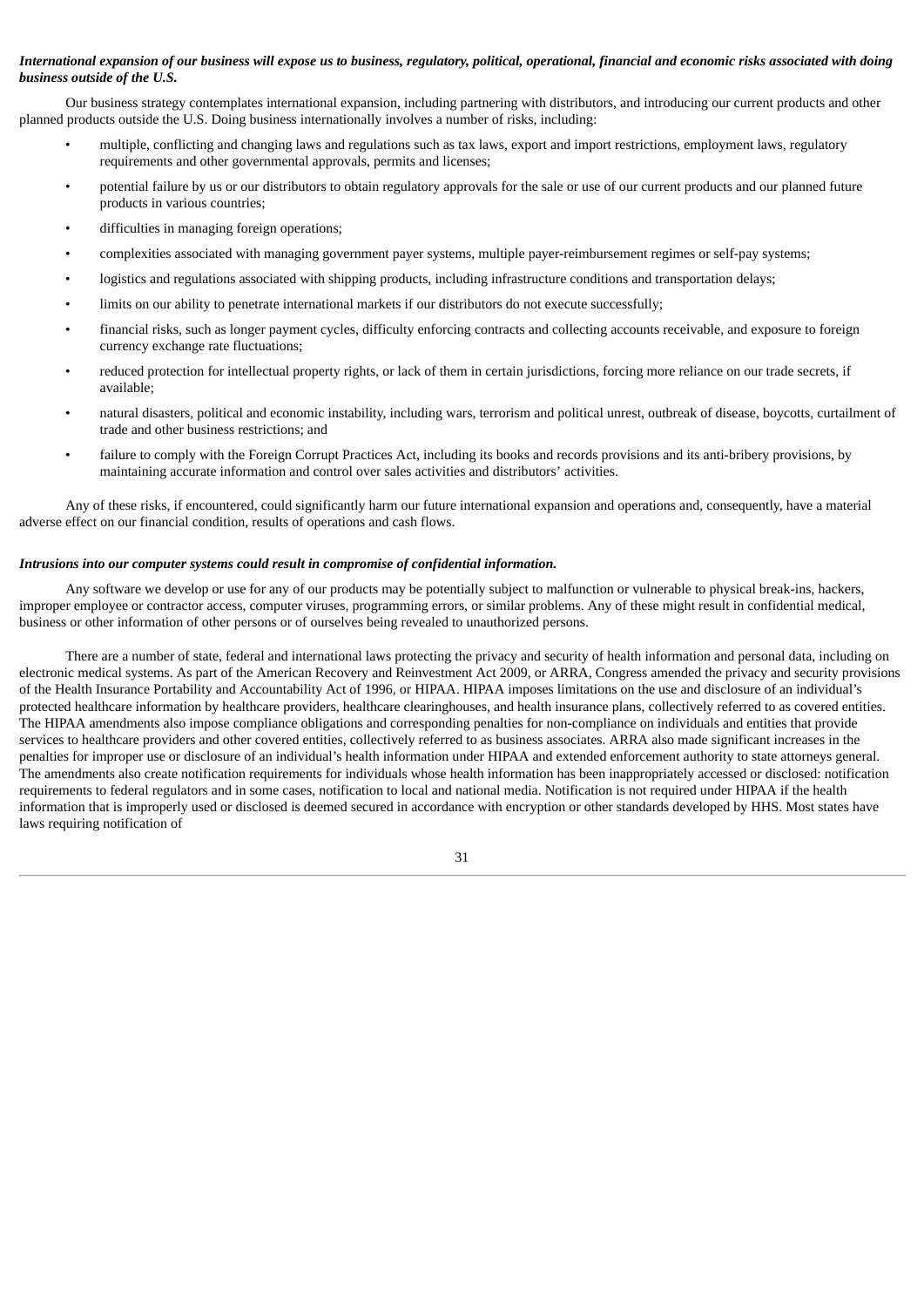***International expansion of our business will expose us to business, regulatory, political, operational, financial and economic risks associated with doing business outside of the U.S.***

Our business strategy contemplates international expansion, including partnering with distributors, and introducing our current products and other planned products outside the U.S. Doing business internationally involves a number of risks, including:

- multiple, conflicting and changing laws and regulations such as tax laws, export and import restrictions, employment laws, regulatory requirements and other governmental approvals, permits and licenses;
- potential failure by us or our distributors to obtain regulatory approvals for the sale or use of our current products and our planned future products in various countries;
- difficulties in managing foreign operations;
- complexities associated with managing government payer systems, multiple payer-reimbursement regimes or self-pay systems;
- logistics and regulations associated with shipping products, including infrastructure conditions and transportation delays;
- limits on our ability to penetrate international markets if our distributors do not execute successfully;
- financial risks, such as longer payment cycles, difficulty enforcing contracts and collecting accounts receivable, and exposure to foreign currency exchange rate fluctuations;
- reduced protection for intellectual property rights, or lack of them in certain jurisdictions, forcing more reliance on our trade secrets, if available;
- natural disasters, political and economic instability, including wars, terrorism and political unrest, outbreak of disease, boycotts, curtailment of trade and other business restrictions; and
- failure to comply with the Foreign Corrupt Practices Act, including its books and records provisions and its anti-bribery provisions, by maintaining accurate information and control over sales activities and distributors' activities.

Any of these risks, if encountered, could significantly harm our future international expansion and operations and, consequently, have a material adverse effect on our financial condition, results of operations and cash flows.

***Intrusions into our computer systems could result in compromise of confidential information.***

Any software we develop or use for any of our products may be potentially subject to malfunction or vulnerable to physical break-ins, hackers, improper employee or contractor access, computer viruses, programming errors, or similar problems. Any of these might result in confidential medical, business or other information of other persons or of ourselves being revealed to unauthorized persons.

There are a number of state, federal and international laws protecting the privacy and security of health information and personal data, including on electronic medical systems. As part of the American Recovery and Reinvestment Act 2009, or ARRA, Congress amended the privacy and security provisions of the Health Insurance Portability and Accountability Act of 1996, or HIPAA. HIPAA imposes limitations on the use and disclosure of an individual's protected healthcare information by healthcare providers, healthcare clearinghouses, and health insurance plans, collectively referred to as covered entities. The HIPAA amendments also impose compliance obligations and corresponding penalties for non-compliance on individuals and entities that provide services to healthcare providers and other covered entities, collectively referred to as business associates. ARRA also made significant increases in the penalties for improper use or disclosure of an individual's health information under HIPAA and extended enforcement authority to state attorneys general. The amendments also create notification requirements for individuals whose health information has been inappropriately accessed or disclosed: notification requirements to federal regulators and in some cases, notification to local and national media. Notification is not required under HIPAA if the health information that is improperly used or disclosed is deemed secured in accordance with encryption or other standards developed by HHS. Most states have laws requiring notification of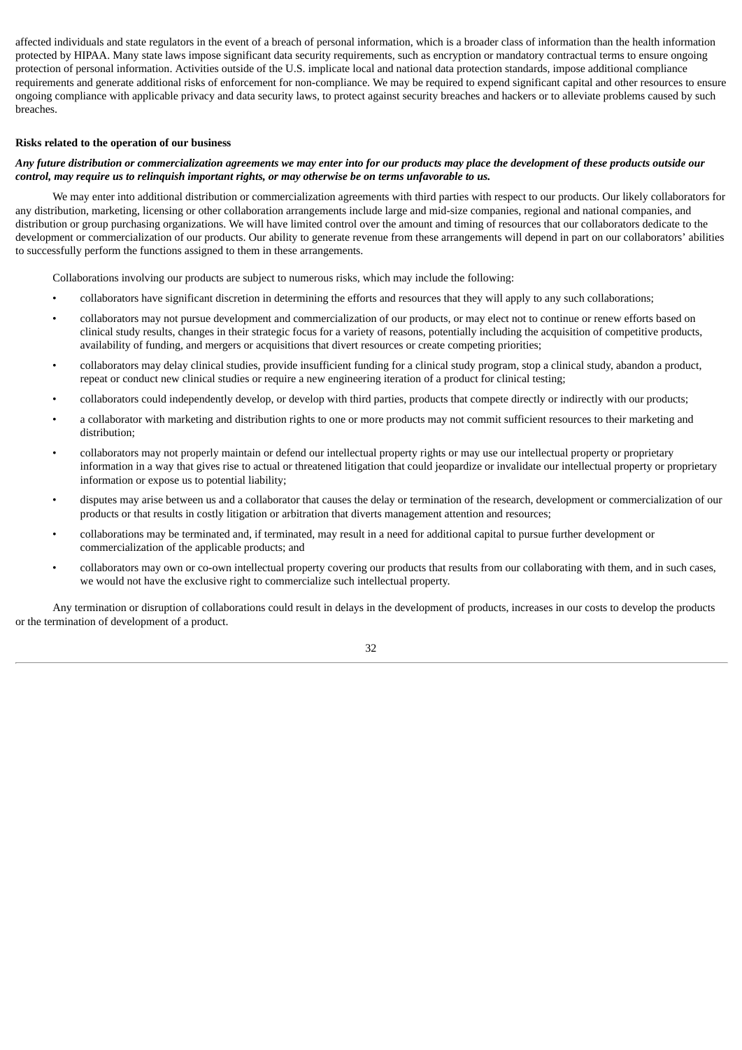affected individuals and state regulators in the event of a breach of personal information, which is a broader class of information than the health information protected by HIPAA. Many state laws impose significant data security requirements, such as encryption or mandatory contractual terms to ensure ongoing protection of personal information. Activities outside of the U.S. implicate local and national data protection standards, impose additional compliance requirements and generate additional risks of enforcement for non-compliance. We may be required to expend significant capital and other resources to ensure ongoing compliance with applicable privacy and data security laws, to protect against security breaches and hackers or to alleviate problems caused by such breaches.

**Risks related to the operation of our business**

***Any future distribution or commercialization agreements we may enter into for our products may place the development of these products outside our control, may require us to relinquish important rights, or may otherwise be on terms unfavorable to us.***

We may enter into additional distribution or commercialization agreements with third parties with respect to our products. Our likely collaborators for any distribution, marketing, licensing or other collaboration arrangements include large and mid-size companies, regional and national companies, and distribution or group purchasing organizations. We will have limited control over the amount and timing of resources that our collaborators dedicate to the development or commercialization of our products. Our ability to generate revenue from these arrangements will depend in part on our collaborators' abilities to successfully perform the functions assigned to them in these arrangements.

Collaborations involving our products are subject to numerous risks, which may include the following:

- collaborators have significant discretion in determining the efforts and resources that they will apply to any such collaborations;
- collaborators may not pursue development and commercialization of our products, or may elect not to continue or renew efforts based on clinical study results, changes in their strategic focus for a variety of reasons, potentially including the acquisition of competitive products, availability of funding, and mergers or acquisitions that divert resources or create competing priorities;
- collaborators may delay clinical studies, provide insufficient funding for a clinical study program, stop a clinical study, abandon a product, repeat or conduct new clinical studies or require a new engineering iteration of a product for clinical testing;
- collaborators could independently develop, or develop with third parties, products that compete directly or indirectly with our products;
- a collaborator with marketing and distribution rights to one or more products may not commit sufficient resources to their marketing and distribution;
- collaborators may not properly maintain or defend our intellectual property rights or may use our intellectual property or proprietary information in a way that gives rise to actual or threatened litigation that could jeopardize or invalidate our intellectual property or proprietary information or expose us to potential liability;
- disputes may arise between us and a collaborator that causes the delay or termination of the research, development or commercialization of our products or that results in costly litigation or arbitration that diverts management attention and resources;
- collaborations may be terminated and, if terminated, may result in a need for additional capital to pursue further development or commercialization of the applicable products; and
- collaborators may own or co-own intellectual property covering our products that results from our collaborating with them, and in such cases, we would not have the exclusive right to commercialize such intellectual property.

Any termination or disruption of collaborations could result in delays in the development of products, increases in our costs to develop the products or the termination of development of a product.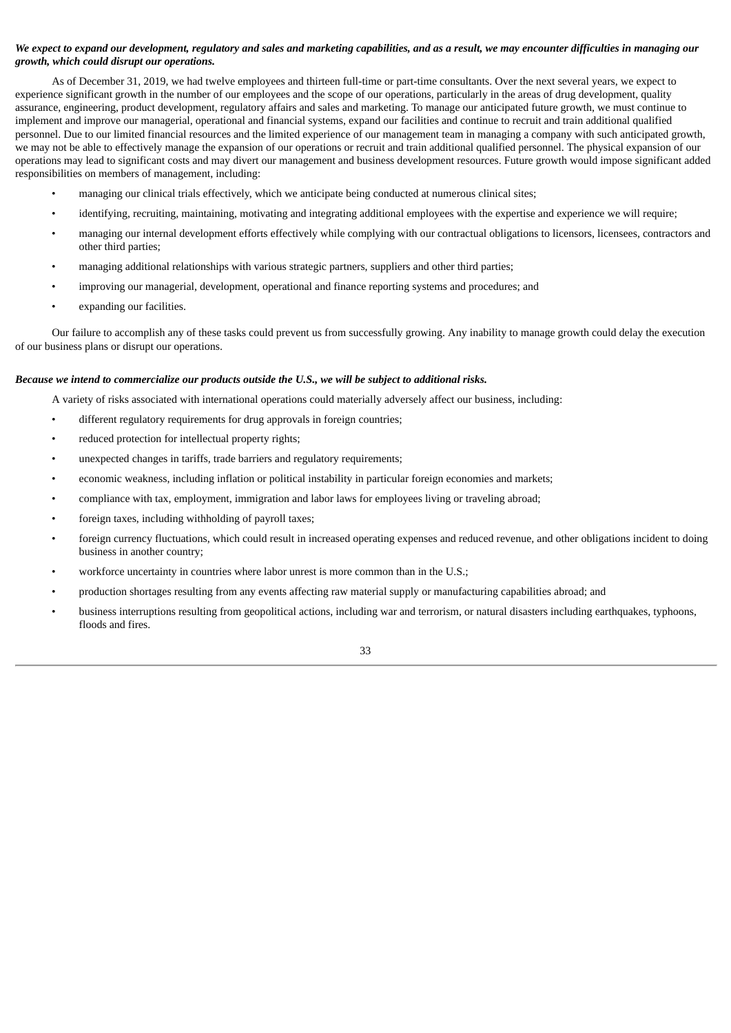***We expect to expand our development, regulatory and sales and marketing capabilities, and as a result, we may encounter difficulties in managing our growth, which could disrupt our operations.***

As of December 31, 2019, we had twelve employees and thirteen full-time or part-time consultants. Over the next several years, we expect to experience significant growth in the number of our employees and the scope of our operations, particularly in the areas of drug development, quality assurance, engineering, product development, regulatory affairs and sales and marketing. To manage our anticipated future growth, we must continue to implement and improve our managerial, operational and financial systems, expand our facilities and continue to recruit and train additional qualified personnel. Due to our limited financial resources and the limited experience of our management team in managing a company with such anticipated growth, we may not be able to effectively manage the expansion of our operations or recruit and train additional qualified personnel. The physical expansion of our operations may lead to significant costs and may divert our management and business development resources. Future growth would impose significant added responsibilities on members of management, including:

- managing our clinical trials effectively, which we anticipate being conducted at numerous clinical sites;
- identifying, recruiting, maintaining, motivating and integrating additional employees with the expertise and experience we will require;
- managing our internal development efforts effectively while complying with our contractual obligations to licensors, licensees, contractors and other third parties;
- managing additional relationships with various strategic partners, suppliers and other third parties;
- improving our managerial, development, operational and finance reporting systems and procedures; and
- expanding our facilities.

Our failure to accomplish any of these tasks could prevent us from successfully growing. Any inability to manage growth could delay the execution of our business plans or disrupt our operations.

***Because we intend to commercialize our products outside the U.S., we will be subject to additional risks.***

A variety of risks associated with international operations could materially adversely affect our business, including:

- different regulatory requirements for drug approvals in foreign countries;
- reduced protection for intellectual property rights;
- unexpected changes in tariffs, trade barriers and regulatory requirements;
- economic weakness, including inflation or political instability in particular foreign economies and markets;
- compliance with tax, employment, immigration and labor laws for employees living or traveling abroad;
- foreign taxes, including withholding of payroll taxes;
- foreign currency fluctuations, which could result in increased operating expenses and reduced revenue, and other obligations incident to doing business in another country;
- workforce uncertainty in countries where labor unrest is more common than in the U.S.;
- production shortages resulting from any events affecting raw material supply or manufacturing capabilities abroad; and
- business interruptions resulting from geopolitical actions, including war and terrorism, or natural disasters including earthquakes, typhoons, floods and fires.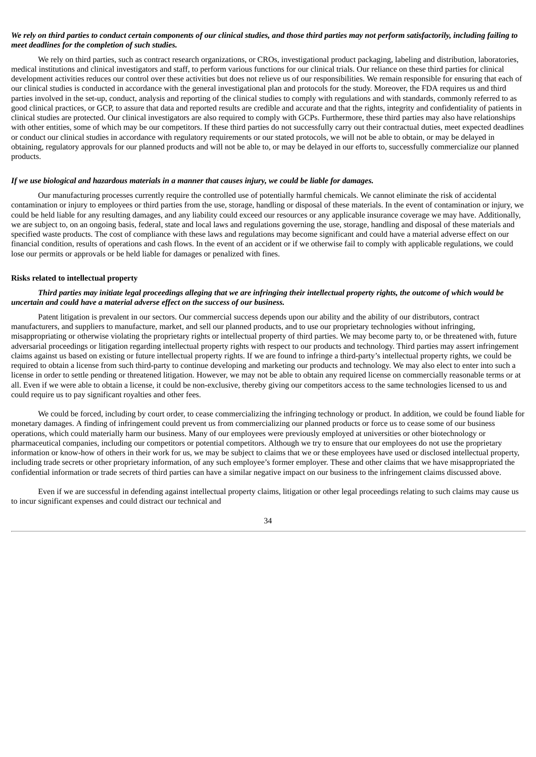*We rely on third parties to conduct certain components of our clinical studies, and those third parties may not perform satisfactorily, including failing to meet deadlines for the completion of such studies.*

We rely on third parties, such as contract research organizations, or CROs, investigational product packaging, labeling and distribution, laboratories, medical institutions and clinical investigators and staff, to perform various functions for our clinical trials. Our reliance on these third parties for clinical development activities reduces our control over these activities but does not relieve us of our responsibilities. We remain responsible for ensuring that each of our clinical studies is conducted in accordance with the general investigational plan and protocols for the study. Moreover, the FDA requires us and third parties involved in the set-up, conduct, analysis and reporting of the clinical studies to comply with regulations and with standards, commonly referred to as good clinical practices, or GCP, to assure that data and reported results are credible and accurate and that the rights, integrity and confidentiality of patients in clinical studies are protected. Our clinical investigators are also required to comply with GCPs. Furthermore, these third parties may also have relationships with other entities, some of which may be our competitors. If these third parties do not successfully carry out their contractual duties, meet expected deadlines or conduct our clinical studies in accordance with regulatory requirements or our stated protocols, we will not be able to obtain, or may be delayed in obtaining, regulatory approvals for our planned products and will not be able to, or may be delayed in our efforts to, successfully commercialize our planned products.

*If we use biological and hazardous materials in a manner that causes injury, we could be liable for damages.*

Our manufacturing processes currently require the controlled use of potentially harmful chemicals. We cannot eliminate the risk of accidental contamination or injury to employees or third parties from the use, storage, handling or disposal of these materials. In the event of contamination or injury, we could be held liable for any resulting damages, and any liability could exceed our resources or any applicable insurance coverage we may have. Additionally, we are subject to, on an ongoing basis, federal, state and local laws and regulations governing the use, storage, handling and disposal of these materials and specified waste products. The cost of compliance with these laws and regulations may become significant and could have a material adverse effect on our financial condition, results of operations and cash flows. In the event of an accident or if we otherwise fail to comply with applicable regulations, we could lose our permits or approvals or be held liable for damages or penalized with fines.

**Risks related to intellectual property**

*Third parties may initiate legal proceedings alleging that we are infringing their intellectual property rights, the outcome of which would be uncertain and could have a material adverse effect on the success of our business.*

Patent litigation is prevalent in our sectors. Our commercial success depends upon our ability and the ability of our distributors, contract manufacturers, and suppliers to manufacture, market, and sell our planned products, and to use our proprietary technologies without infringing, misappropriating or otherwise violating the proprietary rights or intellectual property of third parties. We may become party to, or be threatened with, future adversarial proceedings or litigation regarding intellectual property rights with respect to our products and technology. Third parties may assert infringement claims against us based on existing or future intellectual property rights. If we are found to infringe a third-party's intellectual property rights, we could be required to obtain a license from such third-party to continue developing and marketing our products and technology. We may also elect to enter into such a license in order to settle pending or threatened litigation. However, we may not be able to obtain any required license on commercially reasonable terms or at all. Even if we were able to obtain a license, it could be non-exclusive, thereby giving our competitors access to the same technologies licensed to us and could require us to pay significant royalties and other fees.

We could be forced, including by court order, to cease commercializing the infringing technology or product. In addition, we could be found liable for monetary damages. A finding of infringement could prevent us from commercializing our planned products or force us to cease some of our business operations, which could materially harm our business. Many of our employees were previously employed at universities or other biotechnology or pharmaceutical companies, including our competitors or potential competitors. Although we try to ensure that our employees do not use the proprietary information or know-how of others in their work for us, we may be subject to claims that we or these employees have used or disclosed intellectual property, including trade secrets or other proprietary information, of any such employee's former employer. These and other claims that we have misappropriated the confidential information or trade secrets of third parties can have a similar negative impact on our business to the infringement claims discussed above.

Even if we are successful in defending against intellectual property claims, litigation or other legal proceedings relating to such claims may cause us to incur significant expenses and could distract our technical and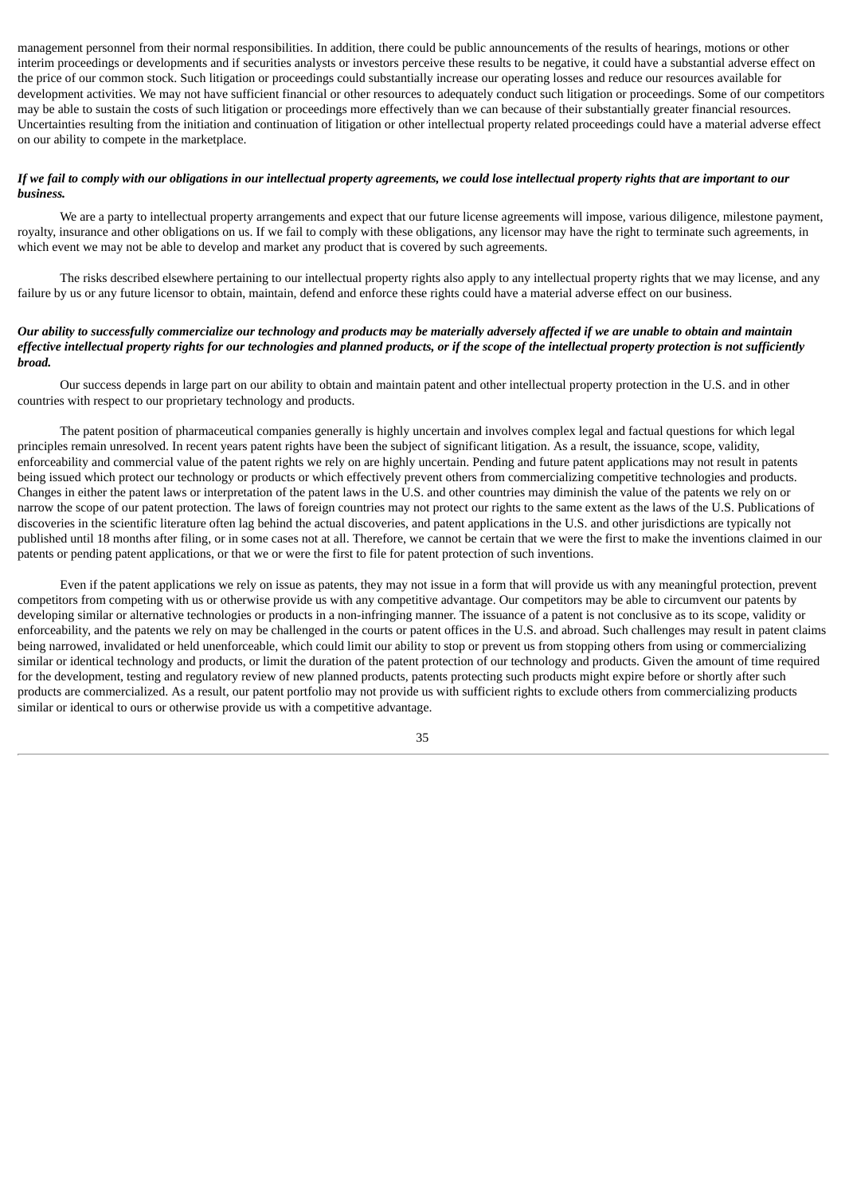management personnel from their normal responsibilities. In addition, there could be public announcements of the results of hearings, motions or other interim proceedings or developments and if securities analysts or investors perceive these results to be negative, it could have a substantial adverse effect on the price of our common stock. Such litigation or proceedings could substantially increase our operating losses and reduce our resources available for development activities. We may not have sufficient financial or other resources to adequately conduct such litigation or proceedings. Some of our competitors may be able to sustain the costs of such litigation or proceedings more effectively than we can because of their substantially greater financial resources. Uncertainties resulting from the initiation and continuation of litigation or other intellectual property related proceedings could have a material adverse effect on our ability to compete in the marketplace.

***If we fail to comply with our obligations in our intellectual property agreements, we could lose intellectual property rights that are important to our business.***

We are a party to intellectual property arrangements and expect that our future license agreements will impose, various diligence, milestone payment, royalty, insurance and other obligations on us. If we fail to comply with these obligations, any licensor may have the right to terminate such agreements, in which event we may not be able to develop and market any product that is covered by such agreements.

The risks described elsewhere pertaining to our intellectual property rights also apply to any intellectual property rights that we may license, and any failure by us or any future licensor to obtain, maintain, defend and enforce these rights could have a material adverse effect on our business.

***Our ability to successfully commercialize our technology and products may be materially adversely affected if we are unable to obtain and maintain effective intellectual property rights for our technologies and planned products, or if the scope of the intellectual property protection is not sufficiently broad.***

Our success depends in large part on our ability to obtain and maintain patent and other intellectual property protection in the U.S. and in other countries with respect to our proprietary technology and products.

The patent position of pharmaceutical companies generally is highly uncertain and involves complex legal and factual questions for which legal principles remain unresolved. In recent years patent rights have been the subject of significant litigation. As a result, the issuance, scope, validity, enforceability and commercial value of the patent rights we rely on are highly uncertain. Pending and future patent applications may not result in patents being issued which protect our technology or products or which effectively prevent others from commercializing competitive technologies and products. Changes in either the patent laws or interpretation of the patent laws in the U.S. and other countries may diminish the value of the patents we rely on or narrow the scope of our patent protection. The laws of foreign countries may not protect our rights to the same extent as the laws of the U.S. Publications of discoveries in the scientific literature often lag behind the actual discoveries, and patent applications in the U.S. and other jurisdictions are typically not published until 18 months after filing, or in some cases not at all. Therefore, we cannot be certain that we were the first to make the inventions claimed in our patents or pending patent applications, or that we or were the first to file for patent protection of such inventions.

Even if the patent applications we rely on issue as patents, they may not issue in a form that will provide us with any meaningful protection, prevent competitors from competing with us or otherwise provide us with any competitive advantage. Our competitors may be able to circumvent our patents by developing similar or alternative technologies or products in a non-infringing manner. The issuance of a patent is not conclusive as to its scope, validity or enforceability, and the patents we rely on may be challenged in the courts or patent offices in the U.S. and abroad. Such challenges may result in patent claims being narrowed, invalidated or held unenforceable, which could limit our ability to stop or prevent us from stopping others from using or commercializing similar or identical technology and products, or limit the duration of the patent protection of our technology and products. Given the amount of time required for the development, testing and regulatory review of new planned products, patents protecting such products might expire before or shortly after such products are commercialized. As a result, our patent portfolio may not provide us with sufficient rights to exclude others from commercializing products similar or identical to ours or otherwise provide us with a competitive advantage.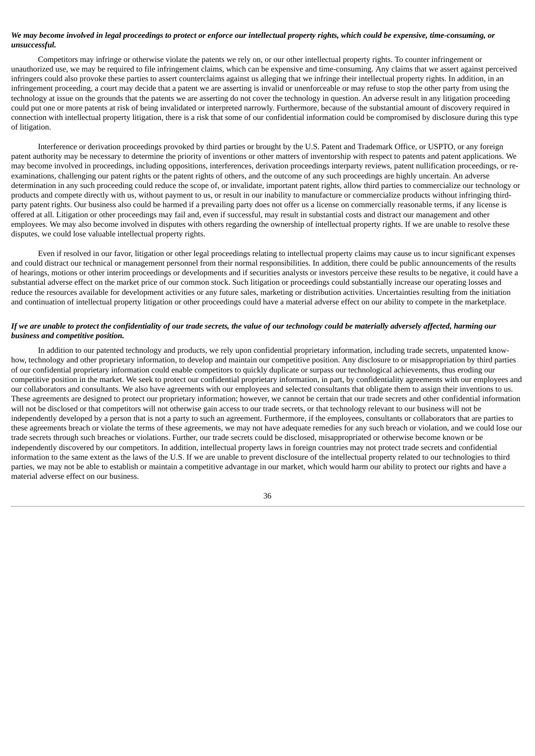***We may become involved in legal proceedings to protect or enforce our intellectual property rights, which could be expensive, time-consuming, or unsuccessful.***

Competitors may infringe or otherwise violate the patents we rely on, or our other intellectual property rights. To counter infringement or unauthorized use, we may be required to file infringement claims, which can be expensive and time-consuming. Any claims that we assert against perceived infringers could also provoke these parties to assert counterclaims against us alleging that we infringe their intellectual property rights. In addition, in an infringement proceeding, a court may decide that a patent we are asserting is invalid or unenforceable or may refuse to stop the other party from using the technology at issue on the grounds that the patents we are asserting do not cover the technology in question. An adverse result in any litigation proceeding could put one or more patents at risk of being invalidated or interpreted narrowly. Furthermore, because of the substantial amount of discovery required in connection with intellectual property litigation, there is a risk that some of our confidential information could be compromised by disclosure during this type of litigation.

Interference or derivation proceedings provoked by third parties or brought by the U.S. Patent and Trademark Office, or USPTO, or any foreign patent authority may be necessary to determine the priority of inventions or other matters of inventorship with respect to patents and patent applications. We may become involved in proceedings, including oppositions, interferences, derivation proceedings interparty reviews, patent nullification proceedings, or re-examinations, challenging our patent rights or the patent rights of others, and the outcome of any such proceedings are highly uncertain. An adverse determination in any such proceeding could reduce the scope of, or invalidate, important patent rights, allow third parties to commercialize our technology or products and compete directly with us, without payment to us, or result in our inability to manufacture or commercialize products without infringing third-party patent rights. Our business also could be harmed if a prevailing party does not offer us a license on commercially reasonable terms, if any license is offered at all. Litigation or other proceedings may fail and, even if successful, may result in substantial costs and distract our management and other employees. We may also become involved in disputes with others regarding the ownership of intellectual property rights. If we are unable to resolve these disputes, we could lose valuable intellectual property rights.

Even if resolved in our favor, litigation or other legal proceedings relating to intellectual property claims may cause us to incur significant expenses and could distract our technical or management personnel from their normal responsibilities. In addition, there could be public announcements of the results of hearings, motions or other interim proceedings or developments and if securities analysts or investors perceive these results to be negative, it could have a substantial adverse effect on the market price of our common stock. Such litigation or proceedings could substantially increase our operating losses and reduce the resources available for development activities or any future sales, marketing or distribution activities. Uncertainties resulting from the initiation and continuation of intellectual property litigation or other proceedings could have a material adverse effect on our ability to compete in the marketplace.

***If we are unable to protect the confidentiality of our trade secrets, the value of our technology could be materially adversely affected, harming our business and competitive position.***

In addition to our patented technology and products, we rely upon confidential proprietary information, including trade secrets, unpatented know-how, technology and other proprietary information, to develop and maintain our competitive position. Any disclosure to or misappropriation by third parties of our confidential proprietary information could enable competitors to quickly duplicate or surpass our technological achievements, thus eroding our competitive position in the market. We seek to protect our confidential proprietary information, in part, by confidentiality agreements with our employees and our collaborators and consultants. We also have agreements with our employees and selected consultants that obligate them to assign their inventions to us. These agreements are designed to protect our proprietary information; however, we cannot be certain that our trade secrets and other confidential information will not be disclosed or that competitors will not otherwise gain access to our trade secrets, or that technology relevant to our business will not be independently developed by a person that is not a party to such an agreement. Furthermore, if the employees, consultants or collaborators that are parties to these agreements breach or violate the terms of these agreements, we may not have adequate remedies for any such breach or violation, and we could lose our trade secrets through such breaches or violations. Further, our trade secrets could be disclosed, misappropriated or otherwise become known or be independently discovered by our competitors. In addition, intellectual property laws in foreign countries may not protect trade secrets and confidential information to the same extent as the laws of the U.S. If we are unable to prevent disclosure of the intellectual property related to our technologies to third parties, we may not be able to establish or maintain a competitive advantage in our market, which would harm our ability to protect our rights and have a material adverse effect on our business.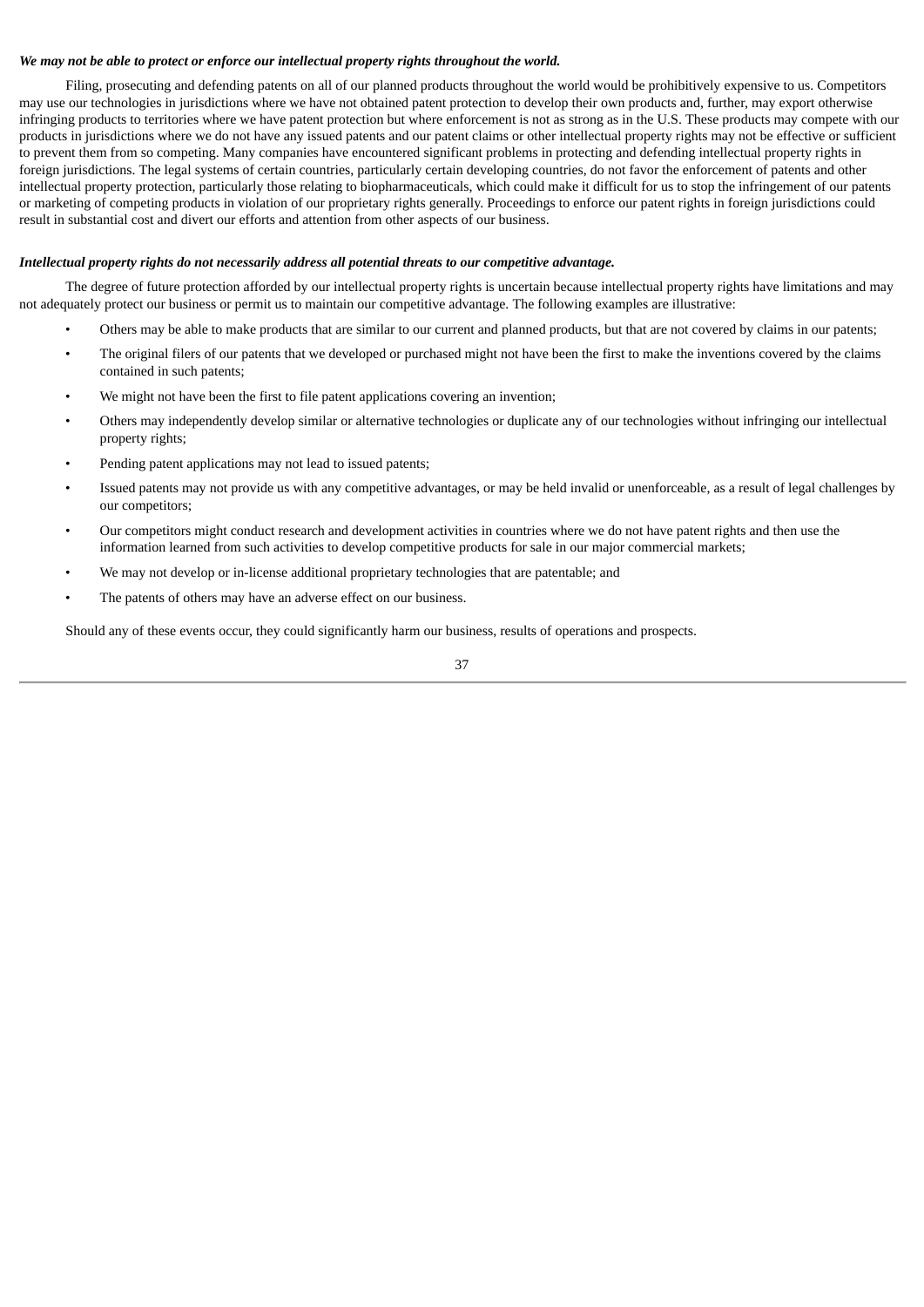***We may not be able to protect or enforce our intellectual property rights throughout the world.***

Filing, prosecuting and defending patents on all of our planned products throughout the world would be prohibitively expensive to us. Competitors may use our technologies in jurisdictions where we have not obtained patent protection to develop their own products and, further, may export otherwise infringing products to territories where we have patent protection but where enforcement is not as strong as in the U.S. These products may compete with our products in jurisdictions where we do not have any issued patents and our patent claims or other intellectual property rights may not be effective or sufficient to prevent them from so competing. Many companies have encountered significant problems in protecting and defending intellectual property rights in foreign jurisdictions. The legal systems of certain countries, particularly certain developing countries, do not favor the enforcement of patents and other intellectual property protection, particularly those relating to biopharmaceuticals, which could make it difficult for us to stop the infringement of our patents or marketing of competing products in violation of our proprietary rights generally. Proceedings to enforce our patent rights in foreign jurisdictions could result in substantial cost and divert our efforts and attention from other aspects of our business.

***Intellectual property rights do not necessarily address all potential threats to our competitive advantage.***

The degree of future protection afforded by our intellectual property rights is uncertain because intellectual property rights have limitations and may not adequately protect our business or permit us to maintain our competitive advantage. The following examples are illustrative:

- Others may be able to make products that are similar to our current and planned products, but that are not covered by claims in our patents;
- The original filers of our patents that we developed or purchased might not have been the first to make the inventions covered by the claims contained in such patents;
- We might not have been the first to file patent applications covering an invention;
- Others may independently develop similar or alternative technologies or duplicate any of our technologies without infringing our intellectual property rights;
- Pending patent applications may not lead to issued patents;
- Issued patents may not provide us with any competitive advantages, or may be held invalid or unenforceable, as a result of legal challenges by our competitors;
- Our competitors might conduct research and development activities in countries where we do not have patent rights and then use the information learned from such activities to develop competitive products for sale in our major commercial markets;
- We may not develop or in-license additional proprietary technologies that are patentable; and
- The patents of others may have an adverse effect on our business.

Should any of these events occur, they could significantly harm our business, results of operations and prospects.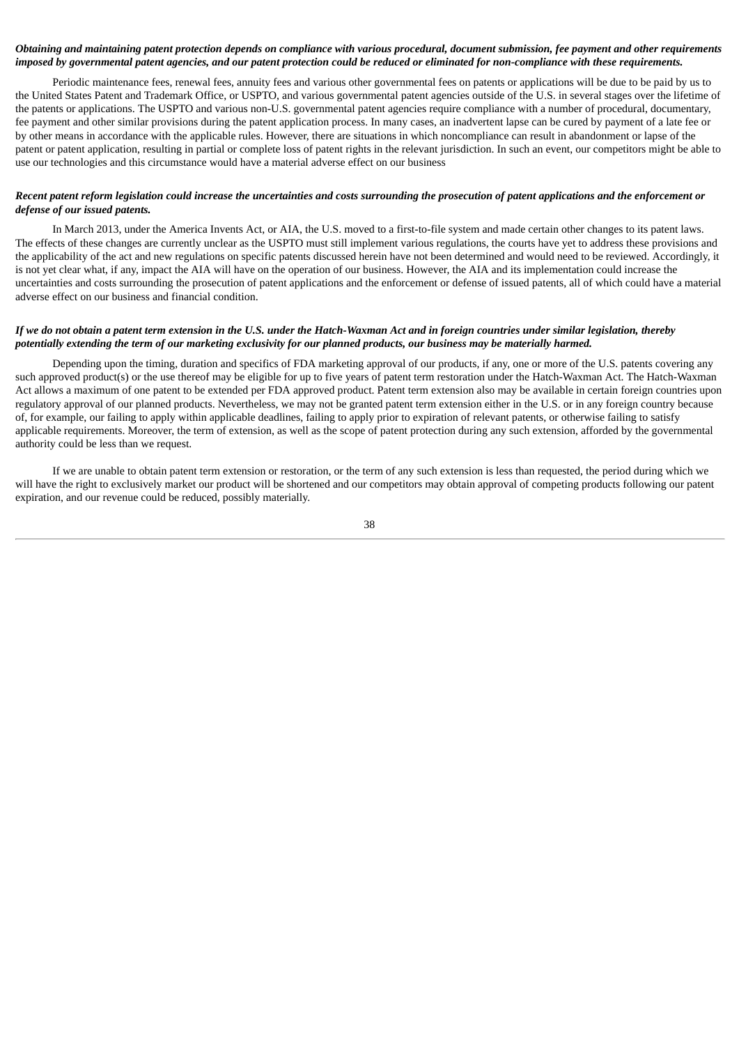***Obtaining and maintaining patent protection depends on compliance with various procedural, document submission, fee payment and other requirements imposed by governmental patent agencies, and our patent protection could be reduced or eliminated for non-compliance with these requirements.***

Periodic maintenance fees, renewal fees, annuity fees and various other governmental fees on patents or applications will be due to be paid by us to the United States Patent and Trademark Office, or USPTO, and various governmental patent agencies outside of the U.S. in several stages over the lifetime of the patents or applications. The USPTO and various non-U.S. governmental patent agencies require compliance with a number of procedural, documentary, fee payment and other similar provisions during the patent application process. In many cases, an inadvertent lapse can be cured by payment of a late fee or by other means in accordance with the applicable rules. However, there are situations in which noncompliance can result in abandonment or lapse of the patent or patent application, resulting in partial or complete loss of patent rights in the relevant jurisdiction. In such an event, our competitors might be able to use our technologies and this circumstance would have a material adverse effect on our business

***Recent patent reform legislation could increase the uncertainties and costs surrounding the prosecution of patent applications and the enforcement or defense of our issued patents.***

In March 2013, under the America Invents Act, or AIA, the U.S. moved to a first-to-file system and made certain other changes to its patent laws. The effects of these changes are currently unclear as the USPTO must still implement various regulations, the courts have yet to address these provisions and the applicability of the act and new regulations on specific patents discussed herein have not been determined and would need to be reviewed. Accordingly, it is not yet clear what, if any, impact the AIA will have on the operation of our business. However, the AIA and its implementation could increase the uncertainties and costs surrounding the prosecution of patent applications and the enforcement or defense of issued patents, all of which could have a material adverse effect on our business and financial condition.

***If we do not obtain a patent term extension in the U.S. under the Hatch-Waxman Act and in foreign countries under similar legislation, thereby potentially extending the term of our marketing exclusivity for our planned products, our business may be materially harmed.***

Depending upon the timing, duration and specifics of FDA marketing approval of our products, if any, one or more of the U.S. patents covering any such approved product(s) or the use thereof may be eligible for up to five years of patent term restoration under the Hatch-Waxman Act. The Hatch-Waxman Act allows a maximum of one patent to be extended per FDA approved product. Patent term extension also may be available in certain foreign countries upon regulatory approval of our planned products. Nevertheless, we may not be granted patent term extension either in the U.S. or in any foreign country because of, for example, our failing to apply within applicable deadlines, failing to apply prior to expiration of relevant patents, or otherwise failing to satisfy applicable requirements. Moreover, the term of extension, as well as the scope of patent protection during any such extension, afforded by the governmental authority could be less than we request.

If we are unable to obtain patent term extension or restoration, or the term of any such extension is less than requested, the period during which we will have the right to exclusively market our product will be shortened and our competitors may obtain approval of competing products following our patent expiration, and our revenue could be reduced, possibly materially.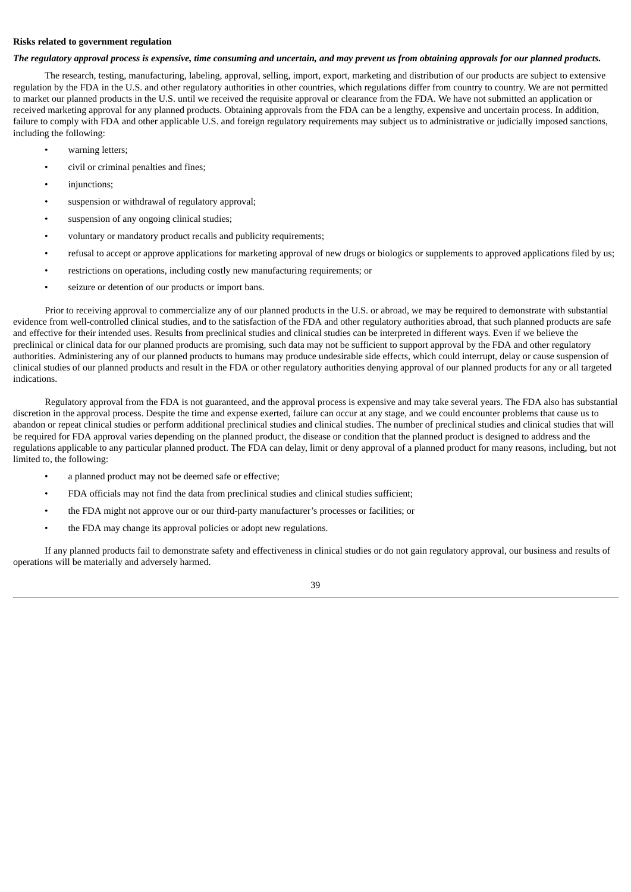**Risks related to government regulation**

***The regulatory approval process is expensive, time consuming and uncertain, and may prevent us from obtaining approvals for our planned products.***

The research, testing, manufacturing, labeling, approval, selling, import, export, marketing and distribution of our products are subject to extensive regulation by the FDA in the U.S. and other regulatory authorities in other countries, which regulations differ from country to country. We are not permitted to market our planned products in the U.S. until we received the requisite approval or clearance from the FDA. We have not submitted an application or received marketing approval for any planned products. Obtaining approvals from the FDA can be a lengthy, expensive and uncertain process. In addition, failure to comply with FDA and other applicable U.S. and foreign regulatory requirements may subject us to administrative or judicially imposed sanctions, including the following:

- warning letters;
- civil or criminal penalties and fines;
- injunctions;
- suspension or withdrawal of regulatory approval;
- suspension of any ongoing clinical studies;
- voluntary or mandatory product recalls and publicity requirements;
- refusal to accept or approve applications for marketing approval of new drugs or biologics or supplements to approved applications filed by us;
- restrictions on operations, including costly new manufacturing requirements; or
- seizure or detention of our products or import bans.

Prior to receiving approval to commercialize any of our planned products in the U.S. or abroad, we may be required to demonstrate with substantial evidence from well-controlled clinical studies, and to the satisfaction of the FDA and other regulatory authorities abroad, that such planned products are safe and effective for their intended uses. Results from preclinical studies and clinical studies can be interpreted in different ways. Even if we believe the preclinical or clinical data for our planned products are promising, such data may not be sufficient to support approval by the FDA and other regulatory authorities. Administering any of our planned products to humans may produce undesirable side effects, which could interrupt, delay or cause suspension of clinical studies of our planned products and result in the FDA or other regulatory authorities denying approval of our planned products for any or all targeted indications.

Regulatory approval from the FDA is not guaranteed, and the approval process is expensive and may take several years. The FDA also has substantial discretion in the approval process. Despite the time and expense exerted, failure can occur at any stage, and we could encounter problems that cause us to abandon or repeat clinical studies or perform additional preclinical studies and clinical studies. The number of preclinical studies and clinical studies that will be required for FDA approval varies depending on the planned product, the disease or condition that the planned product is designed to address and the regulations applicable to any particular planned product. The FDA can delay, limit or deny approval of a planned product for many reasons, including, but not limited to, the following:

- a planned product may not be deemed safe or effective;
- FDA officials may not find the data from preclinical studies and clinical studies sufficient;
- the FDA might not approve our or our third-party manufacturer's processes or facilities; or
- the FDA may change its approval policies or adopt new regulations.

If any planned products fail to demonstrate safety and effectiveness in clinical studies or do not gain regulatory approval, our business and results of operations will be materially and adversely harmed.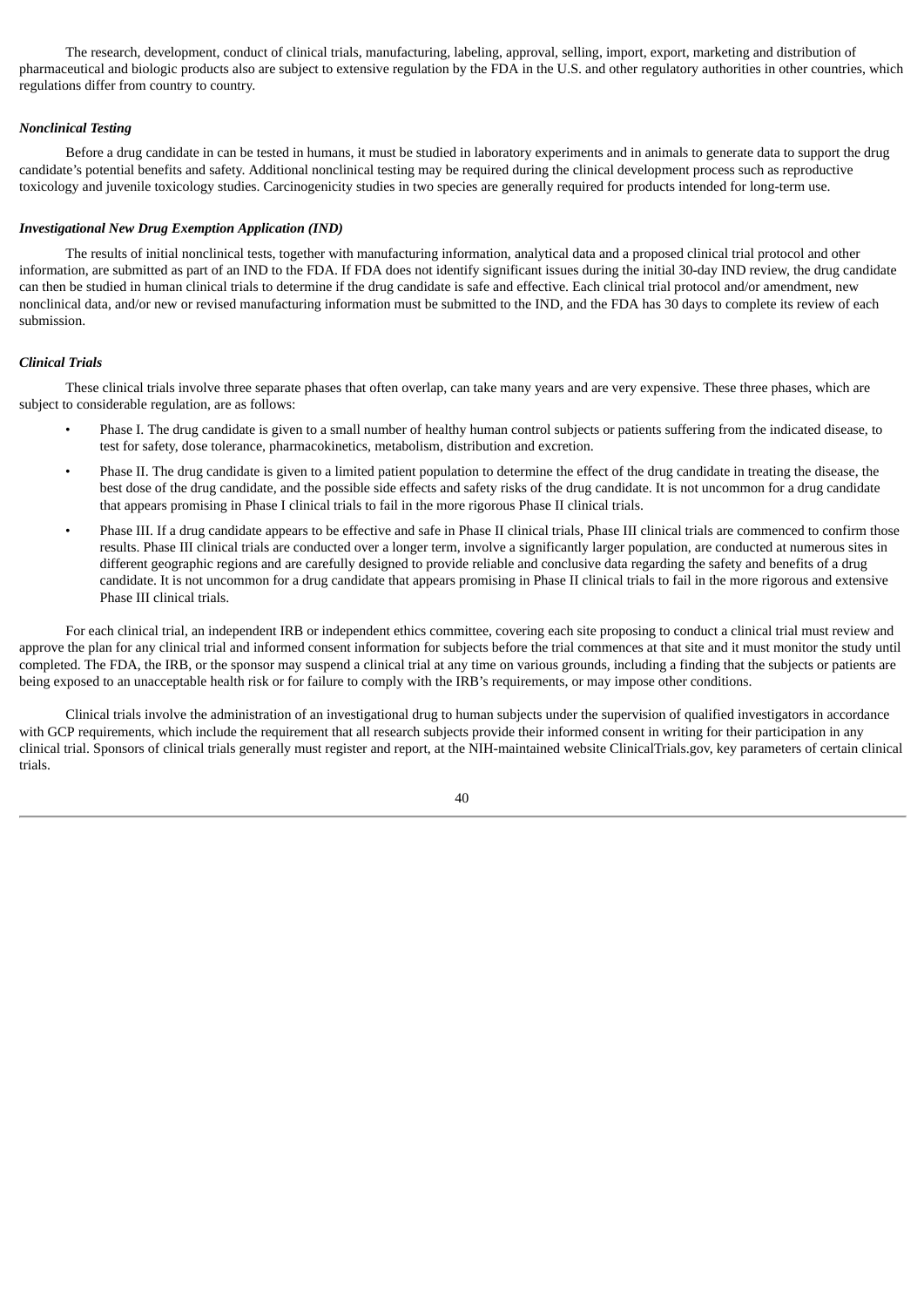The research, development, conduct of clinical trials, manufacturing, labeling, approval, selling, import, export, marketing and distribution of pharmaceutical and biologic products also are subject to extensive regulation by the FDA in the U.S. and other regulatory authorities in other countries, which regulations differ from country to country.

***Nonclinical Testing***

Before a drug candidate in can be tested in humans, it must be studied in laboratory experiments and in animals to generate data to support the drug candidate's potential benefits and safety. Additional nonclinical testing may be required during the clinical development process such as reproductive toxicology and juvenile toxicology studies. Carcinogenicity studies in two species are generally required for products intended for long-term use.

***Investigational New Drug Exemption Application (IND)***

The results of initial nonclinical tests, together with manufacturing information, analytical data and a proposed clinical trial protocol and other information, are submitted as part of an IND to the FDA. If FDA does not identify significant issues during the initial 30-day IND review, the drug candidate can then be studied in human clinical trials to determine if the drug candidate is safe and effective. Each clinical trial protocol and/or amendment, new nonclinical data, and/or new or revised manufacturing information must be submitted to the IND, and the FDA has 30 days to complete its review of each submission.

***Clinical Trials***

These clinical trials involve three separate phases that often overlap, can take many years and are very expensive. These three phases, which are subject to considerable regulation, are as follows:

- Phase I. The drug candidate is given to a small number of healthy human control subjects or patients suffering from the indicated disease, to test for safety, dose tolerance, pharmacokinetics, metabolism, distribution and excretion.
- Phase II. The drug candidate is given to a limited patient population to determine the effect of the drug candidate in treating the disease, the best dose of the drug candidate, and the possible side effects and safety risks of the drug candidate. It is not uncommon for a drug candidate that appears promising in Phase I clinical trials to fail in the more rigorous Phase II clinical trials.
- Phase III. If a drug candidate appears to be effective and safe in Phase II clinical trials, Phase III clinical trials are commenced to confirm those results. Phase III clinical trials are conducted over a longer term, involve a significantly larger population, are conducted at numerous sites in different geographic regions and are carefully designed to provide reliable and conclusive data regarding the safety and benefits of a drug candidate. It is not uncommon for a drug candidate that appears promising in Phase II clinical trials to fail in the more rigorous and extensive Phase III clinical trials.

For each clinical trial, an independent IRB or independent ethics committee, covering each site proposing to conduct a clinical trial must review and approve the plan for any clinical trial and informed consent information for subjects before the trial commences at that site and it must monitor the study until completed. The FDA, the IRB, or the sponsor may suspend a clinical trial at any time on various grounds, including a finding that the subjects or patients are being exposed to an unacceptable health risk or for failure to comply with the IRB's requirements, or may impose other conditions.

Clinical trials involve the administration of an investigational drug to human subjects under the supervision of qualified investigators in accordance with GCP requirements, which include the requirement that all research subjects provide their informed consent in writing for their participation in any clinical trial. Sponsors of clinical trials generally must register and report, at the NIH-maintained website ClinicalTrials.gov, key parameters of certain clinical trials.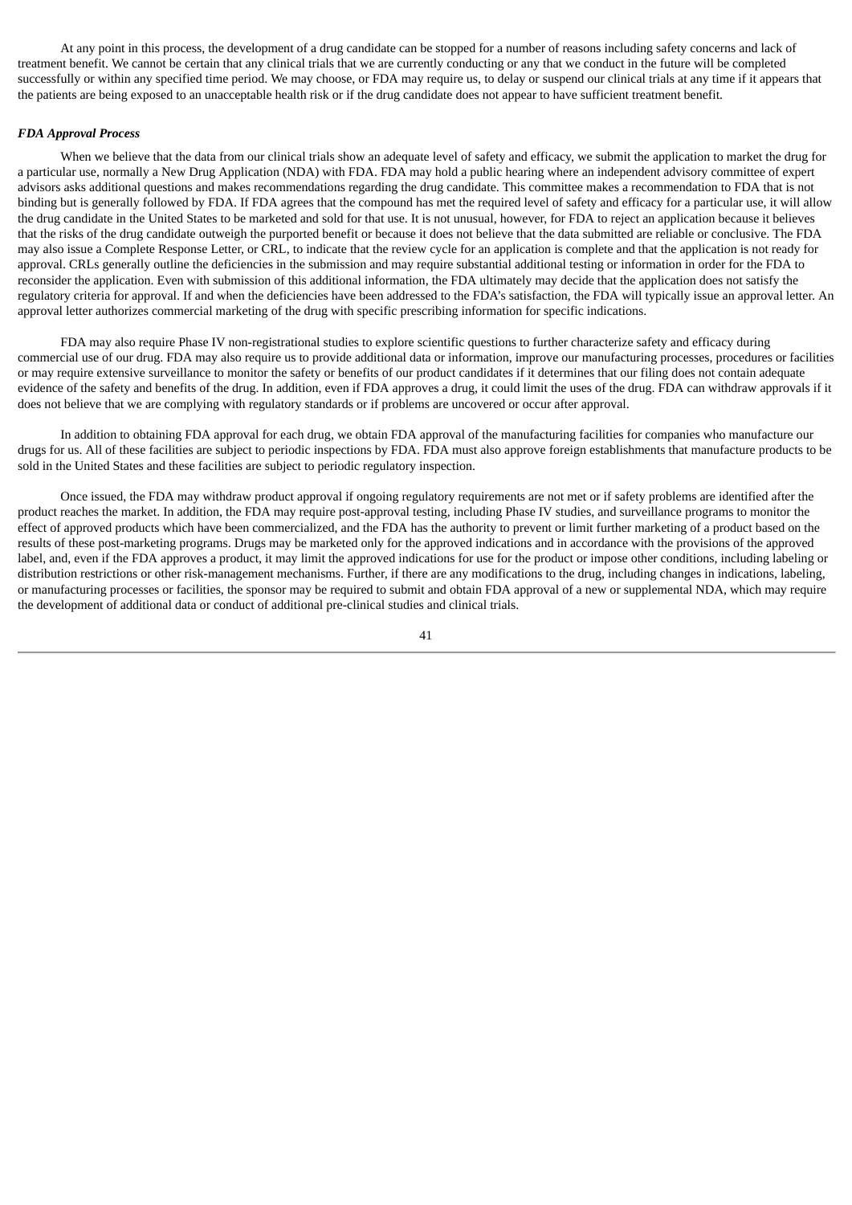At any point in this process, the development of a drug candidate can be stopped for a number of reasons including safety concerns and lack of treatment benefit. We cannot be certain that any clinical trials that we are currently conducting or any that we conduct in the future will be completed successfully or within any specified time period. We may choose, or FDA may require us, to delay or suspend our clinical trials at any time if it appears that the patients are being exposed to an unacceptable health risk or if the drug candidate does not appear to have sufficient treatment benefit.

***FDA Approval Process***

When we believe that the data from our clinical trials show an adequate level of safety and efficacy, we submit the application to market the drug for a particular use, normally a New Drug Application (NDA) with FDA. FDA may hold a public hearing where an independent advisory committee of expert advisors asks additional questions and makes recommendations regarding the drug candidate. This committee makes a recommendation to FDA that is not binding but is generally followed by FDA. If FDA agrees that the compound has met the required level of safety and efficacy for a particular use, it will allow the drug candidate in the United States to be marketed and sold for that use. It is not unusual, however, for FDA to reject an application because it believes that the risks of the drug candidate outweigh the purported benefit or because it does not believe that the data submitted are reliable or conclusive. The FDA may also issue a Complete Response Letter, or CRL, to indicate that the review cycle for an application is complete and that the application is not ready for approval. CRLs generally outline the deficiencies in the submission and may require substantial additional testing or information in order for the FDA to reconsider the application. Even with submission of this additional information, the FDA ultimately may decide that the application does not satisfy the regulatory criteria for approval. If and when the deficiencies have been addressed to the FDA's satisfaction, the FDA will typically issue an approval letter. An approval letter authorizes commercial marketing of the drug with specific prescribing information for specific indications.

FDA may also require Phase IV non-registrational studies to explore scientific questions to further characterize safety and efficacy during commercial use of our drug. FDA may also require us to provide additional data or information, improve our manufacturing processes, procedures or facilities or may require extensive surveillance to monitor the safety or benefits of our product candidates if it determines that our filing does not contain adequate evidence of the safety and benefits of the drug. In addition, even if FDA approves a drug, it could limit the uses of the drug. FDA can withdraw approvals if it does not believe that we are complying with regulatory standards or if problems are uncovered or occur after approval.

In addition to obtaining FDA approval for each drug, we obtain FDA approval of the manufacturing facilities for companies who manufacture our drugs for us. All of these facilities are subject to periodic inspections by FDA. FDA must also approve foreign establishments that manufacture products to be sold in the United States and these facilities are subject to periodic regulatory inspection.

Once issued, the FDA may withdraw product approval if ongoing regulatory requirements are not met or if safety problems are identified after the product reaches the market. In addition, the FDA may require post-approval testing, including Phase IV studies, and surveillance programs to monitor the effect of approved products which have been commercialized, and the FDA has the authority to prevent or limit further marketing of a product based on the results of these post-marketing programs. Drugs may be marketed only for the approved indications and in accordance with the provisions of the approved label, and, even if the FDA approves a product, it may limit the approved indications for use for the product or impose other conditions, including labeling or distribution restrictions or other risk-management mechanisms. Further, if there are any modifications to the drug, including changes in indications, labeling, or manufacturing processes or facilities, the sponsor may be required to submit and obtain FDA approval of a new or supplemental NDA, which may require the development of additional data or conduct of additional pre-clinical studies and clinical trials.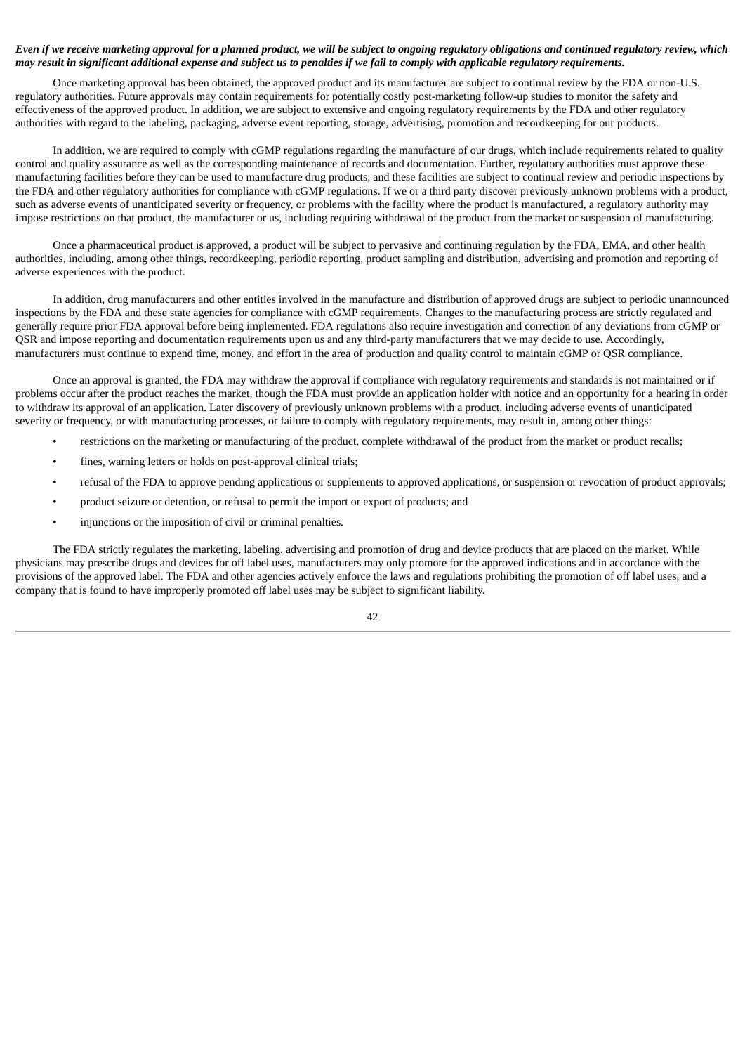***Even if we receive marketing approval for a planned product, we will be subject to ongoing regulatory obligations and continued regulatory review, which may result in significant additional expense and subject us to penalties if we fail to comply with applicable regulatory requirements.***

Once marketing approval has been obtained, the approved product and its manufacturer are subject to continual review by the FDA or non-U.S. regulatory authorities. Future approvals may contain requirements for potentially costly post-marketing follow-up studies to monitor the safety and effectiveness of the approved product. In addition, we are subject to extensive and ongoing regulatory requirements by the FDA and other regulatory authorities with regard to the labeling, packaging, adverse event reporting, storage, advertising, promotion and recordkeeping for our products.

In addition, we are required to comply with cGMP regulations regarding the manufacture of our drugs, which include requirements related to quality control and quality assurance as well as the corresponding maintenance of records and documentation. Further, regulatory authorities must approve these manufacturing facilities before they can be used to manufacture drug products, and these facilities are subject to continual review and periodic inspections by the FDA and other regulatory authorities for compliance with cGMP regulations. If we or a third party discover previously unknown problems with a product, such as adverse events of unanticipated severity or frequency, or problems with the facility where the product is manufactured, a regulatory authority may impose restrictions on that product, the manufacturer or us, including requiring withdrawal of the product from the market or suspension of manufacturing.

Once a pharmaceutical product is approved, a product will be subject to pervasive and continuing regulation by the FDA, EMA, and other health authorities, including, among other things, recordkeeping, periodic reporting, product sampling and distribution, advertising and promotion and reporting of adverse experiences with the product.

In addition, drug manufacturers and other entities involved in the manufacture and distribution of approved drugs are subject to periodic unannounced inspections by the FDA and these state agencies for compliance with cGMP requirements. Changes to the manufacturing process are strictly regulated and generally require prior FDA approval before being implemented. FDA regulations also require investigation and correction of any deviations from cGMP or QSR and impose reporting and documentation requirements upon us and any third-party manufacturers that we may decide to use. Accordingly, manufacturers must continue to expend time, money, and effort in the area of production and quality control to maintain cGMP or QSR compliance.

Once an approval is granted, the FDA may withdraw the approval if compliance with regulatory requirements and standards is not maintained or if problems occur after the product reaches the market, though the FDA must provide an application holder with notice and an opportunity for a hearing in order to withdraw its approval of an application. Later discovery of previously unknown problems with a product, including adverse events of unanticipated severity or frequency, or with manufacturing processes, or failure to comply with regulatory requirements, may result in, among other things:

- restrictions on the marketing or manufacturing of the product, complete withdrawal of the product from the market or product recalls;
- fines, warning letters or holds on post-approval clinical trials;
- refusal of the FDA to approve pending applications or supplements to approved applications, or suspension or revocation of product approvals;
- product seizure or detention, or refusal to permit the import or export of products; and
- injunctions or the imposition of civil or criminal penalties.

The FDA strictly regulates the marketing, labeling, advertising and promotion of drug and device products that are placed on the market. While physicians may prescribe drugs and devices for off label uses, manufacturers may only promote for the approved indications and in accordance with the provisions of the approved label. The FDA and other agencies actively enforce the laws and regulations prohibiting the promotion of off label uses, and a company that is found to have improperly promoted off label uses may be subject to significant liability.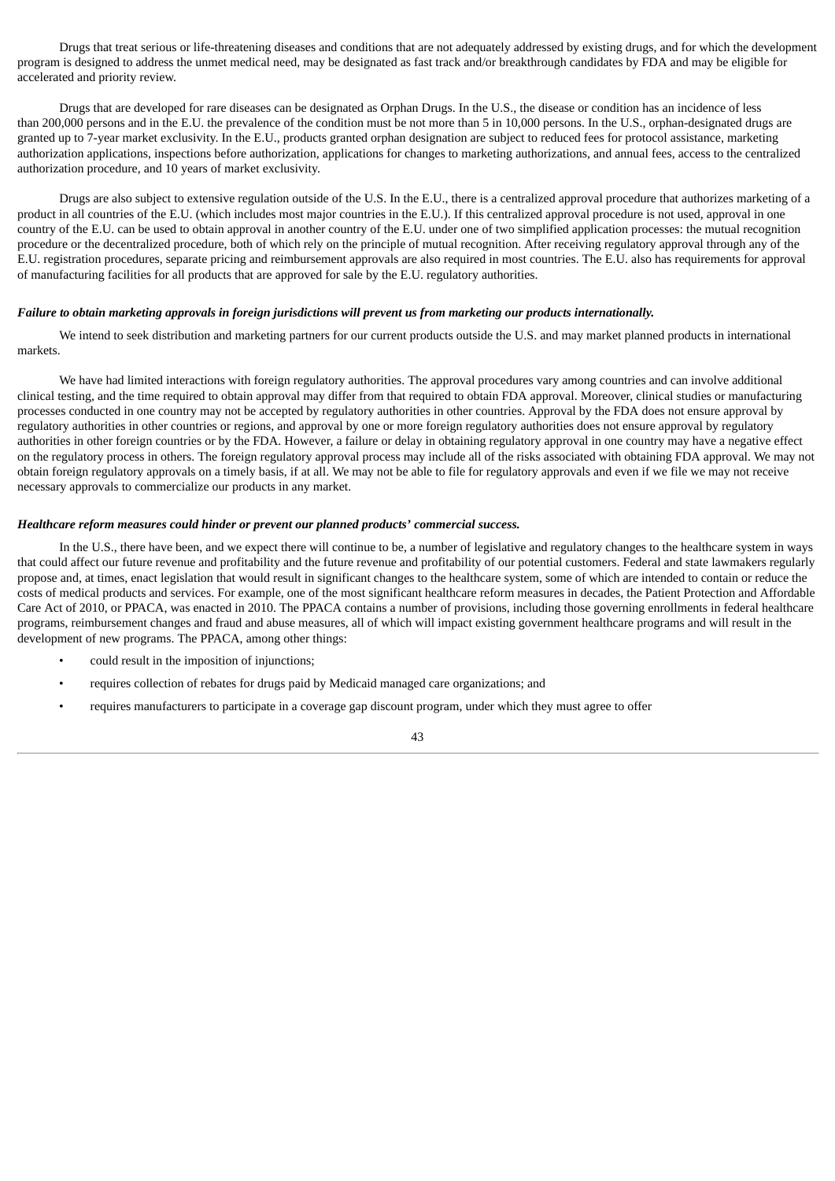Drugs that treat serious or life-threatening diseases and conditions that are not adequately addressed by existing drugs, and for which the development program is designed to address the unmet medical need, may be designated as fast track and/or breakthrough candidates by FDA and may be eligible for accelerated and priority review.

Drugs that are developed for rare diseases can be designated as Orphan Drugs. In the U.S., the disease or condition has an incidence of less than 200,000 persons and in the E.U. the prevalence of the condition must be not more than 5 in 10,000 persons. In the U.S., orphan-designated drugs are granted up to 7-year market exclusivity. In the E.U., products granted orphan designation are subject to reduced fees for protocol assistance, marketing authorization applications, inspections before authorization, applications for changes to marketing authorizations, and annual fees, access to the centralized authorization procedure, and 10 years of market exclusivity.

Drugs are also subject to extensive regulation outside of the U.S. In the E.U., there is a centralized approval procedure that authorizes marketing of a product in all countries of the E.U. (which includes most major countries in the E.U.). If this centralized approval procedure is not used, approval in one country of the E.U. can be used to obtain approval in another country of the E.U. under one of two simplified application processes: the mutual recognition procedure or the decentralized procedure, both of which rely on the principle of mutual recognition. After receiving regulatory approval through any of the E.U. registration procedures, separate pricing and reimbursement approvals are also required in most countries. The E.U. also has requirements for approval of manufacturing facilities for all products that are approved for sale by the E.U. regulatory authorities.

***Failure to obtain marketing approvals in foreign jurisdictions will prevent us from marketing our products internationally.***

We intend to seek distribution and marketing partners for our current products outside the U.S. and may market planned products in international markets.

We have had limited interactions with foreign regulatory authorities. The approval procedures vary among countries and can involve additional clinical testing, and the time required to obtain approval may differ from that required to obtain FDA approval. Moreover, clinical studies or manufacturing processes conducted in one country may not be accepted by regulatory authorities in other countries. Approval by the FDA does not ensure approval by regulatory authorities in other countries or regions, and approval by one or more foreign regulatory authorities does not ensure approval by regulatory authorities in other foreign countries or by the FDA. However, a failure or delay in obtaining regulatory approval in one country may have a negative effect on the regulatory process in others. The foreign regulatory approval process may include all of the risks associated with obtaining FDA approval. We may not obtain foreign regulatory approvals on a timely basis, if at all. We may not be able to file for regulatory approvals and even if we file we may not receive necessary approvals to commercialize our products in any market.

***Healthcare reform measures could hinder or prevent our planned products' commercial success.***

In the U.S., there have been, and we expect there will continue to be, a number of legislative and regulatory changes to the healthcare system in ways that could affect our future revenue and profitability and the future revenue and profitability of our potential customers. Federal and state lawmakers regularly propose and, at times, enact legislation that would result in significant changes to the healthcare system, some of which are intended to contain or reduce the costs of medical products and services. For example, one of the most significant healthcare reform measures in decades, the Patient Protection and Affordable Care Act of 2010, or PPACA, was enacted in 2010. The PPACA contains a number of provisions, including those governing enrollments in federal healthcare programs, reimbursement changes and fraud and abuse measures, all of which will impact existing government healthcare programs and will result in the development of new programs. The PPACA, among other things:

- could result in the imposition of injunctions;
- requires collection of rebates for drugs paid by Medicaid managed care organizations; and
- requires manufacturers to participate in a coverage gap discount program, under which they must agree to offer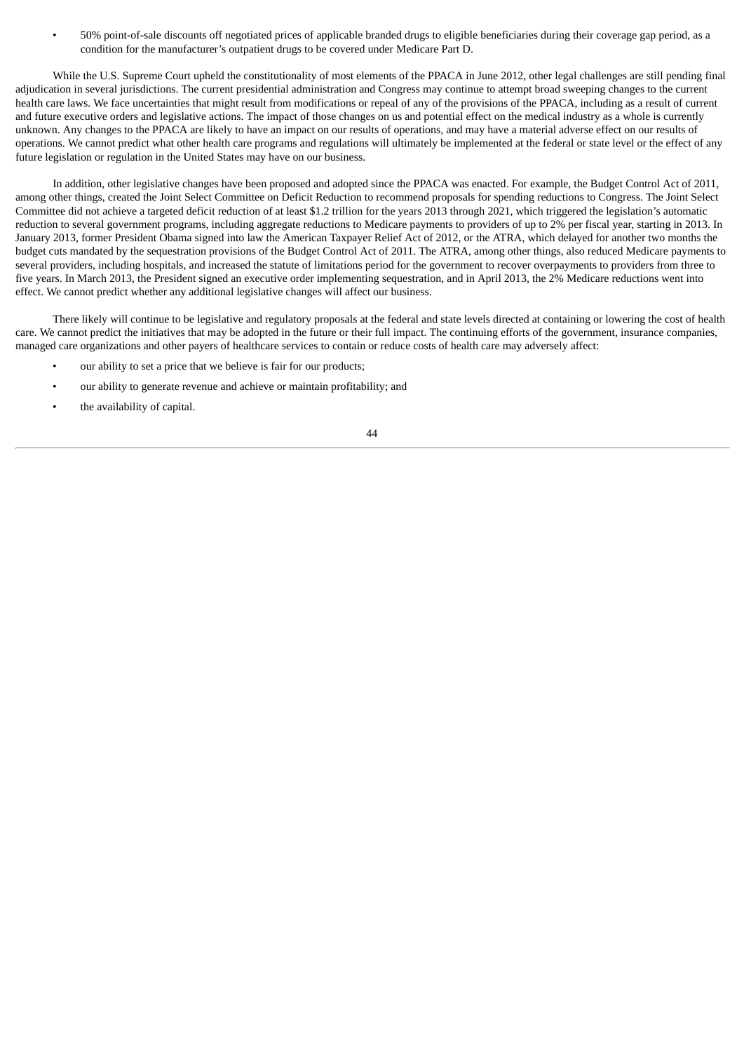- 50% point-of-sale discounts off negotiated prices of applicable branded drugs to eligible beneficiaries during their coverage gap period, as a condition for the manufacturer's outpatient drugs to be covered under Medicare Part D.

While the U.S. Supreme Court upheld the constitutionality of most elements of the PPACA in June 2012, other legal challenges are still pending final adjudication in several jurisdictions. The current presidential administration and Congress may continue to attempt broad sweeping changes to the current health care laws. We face uncertainties that might result from modifications or repeal of any of the provisions of the PPACA, including as a result of current and future executive orders and legislative actions. The impact of those changes on us and potential effect on the medical industry as a whole is currently unknown. Any changes to the PPACA are likely to have an impact on our results of operations, and may have a material adverse effect on our results of operations. We cannot predict what other health care programs and regulations will ultimately be implemented at the federal or state level or the effect of any future legislation or regulation in the United States may have on our business.

In addition, other legislative changes have been proposed and adopted since the PPACA was enacted. For example, the Budget Control Act of 2011, among other things, created the Joint Select Committee on Deficit Reduction to recommend proposals for spending reductions to Congress. The Joint Select Committee did not achieve a targeted deficit reduction of at least $1.2 trillion for the years 2013 through 2021, which triggered the legislation's automatic reduction to several government programs, including aggregate reductions to Medicare payments to providers of up to 2% per fiscal year, starting in 2013. In January 2013, former President Obama signed into law the American Taxpayer Relief Act of 2012, or the ATRA, which delayed for another two months the budget cuts mandated by the sequestration provisions of the Budget Control Act of 2011. The ATRA, among other things, also reduced Medicare payments to several providers, including hospitals, and increased the statute of limitations period for the government to recover overpayments to providers from three to five years. In March 2013, the President signed an executive order implementing sequestration, and in April 2013, the 2% Medicare reductions went into effect. We cannot predict whether any additional legislative changes will affect our business.

There likely will continue to be legislative and regulatory proposals at the federal and state levels directed at containing or lowering the cost of health care. We cannot predict the initiatives that may be adopted in the future or their full impact. The continuing efforts of the government, insurance companies, managed care organizations and other payers of healthcare services to contain or reduce costs of health care may adversely affect:

- our ability to set a price that we believe is fair for our products;
- our ability to generate revenue and achieve or maintain profitability; and
- the availability of capital.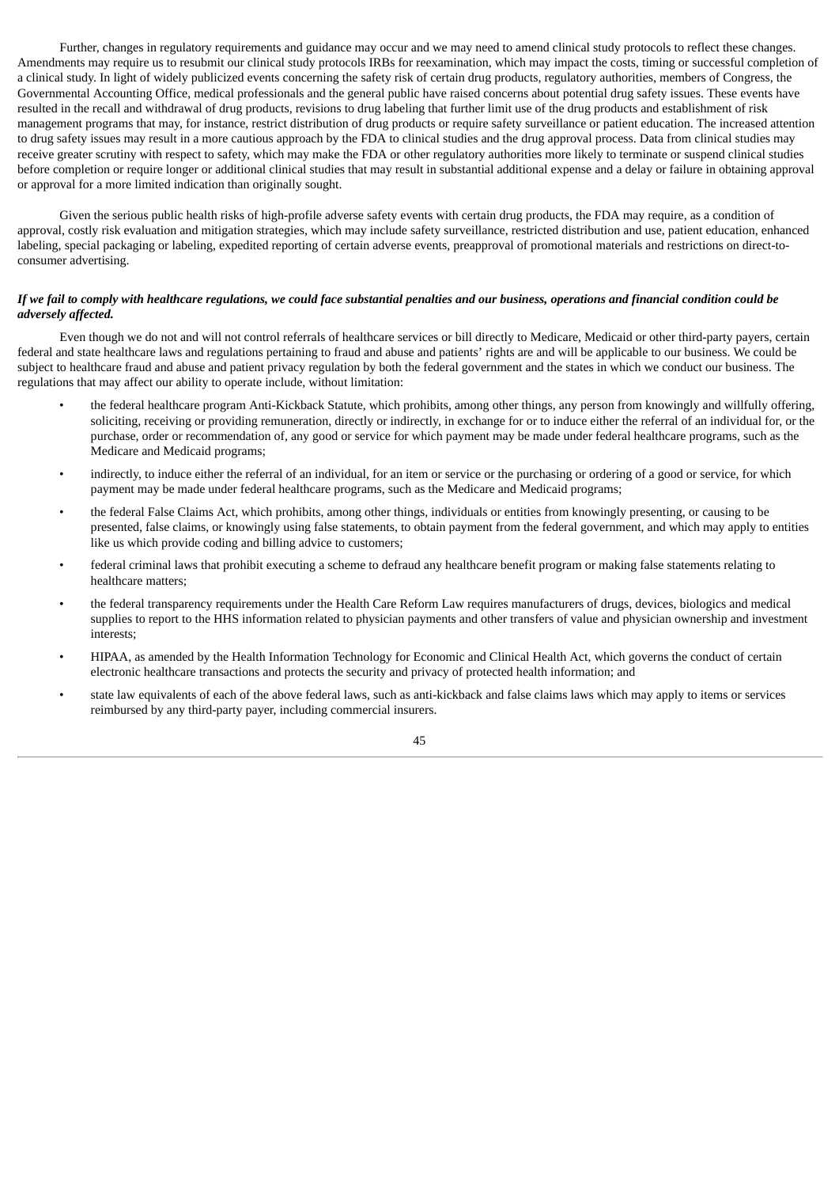Further, changes in regulatory requirements and guidance may occur and we may need to amend clinical study protocols to reflect these changes. Amendments may require us to resubmit our clinical study protocols IRBs for reexamination, which may impact the costs, timing or successful completion of a clinical study. In light of widely publicized events concerning the safety risk of certain drug products, regulatory authorities, members of Congress, the Governmental Accounting Office, medical professionals and the general public have raised concerns about potential drug safety issues. These events have resulted in the recall and withdrawal of drug products, revisions to drug labeling that further limit use of the drug products and establishment of risk management programs that may, for instance, restrict distribution of drug products or require safety surveillance or patient education. The increased attention to drug safety issues may result in a more cautious approach by the FDA to clinical studies and the drug approval process. Data from clinical studies may receive greater scrutiny with respect to safety, which may make the FDA or other regulatory authorities more likely to terminate or suspend clinical studies before completion or require longer or additional clinical studies that may result in substantial additional expense and a delay or failure in obtaining approval or approval for a more limited indication than originally sought.

Given the serious public health risks of high-profile adverse safety events with certain drug products, the FDA may require, as a condition of approval, costly risk evaluation and mitigation strategies, which may include safety surveillance, restricted distribution and use, patient education, enhanced labeling, special packaging or labeling, expedited reporting of certain adverse events, preapproval of promotional materials and restrictions on direct-to-consumer advertising.

***If we fail to comply with healthcare regulations, we could face substantial penalties and our business, operations and financial condition could be adversely affected.***

Even though we do not and will not control referrals of healthcare services or bill directly to Medicare, Medicaid or other third-party payers, certain federal and state healthcare laws and regulations pertaining to fraud and abuse and patients' rights are and will be applicable to our business. We could be subject to healthcare fraud and abuse and patient privacy regulation by both the federal government and the states in which we conduct our business. The regulations that may affect our ability to operate include, without limitation:

- the federal healthcare program Anti-Kickback Statute, which prohibits, among other things, any person from knowingly and willfully offering, soliciting, receiving or providing remuneration, directly or indirectly, in exchange for or to induce either the referral of an individual for, or the purchase, order or recommendation of, any good or service for which payment may be made under federal healthcare programs, such as the Medicare and Medicaid programs;
- indirectly, to induce either the referral of an individual, for an item or service or the purchasing or ordering of a good or service, for which payment may be made under federal healthcare programs, such as the Medicare and Medicaid programs;
- the federal False Claims Act, which prohibits, among other things, individuals or entities from knowingly presenting, or causing to be presented, false claims, or knowingly using false statements, to obtain payment from the federal government, and which may apply to entities like us which provide coding and billing advice to customers;
- federal criminal laws that prohibit executing a scheme to defraud any healthcare benefit program or making false statements relating to healthcare matters;
- the federal transparency requirements under the Health Care Reform Law requires manufacturers of drugs, devices, biologics and medical supplies to report to the HHS information related to physician payments and other transfers of value and physician ownership and investment interests;
- HIPAA, as amended by the Health Information Technology for Economic and Clinical Health Act, which governs the conduct of certain electronic healthcare transactions and protects the security and privacy of protected health information; and
- state law equivalents of each of the above federal laws, such as anti-kickback and false claims laws which may apply to items or services reimbursed by any third-party payer, including commercial insurers.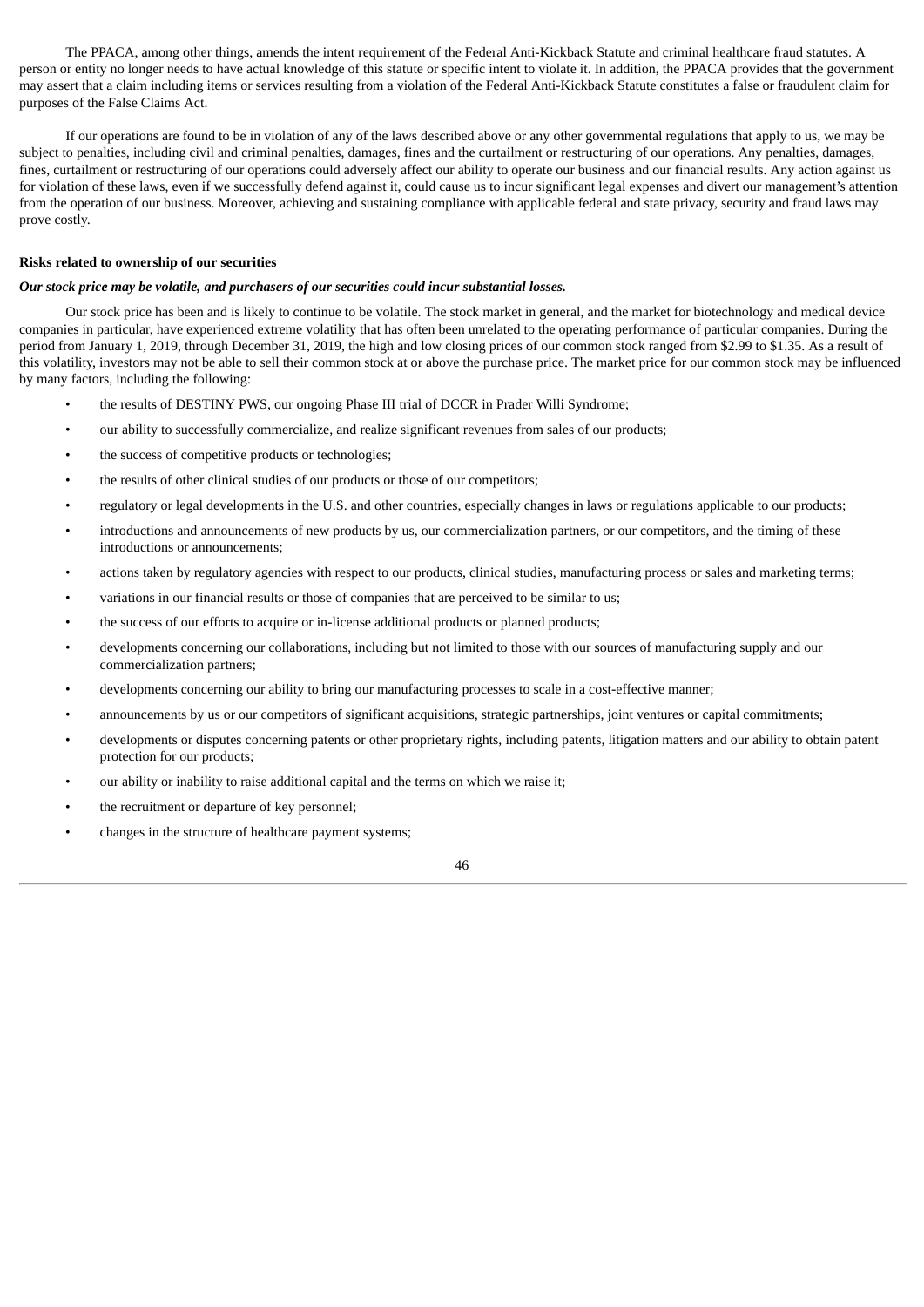The PPACA, among other things, amends the intent requirement of the Federal Anti-Kickback Statute and criminal healthcare fraud statutes. A person or entity no longer needs to have actual knowledge of this statute or specific intent to violate it. In addition, the PPACA provides that the government may assert that a claim including items or services resulting from a violation of the Federal Anti-Kickback Statute constitutes a false or fraudulent claim for purposes of the False Claims Act.

If our operations are found to be in violation of any of the laws described above or any other governmental regulations that apply to us, we may be subject to penalties, including civil and criminal penalties, damages, fines and the curtailment or restructuring of our operations. Any penalties, damages, fines, curtailment or restructuring of our operations could adversely affect our ability to operate our business and our financial results. Any action against us for violation of these laws, even if we successfully defend against it, could cause us to incur significant legal expenses and divert our management's attention from the operation of our business. Moreover, achieving and sustaining compliance with applicable federal and state privacy, security and fraud laws may prove costly.

**Risks related to ownership of our securities**

***Our stock price may be volatile, and purchasers of our securities could incur substantial losses.***

Our stock price has been and is likely to continue to be volatile. The stock market in general, and the market for biotechnology and medical device companies in particular, have experienced extreme volatility that has often been unrelated to the operating performance of particular companies. During the period from January 1, 2019, through December 31, 2019, the high and low closing prices of our common stock ranged from $2.99 to $1.35. As a result of this volatility, investors may not be able to sell their common stock at or above the purchase price. The market price for our common stock may be influenced by many factors, including the following:

- the results of DESTINY PWS, our ongoing Phase III trial of DCCR in Prader Willi Syndrome;
- our ability to successfully commercialize, and realize significant revenues from sales of our products;
- the success of competitive products or technologies;
- the results of other clinical studies of our products or those of our competitors;
- regulatory or legal developments in the U.S. and other countries, especially changes in laws or regulations applicable to our products;
- introductions and announcements of new products by us, our commercialization partners, or our competitors, and the timing of these introductions or announcements;
- actions taken by regulatory agencies with respect to our products, clinical studies, manufacturing process or sales and marketing terms;
- variations in our financial results or those of companies that are perceived to be similar to us;
- the success of our efforts to acquire or in-license additional products or planned products;
- developments concerning our collaborations, including but not limited to those with our sources of manufacturing supply and our commercialization partners;
- developments concerning our ability to bring our manufacturing processes to scale in a cost-effective manner;
- announcements by us or our competitors of significant acquisitions, strategic partnerships, joint ventures or capital commitments;
- developments or disputes concerning patents or other proprietary rights, including patents, litigation matters and our ability to obtain patent protection for our products;
- our ability or inability to raise additional capital and the terms on which we raise it;
- the recruitment or departure of key personnel;
- changes in the structure of healthcare payment systems;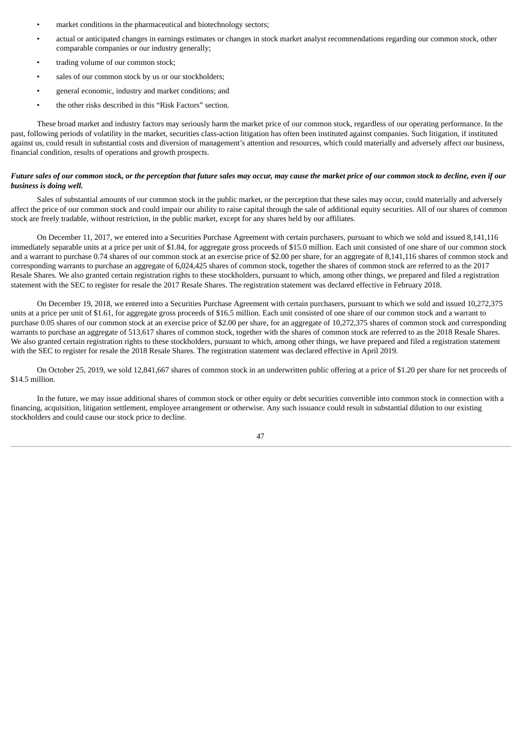- market conditions in the pharmaceutical and biotechnology sectors;
- actual or anticipated changes in earnings estimates or changes in stock market analyst recommendations regarding our common stock, other comparable companies or our industry generally;
- trading volume of our common stock;
- sales of our common stock by us or our stockholders;
- general economic, industry and market conditions; and
- the other risks described in this "Risk Factors" section.

These broad market and industry factors may seriously harm the market price of our common stock, regardless of our operating performance. In the past, following periods of volatility in the market, securities class-action litigation has often been instituted against companies. Such litigation, if instituted against us, could result in substantial costs and diversion of management's attention and resources, which could materially and adversely affect our business, financial condition, results of operations and growth prospects.

***Future sales of our common stock, or the perception that future sales may occur, may cause the market price of our common stock to decline, even if our business is doing well.***

Sales of substantial amounts of our common stock in the public market, or the perception that these sales may occur, could materially and adversely affect the price of our common stock and could impair our ability to raise capital through the sale of additional equity securities. All of our shares of common stock are freely tradable, without restriction, in the public market, except for any shares held by our affiliates.

On December 11, 2017, we entered into a Securities Purchase Agreement with certain purchasers, pursuant to which we sold and issued 8,141,116 immediately separable units at a price per unit of $1.84, for aggregate gross proceeds of $15.0 million. Each unit consisted of one share of our common stock and a warrant to purchase 0.74 shares of our common stock at an exercise price of $2.00 per share, for an aggregate of 8,141,116 shares of common stock and corresponding warrants to purchase an aggregate of 6,024,425 shares of common stock, together the shares of common stock are referred to as the 2017 Resale Shares. We also granted certain registration rights to these stockholders, pursuant to which, among other things, we prepared and filed a registration statement with the SEC to register for resale the 2017 Resale Shares. The registration statement was declared effective in February 2018.

On December 19, 2018, we entered into a Securities Purchase Agreement with certain purchasers, pursuant to which we sold and issued 10,272,375 units at a price per unit of $1.61, for aggregate gross proceeds of $16.5 million. Each unit consisted of one share of our common stock and a warrant to purchase 0.05 shares of our common stock at an exercise price of $2.00 per share, for an aggregate of 10,272,375 shares of common stock and corresponding warrants to purchase an aggregate of 513,617 shares of common stock, together with the shares of common stock are referred to as the 2018 Resale Shares. We also granted certain registration rights to these stockholders, pursuant to which, among other things, we have prepared and filed a registration statement with the SEC to register for resale the 2018 Resale Shares. The registration statement was declared effective in April 2019.

On October 25, 2019, we sold 12,841,667 shares of common stock in an underwritten public offering at a price of $1.20 per share for net proceeds of $14.5 million.

In the future, we may issue additional shares of common stock or other equity or debt securities convertible into common stock in connection with a financing, acquisition, litigation settlement, employee arrangement or otherwise. Any such issuance could result in substantial dilution to our existing stockholders and could cause our stock price to decline.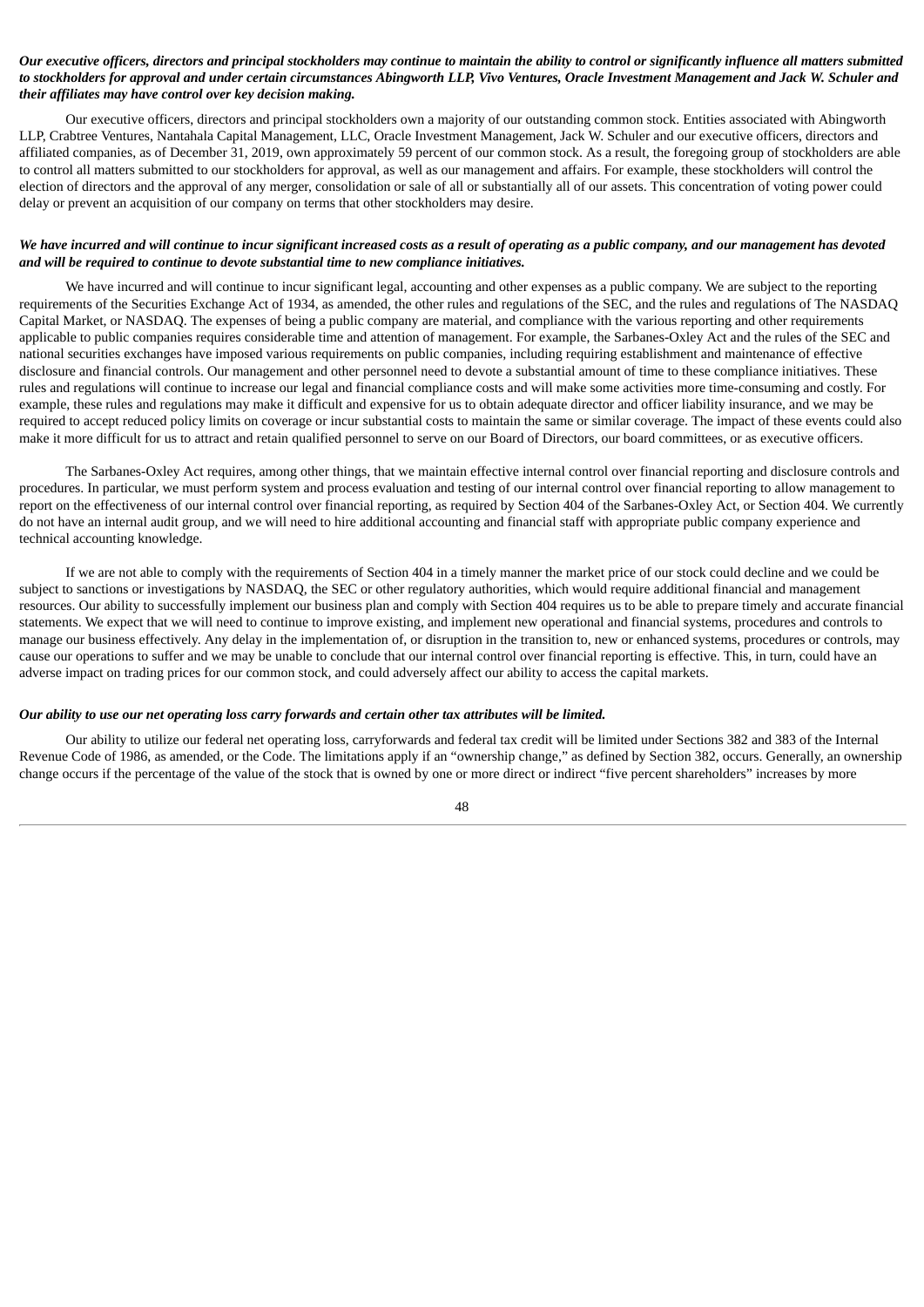***Our executive officers, directors and principal stockholders may continue to maintain the ability to control or significantly influence all matters submitted to stockholders for approval and under certain circumstances Abingworth LLP, Vivo Ventures, Oracle Investment Management and Jack W. Schuler and their affiliates may have control over key decision making.***

Our executive officers, directors and principal stockholders own a majority of our outstanding common stock. Entities associated with Abingworth LLP, Crabtree Ventures, Nantahala Capital Management, LLC, Oracle Investment Management, Jack W. Schuler and our executive officers, directors and affiliated companies, as of December 31, 2019, own approximately 59 percent of our common stock. As a result, the foregoing group of stockholders are able to control all matters submitted to our stockholders for approval, as well as our management and affairs. For example, these stockholders will control the election of directors and the approval of any merger, consolidation or sale of all or substantially all of our assets. This concentration of voting power could delay or prevent an acquisition of our company on terms that other stockholders may desire.

***We have incurred and will continue to incur significant increased costs as a result of operating as a public company, and our management has devoted and will be required to continue to devote substantial time to new compliance initiatives.***

We have incurred and will continue to incur significant legal, accounting and other expenses as a public company. We are subject to the reporting requirements of the Securities Exchange Act of 1934, as amended, the other rules and regulations of the SEC, and the rules and regulations of The NASDAQ Capital Market, or NASDAQ. The expenses of being a public company are material, and compliance with the various reporting and other requirements applicable to public companies requires considerable time and attention of management. For example, the Sarbanes-Oxley Act and the rules of the SEC and national securities exchanges have imposed various requirements on public companies, including requiring establishment and maintenance of effective disclosure and financial controls. Our management and other personnel need to devote a substantial amount of time to these compliance initiatives. These rules and regulations will continue to increase our legal and financial compliance costs and will make some activities more time-consuming and costly. For example, these rules and regulations may make it difficult and expensive for us to obtain adequate director and officer liability insurance, and we may be required to accept reduced policy limits on coverage or incur substantial costs to maintain the same or similar coverage. The impact of these events could also make it more difficult for us to attract and retain qualified personnel to serve on our Board of Directors, our board committees, or as executive officers.

The Sarbanes-Oxley Act requires, among other things, that we maintain effective internal control over financial reporting and disclosure controls and procedures. In particular, we must perform system and process evaluation and testing of our internal control over financial reporting to allow management to report on the effectiveness of our internal control over financial reporting, as required by Section 404 of the Sarbanes-Oxley Act, or Section 404. We currently do not have an internal audit group, and we will need to hire additional accounting and financial staff with appropriate public company experience and technical accounting knowledge.

If we are not able to comply with the requirements of Section 404 in a timely manner the market price of our stock could decline and we could be subject to sanctions or investigations by NASDAQ, the SEC or other regulatory authorities, which would require additional financial and management resources. Our ability to successfully implement our business plan and comply with Section 404 requires us to be able to prepare timely and accurate financial statements. We expect that we will need to continue to improve existing, and implement new operational and financial systems, procedures and controls to manage our business effectively. Any delay in the implementation of, or disruption in the transition to, new or enhanced systems, procedures or controls, may cause our operations to suffer and we may be unable to conclude that our internal control over financial reporting is effective. This, in turn, could have an adverse impact on trading prices for our common stock, and could adversely affect our ability to access the capital markets.

***Our ability to use our net operating loss carry forwards and certain other tax attributes will be limited.***

Our ability to utilize our federal net operating loss, carryforwards and federal tax credit will be limited under Sections 382 and 383 of the Internal Revenue Code of 1986, as amended, or the Code. The limitations apply if an "ownership change," as defined by Section 382, occurs. Generally, an ownership change occurs if the percentage of the value of the stock that is owned by one or more direct or indirect "five percent shareholders" increases by more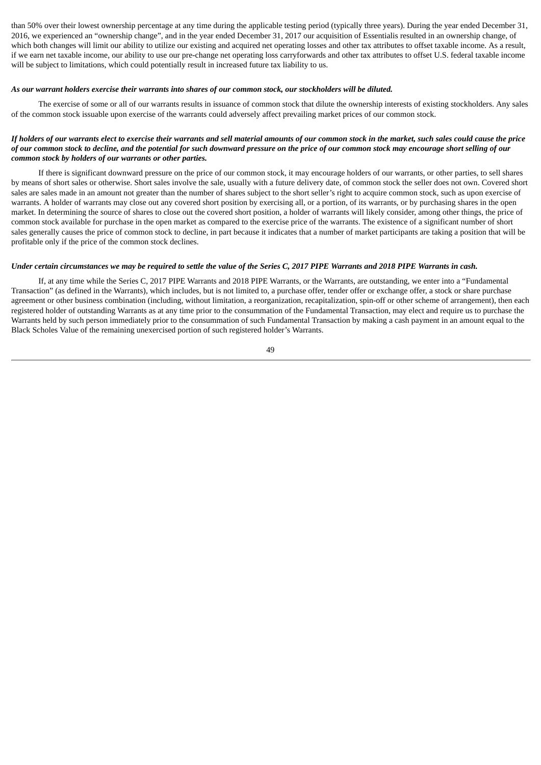than 50% over their lowest ownership percentage at any time during the applicable testing period (typically three years). During the year ended December 31, 2016, we experienced an "ownership change", and in the year ended December 31, 2017 our acquisition of Essentialis resulted in an ownership change, of which both changes will limit our ability to utilize our existing and acquired net operating losses and other tax attributes to offset taxable income. As a result, if we earn net taxable income, our ability to use our pre-change net operating loss carryforwards and other tax attributes to offset U.S. federal taxable income will be subject to limitations, which could potentially result in increased future tax liability to us.

***As our warrant holders exercise their warrants into shares of our common stock, our stockholders will be diluted.***

The exercise of some or all of our warrants results in issuance of common stock that dilute the ownership interests of existing stockholders. Any sales of the common stock issuable upon exercise of the warrants could adversely affect prevailing market prices of our common stock.

***If holders of our warrants elect to exercise their warrants and sell material amounts of our common stock in the market, such sales could cause the price of our common stock to decline, and the potential for such downward pressure on the price of our common stock may encourage short selling of our common stock by holders of our warrants or other parties.***

If there is significant downward pressure on the price of our common stock, it may encourage holders of our warrants, or other parties, to sell shares by means of short sales or otherwise. Short sales involve the sale, usually with a future delivery date, of common stock the seller does not own. Covered short sales are sales made in an amount not greater than the number of shares subject to the short seller's right to acquire common stock, such as upon exercise of warrants. A holder of warrants may close out any covered short position by exercising all, or a portion, of its warrants, or by purchasing shares in the open market. In determining the source of shares to close out the covered short position, a holder of warrants will likely consider, among other things, the price of common stock available for purchase in the open market as compared to the exercise price of the warrants. The existence of a significant number of short sales generally causes the price of common stock to decline, in part because it indicates that a number of market participants are taking a position that will be profitable only if the price of the common stock declines.

***Under certain circumstances we may be required to settle the value of the Series C, 2017 PIPE Warrants and 2018 PIPE Warrants in cash.***

If, at any time while the Series C, 2017 PIPE Warrants and 2018 PIPE Warrants, or the Warrants, are outstanding, we enter into a "Fundamental Transaction" (as defined in the Warrants), which includes, but is not limited to, a purchase offer, tender offer or exchange offer, a stock or share purchase agreement or other business combination (including, without limitation, a reorganization, recapitalization, spin-off or other scheme of arrangement), then each registered holder of outstanding Warrants as at any time prior to the consummation of the Fundamental Transaction, may elect and require us to purchase the Warrants held by such person immediately prior to the consummation of such Fundamental Transaction by making a cash payment in an amount equal to the Black Scholes Value of the remaining unexercised portion of such registered holder's Warrants.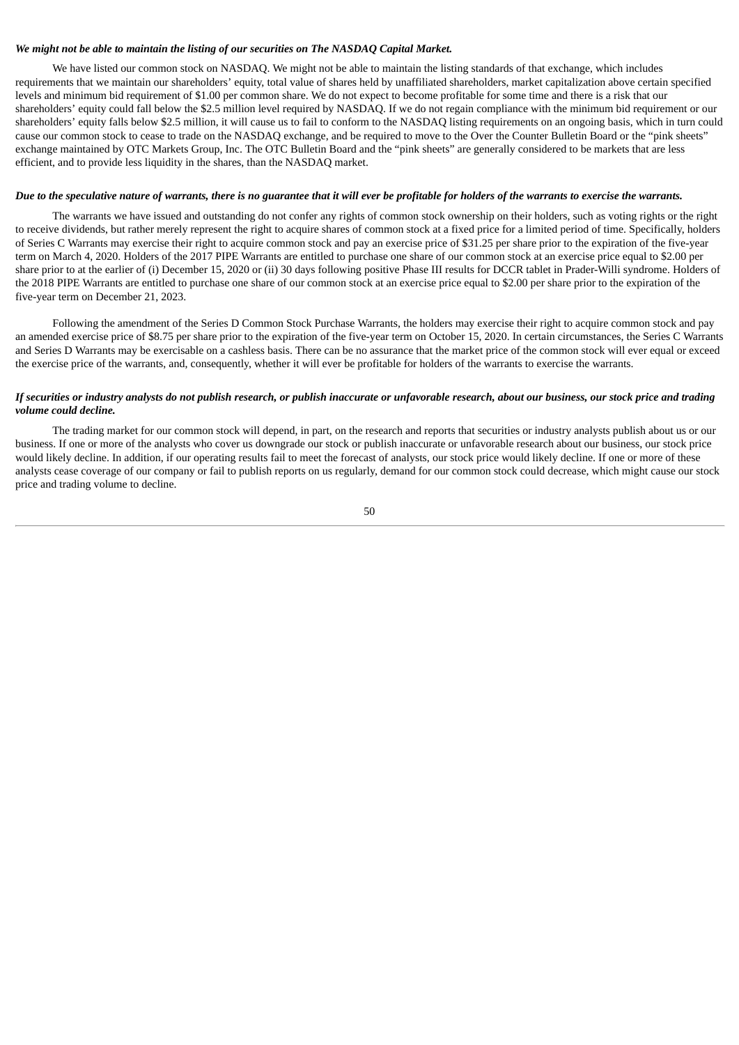***We might not be able to maintain the listing of our securities on The NASDAQ Capital Market.***

We have listed our common stock on NASDAQ. We might not be able to maintain the listing standards of that exchange, which includes requirements that we maintain our shareholders' equity, total value of shares held by unaffiliated shareholders, market capitalization above certain specified levels and minimum bid requirement of $1.00 per common share. We do not expect to become profitable for some time and there is a risk that our shareholders' equity could fall below the $2.5 million level required by NASDAQ. If we do not regain compliance with the minimum bid requirement or our shareholders' equity falls below $2.5 million, it will cause us to fail to conform to the NASDAQ listing requirements on an ongoing basis, which in turn could cause our common stock to cease to trade on the NASDAQ exchange, and be required to move to the Over the Counter Bulletin Board or the "pink sheets" exchange maintained by OTC Markets Group, Inc. The OTC Bulletin Board and the "pink sheets" are generally considered to be markets that are less efficient, and to provide less liquidity in the shares, than the NASDAQ market.

***Due to the speculative nature of warrants, there is no guarantee that it will ever be profitable for holders of the warrants to exercise the warrants.***

The warrants we have issued and outstanding do not confer any rights of common stock ownership on their holders, such as voting rights or the right to receive dividends, but rather merely represent the right to acquire shares of common stock at a fixed price for a limited period of time. Specifically, holders of Series C Warrants may exercise their right to acquire common stock and pay an exercise price of $31.25 per share prior to the expiration of the five-year term on March 4, 2020. Holders of the 2017 PIPE Warrants are entitled to purchase one share of our common stock at an exercise price equal to $2.00 per share prior to at the earlier of (i) December 15, 2020 or (ii) 30 days following positive Phase III results for DCCR tablet in Prader-Willi syndrome. Holders of the 2018 PIPE Warrants are entitled to purchase one share of our common stock at an exercise price equal to $2.00 per share prior to the expiration of the five-year term on December 21, 2023.

Following the amendment of the Series D Common Stock Purchase Warrants, the holders may exercise their right to acquire common stock and pay an amended exercise price of $8.75 per share prior to the expiration of the five-year term on October 15, 2020. In certain circumstances, the Series C Warrants and Series D Warrants may be exercisable on a cashless basis. There can be no assurance that the market price of the common stock will ever equal or exceed the exercise price of the warrants, and, consequently, whether it will ever be profitable for holders of the warrants to exercise the warrants.

***If securities or industry analysts do not publish research, or publish inaccurate or unfavorable research, about our business, our stock price and trading volume could decline.***

The trading market for our common stock will depend, in part, on the research and reports that securities or industry analysts publish about us or our business. If one or more of the analysts who cover us downgrade our stock or publish inaccurate or unfavorable research about our business, our stock price would likely decline. In addition, if our operating results fail to meet the forecast of analysts, our stock price would likely decline. If one or more of these analysts cease coverage of our company or fail to publish reports on us regularly, demand for our common stock could decrease, which might cause our stock price and trading volume to decline.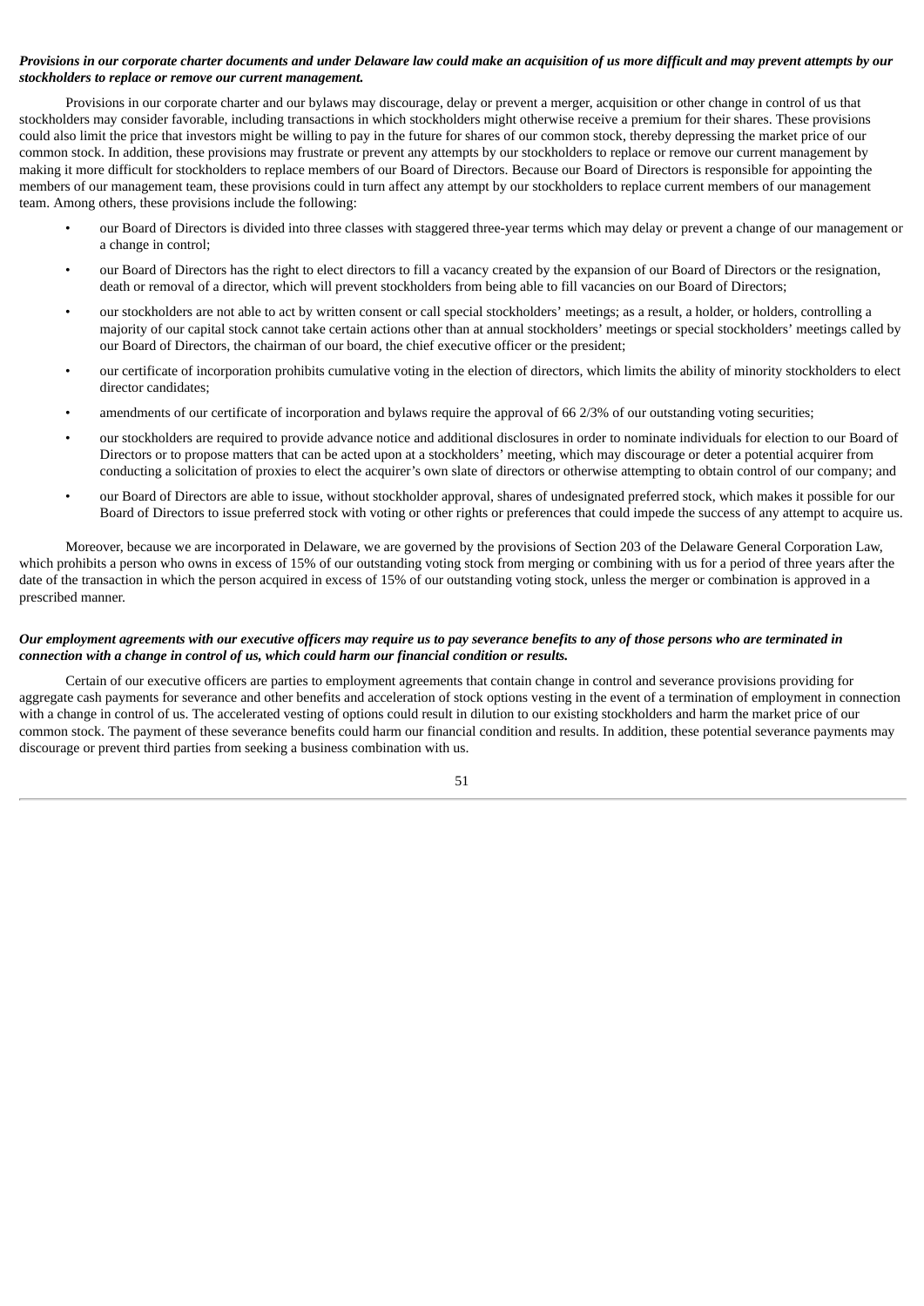***Provisions in our corporate charter documents and under Delaware law could make an acquisition of us more difficult and may prevent attempts by our stockholders to replace or remove our current management.***

Provisions in our corporate charter and our bylaws may discourage, delay or prevent a merger, acquisition or other change in control of us that stockholders may consider favorable, including transactions in which stockholders might otherwise receive a premium for their shares. These provisions could also limit the price that investors might be willing to pay in the future for shares of our common stock, thereby depressing the market price of our common stock. In addition, these provisions may frustrate or prevent any attempts by our stockholders to replace or remove our current management by making it more difficult for stockholders to replace members of our Board of Directors. Because our Board of Directors is responsible for appointing the members of our management team, these provisions could in turn affect any attempt by our stockholders to replace current members of our management team. Among others, these provisions include the following:

- our Board of Directors is divided into three classes with staggered three-year terms which may delay or prevent a change of our management or a change in control;
- our Board of Directors has the right to elect directors to fill a vacancy created by the expansion of our Board of Directors or the resignation, death or removal of a director, which will prevent stockholders from being able to fill vacancies on our Board of Directors;
- our stockholders are not able to act by written consent or call special stockholders' meetings; as a result, a holder, or holders, controlling a majority of our capital stock cannot take certain actions other than at annual stockholders' meetings or special stockholders' meetings called by our Board of Directors, the chairman of our board, the chief executive officer or the president;
- our certificate of incorporation prohibits cumulative voting in the election of directors, which limits the ability of minority stockholders to elect director candidates;
- amendments of our certificate of incorporation and bylaws require the approval of 66 2/3% of our outstanding voting securities;
- our stockholders are required to provide advance notice and additional disclosures in order to nominate individuals for election to our Board of Directors or to propose matters that can be acted upon at a stockholders' meeting, which may discourage or deter a potential acquirer from conducting a solicitation of proxies to elect the acquirer's own slate of directors or otherwise attempting to obtain control of our company; and
- our Board of Directors are able to issue, without stockholder approval, shares of undesignated preferred stock, which makes it possible for our Board of Directors to issue preferred stock with voting or other rights or preferences that could impede the success of any attempt to acquire us.

Moreover, because we are incorporated in Delaware, we are governed by the provisions of Section 203 of the Delaware General Corporation Law, which prohibits a person who owns in excess of 15% of our outstanding voting stock from merging or combining with us for a period of three years after the date of the transaction in which the person acquired in excess of 15% of our outstanding voting stock, unless the merger or combination is approved in a prescribed manner.

***Our employment agreements with our executive officers may require us to pay severance benefits to any of those persons who are terminated in connection with a change in control of us, which could harm our financial condition or results.***

Certain of our executive officers are parties to employment agreements that contain change in control and severance provisions providing for aggregate cash payments for severance and other benefits and acceleration of stock options vesting in the event of a termination of employment in connection with a change in control of us. The accelerated vesting of options could result in dilution to our existing stockholders and harm the market price of our common stock. The payment of these severance benefits could harm our financial condition and results. In addition, these potential severance payments may discourage or prevent third parties from seeking a business combination with us.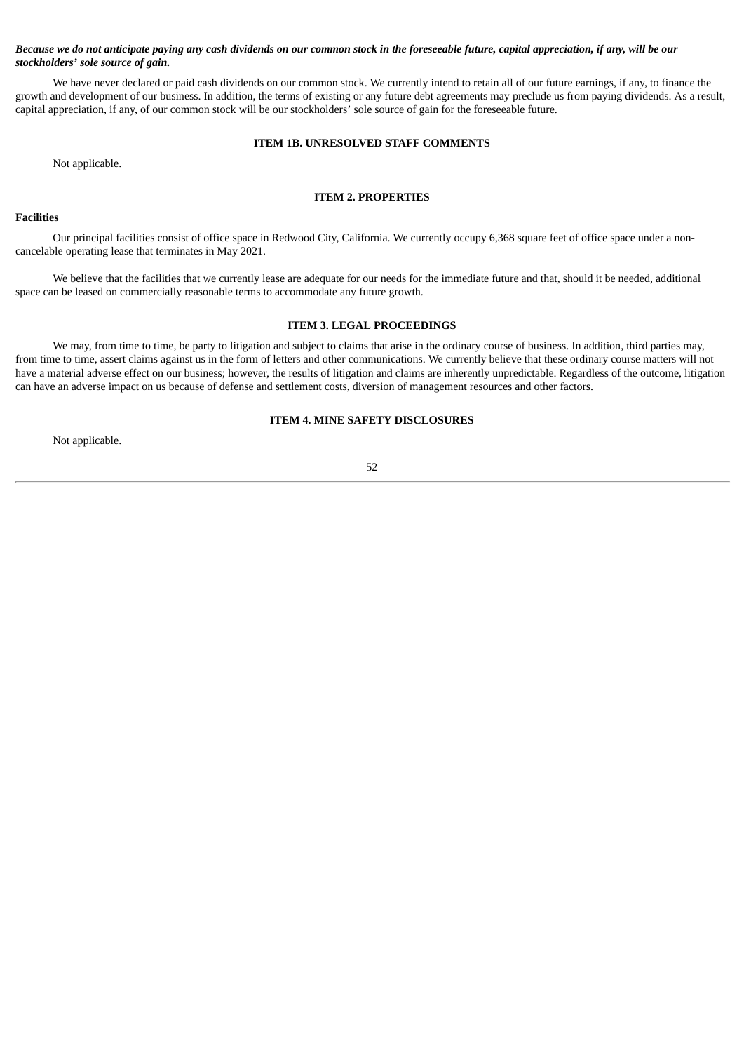***Because we do not anticipate paying any cash dividends on our common stock in the foreseeable future, capital appreciation, if any, will be our stockholders' sole source of gain.***

We have never declared or paid cash dividends on our common stock. We currently intend to retain all of our future earnings, if any, to finance the growth and development of our business. In addition, the terms of existing or any future debt agreements may preclude us from paying dividends. As a result, capital appreciation, if any, of our common stock will be our stockholders' sole source of gain for the foreseeable future.

## ITEM 1B. UNRESOLVED STAFF COMMENTS

Not applicable.

## ITEM 2. PROPERTIES

**Facilities**

Our principal facilities consist of office space in Redwood City, California. We currently occupy 6,368 square feet of office space under a non-cancelable operating lease that terminates in May 2021.

We believe that the facilities that we currently lease are adequate for our needs for the immediate future and that, should it be needed, additional space can be leased on commercially reasonable terms to accommodate any future growth.

## ITEM 3. LEGAL PROCEEDINGS

We may, from time to time, be party to litigation and subject to claims that arise in the ordinary course of business. In addition, third parties may, from time to time, assert claims against us in the form of letters and other communications. We currently believe that these ordinary course matters will not have a material adverse effect on our business; however, the results of litigation and claims are inherently unpredictable. Regardless of the outcome, litigation can have an adverse impact on us because of defense and settlement costs, diversion of management resources and other factors.

## ITEM 4. MINE SAFETY DISCLOSURES

Not applicable.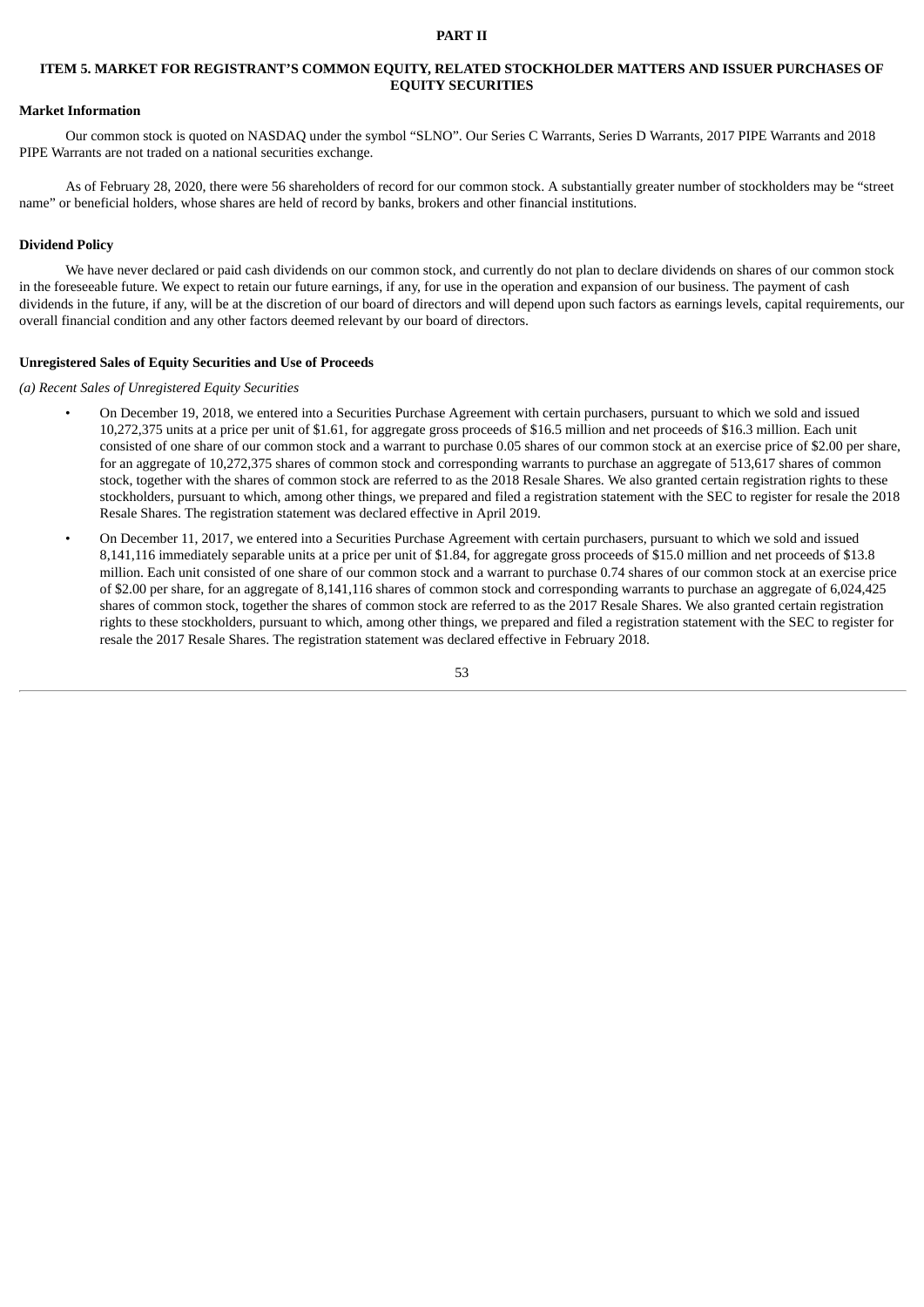# PART II

## ITEM 5. MARKET FOR REGISTRANT'S COMMON EQUITY, RELATED STOCKHOLDER MATTERS AND ISSUER PURCHASES OF EQUITY SECURITIES

### Market Information

Our common stock is quoted on NASDAQ under the symbol "SLNO". Our Series C Warrants, Series D Warrants, 2017 PIPE Warrants and 2018 PIPE Warrants are not traded on a national securities exchange.

As of February 28, 2020, there were 56 shareholders of record for our common stock. A substantially greater number of stockholders may be "street name" or beneficial holders, whose shares are held of record by banks, brokers and other financial institutions.

### Dividend Policy

We have never declared or paid cash dividends on our common stock, and currently do not plan to declare dividends on shares of our common stock in the foreseeable future. We expect to retain our future earnings, if any, for use in the operation and expansion of our business. The payment of cash dividends in the future, if any, will be at the discretion of our board of directors and will depend upon such factors as earnings levels, capital requirements, our overall financial condition and any other factors deemed relevant by our board of directors.

### Unregistered Sales of Equity Securities and Use of Proceeds

*(a) Recent Sales of Unregistered Equity Securities*

- On December 19, 2018, we entered into a Securities Purchase Agreement with certain purchasers, pursuant to which we sold and issued 10,272,375 units at a price per unit of $1.61, for aggregate gross proceeds of $16.5 million and net proceeds of $16.3 million. Each unit consisted of one share of our common stock and a warrant to purchase 0.05 shares of our common stock at an exercise price of $2.00 per share, for an aggregate of 10,272,375 shares of common stock and corresponding warrants to purchase an aggregate of 513,617 shares of common stock, together with the shares of common stock are referred to as the 2018 Resale Shares. We also granted certain registration rights to these stockholders, pursuant to which, among other things, we prepared and filed a registration statement with the SEC to register for resale the 2018 Resale Shares. The registration statement was declared effective in April 2019.
- On December 11, 2017, we entered into a Securities Purchase Agreement with certain purchasers, pursuant to which we sold and issued 8,141,116 immediately separable units at a price per unit of $1.84, for aggregate gross proceeds of $15.0 million and net proceeds of $13.8 million. Each unit consisted of one share of our common stock and a warrant to purchase 0.74 shares of our common stock at an exercise price of $2.00 per share, for an aggregate of 8,141,116 shares of common stock and corresponding warrants to purchase an aggregate of 6,024,425 shares of common stock, together the shares of common stock are referred to as the 2017 Resale Shares. We also granted certain registration rights to these stockholders, pursuant to which, among other things, we prepared and filed a registration statement with the SEC to register for resale the 2017 Resale Shares. The registration statement was declared effective in February 2018.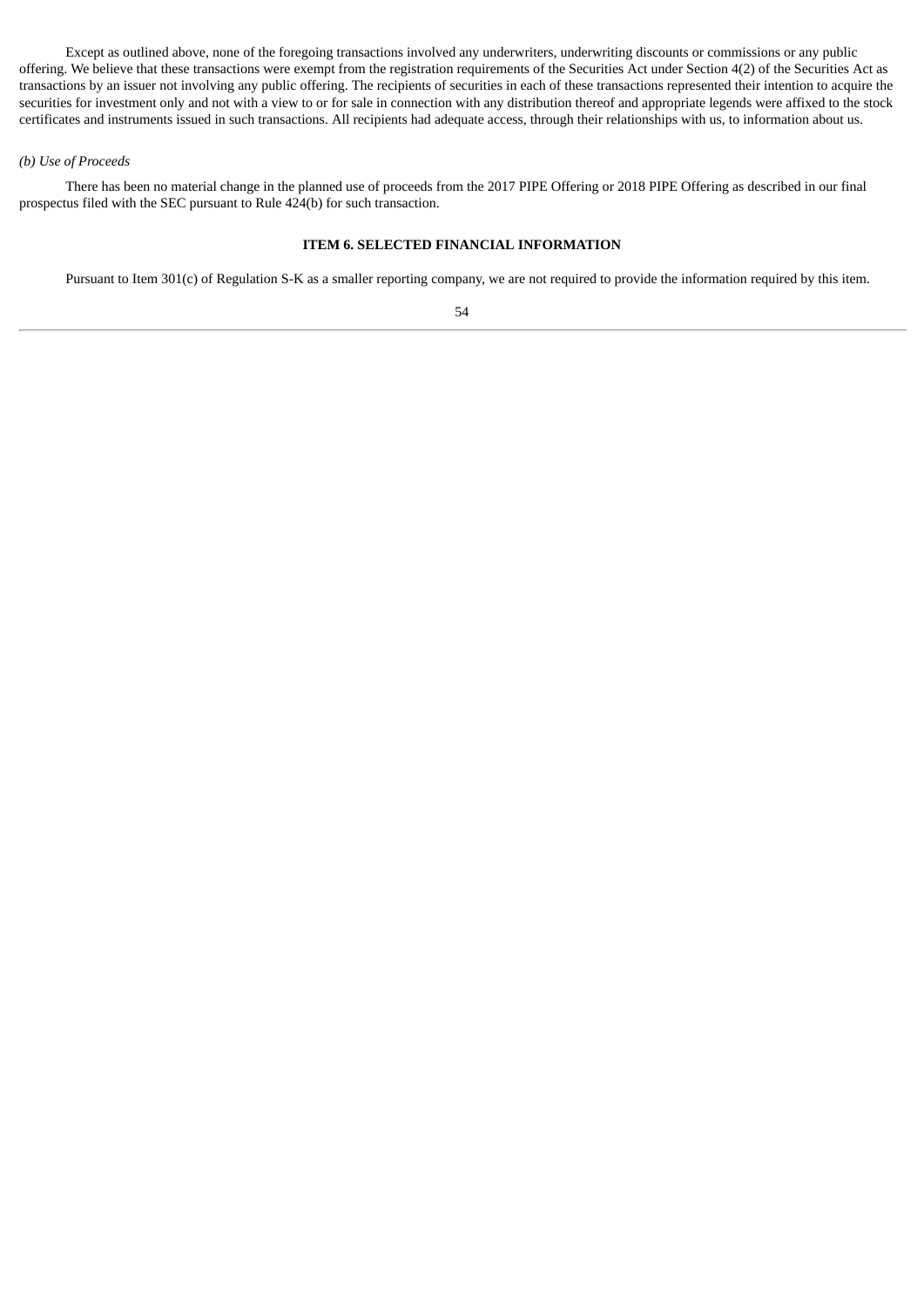Except as outlined above, none of the foregoing transactions involved any underwriters, underwriting discounts or commissions or any public offering. We believe that these transactions were exempt from the registration requirements of the Securities Act under Section 4(2) of the Securities Act as transactions by an issuer not involving any public offering. The recipients of securities in each of these transactions represented their intention to acquire the securities for investment only and not with a view to or for sale in connection with any distribution thereof and appropriate legends were affixed to the stock certificates and instruments issued in such transactions. All recipients had adequate access, through their relationships with us, to information about us.

*(b) Use of Proceeds*

There has been no material change in the planned use of proceeds from the 2017 PIPE Offering or 2018 PIPE Offering as described in our final prospectus filed with the SEC pursuant to Rule 424(b) for such transaction.

## ITEM 6. SELECTED FINANCIAL INFORMATION

Pursuant to Item 301(c) of Regulation S-K as a smaller reporting company, we are not required to provide the information required by this item.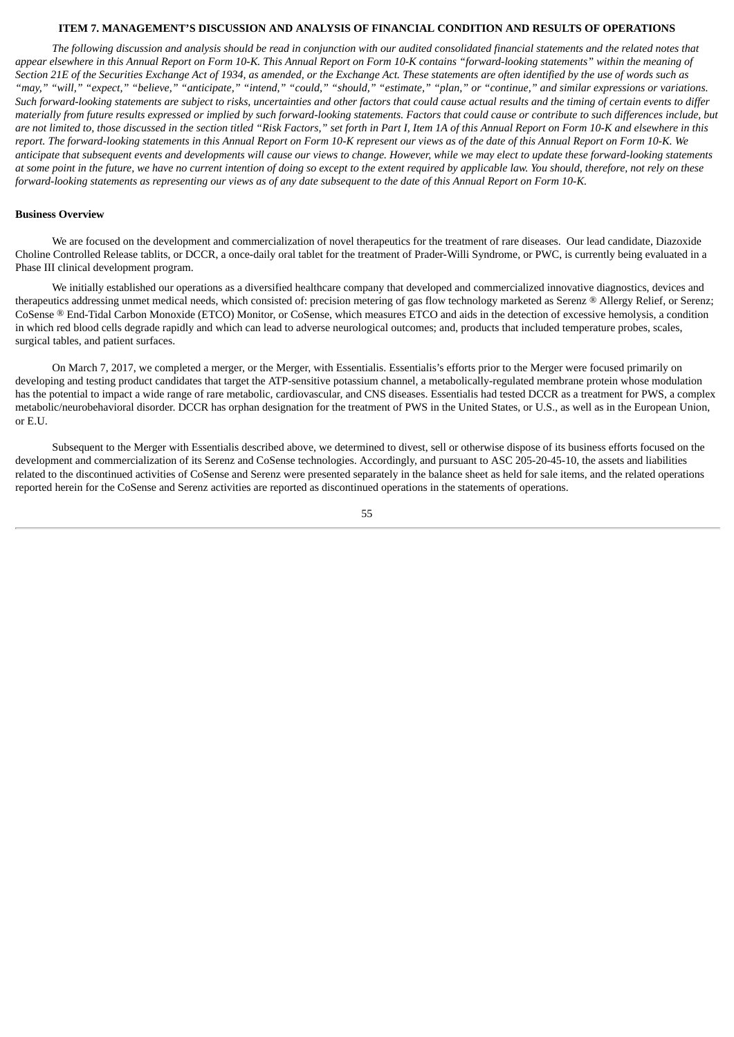### ITEM 7. MANAGEMENT'S DISCUSSION AND ANALYSIS OF FINANCIAL CONDITION AND RESULTS OF OPERATIONS

*The following discussion and analysis should be read in conjunction with our audited consolidated financial statements and the related notes that appear elsewhere in this Annual Report on Form 10-K. This Annual Report on Form 10-K contains "forward-looking statements" within the meaning of Section 21E of the Securities Exchange Act of 1934, as amended, or the Exchange Act. These statements are often identified by the use of words such as "may," "will," "expect," "believe," "anticipate," "intend," "could," "should," "estimate," "plan," or "continue," and similar expressions or variations. Such forward-looking statements are subject to risks, uncertainties and other factors that could cause actual results and the timing of certain events to differ materially from future results expressed or implied by such forward-looking statements. Factors that could cause or contribute to such differences include, but are not limited to, those discussed in the section titled "Risk Factors," set forth in Part I, Item 1A of this Annual Report on Form 10-K and elsewhere in this report. The forward-looking statements in this Annual Report on Form 10-K represent our views as of the date of this Annual Report on Form 10-K. We anticipate that subsequent events and developments will cause our views to change. However, while we may elect to update these forward-looking statements at some point in the future, we have no current intention of doing so except to the extent required by applicable law. You should, therefore, not rely on these forward-looking statements as representing our views as of any date subsequent to the date of this Annual Report on Form 10-K.*

**Business Overview**

We are focused on the development and commercialization of novel therapeutics for the treatment of rare diseases. Our lead candidate, Diazoxide Choline Controlled Release tablits, or DCCR, a once-daily oral tablet for the treatment of Prader-Willi Syndrome, or PWC, is currently being evaluated in a Phase III clinical development program.

We initially established our operations as a diversified healthcare company that developed and commercialized innovative diagnostics, devices and therapeutics addressing unmet medical needs, which consisted of: precision metering of gas flow technology marketed as Serenz ® Allergy Relief, or Serenz; CoSense ® End-Tidal Carbon Monoxide (ETCO) Monitor, or CoSense, which measures ETCO and aids in the detection of excessive hemolysis, a condition in which red blood cells degrade rapidly and which can lead to adverse neurological outcomes; and, products that included temperature probes, scales, surgical tables, and patient surfaces.

On March 7, 2017, we completed a merger, or the Merger, with Essentialis. Essentialis's efforts prior to the Merger were focused primarily on developing and testing product candidates that target the ATP-sensitive potassium channel, a metabolically-regulated membrane protein whose modulation has the potential to impact a wide range of rare metabolic, cardiovascular, and CNS diseases. Essentialis had tested DCCR as a treatment for PWS, a complex metabolic/neurobehavioral disorder. DCCR has orphan designation for the treatment of PWS in the United States, or U.S., as well as in the European Union, or E.U.

Subsequent to the Merger with Essentialis described above, we determined to divest, sell or otherwise dispose of its business efforts focused on the development and commercialization of its Serenz and CoSense technologies. Accordingly, and pursuant to ASC 205-20-45-10, the assets and liabilities related to the discontinued activities of CoSense and Serenz were presented separately in the balance sheet as held for sale items, and the related operations reported herein for the CoSense and Serenz activities are reported as discontinued operations in the statements of operations.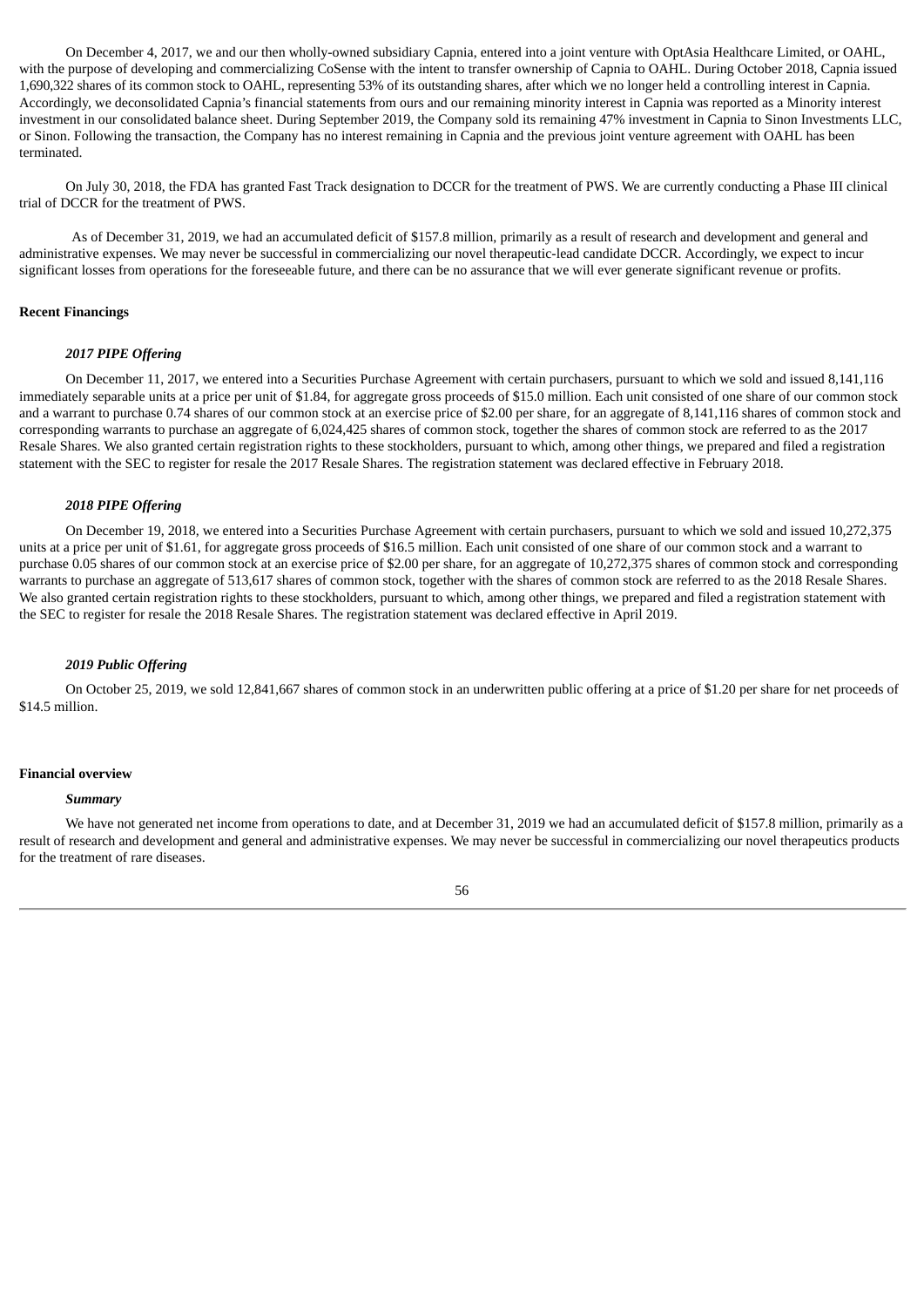On December 4, 2017, we and our then wholly-owned subsidiary Capnia, entered into a joint venture with OptAsia Healthcare Limited, or OAHL, with the purpose of developing and commercializing CoSense with the intent to transfer ownership of Capnia to OAHL. During October 2018, Capnia issued 1,690,322 shares of its common stock to OAHL, representing 53% of its outstanding shares, after which we no longer held a controlling interest in Capnia. Accordingly, we deconsolidated Capnia's financial statements from ours and our remaining minority interest in Capnia was reported as a Minority interest investment in our consolidated balance sheet. During September 2019, the Company sold its remaining 47% investment in Capnia to Sinon Investments LLC, or Sinon. Following the transaction, the Company has no interest remaining in Capnia and the previous joint venture agreement with OAHL has been terminated.

On July 30, 2018, the FDA has granted Fast Track designation to DCCR for the treatment of PWS. We are currently conducting a Phase III clinical trial of DCCR for the treatment of PWS.

As of December 31, 2019, we had an accumulated deficit of $157.8 million, primarily as a result of research and development and general and administrative expenses. We may never be successful in commercializing our novel therapeutic-lead candidate DCCR. Accordingly, we expect to incur significant losses from operations for the foreseeable future, and there can be no assurance that we will ever generate significant revenue or profits.

**Recent Financings**

***2017 PIPE Offering***

On December 11, 2017, we entered into a Securities Purchase Agreement with certain purchasers, pursuant to which we sold and issued 8,141,116 immediately separable units at a price per unit of $1.84, for aggregate gross proceeds of $15.0 million. Each unit consisted of one share of our common stock and a warrant to purchase 0.74 shares of our common stock at an exercise price of $2.00 per share, for an aggregate of 8,141,116 shares of common stock and corresponding warrants to purchase an aggregate of 6,024,425 shares of common stock, together the shares of common stock are referred to as the 2017 Resale Shares. We also granted certain registration rights to these stockholders, pursuant to which, among other things, we prepared and filed a registration statement with the SEC to register for resale the 2017 Resale Shares. The registration statement was declared effective in February 2018.

***2018 PIPE Offering***

On December 19, 2018, we entered into a Securities Purchase Agreement with certain purchasers, pursuant to which we sold and issued 10,272,375 units at a price per unit of $1.61, for aggregate gross proceeds of $16.5 million. Each unit consisted of one share of our common stock and a warrant to purchase 0.05 shares of our common stock at an exercise price of $2.00 per share, for an aggregate of 10,272,375 shares of common stock and corresponding warrants to purchase an aggregate of 513,617 shares of common stock, together with the shares of common stock are referred to as the 2018 Resale Shares. We also granted certain registration rights to these stockholders, pursuant to which, among other things, we prepared and filed a registration statement with the SEC to register for resale the 2018 Resale Shares. The registration statement was declared effective in April 2019.

***2019 Public Offering***

On October 25, 2019, we sold 12,841,667 shares of common stock in an underwritten public offering at a price of $1.20 per share for net proceeds of $14.5 million.

**Financial overview**

***Summary***

We have not generated net income from operations to date, and at December 31, 2019 we had an accumulated deficit of $157.8 million, primarily as a result of research and development and general and administrative expenses. We may never be successful in commercializing our novel therapeutics products for the treatment of rare diseases.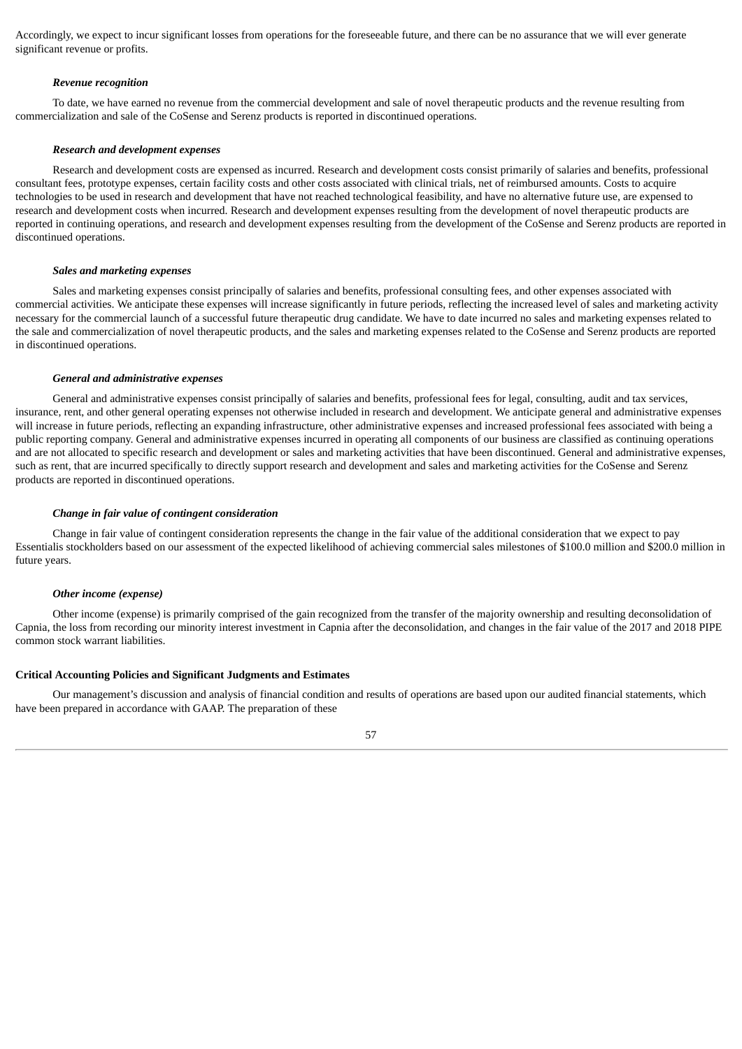Accordingly, we expect to incur significant losses from operations for the foreseeable future, and there can be no assurance that we will ever generate significant revenue or profits.

***Revenue recognition***

To date, we have earned no revenue from the commercial development and sale of novel therapeutic products and the revenue resulting from commercialization and sale of the CoSense and Serenz products is reported in discontinued operations.

***Research and development expenses***

Research and development costs are expensed as incurred. Research and development costs consist primarily of salaries and benefits, professional consultant fees, prototype expenses, certain facility costs and other costs associated with clinical trials, net of reimbursed amounts. Costs to acquire technologies to be used in research and development that have not reached technological feasibility, and have no alternative future use, are expensed to research and development costs when incurred. Research and development expenses resulting from the development of novel therapeutic products are reported in continuing operations, and research and development expenses resulting from the development of the CoSense and Serenz products are reported in discontinued operations.

***Sales and marketing expenses***

Sales and marketing expenses consist principally of salaries and benefits, professional consulting fees, and other expenses associated with commercial activities. We anticipate these expenses will increase significantly in future periods, reflecting the increased level of sales and marketing activity necessary for the commercial launch of a successful future therapeutic drug candidate. We have to date incurred no sales and marketing expenses related to the sale and commercialization of novel therapeutic products, and the sales and marketing expenses related to the CoSense and Serenz products are reported in discontinued operations.

***General and administrative expenses***

General and administrative expenses consist principally of salaries and benefits, professional fees for legal, consulting, audit and tax services, insurance, rent, and other general operating expenses not otherwise included in research and development. We anticipate general and administrative expenses will increase in future periods, reflecting an expanding infrastructure, other administrative expenses and increased professional fees associated with being a public reporting company. General and administrative expenses incurred in operating all components of our business are classified as continuing operations and are not allocated to specific research and development or sales and marketing activities that have been discontinued. General and administrative expenses, such as rent, that are incurred specifically to directly support research and development and sales and marketing activities for the CoSense and Serenz products are reported in discontinued operations.

***Change in fair value of contingent consideration***

Change in fair value of contingent consideration represents the change in the fair value of the additional consideration that we expect to pay Essentialis stockholders based on our assessment of the expected likelihood of achieving commercial sales milestones of $100.0 million and $200.0 million in future years.

***Other income (expense)***

Other income (expense) is primarily comprised of the gain recognized from the transfer of the majority ownership and resulting deconsolidation of Capnia, the loss from recording our minority interest investment in Capnia after the deconsolidation, and changes in the fair value of the 2017 and 2018 PIPE common stock warrant liabilities.

**Critical Accounting Policies and Significant Judgments and Estimates**

Our management's discussion and analysis of financial condition and results of operations are based upon our audited financial statements, which have been prepared in accordance with GAAP. The preparation of these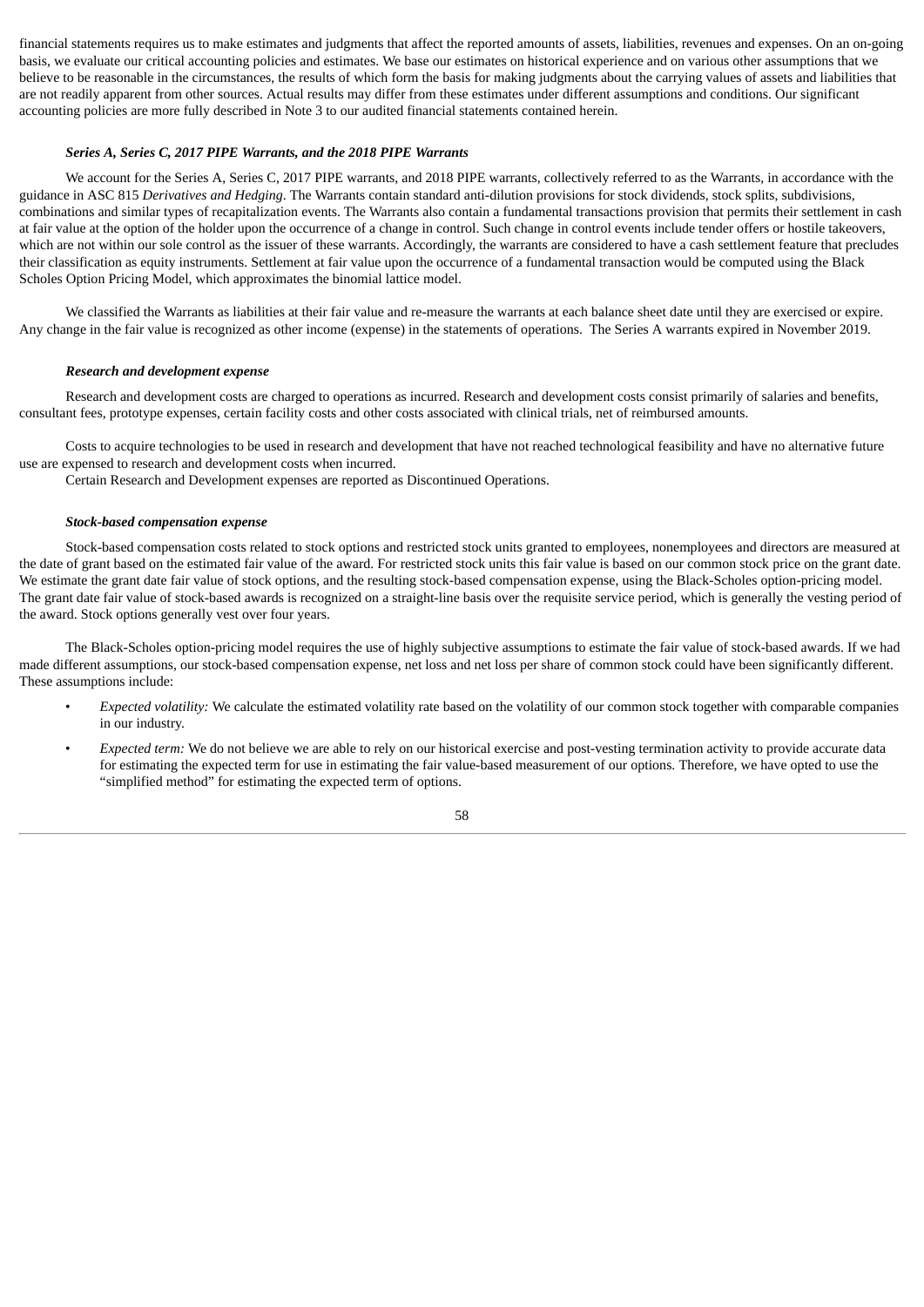financial statements requires us to make estimates and judgments that affect the reported amounts of assets, liabilities, revenues and expenses. On an on-going basis, we evaluate our critical accounting policies and estimates. We base our estimates on historical experience and on various other assumptions that we believe to be reasonable in the circumstances, the results of which form the basis for making judgments about the carrying values of assets and liabilities that are not readily apparent from other sources. Actual results may differ from these estimates under different assumptions and conditions. Our significant accounting policies are more fully described in Note 3 to our audited financial statements contained herein.

***Series A, Series C, 2017 PIPE Warrants, and the 2018 PIPE Warrants***

We account for the Series A, Series C, 2017 PIPE warrants, and 2018 PIPE warrants, collectively referred to as the Warrants, in accordance with the guidance in ASC 815 *Derivatives and Hedging*. The Warrants contain standard anti-dilution provisions for stock dividends, stock splits, subdivisions, combinations and similar types of recapitalization events. The Warrants also contain a fundamental transactions provision that permits their settlement in cash at fair value at the option of the holder upon the occurrence of a change in control. Such change in control events include tender offers or hostile takeovers, which are not within our sole control as the issuer of these warrants. Accordingly, the warrants are considered to have a cash settlement feature that precludes their classification as equity instruments. Settlement at fair value upon the occurrence of a fundamental transaction would be computed using the Black Scholes Option Pricing Model, which approximates the binomial lattice model.

We classified the Warrants as liabilities at their fair value and re-measure the warrants at each balance sheet date until they are exercised or expire. Any change in the fair value is recognized as other income (expense) in the statements of operations. The Series A warrants expired in November 2019.

***Research and development expense***

Research and development costs are charged to operations as incurred. Research and development costs consist primarily of salaries and benefits, consultant fees, prototype expenses, certain facility costs and other costs associated with clinical trials, net of reimbursed amounts.

Costs to acquire technologies to be used in research and development that have not reached technological feasibility and have no alternative future use are expensed to research and development costs when incurred.

Certain Research and Development expenses are reported as Discontinued Operations.

***Stock-based compensation expense***

Stock-based compensation costs related to stock options and restricted stock units granted to employees, nonemployees and directors are measured at the date of grant based on the estimated fair value of the award. For restricted stock units this fair value is based on our common stock price on the grant date. We estimate the grant date fair value of stock options, and the resulting stock-based compensation expense, using the Black-Scholes option-pricing model. The grant date fair value of stock-based awards is recognized on a straight-line basis over the requisite service period, which is generally the vesting period of the award. Stock options generally vest over four years.

The Black-Scholes option-pricing model requires the use of highly subjective assumptions to estimate the fair value of stock-based awards. If we had made different assumptions, our stock-based compensation expense, net loss and net loss per share of common stock could have been significantly different. These assumptions include:

- *Expected volatility:* We calculate the estimated volatility rate based on the volatility of our common stock together with comparable companies in our industry.
- *Expected term:* We do not believe we are able to rely on our historical exercise and post-vesting termination activity to provide accurate data for estimating the expected term for use in estimating the fair value-based measurement of our options. Therefore, we have opted to use the "simplified method" for estimating the expected term of options.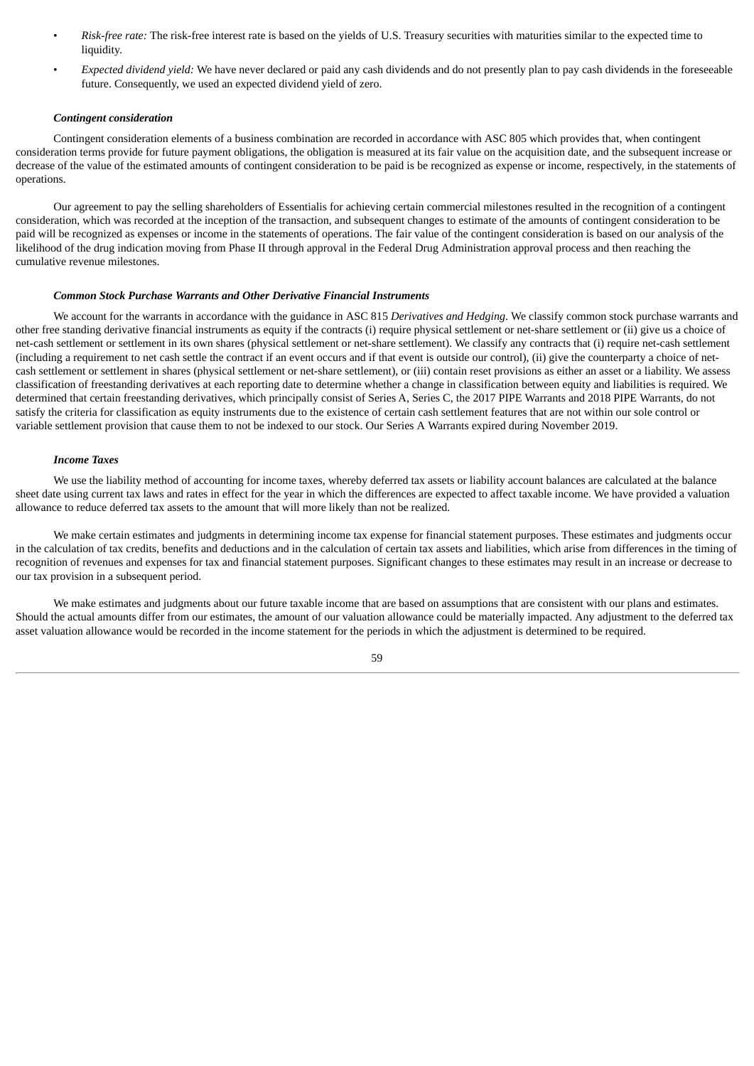- *Risk-free rate:* The risk-free interest rate is based on the yields of U.S. Treasury securities with maturities similar to the expected time to liquidity.
- *Expected dividend yield:* We have never declared or paid any cash dividends and do not presently plan to pay cash dividends in the foreseeable future. Consequently, we used an expected dividend yield of zero.

***Contingent consideration***

Contingent consideration elements of a business combination are recorded in accordance with ASC 805 which provides that, when contingent consideration terms provide for future payment obligations, the obligation is measured at its fair value on the acquisition date, and the subsequent increase or decrease of the value of the estimated amounts of contingent consideration to be paid is be recognized as expense or income, respectively, in the statements of operations.

Our agreement to pay the selling shareholders of Essentialis for achieving certain commercial milestones resulted in the recognition of a contingent consideration, which was recorded at the inception of the transaction, and subsequent changes to estimate of the amounts of contingent consideration to be paid will be recognized as expenses or income in the statements of operations. The fair value of the contingent consideration is based on our analysis of the likelihood of the drug indication moving from Phase II through approval in the Federal Drug Administration approval process and then reaching the cumulative revenue milestones.

***Common Stock Purchase Warrants and Other Derivative Financial Instruments***

We account for the warrants in accordance with the guidance in ASC 815 *Derivatives and Hedging*. We classify common stock purchase warrants and other free standing derivative financial instruments as equity if the contracts (i) require physical settlement or net-share settlement or (ii) give us a choice of net-cash settlement or settlement in its own shares (physical settlement or net-share settlement). We classify any contracts that (i) require net-cash settlement (including a requirement to net cash settle the contract if an event occurs and if that event is outside our control), (ii) give the counterparty a choice of net-cash settlement or settlement in shares (physical settlement or net-share settlement), or (iii) contain reset provisions as either an asset or a liability. We assess classification of freestanding derivatives at each reporting date to determine whether a change in classification between equity and liabilities is required. We determined that certain freestanding derivatives, which principally consist of Series A, Series C, the 2017 PIPE Warrants and 2018 PIPE Warrants, do not satisfy the criteria for classification as equity instruments due to the existence of certain cash settlement features that are not within our sole control or variable settlement provision that cause them to not be indexed to our stock. Our Series A Warrants expired during November 2019.

***Income Taxes***

We use the liability method of accounting for income taxes, whereby deferred tax assets or liability account balances are calculated at the balance sheet date using current tax laws and rates in effect for the year in which the differences are expected to affect taxable income. We have provided a valuation allowance to reduce deferred tax assets to the amount that will more likely than not be realized.

We make certain estimates and judgments in determining income tax expense for financial statement purposes. These estimates and judgments occur in the calculation of tax credits, benefits and deductions and in the calculation of certain tax assets and liabilities, which arise from differences in the timing of recognition of revenues and expenses for tax and financial statement purposes. Significant changes to these estimates may result in an increase or decrease to our tax provision in a subsequent period.

We make estimates and judgments about our future taxable income that are based on assumptions that are consistent with our plans and estimates. Should the actual amounts differ from our estimates, the amount of our valuation allowance could be materially impacted. Any adjustment to the deferred tax asset valuation allowance would be recorded in the income statement for the periods in which the adjustment is determined to be required.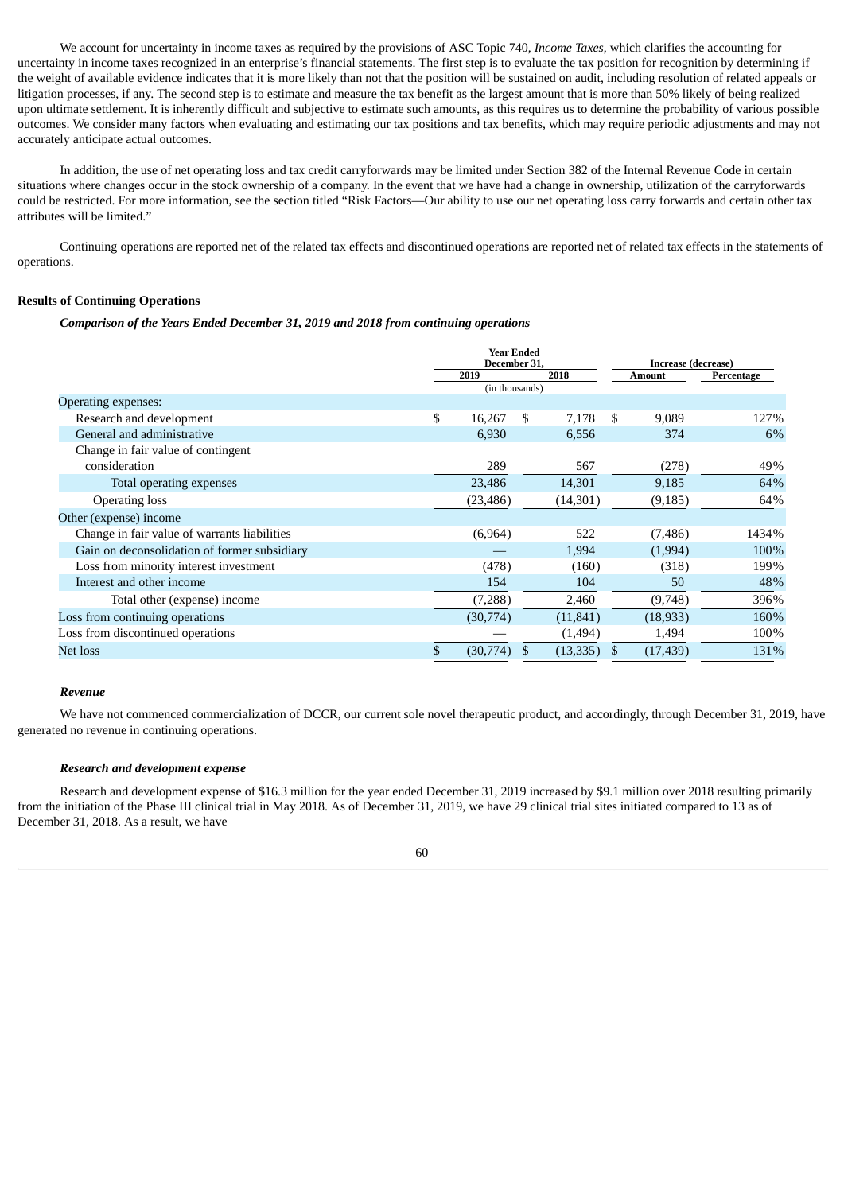We account for uncertainty in income taxes as required by the provisions of ASC Topic 740, *Income Taxes*, which clarifies the accounting for uncertainty in income taxes recognized in an enterprise's financial statements. The first step is to evaluate the tax position for recognition by determining if the weight of available evidence indicates that it is more likely than not that the position will be sustained on audit, including resolution of related appeals or litigation processes, if any. The second step is to estimate and measure the tax benefit as the largest amount that is more than 50% likely of being realized upon ultimate settlement. It is inherently difficult and subjective to estimate such amounts, as this requires us to determine the probability of various possible outcomes. We consider many factors when evaluating and estimating our tax positions and tax benefits, which may require periodic adjustments and may not accurately anticipate actual outcomes.

In addition, the use of net operating loss and tax credit carryforwards may be limited under Section 382 of the Internal Revenue Code in certain situations where changes occur in the stock ownership of a company. In the event that we have had a change in ownership, utilization of the carryforwards could be restricted. For more information, see the section titled "Risk Factors—Our ability to use our net operating loss carry forwards and certain other tax attributes will be limited."

Continuing operations are reported net of the related tax effects and discontinued operations are reported net of related tax effects in the statements of operations.

**Results of Continuing Operations**

***Comparison of the Years Ended December 31, 2019 and 2018 from continuing operations***

| | Year Ended December 31, | | Increase (decrease) | |
|---|---|---|---|---|
| | 2019 | 2018 | Amount | Percentage |
| | (in thousands) | | | |
| Operating expenses: | | | | |
| Research and development | $ 16,267 | $ 7,178 | $ 9,089 | 127% |
| General and administrative | 6,930 | 6,556 | 374 | 6% |
| Change in fair value of contingent consideration | 289 | 567 | (278) | 49% |
| Total operating expenses | 23,486 | 14,301 | 9,185 | 64% |
| Operating loss | (23,486) | (14,301) | (9,185) | 64% |
| Other (expense) income | | | | |
| Change in fair value of warrants liabilities | (6,964) | 522 | (7,486) | 1434% |
| Gain on deconsolidation of former subsidiary | — | 1,994 | (1,994) | 100% |
| Loss from minority interest investment | (478) | (160) | (318) | 199% |
| Interest and other income | 154 | 104 | 50 | 48% |
| Total other (expense) income | (7,288) | 2,460 | (9,748) | 396% |
| Loss from continuing operations | (30,774) | (11,841) | (18,933) | 160% |
| Loss from discontinued operations | — | (1,494) | 1,494 | 100% |
| Net loss | $ (30,774) | $ (13,335) | $ (17,439) | 131% |

***Revenue***

We have not commenced commercialization of DCCR, our current sole novel therapeutic product, and accordingly, through December 31, 2019, have generated no revenue in continuing operations.

***Research and development expense***

Research and development expense of $16.3 million for the year ended December 31, 2019 increased by $9.1 million over 2018 resulting primarily from the initiation of the Phase III clinical trial in May 2018. As of December 31, 2019, we have 29 clinical trial sites initiated compared to 13 as of December 31, 2018. As a result, we have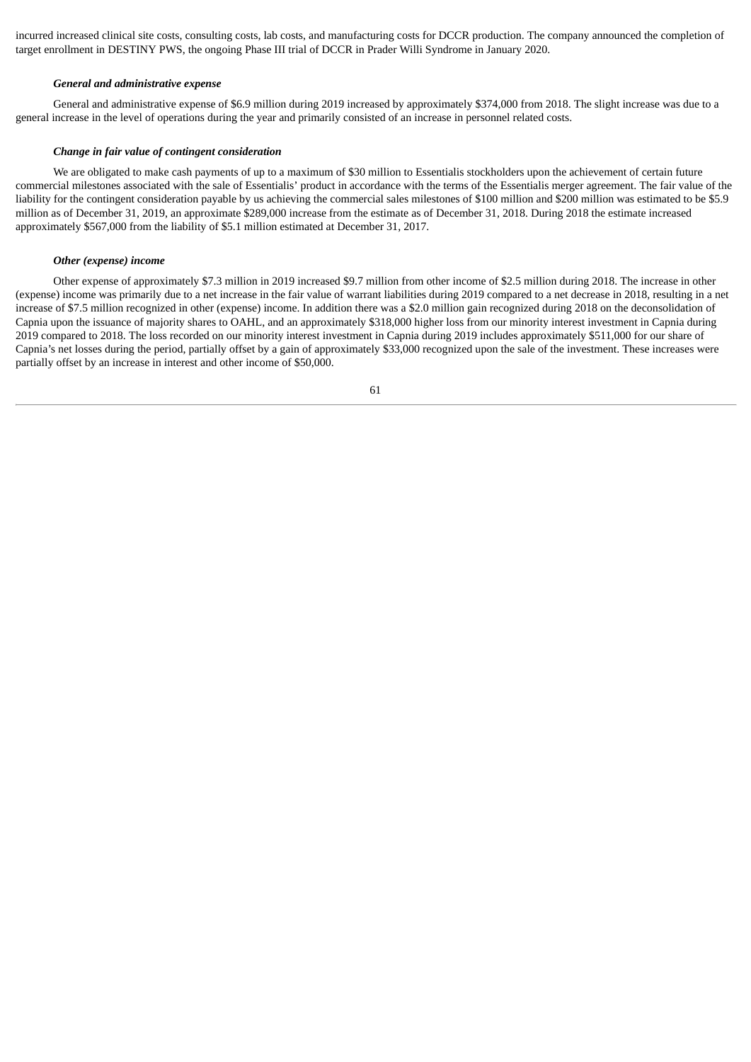incurred increased clinical site costs, consulting costs, lab costs, and manufacturing costs for DCCR production. The company announced the completion of target enrollment in DESTINY PWS, the ongoing Phase III trial of DCCR in Prader Willi Syndrome in January 2020.

***General and administrative expense***

General and administrative expense of $6.9 million during 2019 increased by approximately $374,000 from 2018. The slight increase was due to a general increase in the level of operations during the year and primarily consisted of an increase in personnel related costs.

***Change in fair value of contingent consideration***

We are obligated to make cash payments of up to a maximum of $30 million to Essentialis stockholders upon the achievement of certain future commercial milestones associated with the sale of Essentialis' product in accordance with the terms of the Essentialis merger agreement. The fair value of the liability for the contingent consideration payable by us achieving the commercial sales milestones of $100 million and $200 million was estimated to be $5.9 million as of December 31, 2019, an approximate $289,000 increase from the estimate as of December 31, 2018. During 2018 the estimate increased approximately $567,000 from the liability of $5.1 million estimated at December 31, 2017.

***Other (expense) income***

Other expense of approximately $7.3 million in 2019 increased $9.7 million from other income of $2.5 million during 2018. The increase in other (expense) income was primarily due to a net increase in the fair value of warrant liabilities during 2019 compared to a net decrease in 2018, resulting in a net increase of $7.5 million recognized in other (expense) income. In addition there was a $2.0 million gain recognized during 2018 on the deconsolidation of Capnia upon the issuance of majority shares to OAHL, and an approximately $318,000 higher loss from our minority interest investment in Capnia during 2019 compared to 2018. The loss recorded on our minority interest investment in Capnia during 2019 includes approximately $511,000 for our share of Capnia's net losses during the period, partially offset by a gain of approximately $33,000 recognized upon the sale of the investment. These increases were partially offset by an increase in interest and other income of $50,000.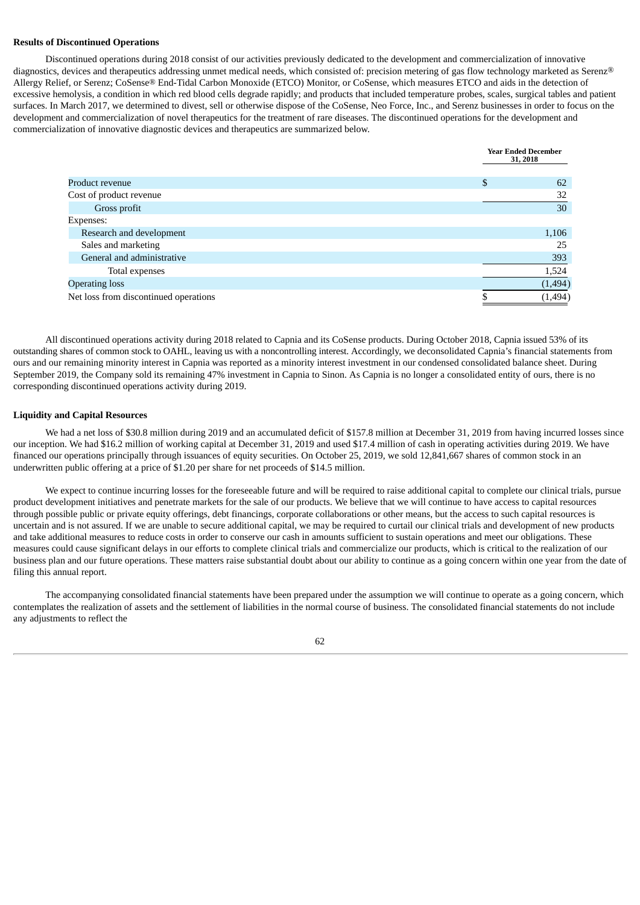**Results of Discontinued Operations**

Discontinued operations during 2018 consist of our activities previously dedicated to the development and commercialization of innovative diagnostics, devices and therapeutics addressing unmet medical needs, which consisted of: precision metering of gas flow technology marketed as Serenz® Allergy Relief, or Serenz; CoSense® End-Tidal Carbon Monoxide (ETCO) Monitor, or CoSense, which measures ETCO and aids in the detection of excessive hemolysis, a condition in which red blood cells degrade rapidly; and products that included temperature probes, scales, surgical tables and patient surfaces. In March 2017, we determined to divest, sell or otherwise dispose of the CoSense, Neo Force, Inc., and Serenz businesses in order to focus on the development and commercialization of novel therapeutics for the treatment of rare diseases. The discontinued operations for the development and commercialization of innovative diagnostic devices and therapeutics are summarized below.

| | Year Ended December 31, 2018 |
|---|---|
| Product revenue | $ 62 |
| Cost of product revenue | 32 |
| Gross profit | 30 |
| Expenses: | |
| Research and development | 1,106 |
| Sales and marketing | 25 |
| General and administrative | 393 |
| Total expenses | 1,524 |
| Operating loss | (1,494) |
| Net loss from discontinued operations | $ (1,494) |

All discontinued operations activity during 2018 related to Capnia and its CoSense products. During October 2018, Capnia issued 53% of its outstanding shares of common stock to OAHL, leaving us with a noncontrolling interest. Accordingly, we deconsolidated Capnia's financial statements from ours and our remaining minority interest in Capnia was reported as a minority interest investment in our condensed consolidated balance sheet. During September 2019, the Company sold its remaining 47% investment in Capnia to Sinon. As Capnia is no longer a consolidated entity of ours, there is no corresponding discontinued operations activity during 2019.

**Liquidity and Capital Resources**

We had a net loss of $30.8 million during 2019 and an accumulated deficit of $157.8 million at December 31, 2019 from having incurred losses since our inception. We had $16.2 million of working capital at December 31, 2019 and used $17.4 million of cash in operating activities during 2019. We have financed our operations principally through issuances of equity securities. On October 25, 2019, we sold 12,841,667 shares of common stock in an underwritten public offering at a price of $1.20 per share for net proceeds of $14.5 million.

We expect to continue incurring losses for the foreseeable future and will be required to raise additional capital to complete our clinical trials, pursue product development initiatives and penetrate markets for the sale of our products. We believe that we will continue to have access to capital resources through possible public or private equity offerings, debt financings, corporate collaborations or other means, but the access to such capital resources is uncertain and is not assured. If we are unable to secure additional capital, we may be required to curtail our clinical trials and development of new products and take additional measures to reduce costs in order to conserve our cash in amounts sufficient to sustain operations and meet our obligations. These measures could cause significant delays in our efforts to complete clinical trials and commercialize our products, which is critical to the realization of our business plan and our future operations. These matters raise substantial doubt about our ability to continue as a going concern within one year from the date of filing this annual report.

The accompanying consolidated financial statements have been prepared under the assumption we will continue to operate as a going concern, which contemplates the realization of assets and the settlement of liabilities in the normal course of business. The consolidated financial statements do not include any adjustments to reflect the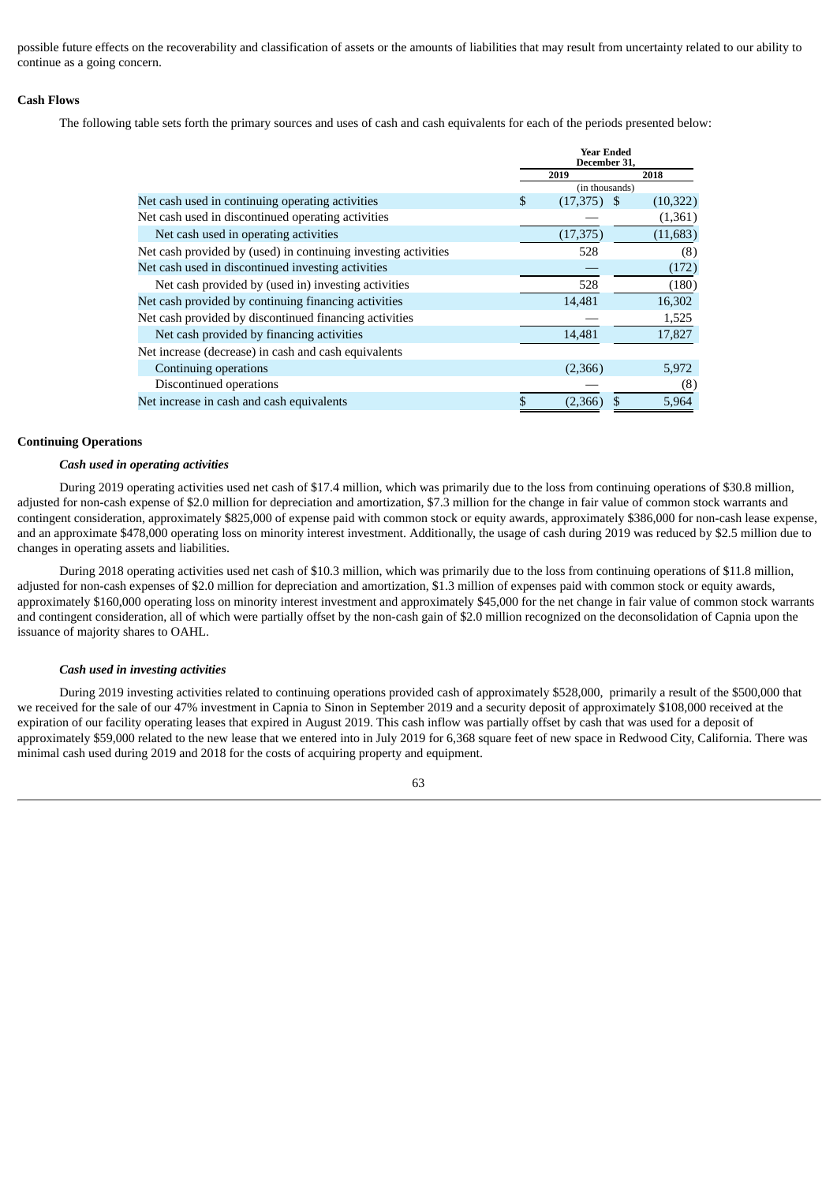possible future effects on the recoverability and classification of assets or the amounts of liabilities that may result from uncertainty related to our ability to continue as a going concern.

**Cash Flows**

The following table sets forth the primary sources and uses of cash and cash equivalents for each of the periods presented below:

| | Year Ended December 31, | |
|---|---|---|
| | 2019 | 2018 |
| | (in thousands) | |
| Net cash used in continuing operating activities | $ (17,375) | $ (10,322) |
| Net cash used in discontinued operating activities | — | (1,361) |
| Net cash used in operating activities | (17,375) | (11,683) |
| Net cash provided by (used) in continuing investing activities | 528 | (8) |
| Net cash used in discontinued investing activities | — | (172) |
| Net cash provided by (used in) investing activities | 528 | (180) |
| Net cash provided by continuing financing activities | 14,481 | 16,302 |
| Net cash provided by discontinued financing activities | — | 1,525 |
| Net cash provided by financing activities | 14,481 | 17,827 |
| Net increase (decrease) in cash and cash equivalents | | |
| Continuing operations | (2,366) | 5,972 |
| Discontinued operations | — | (8) |
| Net increase in cash and cash equivalents | $ (2,366) | $ 5,964 |

**Continuing Operations**

***Cash used in operating activities***

During 2019 operating activities used net cash of $17.4 million, which was primarily due to the loss from continuing operations of $30.8 million, adjusted for non-cash expense of $2.0 million for depreciation and amortization, $7.3 million for the change in fair value of common stock warrants and contingent consideration, approximately $825,000 of expense paid with common stock or equity awards, approximately $386,000 for non-cash lease expense, and an approximate $478,000 operating loss on minority interest investment. Additionally, the usage of cash during 2019 was reduced by $2.5 million due to changes in operating assets and liabilities.

During 2018 operating activities used net cash of $10.3 million, which was primarily due to the loss from continuing operations of $11.8 million, adjusted for non-cash expenses of $2.0 million for depreciation and amortization, $1.3 million of expenses paid with common stock or equity awards, approximately $160,000 operating loss on minority interest investment and approximately $45,000 for the net change in fair value of common stock warrants and contingent consideration, all of which were partially offset by the non-cash gain of $2.0 million recognized on the deconsolidation of Capnia upon the issuance of majority shares to OAHL.

***Cash used in investing activities***

During 2019 investing activities related to continuing operations provided cash of approximately $528,000, primarily a result of the $500,000 that we received for the sale of our 47% investment in Capnia to Sinon in September 2019 and a security deposit of approximately $108,000 received at the expiration of our facility operating leases that expired in August 2019. This cash inflow was partially offset by cash that was used for a deposit of approximately $59,000 related to the new lease that we entered into in July 2019 for 6,368 square feet of new space in Redwood City, California. There was minimal cash used during 2019 and 2018 for the costs of acquiring property and equipment.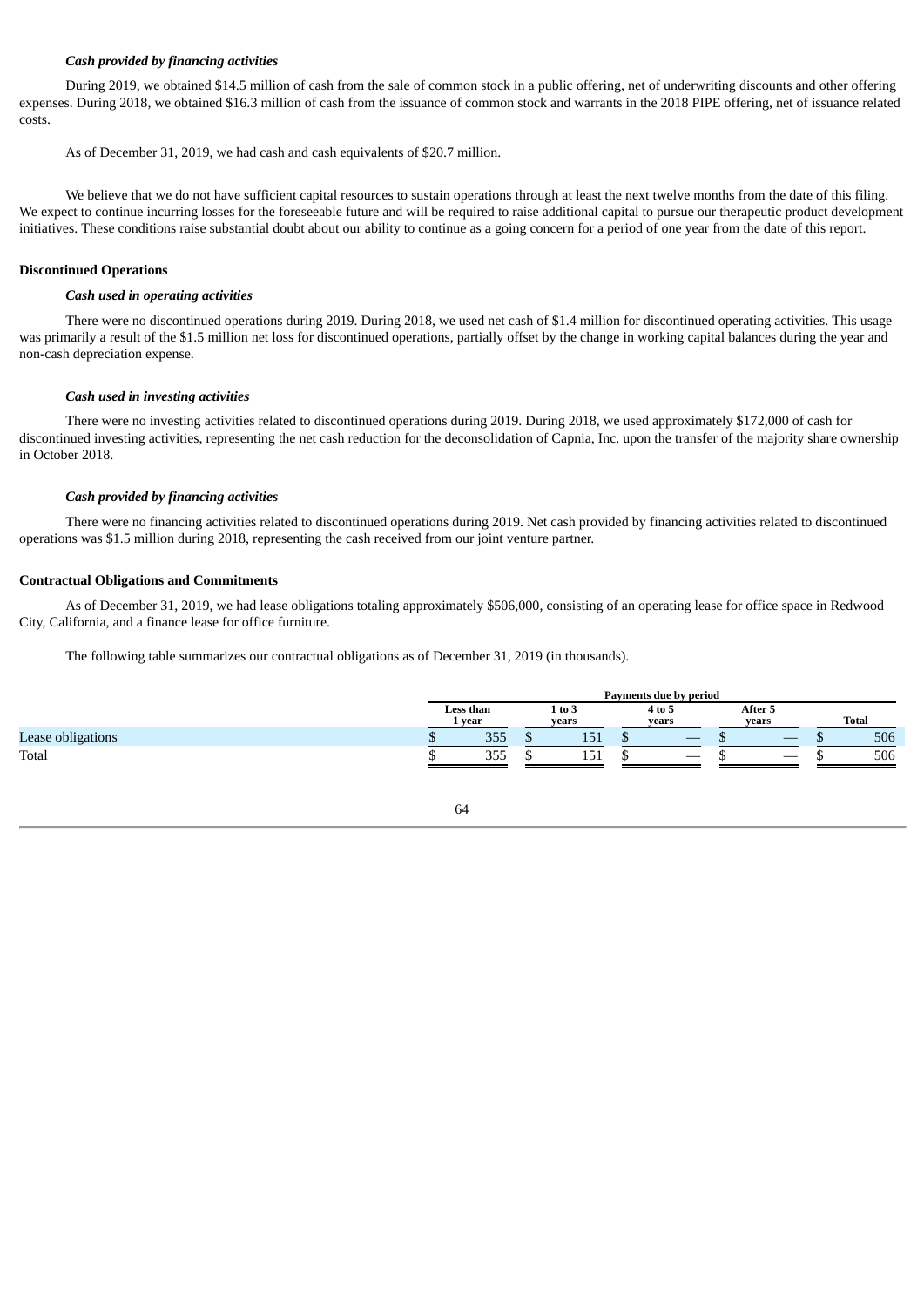*Cash provided by financing activities*

During 2019, we obtained $14.5 million of cash from the sale of common stock in a public offering, net of underwriting discounts and other offering expenses. During 2018, we obtained $16.3 million of cash from the issuance of common stock and warrants in the 2018 PIPE offering, net of issuance related costs.

As of December 31, 2019, we had cash and cash equivalents of $20.7 million.

We believe that we do not have sufficient capital resources to sustain operations through at least the next twelve months from the date of this filing. We expect to continue incurring losses for the foreseeable future and will be required to raise additional capital to pursue our therapeutic product development initiatives. These conditions raise substantial doubt about our ability to continue as a going concern for a period of one year from the date of this report.

**Discontinued Operations**

*Cash used in operating activities*

There were no discontinued operations during 2019. During 2018, we used net cash of $1.4 million for discontinued operating activities. This usage was primarily a result of the $1.5 million net loss for discontinued operations, partially offset by the change in working capital balances during the year and non-cash depreciation expense.

*Cash used in investing activities*

There were no investing activities related to discontinued operations during 2019. During 2018, we used approximately $172,000 of cash for discontinued investing activities, representing the net cash reduction for the deconsolidation of Capnia, Inc. upon the transfer of the majority share ownership in October 2018.

*Cash provided by financing activities*

There were no financing activities related to discontinued operations during 2019. Net cash provided by financing activities related to discontinued operations was $1.5 million during 2018, representing the cash received from our joint venture partner.

**Contractual Obligations and Commitments**

As of December 31, 2019, we had lease obligations totaling approximately $506,000, consisting of an operating lease for office space in Redwood City, California, and a finance lease for office furniture.

The following table summarizes our contractual obligations as of December 31, 2019 (in thousands).

| | Payments due by period | | | | |
|---|---|---|---|---|---|
| | Less than 1 year | 1 to 3 years | 4 to 5 years | After 5 years | Total |
| Lease obligations | $ 355 | $ 151 | $ — | $ — | $ 506 |
| Total | $ 355 | $ 151 | $ — | $ — | $ 506 |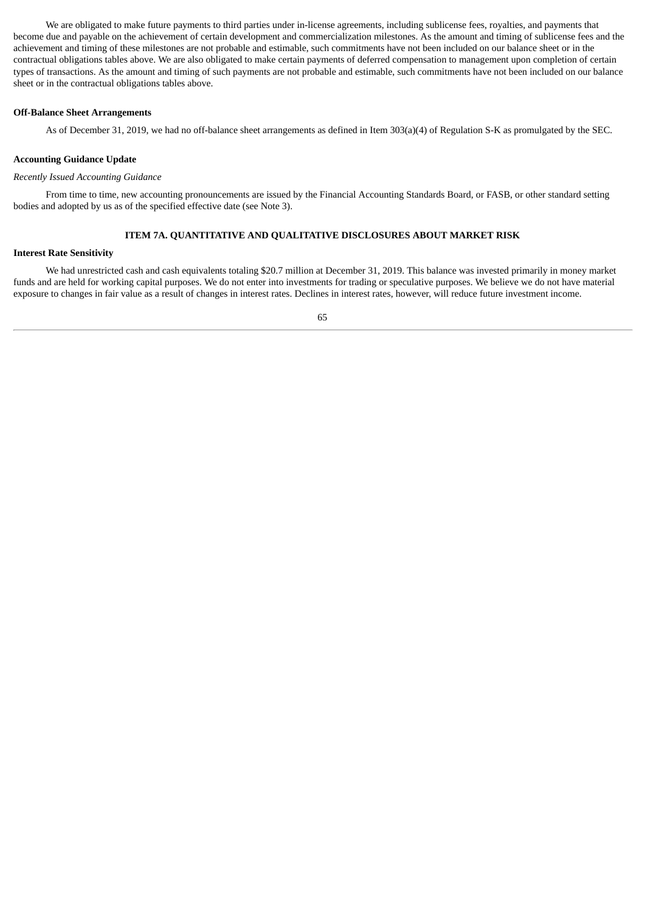We are obligated to make future payments to third parties under in-license agreements, including sublicense fees, royalties, and payments that become due and payable on the achievement of certain development and commercialization milestones. As the amount and timing of sublicense fees and the achievement and timing of these milestones are not probable and estimable, such commitments have not been included on our balance sheet or in the contractual obligations tables above. We are also obligated to make certain payments of deferred compensation to management upon completion of certain types of transactions. As the amount and timing of such payments are not probable and estimable, such commitments have not been included on our balance sheet or in the contractual obligations tables above.

**Off-Balance Sheet Arrangements**

As of December 31, 2019, we had no off-balance sheet arrangements as defined in Item 303(a)(4) of Regulation S-K as promulgated by the SEC.

**Accounting Guidance Update**

*Recently Issued Accounting Guidance*

From time to time, new accounting pronouncements are issued by the Financial Accounting Standards Board, or FASB, or other standard setting bodies and adopted by us as of the specified effective date (see Note 3).

## ITEM 7A. QUANTITATIVE AND QUALITATIVE DISCLOSURES ABOUT MARKET RISK

**Interest Rate Sensitivity**

We had unrestricted cash and cash equivalents totaling $20.7 million at December 31, 2019. This balance was invested primarily in money market funds and are held for working capital purposes. We do not enter into investments for trading or speculative purposes. We believe we do not have material exposure to changes in fair value as a result of changes in interest rates. Declines in interest rates, however, will reduce future investment income.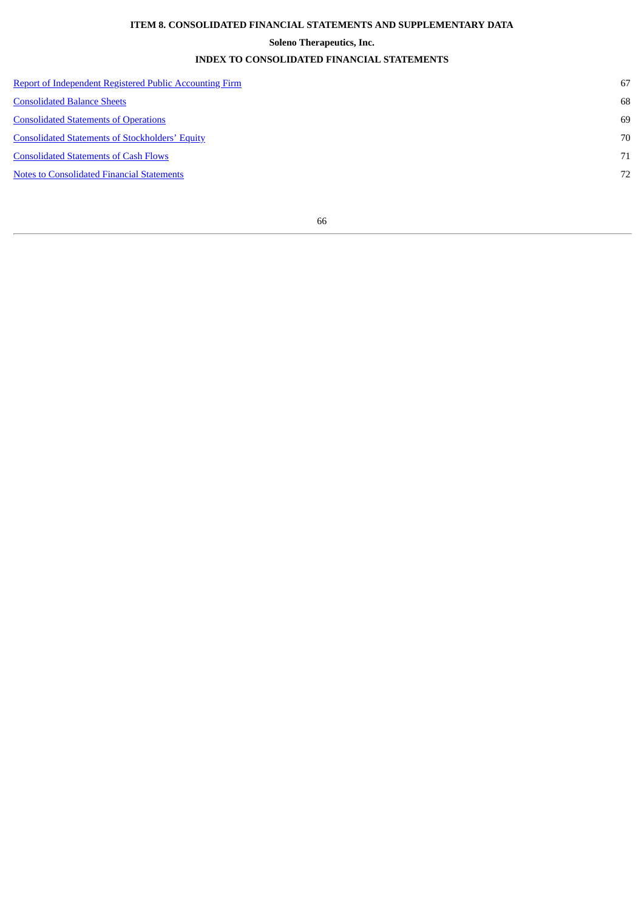**ITEM 8. CONSOLIDATED FINANCIAL STATEMENTS AND SUPPLEMENTARY DATA**

**Soleno Therapeutics, Inc.**

**INDEX TO CONSOLIDATED FINANCIAL STATEMENTS**

| | |
|---|---|
| Report of Independent Registered Public Accounting Firm | 67 |
| Consolidated Balance Sheets | 68 |
| Consolidated Statements of Operations | 69 |
| Consolidated Statements of Stockholders' Equity | 70 |
| Consolidated Statements of Cash Flows | 71 |
| Notes to Consolidated Financial Statements | 72 |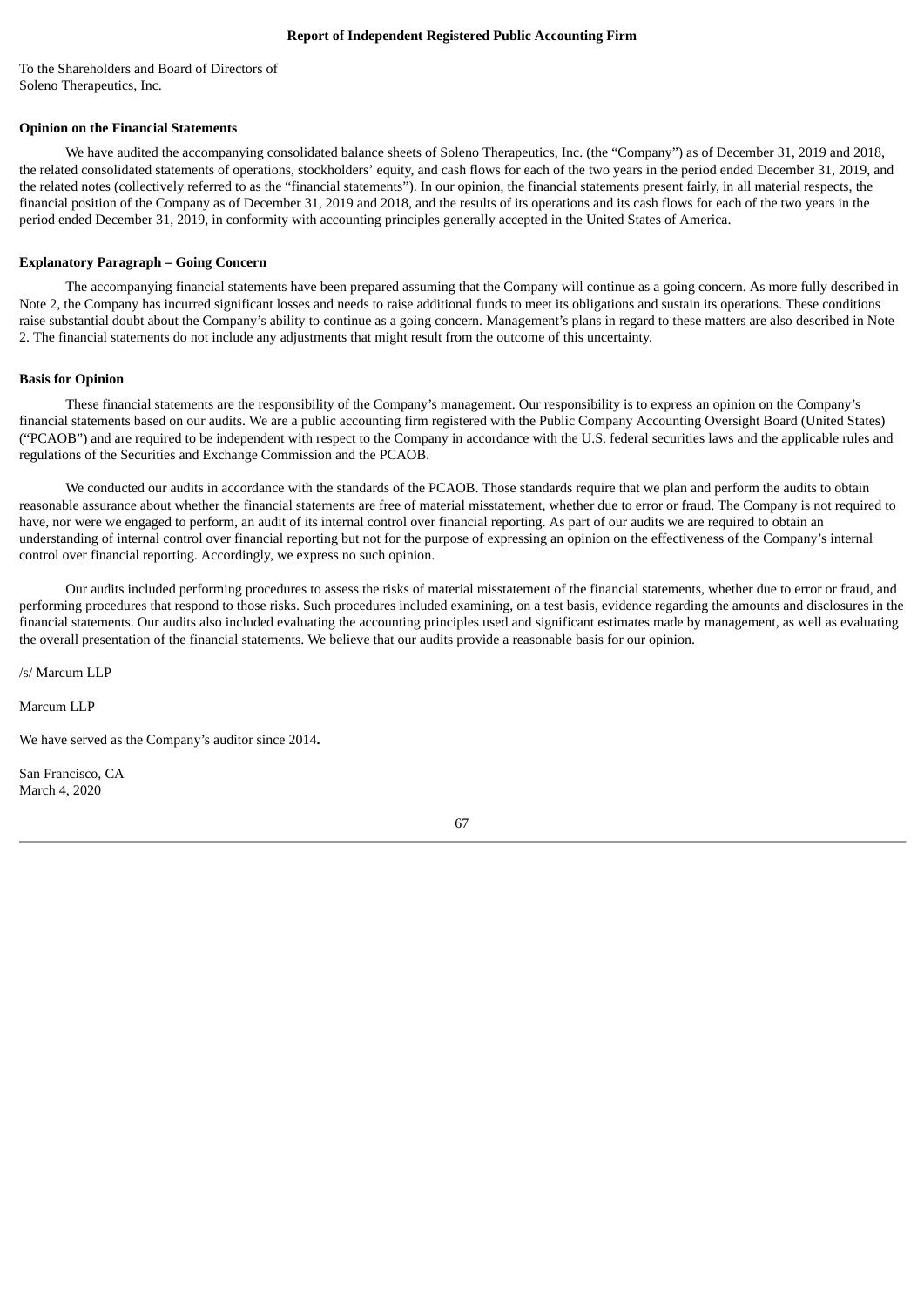# Report of Independent Registered Public Accounting Firm

To the Shareholders and Board of Directors of
Soleno Therapeutics, Inc.

**Opinion on the Financial Statements**

We have audited the accompanying consolidated balance sheets of Soleno Therapeutics, Inc. (the "Company") as of December 31, 2019 and 2018, the related consolidated statements of operations, stockholders' equity, and cash flows for each of the two years in the period ended December 31, 2019, and the related notes (collectively referred to as the "financial statements"). In our opinion, the financial statements present fairly, in all material respects, the financial position of the Company as of December 31, 2019 and 2018, and the results of its operations and its cash flows for each of the two years in the period ended December 31, 2019, in conformity with accounting principles generally accepted in the United States of America.

**Explanatory Paragraph – Going Concern**

The accompanying financial statements have been prepared assuming that the Company will continue as a going concern. As more fully described in Note 2, the Company has incurred significant losses and needs to raise additional funds to meet its obligations and sustain its operations. These conditions raise substantial doubt about the Company's ability to continue as a going concern. Management's plans in regard to these matters are also described in Note 2. The financial statements do not include any adjustments that might result from the outcome of this uncertainty.

**Basis for Opinion**

These financial statements are the responsibility of the Company's management. Our responsibility is to express an opinion on the Company's financial statements based on our audits. We are a public accounting firm registered with the Public Company Accounting Oversight Board (United States) ("PCAOB") and are required to be independent with respect to the Company in accordance with the U.S. federal securities laws and the applicable rules and regulations of the Securities and Exchange Commission and the PCAOB.

We conducted our audits in accordance with the standards of the PCAOB. Those standards require that we plan and perform the audits to obtain reasonable assurance about whether the financial statements are free of material misstatement, whether due to error or fraud. The Company is not required to have, nor were we engaged to perform, an audit of its internal control over financial reporting. As part of our audits we are required to obtain an understanding of internal control over financial reporting but not for the purpose of expressing an opinion on the effectiveness of the Company's internal control over financial reporting. Accordingly, we express no such opinion.

Our audits included performing procedures to assess the risks of material misstatement of the financial statements, whether due to error or fraud, and performing procedures that respond to those risks. Such procedures included examining, on a test basis, evidence regarding the amounts and disclosures in the financial statements. Our audits also included evaluating the accounting principles used and significant estimates made by management, as well as evaluating the overall presentation of the financial statements. We believe that our audits provide a reasonable basis for our opinion.

/s/ Marcum LLP

Marcum LLP

We have served as the Company's auditor since 2014**.**

San Francisco, CA
March 4, 2020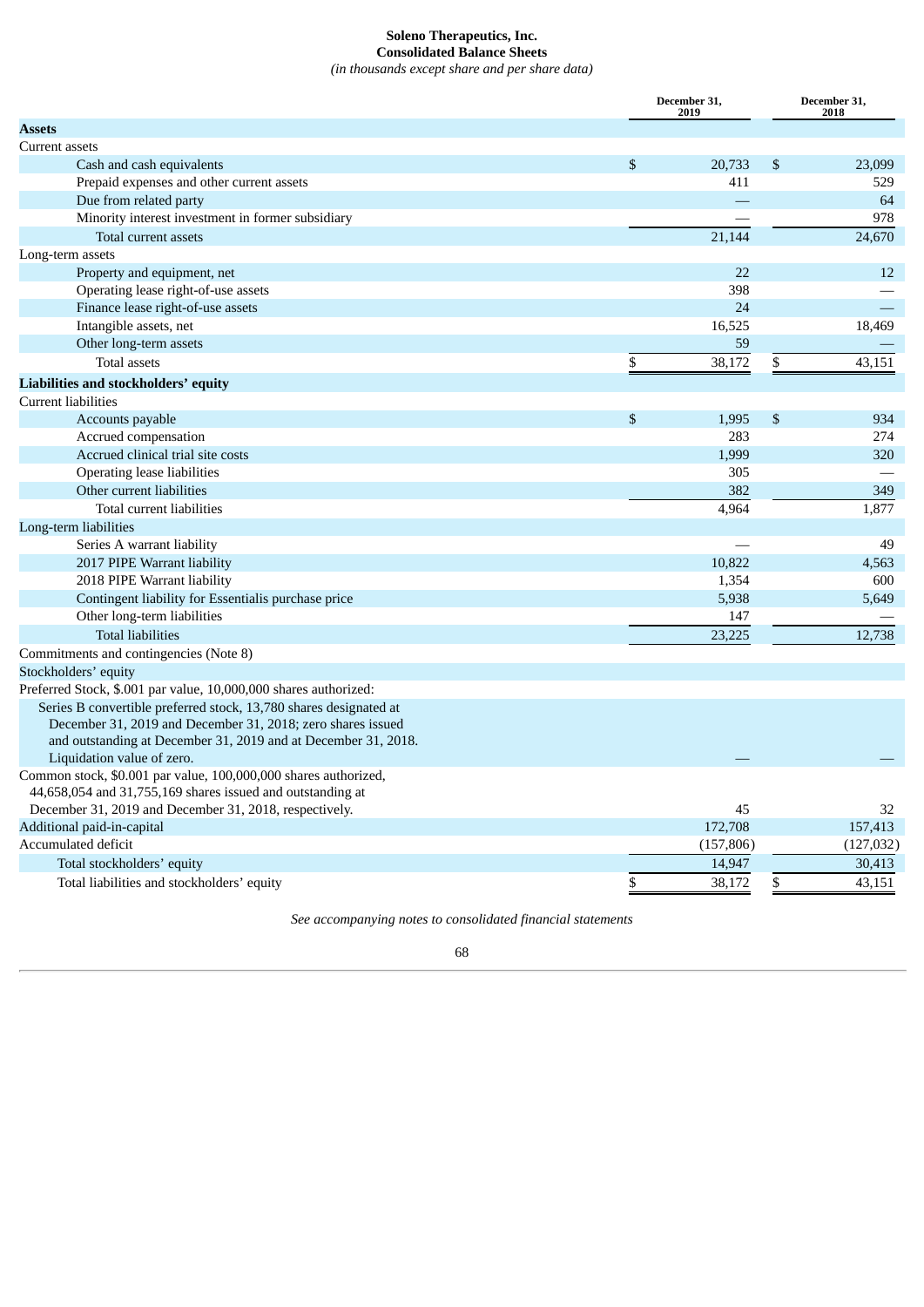# Soleno Therapeutics, Inc.
## Consolidated Balance Sheets
*(in thousands except share and per share data)*

| | December 31, 2019 | December 31, 2018 |
|---|---|---|
| **Assets** | | |
| Current assets | | |
| Cash and cash equivalents | $ 20,733 | $ 23,099 |
| Prepaid expenses and other current assets | 411 | 529 |
| Due from related party | — | 64 |
| Minority interest investment in former subsidiary | — | 978 |
| Total current assets | 21,144 | 24,670 |
| Long-term assets | | |
| Property and equipment, net | 22 | 12 |
| Operating lease right-of-use assets | 398 | — |
| Finance lease right-of-use assets | 24 | — |
| Intangible assets, net | 16,525 | 18,469 |
| Other long-term assets | 59 | — |
| Total assets | $ 38,172 | $ 43,151 |
| **Liabilities and stockholders' equity** | | |
| Current liabilities | | |
| Accounts payable | $ 1,995 | $ 934 |
| Accrued compensation | 283 | 274 |
| Accrued clinical trial site costs | 1,999 | 320 |
| Operating lease liabilities | 305 | — |
| Other current liabilities | 382 | 349 |
| Total current liabilities | 4,964 | 1,877 |
| Long-term liabilities | | |
| Series A warrant liability | — | 49 |
| 2017 PIPE Warrant liability | 10,822 | 4,563 |
| 2018 PIPE Warrant liability | 1,354 | 600 |
| Contingent liability for Essentialis purchase price | 5,938 | 5,649 |
| Other long-term liabilities | 147 | — |
| Total liabilities | 23,225 | 12,738 |
| Commitments and contingencies (Note 8) | | |
| Stockholders' equity | | |
| Preferred Stock, $.001 par value, 10,000,000 shares authorized: | | |
| Series B convertible preferred stock, 13,780 shares designated at December 31, 2019 and December 31, 2018; zero shares issued and outstanding at December 31, 2019 and at December 31, 2018. Liquidation value of zero. | — | — |
| Common stock, $0.001 par value, 100,000,000 shares authorized, 44,658,054 and 31,755,169 shares issued and outstanding at December 31, 2019 and December 31, 2018, respectively. | 45 | 32 |
| Additional paid-in-capital | 172,708 | 157,413 |
| Accumulated deficit | (157,806) | (127,032) |
| Total stockholders' equity | 14,947 | 30,413 |
| Total liabilities and stockholders' equity | $ 38,172 | $ 43,151 |

*See accompanying notes to consolidated financial statements*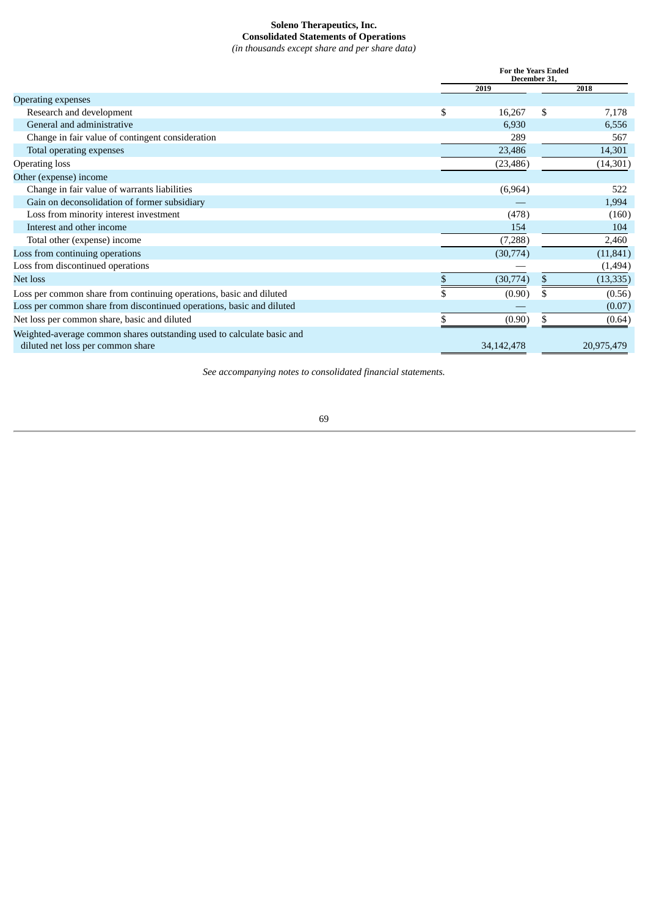**Soleno Therapeutics, Inc.**
**Consolidated Statements of Operations**
*(in thousands except share and per share data)*

| | For the Years Ended December 31, | |
|---|---|---|
| | 2019 | 2018 |
| Operating expenses | | |
| Research and development | $ 16,267 | $ 7,178 |
| General and administrative | 6,930 | 6,556 |
| Change in fair value of contingent consideration | 289 | 567 |
| Total operating expenses | 23,486 | 14,301 |
| Operating loss | (23,486) | (14,301) |
| Other (expense) income | | |
| Change in fair value of warrants liabilities | (6,964) | 522 |
| Gain on deconsolidation of former subsidiary | — | 1,994 |
| Loss from minority interest investment | (478) | (160) |
| Interest and other income | 154 | 104 |
| Total other (expense) income | (7,288) | 2,460 |
| Loss from continuing operations | (30,774) | (11,841) |
| Loss from discontinued operations | — | (1,494) |
| Net loss | $ (30,774) | $ (13,335) |
| Loss per common share from continuing operations, basic and diluted | $ (0.90) | $ (0.56) |
| Loss per common share from discontinued operations, basic and diluted | — | (0.07) |
| Net loss per common share, basic and diluted | $ (0.90) | $ (0.64) |
| Weighted-average common shares outstanding used to calculate basic and diluted net loss per common share | 34,142,478 | 20,975,479 |

*See accompanying notes to consolidated financial statements.*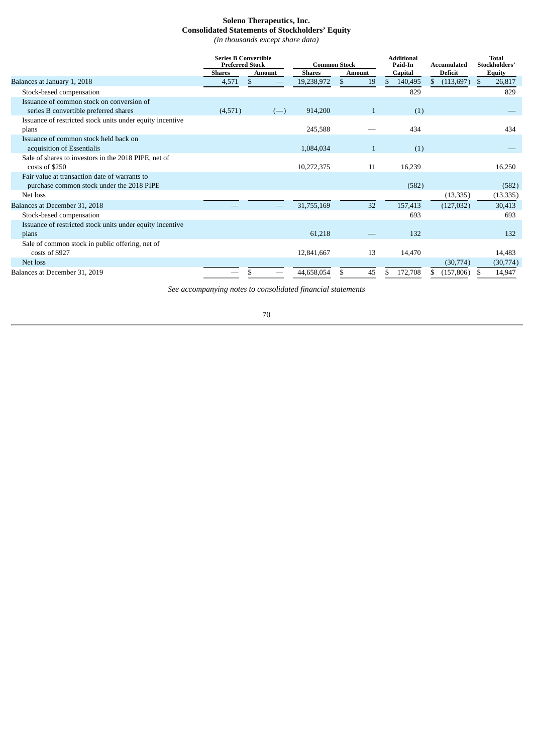# Soleno Therapeutics, Inc.
## Consolidated Statements of Stockholders' Equity
*(in thousands except share data)*

| | Series B Convertible Preferred Stock | | Common Stock | | Additional Paid-In | Accumulated | Total Stockholders' |
|---|---|---|---|---|---|---|---|
| | Shares | Amount | Shares | Amount | Capital | Deficit | Equity |
| Balances at January 1, 2018 | 4,571 | $ — | 19,238,972 | $ 19 | $ 140,495 | $ (113,697) | $ 26,817 |
| Stock-based compensation | | | | | 829 | | 829 |
| Issuance of common stock on conversion of series B convertible preferred shares | (4,571) | (—) | 914,200 | 1 | (1) | | — |
| Issuance of restricted stock units under equity incentive plans | | | 245,588 | — | 434 | | 434 |
| Issuance of common stock held back on acquisition of Essentialis | | | 1,084,034 | 1 | (1) | | — |
| Sale of shares to investors in the 2018 PIPE, net of costs of $250 | | | 10,272,375 | 11 | 16,239 | | 16,250 |
| Fair value at transaction date of warrants to purchase common stock under the 2018 PIPE | | | | | (582) | | (582) |
| Net loss | | | | | | (13,335) | (13,335) |
| Balances at December 31, 2018 | — | — | 31,755,169 | 32 | 157,413 | (127,032) | 30,413 |
| Stock-based compensation | | | | | 693 | | 693 |
| Issuance of restricted stock units under equity incentive plans | | | 61,218 | — | 132 | | 132 |
| Sale of common stock in public offering, net of costs of $927 | | | 12,841,667 | 13 | 14,470 | | 14,483 |
| Net loss | | | | | | (30,774) | (30,774) |
| Balances at December 31, 2019 | — | $ — | 44,658,054 | $ 45 | $ 172,708 | $ (157,806) | $ 14,947 |

*See accompanying notes to consolidated financial statements*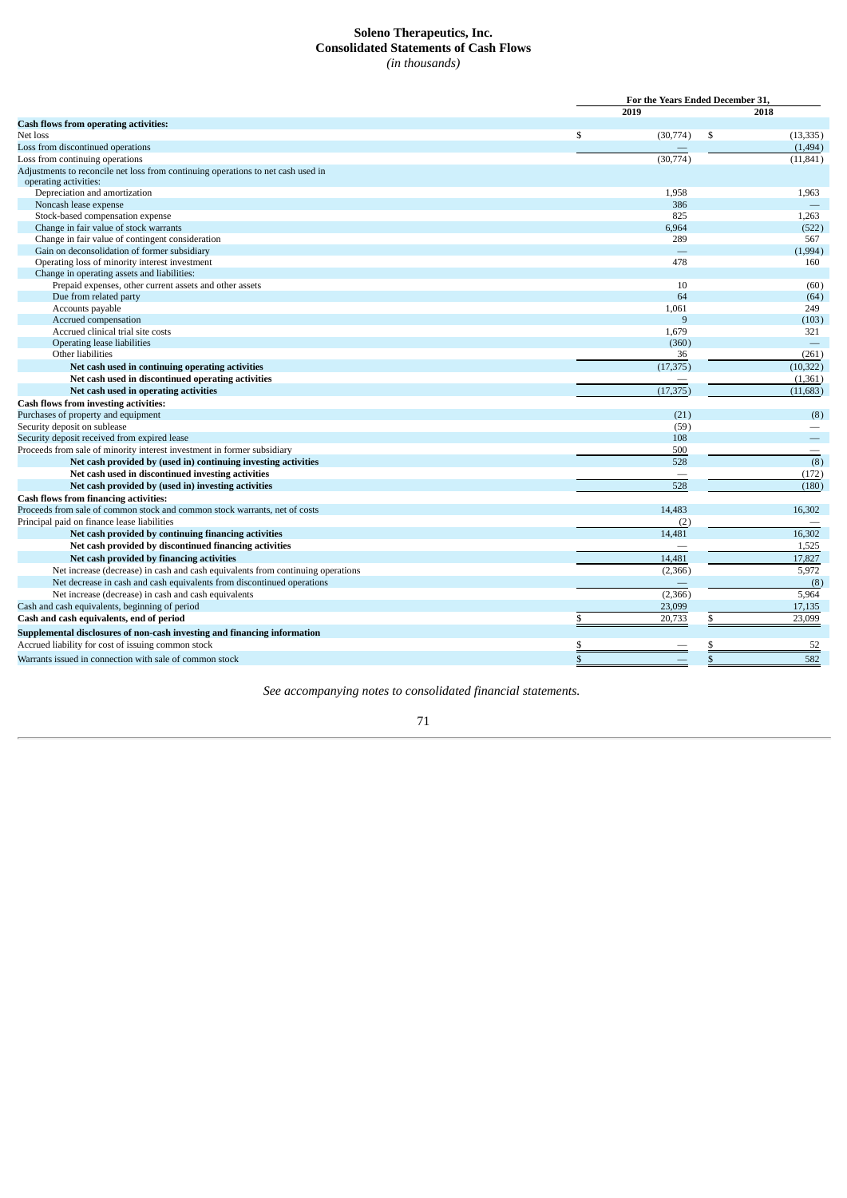# Soleno Therapeutics, Inc.
## Consolidated Statements of Cash Flows
*(in thousands)*

| | For the Years Ended December 31, | |
|---|---|---|
| | 2019 | 2018 |
| **Cash flows from operating activities:** | | |
| Net loss | $ (30,774) | $ (13,335) |
| Loss from discontinued operations | — | (1,494) |
| Loss from continuing operations | (30,774) | (11,841) |
| Adjustments to reconcile net loss from continuing operations to net cash used in operating activities: | | |
| Depreciation and amortization | 1,958 | 1,963 |
| Noncash lease expense | 386 | — |
| Stock-based compensation expense | 825 | 1,263 |
| Change in fair value of stock warrants | 6,964 | (522) |
| Change in fair value of contingent consideration | 289 | 567 |
| Gain on deconsolidation of former subsidiary | — | (1,994) |
| Operating loss of minority interest investment | 478 | 160 |
| Change in operating assets and liabilities: | | |
| Prepaid expenses, other current assets and other assets | 10 | (60) |
| Due from related party | 64 | (64) |
| Accounts payable | 1,061 | 249 |
| Accrued compensation | 9 | (103) |
| Accrued clinical trial site costs | 1,679 | 321 |
| Operating lease liabilities | (360) | — |
| Other liabilities | 36 | (261) |
| **Net cash used in continuing operating activities** | (17,375) | (10,322) |
| **Net cash used in discontinued operating activities** | — | (1,361) |
| **Net cash used in operating activities** | (17,375) | (11,683) |
| **Cash flows from investing activities:** | | |
| Purchases of property and equipment | (21) | (8) |
| Security deposit on sublease | (59) | — |
| Security deposit received from expired lease | 108 | — |
| Proceeds from sale of minority interest investment in former subsidiary | 500 | — |
| **Net cash provided by (used in) continuing investing activities** | 528 | (8) |
| **Net cash used in discontinued investing activities** | — | (172) |
| **Net cash provided by (used in) investing activities** | 528 | (180) |
| **Cash flows from financing activities:** | | |
| Proceeds from sale of common stock and common stock warrants, net of costs | 14,483 | 16,302 |
| Principal paid on finance lease liabilities | (2) | — |
| **Net cash provided by continuing financing activities** | 14,481 | 16,302 |
| **Net cash provided by discontinued financing activities** | — | 1,525 |
| **Net cash provided by financing activities** | 14,481 | 17,827 |
| Net increase (decrease) in cash and cash equivalents from continuing operations | (2,366) | 5,972 |
| Net decrease in cash and cash equivalents from discontinued operations | — | (8) |
| Net increase (decrease) in cash and cash equivalents | (2,366) | 5,964 |
| Cash and cash equivalents, beginning of period | 23,099 | 17,135 |
| **Cash and cash equivalents, end of period** | $ 20,733 | $ 23,099 |
| **Supplemental disclosures of non-cash investing and financing information** | | |
| Accrued liability for cost of issuing common stock | $ — | $ 52 |
| Warrants issued in connection with sale of common stock | $ — | $ 582 |

*See accompanying notes to consolidated financial statements.*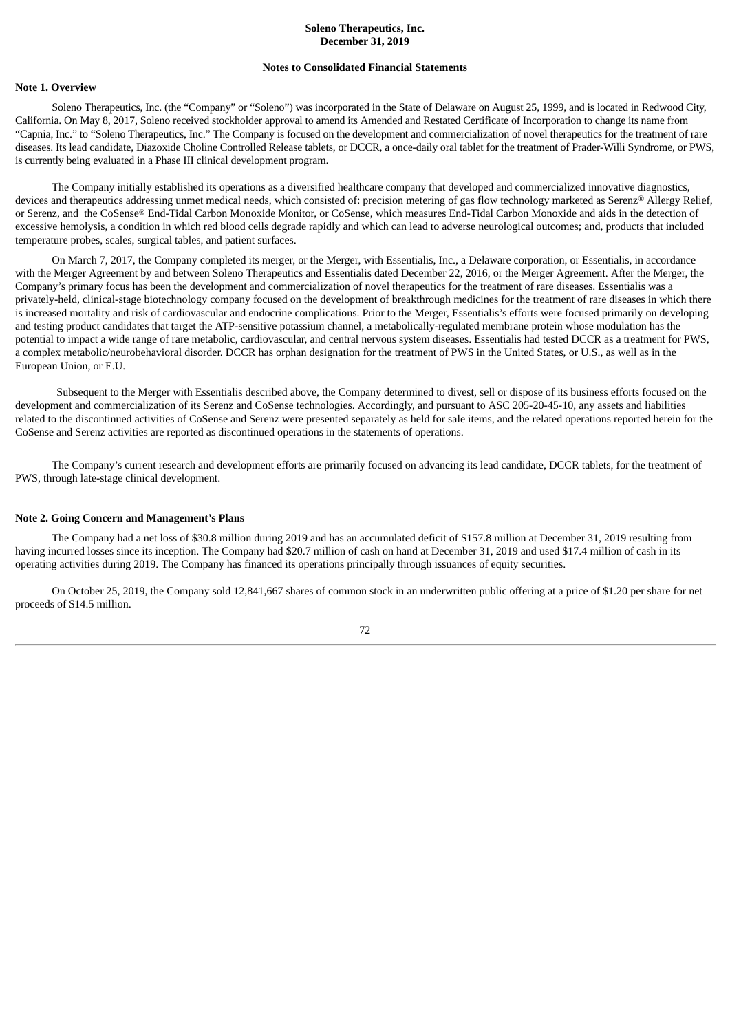**Soleno Therapeutics, Inc.**
**December 31, 2019**

**Notes to Consolidated Financial Statements**

**Note 1. Overview**

Soleno Therapeutics, Inc. (the "Company" or "Soleno") was incorporated in the State of Delaware on August 25, 1999, and is located in Redwood City, California. On May 8, 2017, Soleno received stockholder approval to amend its Amended and Restated Certificate of Incorporation to change its name from "Capnia, Inc." to "Soleno Therapeutics, Inc." The Company is focused on the development and commercialization of novel therapeutics for the treatment of rare diseases. Its lead candidate, Diazoxide Choline Controlled Release tablets, or DCCR, a once-daily oral tablet for the treatment of Prader-Willi Syndrome, or PWS, is currently being evaluated in a Phase III clinical development program.

The Company initially established its operations as a diversified healthcare company that developed and commercialized innovative diagnostics, devices and therapeutics addressing unmet medical needs, which consisted of: precision metering of gas flow technology marketed as Serenz® Allergy Relief, or Serenz, and the CoSense® End-Tidal Carbon Monoxide Monitor, or CoSense, which measures End-Tidal Carbon Monoxide and aids in the detection of excessive hemolysis, a condition in which red blood cells degrade rapidly and which can lead to adverse neurological outcomes; and, products that included temperature probes, scales, surgical tables, and patient surfaces.

On March 7, 2017, the Company completed its merger, or the Merger, with Essentialis, Inc., a Delaware corporation, or Essentialis, in accordance with the Merger Agreement by and between Soleno Therapeutics and Essentialis dated December 22, 2016, or the Merger Agreement. After the Merger, the Company's primary focus has been the development and commercialization of novel therapeutics for the treatment of rare diseases. Essentialis was a privately-held, clinical-stage biotechnology company focused on the development of breakthrough medicines for the treatment of rare diseases in which there is increased mortality and risk of cardiovascular and endocrine complications. Prior to the Merger, Essentialis's efforts were focused primarily on developing and testing product candidates that target the ATP-sensitive potassium channel, a metabolically-regulated membrane protein whose modulation has the potential to impact a wide range of rare metabolic, cardiovascular, and central nervous system diseases. Essentialis had tested DCCR as a treatment for PWS, a complex metabolic/neurobehavioral disorder. DCCR has orphan designation for the treatment of PWS in the United States, or U.S., as well as in the European Union, or E.U.

Subsequent to the Merger with Essentialis described above, the Company determined to divest, sell or dispose of its business efforts focused on the development and commercialization of its Serenz and CoSense technologies. Accordingly, and pursuant to ASC 205-20-45-10, any assets and liabilities related to the discontinued activities of CoSense and Serenz were presented separately as held for sale items, and the related operations reported herein for the CoSense and Serenz activities are reported as discontinued operations in the statements of operations.

The Company's current research and development efforts are primarily focused on advancing its lead candidate, DCCR tablets, for the treatment of PWS, through late-stage clinical development.

**Note 2. Going Concern and Management's Plans**

The Company had a net loss of $30.8 million during 2019 and has an accumulated deficit of $157.8 million at December 31, 2019 resulting from having incurred losses since its inception. The Company had $20.7 million of cash on hand at December 31, 2019 and used $17.4 million of cash in its operating activities during 2019. The Company has financed its operations principally through issuances of equity securities.

On October 25, 2019, the Company sold 12,841,667 shares of common stock in an underwritten public offering at a price of $1.20 per share for net proceeds of $14.5 million.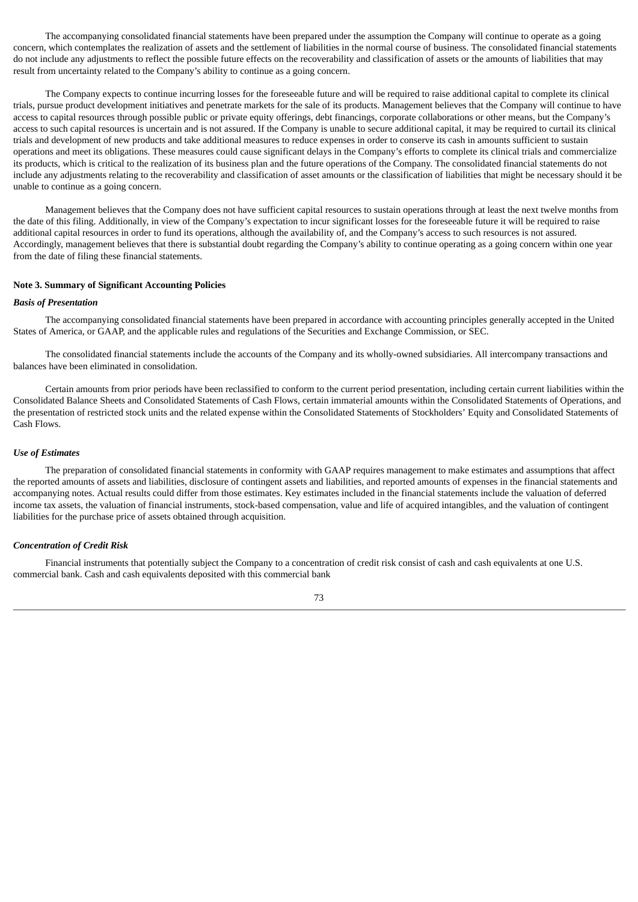The accompanying consolidated financial statements have been prepared under the assumption the Company will continue to operate as a going concern, which contemplates the realization of assets and the settlement of liabilities in the normal course of business. The consolidated financial statements do not include any adjustments to reflect the possible future effects on the recoverability and classification of assets or the amounts of liabilities that may result from uncertainty related to the Company's ability to continue as a going concern.

The Company expects to continue incurring losses for the foreseeable future and will be required to raise additional capital to complete its clinical trials, pursue product development initiatives and penetrate markets for the sale of its products. Management believes that the Company will continue to have access to capital resources through possible public or private equity offerings, debt financings, corporate collaborations or other means, but the Company's access to such capital resources is uncertain and is not assured. If the Company is unable to secure additional capital, it may be required to curtail its clinical trials and development of new products and take additional measures to reduce expenses in order to conserve its cash in amounts sufficient to sustain operations and meet its obligations. These measures could cause significant delays in the Company's efforts to complete its clinical trials and commercialize its products, which is critical to the realization of its business plan and the future operations of the Company. The consolidated financial statements do not include any adjustments relating to the recoverability and classification of asset amounts or the classification of liabilities that might be necessary should it be unable to continue as a going concern.

Management believes that the Company does not have sufficient capital resources to sustain operations through at least the next twelve months from the date of this filing. Additionally, in view of the Company's expectation to incur significant losses for the foreseeable future it will be required to raise additional capital resources in order to fund its operations, although the availability of, and the Company's access to such resources is not assured. Accordingly, management believes that there is substantial doubt regarding the Company's ability to continue operating as a going concern within one year from the date of filing these financial statements.

**Note 3. Summary of Significant Accounting Policies**

***Basis of Presentation***

The accompanying consolidated financial statements have been prepared in accordance with accounting principles generally accepted in the United States of America, or GAAP, and the applicable rules and regulations of the Securities and Exchange Commission, or SEC.

The consolidated financial statements include the accounts of the Company and its wholly-owned subsidiaries. All intercompany transactions and balances have been eliminated in consolidation.

Certain amounts from prior periods have been reclassified to conform to the current period presentation, including certain current liabilities within the Consolidated Balance Sheets and Consolidated Statements of Cash Flows, certain immaterial amounts within the Consolidated Statements of Operations, and the presentation of restricted stock units and the related expense within the Consolidated Statements of Stockholders' Equity and Consolidated Statements of Cash Flows.

***Use of Estimates***

The preparation of consolidated financial statements in conformity with GAAP requires management to make estimates and assumptions that affect the reported amounts of assets and liabilities, disclosure of contingent assets and liabilities, and reported amounts of expenses in the financial statements and accompanying notes. Actual results could differ from those estimates. Key estimates included in the financial statements include the valuation of deferred income tax assets, the valuation of financial instruments, stock-based compensation, value and life of acquired intangibles, and the valuation of contingent liabilities for the purchase price of assets obtained through acquisition.

***Concentration of Credit Risk***

Financial instruments that potentially subject the Company to a concentration of credit risk consist of cash and cash equivalents at one U.S. commercial bank. Cash and cash equivalents deposited with this commercial bank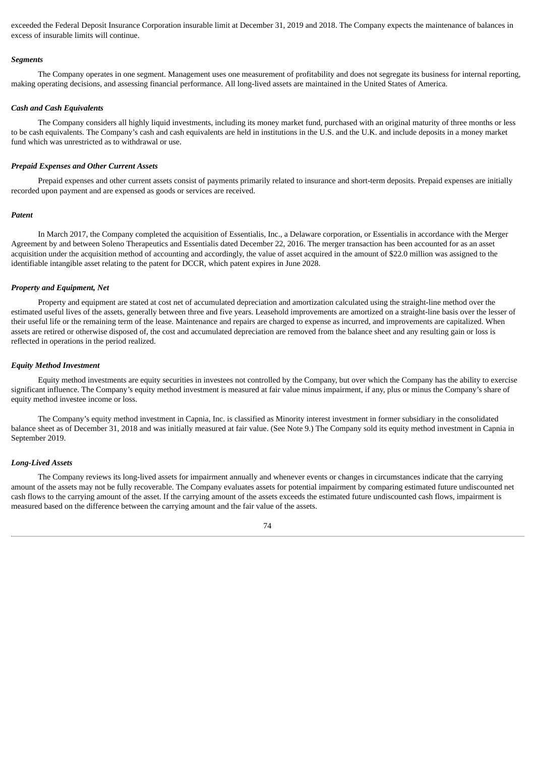exceeded the Federal Deposit Insurance Corporation insurable limit at December 31, 2019 and 2018. The Company expects the maintenance of balances in excess of insurable limits will continue.

***Segments***

The Company operates in one segment. Management uses one measurement of profitability and does not segregate its business for internal reporting, making operating decisions, and assessing financial performance. All long-lived assets are maintained in the United States of America.

***Cash and Cash Equivalents***

The Company considers all highly liquid investments, including its money market fund, purchased with an original maturity of three months or less to be cash equivalents. The Company's cash and cash equivalents are held in institutions in the U.S. and the U.K. and include deposits in a money market fund which was unrestricted as to withdrawal or use.

***Prepaid Expenses and Other Current Assets***

Prepaid expenses and other current assets consist of payments primarily related to insurance and short-term deposits. Prepaid expenses are initially recorded upon payment and are expensed as goods or services are received.

***Patent***

In March 2017, the Company completed the acquisition of Essentialis, Inc., a Delaware corporation, or Essentialis in accordance with the Merger Agreement by and between Soleno Therapeutics and Essentialis dated December 22, 2016. The merger transaction has been accounted for as an asset acquisition under the acquisition method of accounting and accordingly, the value of asset acquired in the amount of $22.0 million was assigned to the identifiable intangible asset relating to the patent for DCCR, which patent expires in June 2028.

***Property and Equipment, Net***

Property and equipment are stated at cost net of accumulated depreciation and amortization calculated using the straight-line method over the estimated useful lives of the assets, generally between three and five years. Leasehold improvements are amortized on a straight-line basis over the lesser of their useful life or the remaining term of the lease. Maintenance and repairs are charged to expense as incurred, and improvements are capitalized. When assets are retired or otherwise disposed of, the cost and accumulated depreciation are removed from the balance sheet and any resulting gain or loss is reflected in operations in the period realized.

***Equity Method Investment***

Equity method investments are equity securities in investees not controlled by the Company, but over which the Company has the ability to exercise significant influence. The Company's equity method investment is measured at fair value minus impairment, if any, plus or minus the Company's share of equity method investee income or loss.

The Company's equity method investment in Capnia, Inc. is classified as Minority interest investment in former subsidiary in the consolidated balance sheet as of December 31, 2018 and was initially measured at fair value. (See Note 9.) The Company sold its equity method investment in Capnia in September 2019.

***Long-Lived Assets***

The Company reviews its long-lived assets for impairment annually and whenever events or changes in circumstances indicate that the carrying amount of the assets may not be fully recoverable. The Company evaluates assets for potential impairment by comparing estimated future undiscounted net cash flows to the carrying amount of the asset. If the carrying amount of the assets exceeds the estimated future undiscounted cash flows, impairment is measured based on the difference between the carrying amount and the fair value of the assets.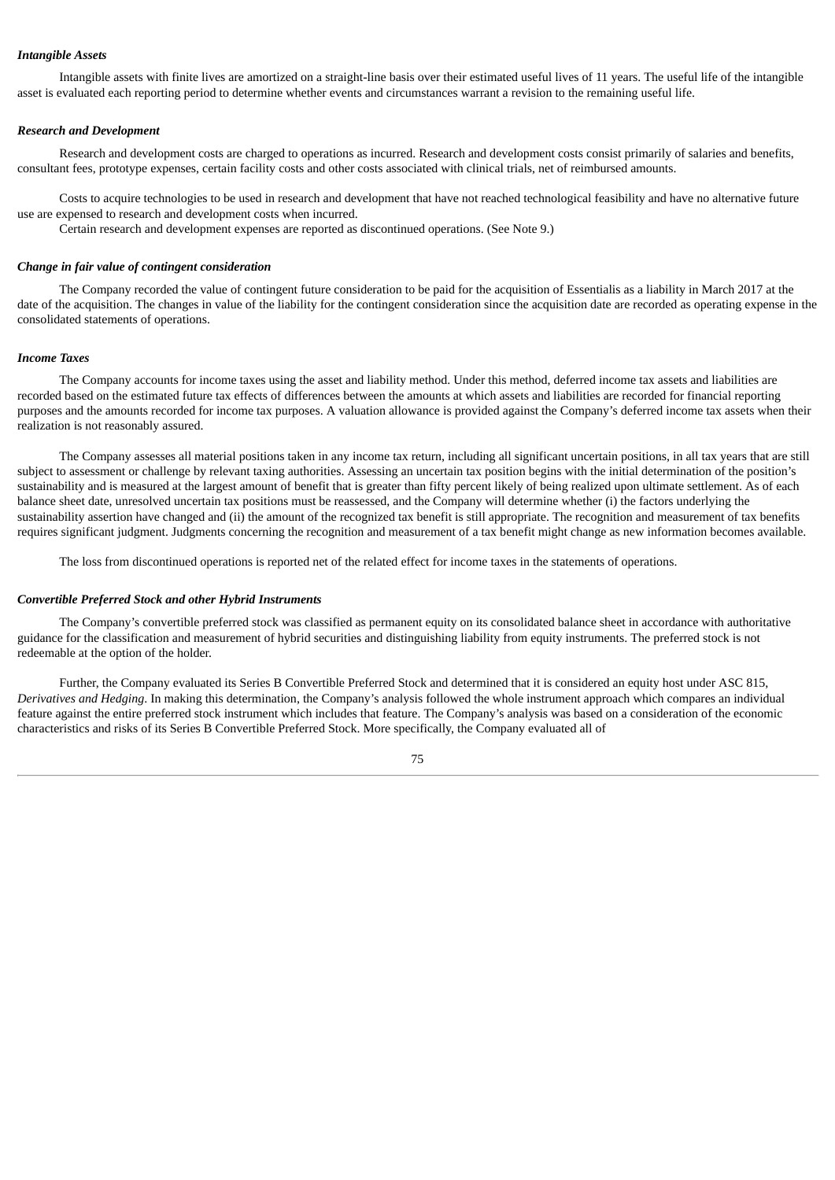***Intangible Assets***

Intangible assets with finite lives are amortized on a straight-line basis over their estimated useful lives of 11 years. The useful life of the intangible asset is evaluated each reporting period to determine whether events and circumstances warrant a revision to the remaining useful life.

***Research and Development***

Research and development costs are charged to operations as incurred. Research and development costs consist primarily of salaries and benefits, consultant fees, prototype expenses, certain facility costs and other costs associated with clinical trials, net of reimbursed amounts.

Costs to acquire technologies to be used in research and development that have not reached technological feasibility and have no alternative future use are expensed to research and development costs when incurred.

Certain research and development expenses are reported as discontinued operations. (See Note 9.)

***Change in fair value of contingent consideration***

The Company recorded the value of contingent future consideration to be paid for the acquisition of Essentialis as a liability in March 2017 at the date of the acquisition. The changes in value of the liability for the contingent consideration since the acquisition date are recorded as operating expense in the consolidated statements of operations.

***Income Taxes***

The Company accounts for income taxes using the asset and liability method. Under this method, deferred income tax assets and liabilities are recorded based on the estimated future tax effects of differences between the amounts at which assets and liabilities are recorded for financial reporting purposes and the amounts recorded for income tax purposes. A valuation allowance is provided against the Company's deferred income tax assets when their realization is not reasonably assured.

The Company assesses all material positions taken in any income tax return, including all significant uncertain positions, in all tax years that are still subject to assessment or challenge by relevant taxing authorities. Assessing an uncertain tax position begins with the initial determination of the position's sustainability and is measured at the largest amount of benefit that is greater than fifty percent likely of being realized upon ultimate settlement. As of each balance sheet date, unresolved uncertain tax positions must be reassessed, and the Company will determine whether (i) the factors underlying the sustainability assertion have changed and (ii) the amount of the recognized tax benefit is still appropriate. The recognition and measurement of tax benefits requires significant judgment. Judgments concerning the recognition and measurement of a tax benefit might change as new information becomes available.

The loss from discontinued operations is reported net of the related effect for income taxes in the statements of operations.

***Convertible Preferred Stock and other Hybrid Instruments***

The Company's convertible preferred stock was classified as permanent equity on its consolidated balance sheet in accordance with authoritative guidance for the classification and measurement of hybrid securities and distinguishing liability from equity instruments. The preferred stock is not redeemable at the option of the holder.

Further, the Company evaluated its Series B Convertible Preferred Stock and determined that it is considered an equity host under ASC 815, *Derivatives and Hedging*. In making this determination, the Company's analysis followed the whole instrument approach which compares an individual feature against the entire preferred stock instrument which includes that feature. The Company's analysis was based on a consideration of the economic characteristics and risks of its Series B Convertible Preferred Stock. More specifically, the Company evaluated all of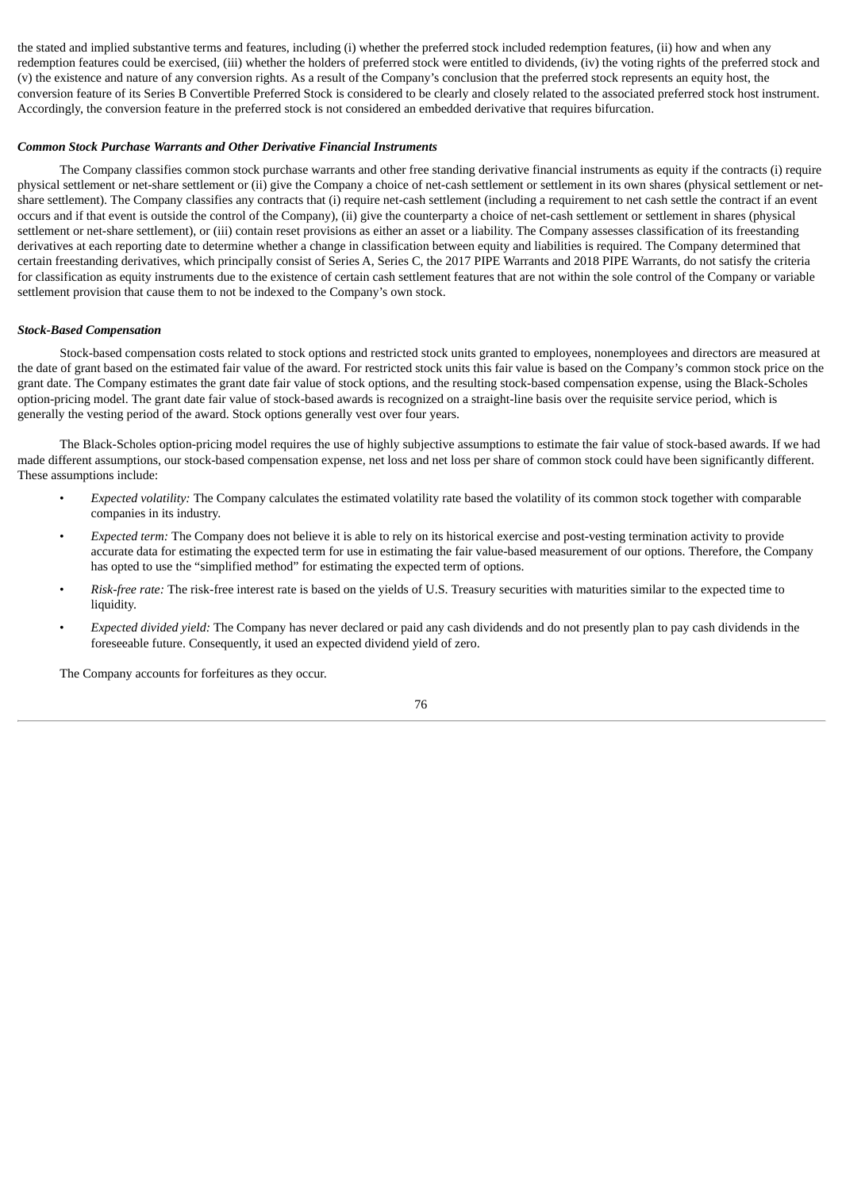the stated and implied substantive terms and features, including (i) whether the preferred stock included redemption features, (ii) how and when any redemption features could be exercised, (iii) whether the holders of preferred stock were entitled to dividends, (iv) the voting rights of the preferred stock and (v) the existence and nature of any conversion rights. As a result of the Company's conclusion that the preferred stock represents an equity host, the conversion feature of its Series B Convertible Preferred Stock is considered to be clearly and closely related to the associated preferred stock host instrument. Accordingly, the conversion feature in the preferred stock is not considered an embedded derivative that requires bifurcation.

***Common Stock Purchase Warrants and Other Derivative Financial Instruments***

The Company classifies common stock purchase warrants and other free standing derivative financial instruments as equity if the contracts (i) require physical settlement or net-share settlement or (ii) give the Company a choice of net-cash settlement or settlement in its own shares (physical settlement or net-share settlement). The Company classifies any contracts that (i) require net-cash settlement (including a requirement to net cash settle the contract if an event occurs and if that event is outside the control of the Company), (ii) give the counterparty a choice of net-cash settlement or settlement in shares (physical settlement or net-share settlement), or (iii) contain reset provisions as either an asset or a liability. The Company assesses classification of its freestanding derivatives at each reporting date to determine whether a change in classification between equity and liabilities is required. The Company determined that certain freestanding derivatives, which principally consist of Series A, Series C, the 2017 PIPE Warrants and 2018 PIPE Warrants, do not satisfy the criteria for classification as equity instruments due to the existence of certain cash settlement features that are not within the sole control of the Company or variable settlement provision that cause them to not be indexed to the Company's own stock.

***Stock-Based Compensation***

Stock-based compensation costs related to stock options and restricted stock units granted to employees, nonemployees and directors are measured at the date of grant based on the estimated fair value of the award. For restricted stock units this fair value is based on the Company's common stock price on the grant date. The Company estimates the grant date fair value of stock options, and the resulting stock-based compensation expense, using the Black-Scholes option-pricing model. The grant date fair value of stock-based awards is recognized on a straight-line basis over the requisite service period, which is generally the vesting period of the award. Stock options generally vest over four years.

The Black-Scholes option-pricing model requires the use of highly subjective assumptions to estimate the fair value of stock-based awards. If we had made different assumptions, our stock-based compensation expense, net loss and net loss per share of common stock could have been significantly different. These assumptions include:

- *Expected volatility:* The Company calculates the estimated volatility rate based the volatility of its common stock together with comparable companies in its industry.
- *Expected term:* The Company does not believe it is able to rely on its historical exercise and post-vesting termination activity to provide accurate data for estimating the expected term for use in estimating the fair value-based measurement of our options. Therefore, the Company has opted to use the "simplified method" for estimating the expected term of options.
- *Risk-free rate:* The risk-free interest rate is based on the yields of U.S. Treasury securities with maturities similar to the expected time to liquidity.
- *Expected divided yield:* The Company has never declared or paid any cash dividends and do not presently plan to pay cash dividends in the foreseeable future. Consequently, it used an expected dividend yield of zero.

The Company accounts for forfeitures as they occur.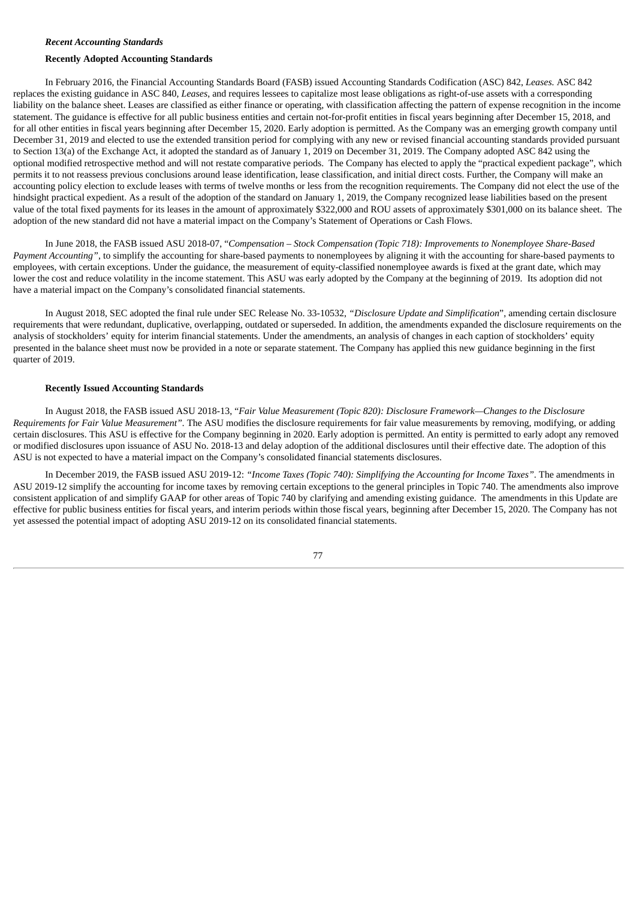*Recent Accounting Standards*

**Recently Adopted Accounting Standards**

In February 2016, the Financial Accounting Standards Board (FASB) issued Accounting Standards Codification (ASC) 842, *Leases.* ASC 842 replaces the existing guidance in ASC 840, *Leases*, and requires lessees to capitalize most lease obligations as right-of-use assets with a corresponding liability on the balance sheet. Leases are classified as either finance or operating, with classification affecting the pattern of expense recognition in the income statement. The guidance is effective for all public business entities and certain not-for-profit entities in fiscal years beginning after December 15, 2018, and for all other entities in fiscal years beginning after December 15, 2020. Early adoption is permitted. As the Company was an emerging growth company until December 31, 2019 and elected to use the extended transition period for complying with any new or revised financial accounting standards provided pursuant to Section 13(a) of the Exchange Act, it adopted the standard as of January 1, 2019 on December 31, 2019. The Company adopted ASC 842 using the optional modified retrospective method and will not restate comparative periods. The Company has elected to apply the "practical expedient package", which permits it to not reassess previous conclusions around lease identification, lease classification, and initial direct costs. Further, the Company will make an accounting policy election to exclude leases with terms of twelve months or less from the recognition requirements. The Company did not elect the use of the hindsight practical expedient. As a result of the adoption of the standard on January 1, 2019, the Company recognized lease liabilities based on the present value of the total fixed payments for its leases in the amount of approximately $322,000 and ROU assets of approximately $301,000 on its balance sheet. The adoption of the new standard did not have a material impact on the Company's Statement of Operations or Cash Flows.

In June 2018, the FASB issued ASU 2018-07, "*Compensation – Stock Compensation (Topic 718): Improvements to Nonemployee Share-Based Payment Accounting"*, to simplify the accounting for share-based payments to nonemployees by aligning it with the accounting for share-based payments to employees, with certain exceptions. Under the guidance, the measurement of equity-classified nonemployee awards is fixed at the grant date, which may lower the cost and reduce volatility in the income statement. This ASU was early adopted by the Company at the beginning of 2019. Its adoption did not have a material impact on the Company's consolidated financial statements.

In August 2018, SEC adopted the final rule under SEC Release No. 33-10532, *"Disclosure Update and Simplification*", amending certain disclosure requirements that were redundant, duplicative, overlapping, outdated or superseded. In addition, the amendments expanded the disclosure requirements on the analysis of stockholders' equity for interim financial statements. Under the amendments, an analysis of changes in each caption of stockholders' equity presented in the balance sheet must now be provided in a note or separate statement. The Company has applied this new guidance beginning in the first quarter of 2019.

**Recently Issued Accounting Standards**

In August 2018, the FASB issued ASU 2018-13, "*Fair Value Measurement (Topic 820): Disclosure Framework—Changes to the Disclosure Requirements for Fair Value Measurement"*. The ASU modifies the disclosure requirements for fair value measurements by removing, modifying, or adding certain disclosures. This ASU is effective for the Company beginning in 2020. Early adoption is permitted. An entity is permitted to early adopt any removed or modified disclosures upon issuance of ASU No. 2018-13 and delay adoption of the additional disclosures until their effective date. The adoption of this ASU is not expected to have a material impact on the Company's consolidated financial statements disclosures.

In December 2019, the FASB issued ASU 2019-12: *"Income Taxes (Topic 740): Simplifying the Accounting for Income Taxes"*. The amendments in ASU 2019-12 simplify the accounting for income taxes by removing certain exceptions to the general principles in Topic 740. The amendments also improve consistent application of and simplify GAAP for other areas of Topic 740 by clarifying and amending existing guidance. The amendments in this Update are effective for public business entities for fiscal years, and interim periods within those fiscal years, beginning after December 15, 2020. The Company has not yet assessed the potential impact of adopting ASU 2019-12 on its consolidated financial statements.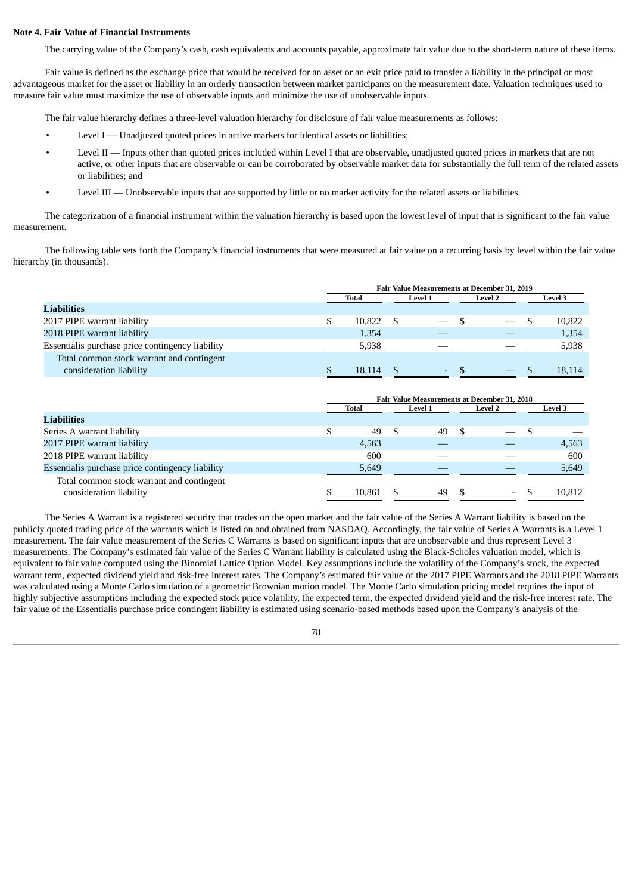**Note 4. Fair Value of Financial Instruments**

The carrying value of the Company's cash, cash equivalents and accounts payable, approximate fair value due to the short-term nature of these items.

Fair value is defined as the exchange price that would be received for an asset or an exit price paid to transfer a liability in the principal or most advantageous market for the asset or liability in an orderly transaction between market participants on the measurement date. Valuation techniques used to measure fair value must maximize the use of observable inputs and minimize the use of unobservable inputs.

The fair value hierarchy defines a three-level valuation hierarchy for disclosure of fair value measurements as follows:

- Level I — Unadjusted quoted prices in active markets for identical assets or liabilities;
- Level II — Inputs other than quoted prices included within Level I that are observable, unadjusted quoted prices in markets that are not active, or other inputs that are observable or can be corroborated by observable market data for substantially the full term of the related assets or liabilities; and
- Level III — Unobservable inputs that are supported by little or no market activity for the related assets or liabilities.

The categorization of a financial instrument within the valuation hierarchy is based upon the lowest level of input that is significant to the fair value measurement.

The following table sets forth the Company's financial instruments that were measured at fair value on a recurring basis by level within the fair value hierarchy (in thousands).

| | Fair Value Measurements at December 31, 2019 | | | |
|---|---|---|---|---|
| | Total | Level 1 | Level 2 | Level 3 |
| **Liabilities** | | | | |
| 2017 PIPE warrant liability | $ 10,822 | $ — | $ — | $ 10,822 |
| 2018 PIPE warrant liability | 1,354 | — | — | 1,354 |
| Essentialis purchase price contingency liability | 5,938 | — | — | 5,938 |
| Total common stock warrant and contingent consideration liability | $ 18,114 | $ - | $ — | $ 18,114 |

| | Fair Value Measurements at December 31, 2018 | | | |
|---|---|---|---|---|
| | Total | Level 1 | Level 2 | Level 3 |
| **Liabilities** | | | | |
| Series A warrant liability | $ 49 | $ 49 | $ — | $ — |
| 2017 PIPE warrant liability | 4,563 | — | — | 4,563 |
| 2018 PIPE warrant liability | 600 | — | — | 600 |
| Essentialis purchase price contingency liability | 5,649 | — | — | 5,649 |
| Total common stock warrant and contingent consideration liability | $ 10,861 | $ 49 | $ - | $ 10,812 |

The Series A Warrant is a registered security that trades on the open market and the fair value of the Series A Warrant liability is based on the publicly quoted trading price of the warrants which is listed on and obtained from NASDAQ. Accordingly, the fair value of Series A Warrants is a Level 1 measurement. The fair value measurement of the Series C Warrants is based on significant inputs that are unobservable and thus represent Level 3 measurements. The Company's estimated fair value of the Series C Warrant liability is calculated using the Black-Scholes valuation model, which is equivalent to fair value computed using the Binomial Lattice Option Model. Key assumptions include the volatility of the Company's stock, the expected warrant term, expected dividend yield and risk-free interest rates. The Company's estimated fair value of the 2017 PIPE Warrants and the 2018 PIPE Warrants was calculated using a Monte Carlo simulation of a geometric Brownian motion model. The Monte Carlo simulation pricing model requires the input of highly subjective assumptions including the expected stock price volatility, the expected term, the expected dividend yield and the risk-free interest rate. The fair value of the Essentialis purchase price contingent liability is estimated using scenario-based methods based upon the Company's analysis of the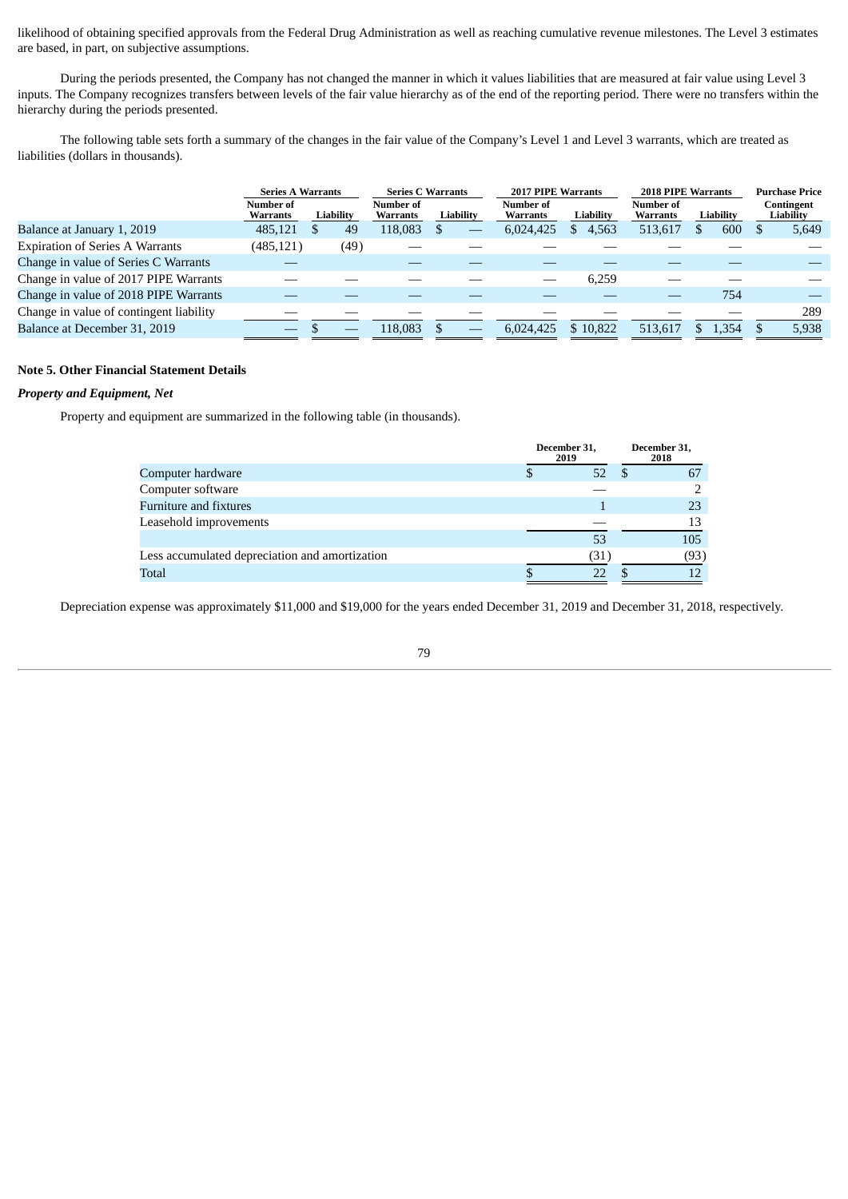likelihood of obtaining specified approvals from the Federal Drug Administration as well as reaching cumulative revenue milestones. The Level 3 estimates are based, in part, on subjective assumptions.

During the periods presented, the Company has not changed the manner in which it values liabilities that are measured at fair value using Level 3 inputs. The Company recognizes transfers between levels of the fair value hierarchy as of the end of the reporting period. There were no transfers within the hierarchy during the periods presented.

The following table sets forth a summary of the changes in the fair value of the Company's Level 1 and Level 3 warrants, which are treated as liabilities (dollars in thousands).

| | Series A Warrants | | Series C Warrants | | 2017 PIPE Warrants | | 2018 PIPE Warrants | | Purchase Price |
|---|---|---|---|---|---|---|---|---|---|
| | Number of Warrants | Liability | Number of Warrants | Liability | Number of Warrants | Liability | Number of Warrants | Liability | Contingent Liability |
| Balance at January 1, 2019 | 485,121 | $ 49 | 118,083 | $ — | 6,024,425 | $ 4,563 | 513,617 | $ 600 | $ 5,649 |
| Expiration of Series A Warrants | (485,121) | (49) | — | — | — | — | — | — | — |
| Change in value of Series C Warrants | — | — | — | — | — | — | — | — | — |
| Change in value of 2017 PIPE Warrants | — | — | — | — | — | 6,259 | — | — | — |
| Change in value of 2018 PIPE Warrants | — | — | — | — | — | — | — | 754 | — |
| Change in value of contingent liability | — | — | — | — | — | — | — | — | 289 |
| Balance at December 31, 2019 | — | $ — | 118,083 | $ — | 6,024,425 | $ 10,822 | 513,617 | $ 1,354 | $ 5,938 |

## Note 5. Other Financial Statement Details

### *Property and Equipment, Net*

Property and equipment are summarized in the following table (in thousands).

| | December 31, 2019 | December 31, 2018 |
|---|---|---|
| Computer hardware | $ 52 | $ 67 |
| Computer software | — | 2 |
| Furniture and fixtures | 1 | 23 |
| Leasehold improvements | — | 13 |
| | 53 | 105 |
| Less accumulated depreciation and amortization | (31) | (93) |
| Total | $ 22 | $ 12 |

Depreciation expense was approximately $11,000 and $19,000 for the years ended December 31, 2019 and December 31, 2018, respectively.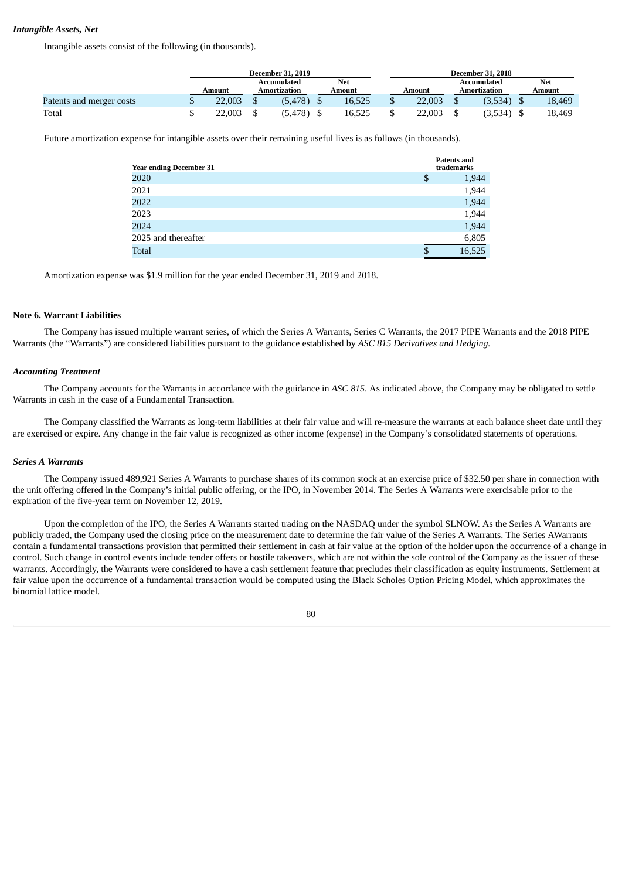### *Intangible Assets, Net*

Intangible assets consist of the following (in thousands).

| | December 31, 2019 | | | December 31, 2018 | | |
|---|---|---|---|---|---|---|
| | Amount | Accumulated Amortization | Net Amount | Amount | Accumulated Amortization | Net Amount |
| Patents and merger costs | $ 22,003 | $ (5,478) | $ 16,525 | $ 22,003 | $ (3,534) | $ 18,469 |
| Total | $ 22,003 | $ (5,478) | $ 16,525 | $ 22,003 | $ (3,534) | $ 18,469 |

Future amortization expense for intangible assets over their remaining useful lives is as follows (in thousands).

| Year ending December 31 | Patents and trademarks |
|---|---|
| 2020 | $ 1,944 |
| 2021 | 1,944 |
| 2022 | 1,944 |
| 2023 | 1,944 |
| 2024 | 1,944 |
| 2025 and thereafter | 6,805 |
| Total | $ 16,525 |

Amortization expense was $1.9 million for the year ended December 31, 2019 and 2018.

## Note 6. Warrant Liabilities

The Company has issued multiple warrant series, of which the Series A Warrants, Series C Warrants, the 2017 PIPE Warrants and the 2018 PIPE Warrants (the "Warrants") are considered liabilities pursuant to the guidance established by *ASC 815 Derivatives and Hedging.*

### *Accounting Treatment*

The Company accounts for the Warrants in accordance with the guidance in *ASC 815*. As indicated above, the Company may be obligated to settle Warrants in cash in the case of a Fundamental Transaction.

The Company classified the Warrants as long-term liabilities at their fair value and will re-measure the warrants at each balance sheet date until they are exercised or expire. Any change in the fair value is recognized as other income (expense) in the Company's consolidated statements of operations.

### *Series A Warrants*

The Company issued 489,921 Series A Warrants to purchase shares of its common stock at an exercise price of $32.50 per share in connection with the unit offering offered in the Company's initial public offering, or the IPO, in November 2014. The Series A Warrants were exercisable prior to the expiration of the five-year term on November 12, 2019.

Upon the completion of the IPO, the Series A Warrants started trading on the NASDAQ under the symbol SLNOW. As the Series A Warrants are publicly traded, the Company used the closing price on the measurement date to determine the fair value of the Series A Warrants. The Series AWarrants contain a fundamental transactions provision that permitted their settlement in cash at fair value at the option of the holder upon the occurrence of a change in control. Such change in control events include tender offers or hostile takeovers, which are not within the sole control of the Company as the issuer of these warrants. Accordingly, the Warrants were considered to have a cash settlement feature that precludes their classification as equity instruments. Settlement at fair value upon the occurrence of a fundamental transaction would be computed using the Black Scholes Option Pricing Model, which approximates the binomial lattice model.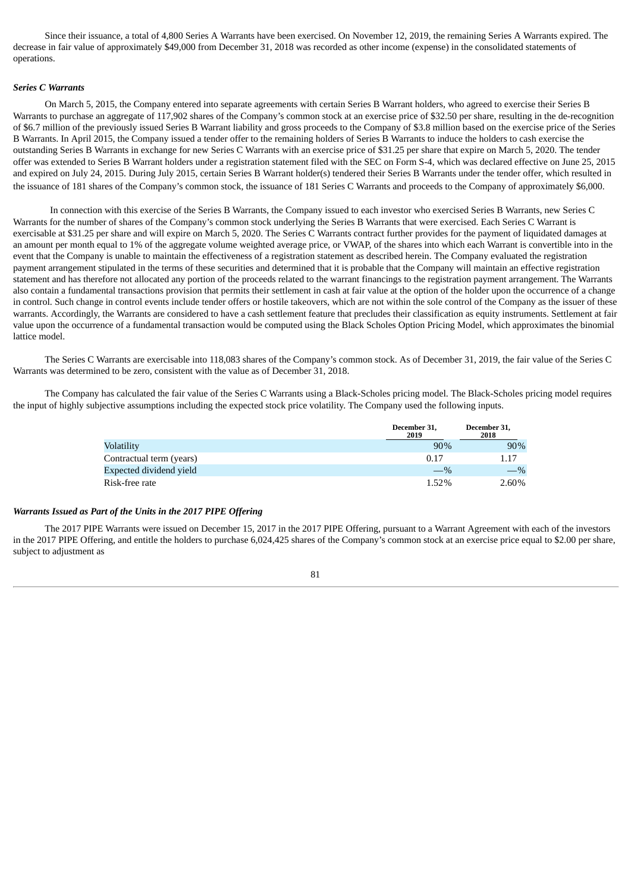Since their issuance, a total of 4,800 Series A Warrants have been exercised. On November 12, 2019, the remaining Series A Warrants expired. The decrease in fair value of approximately $49,000 from December 31, 2018 was recorded as other income (expense) in the consolidated statements of operations.

***Series C Warrants***

On March 5, 2015, the Company entered into separate agreements with certain Series B Warrant holders, who agreed to exercise their Series B Warrants to purchase an aggregate of 117,902 shares of the Company's common stock at an exercise price of $32.50 per share, resulting in the de-recognition of $6.7 million of the previously issued Series B Warrant liability and gross proceeds to the Company of $3.8 million based on the exercise price of the Series B Warrants. In April 2015, the Company issued a tender offer to the remaining holders of Series B Warrants to induce the holders to cash exercise the outstanding Series B Warrants in exchange for new Series C Warrants with an exercise price of $31.25 per share that expire on March 5, 2020. The tender offer was extended to Series B Warrant holders under a registration statement filed with the SEC on Form S-4, which was declared effective on June 25, 2015 and expired on July 24, 2015. During July 2015, certain Series B Warrant holder(s) tendered their Series B Warrants under the tender offer, which resulted in the issuance of 181 shares of the Company's common stock, the issuance of 181 Series C Warrants and proceeds to the Company of approximately $6,000.

In connection with this exercise of the Series B Warrants, the Company issued to each investor who exercised Series B Warrants, new Series C Warrants for the number of shares of the Company's common stock underlying the Series B Warrants that were exercised. Each Series C Warrant is exercisable at $31.25 per share and will expire on March 5, 2020. The Series C Warrants contract further provides for the payment of liquidated damages at an amount per month equal to 1% of the aggregate volume weighted average price, or VWAP, of the shares into which each Warrant is convertible into in the event that the Company is unable to maintain the effectiveness of a registration statement as described herein. The Company evaluated the registration payment arrangement stipulated in the terms of these securities and determined that it is probable that the Company will maintain an effective registration statement and has therefore not allocated any portion of the proceeds related to the warrant financings to the registration payment arrangement. The Warrants also contain a fundamental transactions provision that permits their settlement in cash at fair value at the option of the holder upon the occurrence of a change in control. Such change in control events include tender offers or hostile takeovers, which are not within the sole control of the Company as the issuer of these warrants. Accordingly, the Warrants are considered to have a cash settlement feature that precludes their classification as equity instruments. Settlement at fair value upon the occurrence of a fundamental transaction would be computed using the Black Scholes Option Pricing Model, which approximates the binomial lattice model.

The Series C Warrants are exercisable into 118,083 shares of the Company's common stock. As of December 31, 2019, the fair value of the Series C Warrants was determined to be zero, consistent with the value as of December 31, 2018.

The Company has calculated the fair value of the Series C Warrants using a Black-Scholes pricing model. The Black-Scholes pricing model requires the input of highly subjective assumptions including the expected stock price volatility. The Company used the following inputs.

| | December 31, 2019 | December 31, 2018 |
|---|---|---|
| Volatility | 90% | 90% |
| Contractual term (years) | 0.17 | 1.17 |
| Expected dividend yield | —% | —% |
| Risk-free rate | 1.52% | 2.60% |

***Warrants Issued as Part of the Units in the 2017 PIPE Offering***

The 2017 PIPE Warrants were issued on December 15, 2017 in the 2017 PIPE Offering, pursuant to a Warrant Agreement with each of the investors in the 2017 PIPE Offering, and entitle the holders to purchase 6,024,425 shares of the Company's common stock at an exercise price equal to $2.00 per share, subject to adjustment as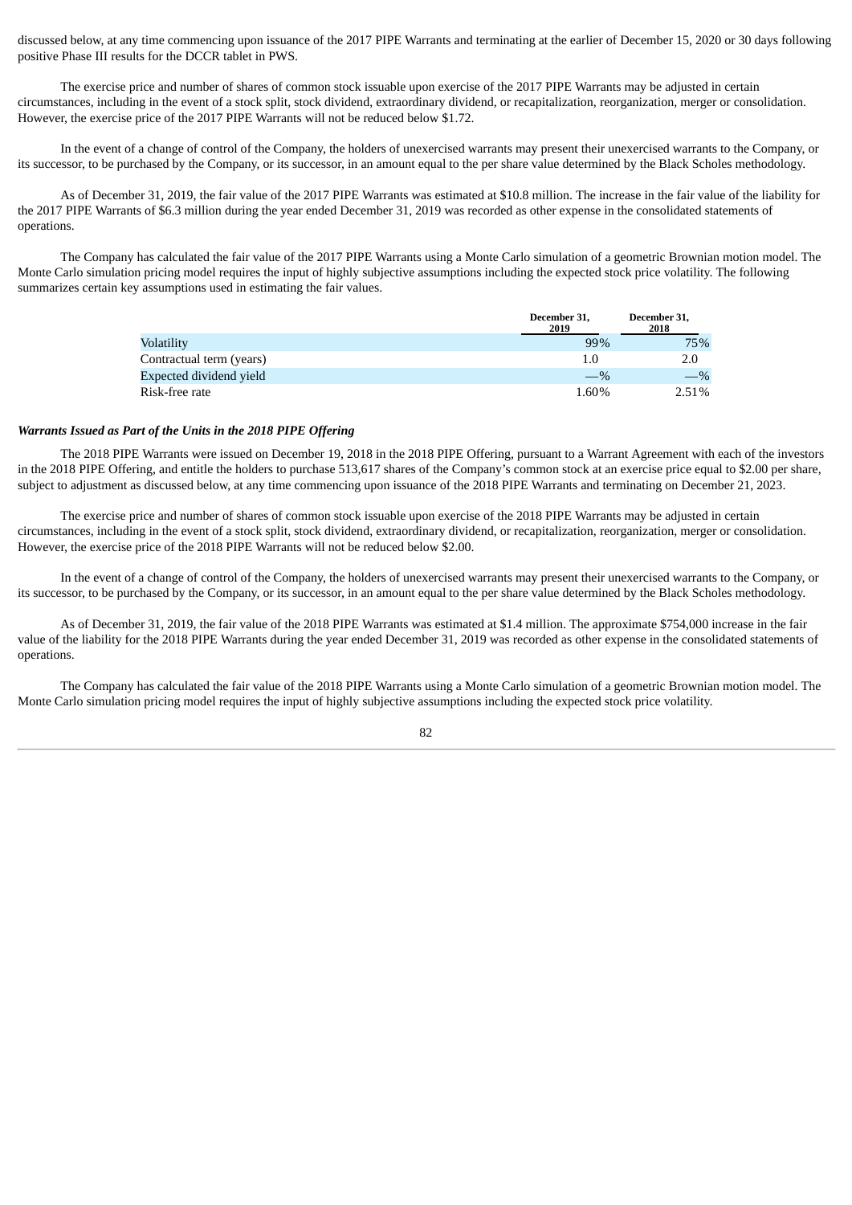discussed below, at any time commencing upon issuance of the 2017 PIPE Warrants and terminating at the earlier of December 15, 2020 or 30 days following positive Phase III results for the DCCR tablet in PWS.

The exercise price and number of shares of common stock issuable upon exercise of the 2017 PIPE Warrants may be adjusted in certain circumstances, including in the event of a stock split, stock dividend, extraordinary dividend, or recapitalization, reorganization, merger or consolidation. However, the exercise price of the 2017 PIPE Warrants will not be reduced below $1.72.

In the event of a change of control of the Company, the holders of unexercised warrants may present their unexercised warrants to the Company, or its successor, to be purchased by the Company, or its successor, in an amount equal to the per share value determined by the Black Scholes methodology.

As of December 31, 2019, the fair value of the 2017 PIPE Warrants was estimated at $10.8 million. The increase in the fair value of the liability for the 2017 PIPE Warrants of $6.3 million during the year ended December 31, 2019 was recorded as other expense in the consolidated statements of operations.

The Company has calculated the fair value of the 2017 PIPE Warrants using a Monte Carlo simulation of a geometric Brownian motion model. The Monte Carlo simulation pricing model requires the input of highly subjective assumptions including the expected stock price volatility. The following summarizes certain key assumptions used in estimating the fair values.

| | December 31, 2019 | December 31, 2018 |
|---|---|---|
| Volatility | 99% | 75% |
| Contractual term (years) | 1.0 | 2.0 |
| Expected dividend yield | —% | —% |
| Risk-free rate | 1.60% | 2.51% |

***Warrants Issued as Part of the Units in the 2018 PIPE Offering***

The 2018 PIPE Warrants were issued on December 19, 2018 in the 2018 PIPE Offering, pursuant to a Warrant Agreement with each of the investors in the 2018 PIPE Offering, and entitle the holders to purchase 513,617 shares of the Company's common stock at an exercise price equal to $2.00 per share, subject to adjustment as discussed below, at any time commencing upon issuance of the 2018 PIPE Warrants and terminating on December 21, 2023.

The exercise price and number of shares of common stock issuable upon exercise of the 2018 PIPE Warrants may be adjusted in certain circumstances, including in the event of a stock split, stock dividend, extraordinary dividend, or recapitalization, reorganization, merger or consolidation. However, the exercise price of the 2018 PIPE Warrants will not be reduced below $2.00.

In the event of a change of control of the Company, the holders of unexercised warrants may present their unexercised warrants to the Company, or its successor, to be purchased by the Company, or its successor, in an amount equal to the per share value determined by the Black Scholes methodology.

As of December 31, 2019, the fair value of the 2018 PIPE Warrants was estimated at $1.4 million. The approximate $754,000 increase in the fair value of the liability for the 2018 PIPE Warrants during the year ended December 31, 2019 was recorded as other expense in the consolidated statements of operations.

The Company has calculated the fair value of the 2018 PIPE Warrants using a Monte Carlo simulation of a geometric Brownian motion model. The Monte Carlo simulation pricing model requires the input of highly subjective assumptions including the expected stock price volatility.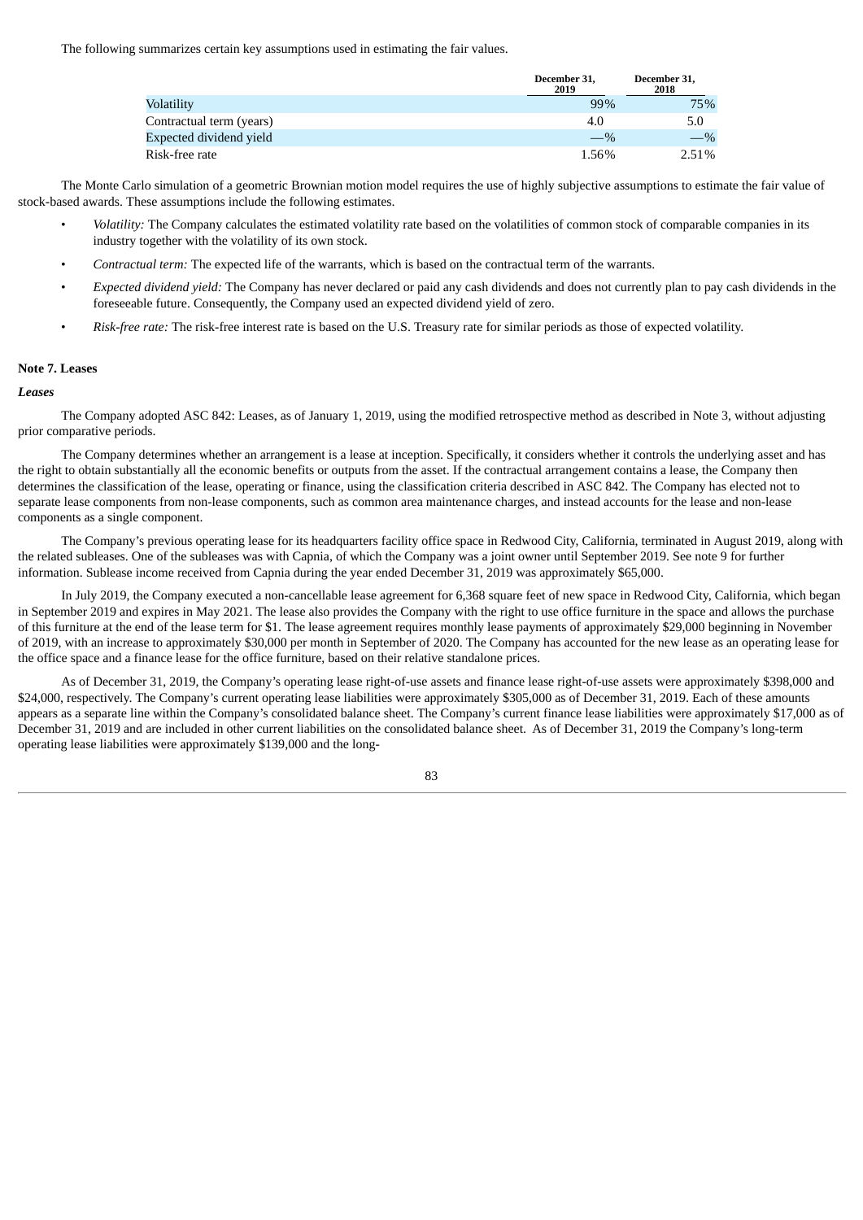The following summarizes certain key assumptions used in estimating the fair values.

| | December 31, 2019 | December 31, 2018 |
|---|---|---|
| Volatility | 99% | 75% |
| Contractual term (years) | 4.0 | 5.0 |
| Expected dividend yield | —% | —% |
| Risk-free rate | 1.56% | 2.51% |

The Monte Carlo simulation of a geometric Brownian motion model requires the use of highly subjective assumptions to estimate the fair value of stock-based awards. These assumptions include the following estimates.

- *Volatility:* The Company calculates the estimated volatility rate based on the volatilities of common stock of comparable companies in its industry together with the volatility of its own stock.
- *Contractual term:* The expected life of the warrants, which is based on the contractual term of the warrants.
- *Expected dividend yield:* The Company has never declared or paid any cash dividends and does not currently plan to pay cash dividends in the foreseeable future. Consequently, the Company used an expected dividend yield of zero.
- *Risk-free rate:* The risk-free interest rate is based on the U.S. Treasury rate for similar periods as those of expected volatility.

**Note 7. Leases**

***Leases***

The Company adopted ASC 842: Leases, as of January 1, 2019, using the modified retrospective method as described in Note 3, without adjusting prior comparative periods.

The Company determines whether an arrangement is a lease at inception. Specifically, it considers whether it controls the underlying asset and has the right to obtain substantially all the economic benefits or outputs from the asset. If the contractual arrangement contains a lease, the Company then determines the classification of the lease, operating or finance, using the classification criteria described in ASC 842. The Company has elected not to separate lease components from non-lease components, such as common area maintenance charges, and instead accounts for the lease and non-lease components as a single component.

The Company's previous operating lease for its headquarters facility office space in Redwood City, California, terminated in August 2019, along with the related subleases. One of the subleases was with Capnia, of which the Company was a joint owner until September 2019. See note 9 for further information. Sublease income received from Capnia during the year ended December 31, 2019 was approximately $65,000.

In July 2019, the Company executed a non-cancellable lease agreement for 6,368 square feet of new space in Redwood City, California, which began in September 2019 and expires in May 2021. The lease also provides the Company with the right to use office furniture in the space and allows the purchase of this furniture at the end of the lease term for $1. The lease agreement requires monthly lease payments of approximately $29,000 beginning in November of 2019, with an increase to approximately $30,000 per month in September of 2020. The Company has accounted for the new lease as an operating lease for the office space and a finance lease for the office furniture, based on their relative standalone prices.

As of December 31, 2019, the Company's operating lease right-of-use assets and finance lease right-of-use assets were approximately $398,000 and $24,000, respectively. The Company's current operating lease liabilities were approximately $305,000 as of December 31, 2019. Each of these amounts appears as a separate line within the Company's consolidated balance sheet. The Company's current finance lease liabilities were approximately $17,000 as of December 31, 2019 and are included in other current liabilities on the consolidated balance sheet. As of December 31, 2019 the Company's long-term operating lease liabilities were approximately $139,000 and the long-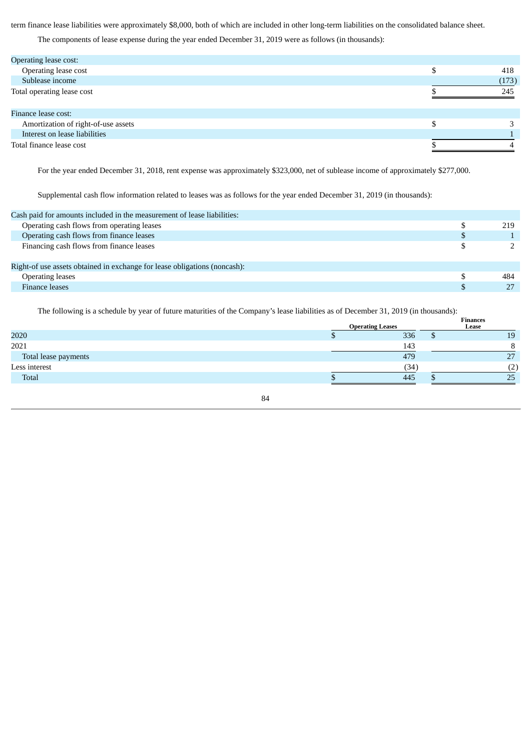term finance lease liabilities were approximately $8,000, both of which are included in other long-term liabilities on the consolidated balance sheet.

The components of lease expense during the year ended December 31, 2019 were as follows (in thousands):

| | |
|---|---|
| Operating lease cost: | |
| Operating lease cost | $ 418 |
| Sublease income | (173) |
| Total operating lease cost | $ 245 |
| | |
| Finance lease cost: | |
| Amortization of right-of-use assets | $ 3 |
| Interest on lease liabilities | 1 |
| Total finance lease cost | $ 4 |

For the year ended December 31, 2018, rent expense was approximately $323,000, net of sublease income of approximately $277,000.

Supplemental cash flow information related to leases was as follows for the year ended December 31, 2019 (in thousands):

| | |
|---|---|
| Cash paid for amounts included in the measurement of lease liabilities: | |
| Operating cash flows from operating leases | $ 219 |
| Operating cash flows from finance leases | $ 1 |
| Financing cash flows from finance leases | $ 2 |
| | |
| Right-of use assets obtained in exchange for lease obligations (noncash): | |
| Operating leases | $ 484 |
| Finance leases | $ 27 |

The following is a schedule by year of future maturities of the Company's lease liabilities as of December 31, 2019 (in thousands):

| | Operating Leases | Finances Lease |
|---|---|---|
| 2020 | $ 336 | $ 19 |
| 2021 | 143 | 8 |
| Total lease payments | 479 | 27 |
| Less interest | (34) | (2) |
| Total | $ 445 | $ 25 |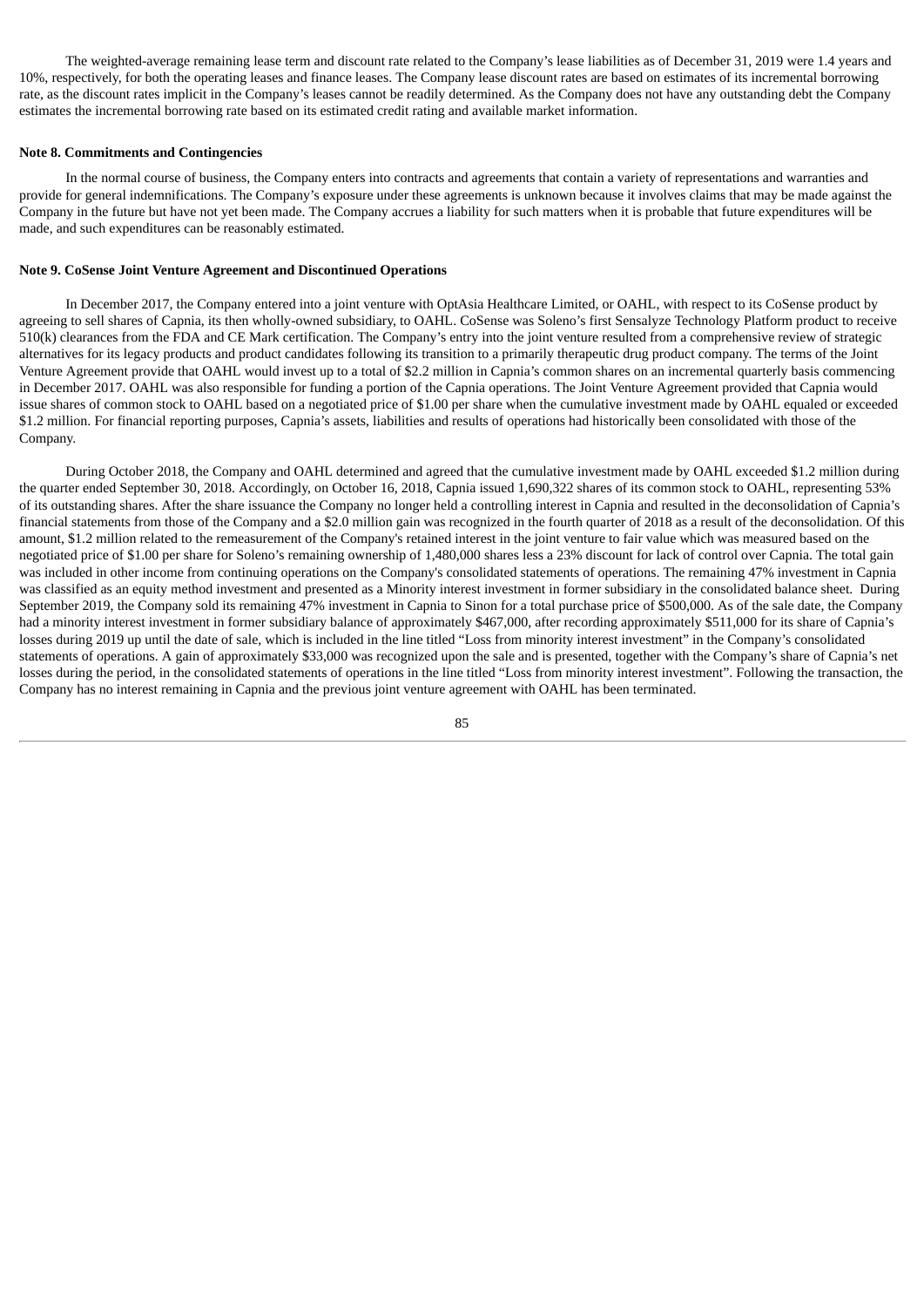The weighted-average remaining lease term and discount rate related to the Company's lease liabilities as of December 31, 2019 were 1.4 years and 10%, respectively, for both the operating leases and finance leases. The Company lease discount rates are based on estimates of its incremental borrowing rate, as the discount rates implicit in the Company's leases cannot be readily determined. As the Company does not have any outstanding debt the Company estimates the incremental borrowing rate based on its estimated credit rating and available market information.

**Note 8. Commitments and Contingencies**

In the normal course of business, the Company enters into contracts and agreements that contain a variety of representations and warranties and provide for general indemnifications. The Company's exposure under these agreements is unknown because it involves claims that may be made against the Company in the future but have not yet been made. The Company accrues a liability for such matters when it is probable that future expenditures will be made, and such expenditures can be reasonably estimated.

**Note 9. CoSense Joint Venture Agreement and Discontinued Operations**

In December 2017, the Company entered into a joint venture with OptAsia Healthcare Limited, or OAHL, with respect to its CoSense product by agreeing to sell shares of Capnia, its then wholly-owned subsidiary, to OAHL. CoSense was Soleno's first Sensalyze Technology Platform product to receive 510(k) clearances from the FDA and CE Mark certification. The Company's entry into the joint venture resulted from a comprehensive review of strategic alternatives for its legacy products and product candidates following its transition to a primarily therapeutic drug product company. The terms of the Joint Venture Agreement provide that OAHL would invest up to a total of $2.2 million in Capnia's common shares on an incremental quarterly basis commencing in December 2017. OAHL was also responsible for funding a portion of the Capnia operations. The Joint Venture Agreement provided that Capnia would issue shares of common stock to OAHL based on a negotiated price of $1.00 per share when the cumulative investment made by OAHL equaled or exceeded $1.2 million. For financial reporting purposes, Capnia's assets, liabilities and results of operations had historically been consolidated with those of the Company.

During October 2018, the Company and OAHL determined and agreed that the cumulative investment made by OAHL exceeded $1.2 million during the quarter ended September 30, 2018. Accordingly, on October 16, 2018, Capnia issued 1,690,322 shares of its common stock to OAHL, representing 53% of its outstanding shares. After the share issuance the Company no longer held a controlling interest in Capnia and resulted in the deconsolidation of Capnia's financial statements from those of the Company and a $2.0 million gain was recognized in the fourth quarter of 2018 as a result of the deconsolidation. Of this amount, $1.2 million related to the remeasurement of the Company's retained interest in the joint venture to fair value which was measured based on the negotiated price of $1.00 per share for Soleno's remaining ownership of 1,480,000 shares less a 23% discount for lack of control over Capnia. The total gain was included in other income from continuing operations on the Company's consolidated statements of operations. The remaining 47% investment in Capnia was classified as an equity method investment and presented as a Minority interest investment in former subsidiary in the consolidated balance sheet. During September 2019, the Company sold its remaining 47% investment in Capnia to Sinon for a total purchase price of $500,000. As of the sale date, the Company had a minority interest investment in former subsidiary balance of approximately $467,000, after recording approximately $511,000 for its share of Capnia's losses during 2019 up until the date of sale, which is included in the line titled "Loss from minority interest investment" in the Company's consolidated statements of operations. A gain of approximately $33,000 was recognized upon the sale and is presented, together with the Company's share of Capnia's net losses during the period, in the consolidated statements of operations in the line titled "Loss from minority interest investment". Following the transaction, the Company has no interest remaining in Capnia and the previous joint venture agreement with OAHL has been terminated.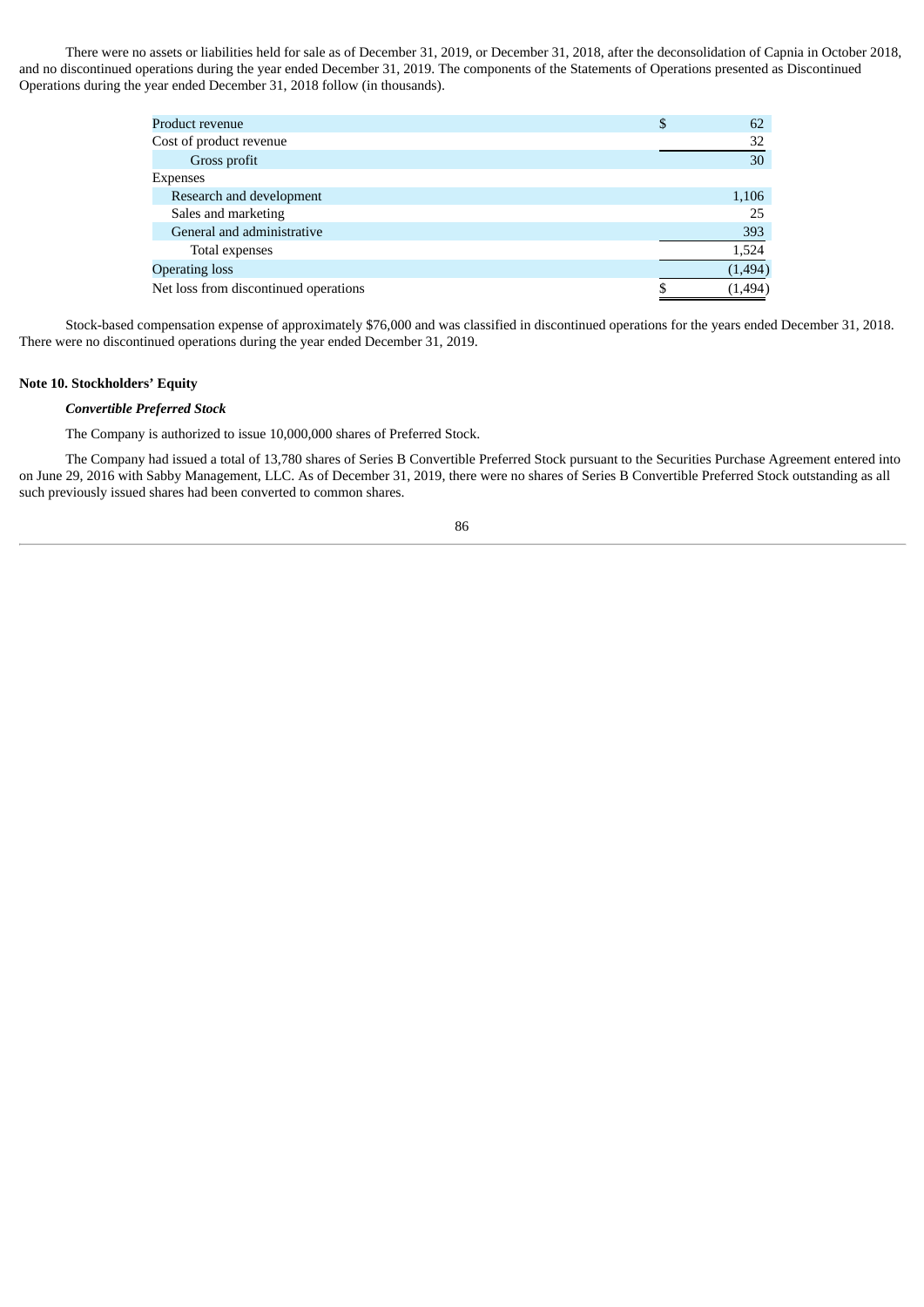There were no assets or liabilities held for sale as of December 31, 2019, or December 31, 2018, after the deconsolidation of Capnia in October 2018, and no discontinued operations during the year ended December 31, 2019. The components of the Statements of Operations presented as Discontinued Operations during the year ended December 31, 2018 follow (in thousands).

| | |
|---|---|
| Product revenue | $ 62 |
| Cost of product revenue | 32 |
| Gross profit | 30 |
| Expenses | |
| Research and development | 1,106 |
| Sales and marketing | 25 |
| General and administrative | 393 |
| Total expenses | 1,524 |
| Operating loss | (1,494) |
| Net loss from discontinued operations | $ (1,494) |

Stock-based compensation expense of approximately $76,000 and was classified in discontinued operations for the years ended December 31, 2018. There were no discontinued operations during the year ended December 31, 2019.

## Note 10. Stockholders' Equity

***Convertible Preferred Stock***

The Company is authorized to issue 10,000,000 shares of Preferred Stock.

The Company had issued a total of 13,780 shares of Series B Convertible Preferred Stock pursuant to the Securities Purchase Agreement entered into on June 29, 2016 with Sabby Management, LLC. As of December 31, 2019, there were no shares of Series B Convertible Preferred Stock outstanding as all such previously issued shares had been converted to common shares.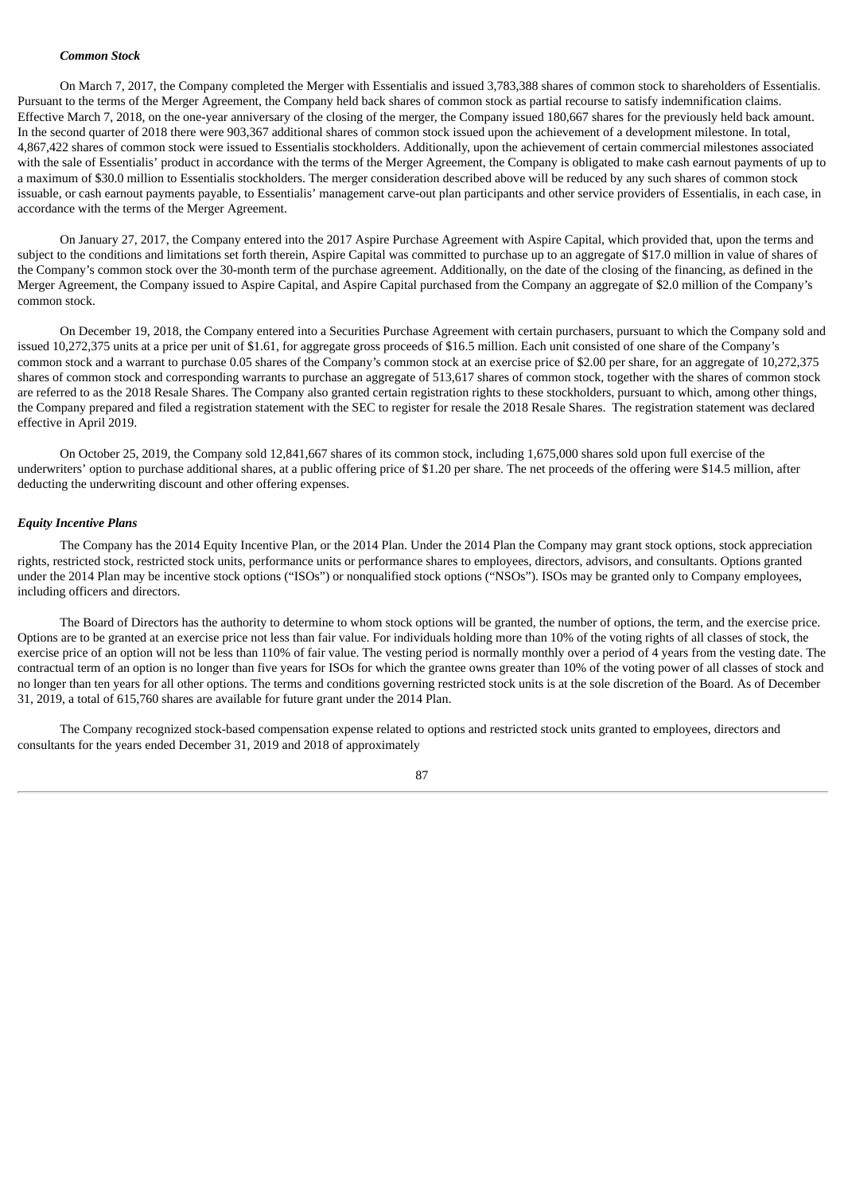***Common Stock***

On March 7, 2017, the Company completed the Merger with Essentialis and issued 3,783,388 shares of common stock to shareholders of Essentialis. Pursuant to the terms of the Merger Agreement, the Company held back shares of common stock as partial recourse to satisfy indemnification claims. Effective March 7, 2018, on the one-year anniversary of the closing of the merger, the Company issued 180,667 shares for the previously held back amount. In the second quarter of 2018 there were 903,367 additional shares of common stock issued upon the achievement of a development milestone. In total, 4,867,422 shares of common stock were issued to Essentialis stockholders. Additionally, upon the achievement of certain commercial milestones associated with the sale of Essentialis' product in accordance with the terms of the Merger Agreement, the Company is obligated to make cash earnout payments of up to a maximum of $30.0 million to Essentialis stockholders. The merger consideration described above will be reduced by any such shares of common stock issuable, or cash earnout payments payable, to Essentialis' management carve-out plan participants and other service providers of Essentialis, in each case, in accordance with the terms of the Merger Agreement.

On January 27, 2017, the Company entered into the 2017 Aspire Purchase Agreement with Aspire Capital, which provided that, upon the terms and subject to the conditions and limitations set forth therein, Aspire Capital was committed to purchase up to an aggregate of $17.0 million in value of shares of the Company's common stock over the 30-month term of the purchase agreement. Additionally, on the date of the closing of the financing, as defined in the Merger Agreement, the Company issued to Aspire Capital, and Aspire Capital purchased from the Company an aggregate of $2.0 million of the Company's common stock.

On December 19, 2018, the Company entered into a Securities Purchase Agreement with certain purchasers, pursuant to which the Company sold and issued 10,272,375 units at a price per unit of $1.61, for aggregate gross proceeds of $16.5 million. Each unit consisted of one share of the Company's common stock and a warrant to purchase 0.05 shares of the Company's common stock at an exercise price of $2.00 per share, for an aggregate of 10,272,375 shares of common stock and corresponding warrants to purchase an aggregate of 513,617 shares of common stock, together with the shares of common stock are referred to as the 2018 Resale Shares. The Company also granted certain registration rights to these stockholders, pursuant to which, among other things, the Company prepared and filed a registration statement with the SEC to register for resale the 2018 Resale Shares. The registration statement was declared effective in April 2019.

On October 25, 2019, the Company sold 12,841,667 shares of its common stock, including 1,675,000 shares sold upon full exercise of the underwriters' option to purchase additional shares, at a public offering price of $1.20 per share. The net proceeds of the offering were $14.5 million, after deducting the underwriting discount and other offering expenses.

***Equity Incentive Plans***

The Company has the 2014 Equity Incentive Plan, or the 2014 Plan. Under the 2014 Plan the Company may grant stock options, stock appreciation rights, restricted stock, restricted stock units, performance units or performance shares to employees, directors, advisors, and consultants. Options granted under the 2014 Plan may be incentive stock options ("ISOs") or nonqualified stock options ("NSOs"). ISOs may be granted only to Company employees, including officers and directors.

The Board of Directors has the authority to determine to whom stock options will be granted, the number of options, the term, and the exercise price. Options are to be granted at an exercise price not less than fair value. For individuals holding more than 10% of the voting rights of all classes of stock, the exercise price of an option will not be less than 110% of fair value. The vesting period is normally monthly over a period of 4 years from the vesting date. The contractual term of an option is no longer than five years for ISOs for which the grantee owns greater than 10% of the voting power of all classes of stock and no longer than ten years for all other options. The terms and conditions governing restricted stock units is at the sole discretion of the Board. As of December 31, 2019, a total of 615,760 shares are available for future grant under the 2014 Plan.

The Company recognized stock-based compensation expense related to options and restricted stock units granted to employees, directors and consultants for the years ended December 31, 2019 and 2018 of approximately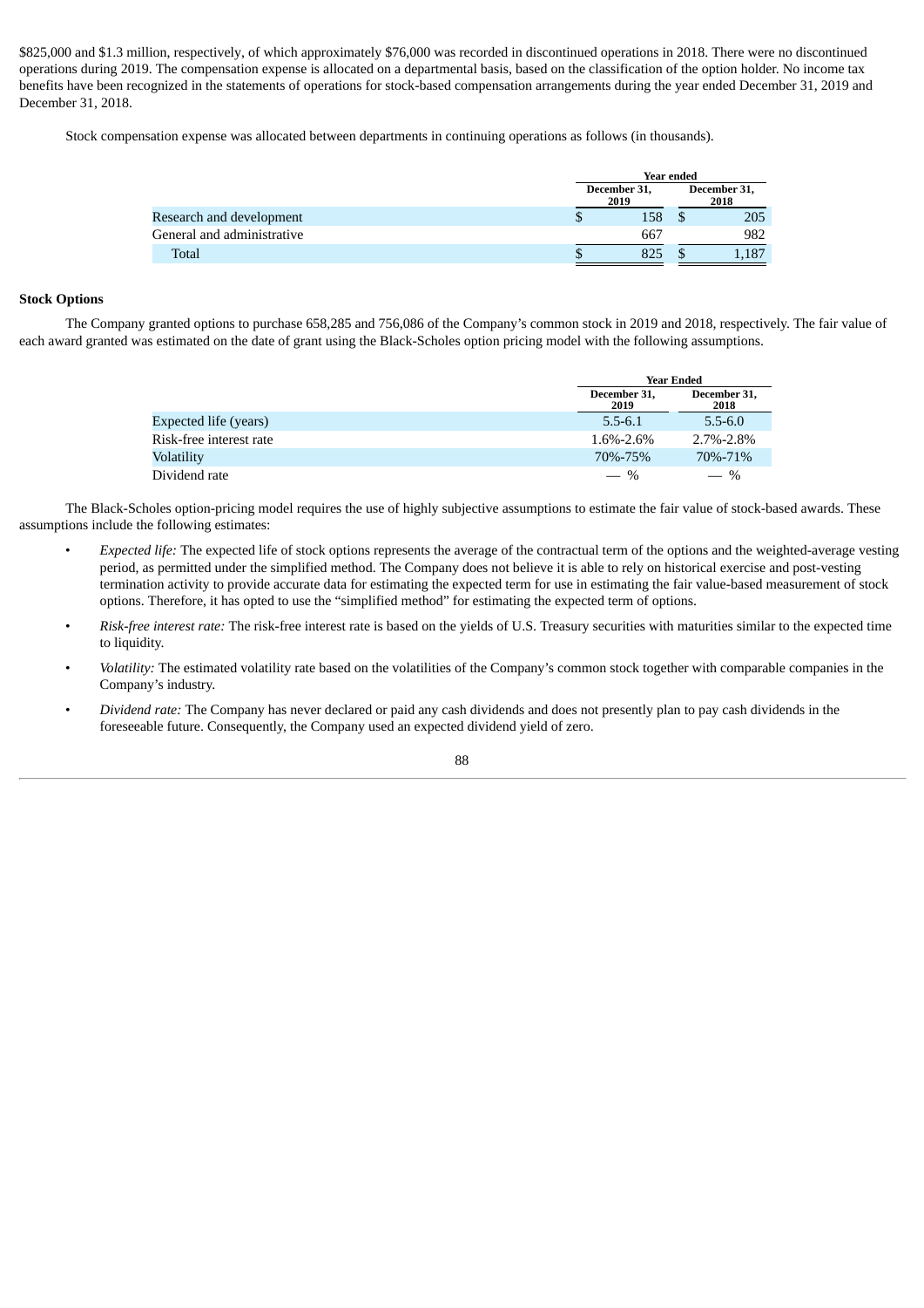$825,000 and $1.3 million, respectively, of which approximately $76,000 was recorded in discontinued operations in 2018. There were no discontinued operations during 2019. The compensation expense is allocated on a departmental basis, based on the classification of the option holder. No income tax benefits have been recognized in the statements of operations for stock-based compensation arrangements during the year ended December 31, 2019 and December 31, 2018.

Stock compensation expense was allocated between departments in continuing operations as follows (in thousands).

| | Year ended | |
|---|---|---|
| | December 31, 2019 | December 31, 2018 |
| Research and development | $ 158 | $ 205 |
| General and administrative | 667 | 982 |
| Total | $ 825 | $ 1,187 |

**Stock Options**

The Company granted options to purchase 658,285 and 756,086 of the Company's common stock in 2019 and 2018, respectively. The fair value of each award granted was estimated on the date of grant using the Black-Scholes option pricing model with the following assumptions.

| | Year Ended | |
|---|---|---|
| | December 31, 2019 | December 31, 2018 |
| Expected life (years) | 5.5-6.1 | 5.5-6.0 |
| Risk-free interest rate | 1.6%-2.6% | 2.7%-2.8% |
| Volatility | 70%-75% | 70%-71% |
| Dividend rate | — % | — % |

The Black-Scholes option-pricing model requires the use of highly subjective assumptions to estimate the fair value of stock-based awards. These assumptions include the following estimates:

- *Expected life:* The expected life of stock options represents the average of the contractual term of the options and the weighted-average vesting period, as permitted under the simplified method. The Company does not believe it is able to rely on historical exercise and post-vesting termination activity to provide accurate data for estimating the expected term for use in estimating the fair value-based measurement of stock options. Therefore, it has opted to use the "simplified method" for estimating the expected term of options.
- *Risk-free interest rate:* The risk-free interest rate is based on the yields of U.S. Treasury securities with maturities similar to the expected time to liquidity.
- *Volatility:* The estimated volatility rate based on the volatilities of the Company's common stock together with comparable companies in the Company's industry.
- *Dividend rate:* The Company has never declared or paid any cash dividends and does not presently plan to pay cash dividends in the foreseeable future. Consequently, the Company used an expected dividend yield of zero.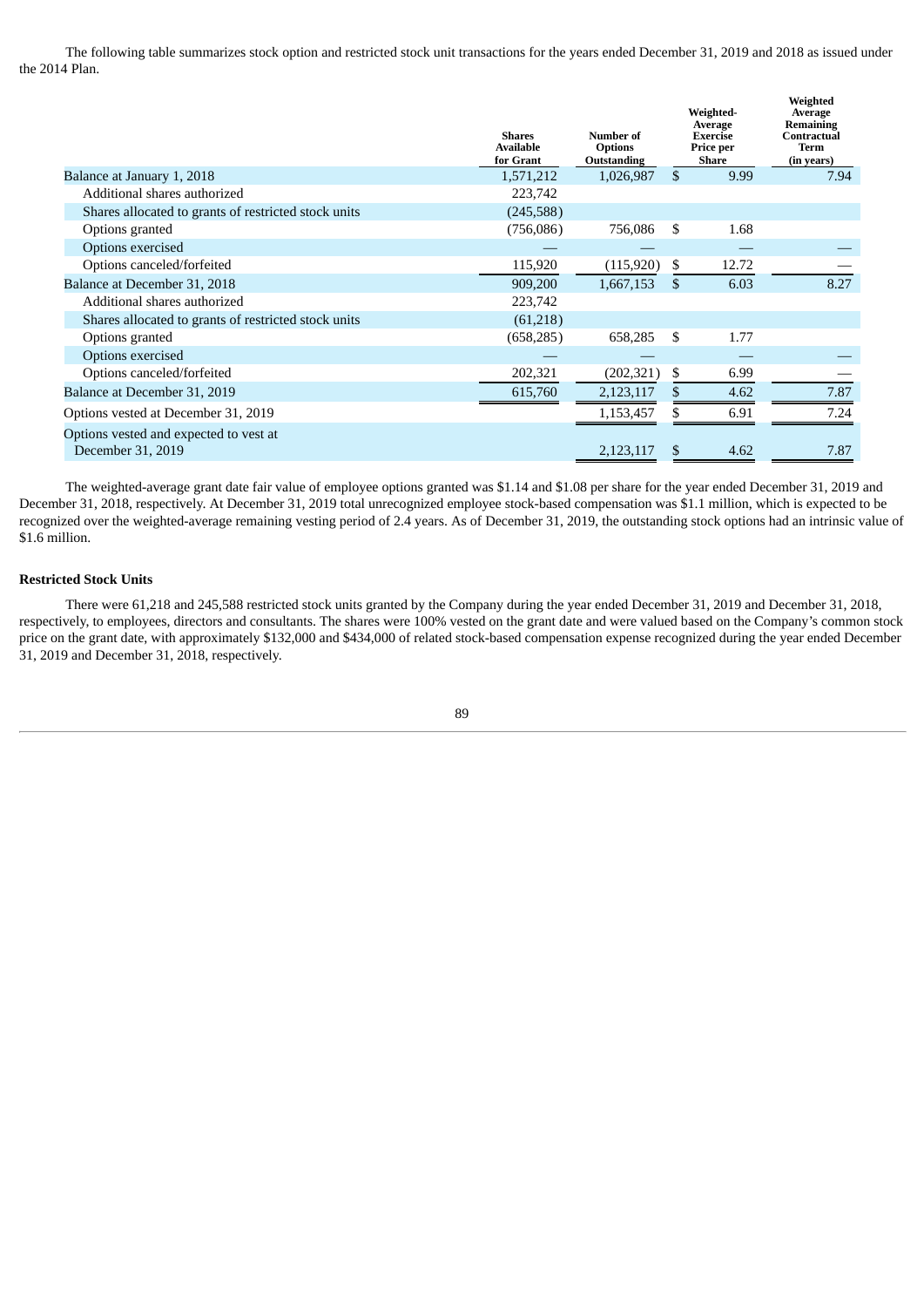The following table summarizes stock option and restricted stock unit transactions for the years ended December 31, 2019 and 2018 as issued under the 2014 Plan.

| | Shares Available for Grant | Number of Options Outstanding | Weighted-Average Exercise Price per Share | Weighted Average Remaining Contractual Term (in years) |
|---|---|---|---|---|
| Balance at January 1, 2018 | 1,571,212 | 1,026,987 | $ 9.99 | 7.94 |
| Additional shares authorized | 223,742 | | | |
| Shares allocated to grants of restricted stock units | (245,588) | | | |
| Options granted | (756,086) | 756,086 | $ 1.68 | |
| Options exercised | — | — | — | — |
| Options canceled/forfeited | 115,920 | (115,920) | $ 12.72 | — |
| Balance at December 31, 2018 | 909,200 | 1,667,153 | $ 6.03 | 8.27 |
| Additional shares authorized | 223,742 | | | |
| Shares allocated to grants of restricted stock units | (61,218) | | | |
| Options granted | (658,285) | 658,285 | $ 1.77 | |
| Options exercised | — | — | — | — |
| Options canceled/forfeited | 202,321 | (202,321) | $ 6.99 | — |
| Balance at December 31, 2019 | 615,760 | 2,123,117 | $ 4.62 | 7.87 |
| Options vested at December 31, 2019 | | 1,153,457 | $ 6.91 | 7.24 |
| Options vested and expected to vest at December 31, 2019 | | 2,123,117 | $ 4.62 | 7.87 |

The weighted-average grant date fair value of employee options granted was $1.14 and $1.08 per share for the year ended December 31, 2019 and December 31, 2018, respectively. At December 31, 2019 total unrecognized employee stock-based compensation was $1.1 million, which is expected to be recognized over the weighted-average remaining vesting period of 2.4 years. As of December 31, 2019, the outstanding stock options had an intrinsic value of $1.6 million.

### Restricted Stock Units

There were 61,218 and 245,588 restricted stock units granted by the Company during the year ended December 31, 2019 and December 31, 2018, respectively, to employees, directors and consultants. The shares were 100% vested on the grant date and were valued based on the Company's common stock price on the grant date, with approximately $132,000 and $434,000 of related stock-based compensation expense recognized during the year ended December 31, 2019 and December 31, 2018, respectively.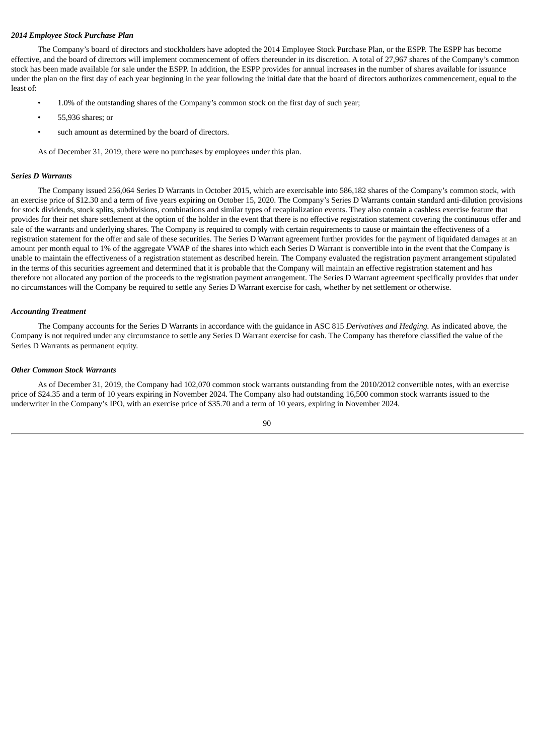*2014 Employee Stock Purchase Plan*

The Company's board of directors and stockholders have adopted the 2014 Employee Stock Purchase Plan, or the ESPP. The ESPP has become effective, and the board of directors will implement commencement of offers thereunder in its discretion. A total of 27,967 shares of the Company's common stock has been made available for sale under the ESPP. In addition, the ESPP provides for annual increases in the number of shares available for issuance under the plan on the first day of each year beginning in the year following the initial date that the board of directors authorizes commencement, equal to the least of:

- 1.0% of the outstanding shares of the Company's common stock on the first day of such year;
- 55,936 shares; or
- such amount as determined by the board of directors.

As of December 31, 2019, there were no purchases by employees under this plan.

*Series D Warrants*

The Company issued 256,064 Series D Warrants in October 2015, which are exercisable into 586,182 shares of the Company's common stock, with an exercise price of $12.30 and a term of five years expiring on October 15, 2020. The Company's Series D Warrants contain standard anti-dilution provisions for stock dividends, stock splits, subdivisions, combinations and similar types of recapitalization events. They also contain a cashless exercise feature that provides for their net share settlement at the option of the holder in the event that there is no effective registration statement covering the continuous offer and sale of the warrants and underlying shares. The Company is required to comply with certain requirements to cause or maintain the effectiveness of a registration statement for the offer and sale of these securities. The Series D Warrant agreement further provides for the payment of liquidated damages at an amount per month equal to 1% of the aggregate VWAP of the shares into which each Series D Warrant is convertible into in the event that the Company is unable to maintain the effectiveness of a registration statement as described herein. The Company evaluated the registration payment arrangement stipulated in the terms of this securities agreement and determined that it is probable that the Company will maintain an effective registration statement and has therefore not allocated any portion of the proceeds to the registration payment arrangement. The Series D Warrant agreement specifically provides that under no circumstances will the Company be required to settle any Series D Warrant exercise for cash, whether by net settlement or otherwise.

*Accounting Treatment*

The Company accounts for the Series D Warrants in accordance with the guidance in ASC 815 *Derivatives and Hedging.* As indicated above, the Company is not required under any circumstance to settle any Series D Warrant exercise for cash. The Company has therefore classified the value of the Series D Warrants as permanent equity.

*Other Common Stock Warrants*

As of December 31, 2019, the Company had 102,070 common stock warrants outstanding from the 2010/2012 convertible notes, with an exercise price of $24.35 and a term of 10 years expiring in November 2024. The Company also had outstanding 16,500 common stock warrants issued to the underwriter in the Company's IPO, with an exercise price of $35.70 and a term of 10 years, expiring in November 2024.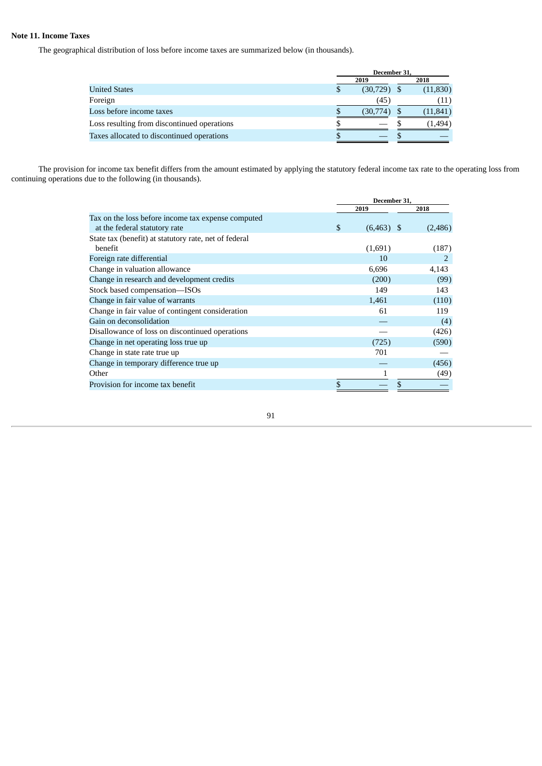**Note 11. Income Taxes**

The geographical distribution of loss before income taxes are summarized below (in thousands).

| | December 31, | |
|---|---|---|
| | 2019 | 2018 |
| United States | $ (30,729) | $ (11,830) |
| Foreign | (45) | (11) |
| Loss before income taxes | $ (30,774) | $ (11,841) |
| Loss resulting from discontinued operations | $ — | $ (1,494) |
| Taxes allocated to discontinued operations | $ — | $ — |

The provision for income tax benefit differs from the amount estimated by applying the statutory federal income tax rate to the operating loss from continuing operations due to the following (in thousands).

| | December 31, | |
|---|---|---|
| | 2019 | 2018 |
| Tax on the loss before income tax expense computed at the federal statutory rate | $ (6,463) | $ (2,486) |
| State tax (benefit) at statutory rate, net of federal benefit | (1,691) | (187) |
| Foreign rate differential | 10 | 2 |
| Change in valuation allowance | 6,696 | 4,143 |
| Change in research and development credits | (200) | (99) |
| Stock based compensation—ISOs | 149 | 143 |
| Change in fair value of warrants | 1,461 | (110) |
| Change in fair value of contingent consideration | 61 | 119 |
| Gain on deconsolidation | — | (4) |
| Disallowance of loss on discontinued operations | — | (426) |
| Change in net operating loss true up | (725) | (590) |
| Change in state rate true up | 701 | — |
| Change in temporary difference true up | — | (456) |
| Other | 1 | (49) |
| Provision for income tax benefit | $ — | $ — |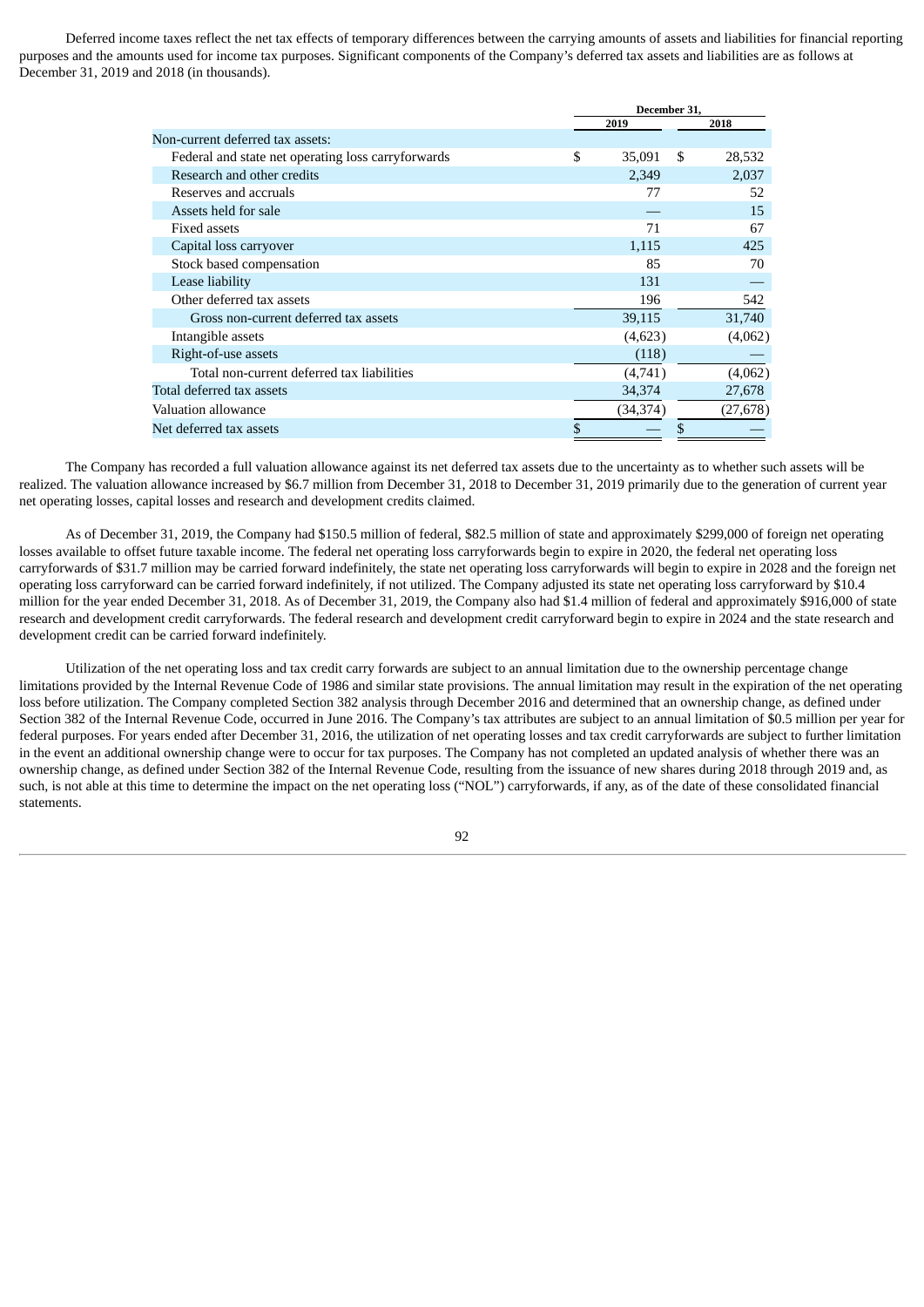Deferred income taxes reflect the net tax effects of temporary differences between the carrying amounts of assets and liabilities for financial reporting purposes and the amounts used for income tax purposes. Significant components of the Company's deferred tax assets and liabilities are as follows at December 31, 2019 and 2018 (in thousands).

| | December 31, | |
|---|---|---|
| | 2019 | 2018 |
| Non-current deferred tax assets: | | |
| Federal and state net operating loss carryforwards | $ 35,091 | $ 28,532 |
| Research and other credits | 2,349 | 2,037 |
| Reserves and accruals | 77 | 52 |
| Assets held for sale | — | 15 |
| Fixed assets | 71 | 67 |
| Capital loss carryover | 1,115 | 425 |
| Stock based compensation | 85 | 70 |
| Lease liability | 131 | — |
| Other deferred tax assets | 196 | 542 |
| Gross non-current deferred tax assets | 39,115 | 31,740 |
| Intangible assets | (4,623) | (4,062) |
| Right-of-use assets | (118) | — |
| Total non-current deferred tax liabilities | (4,741) | (4,062) |
| Total deferred tax assets | 34,374 | 27,678 |
| Valuation allowance | (34,374) | (27,678) |
| Net deferred tax assets | $ — | $ — |

The Company has recorded a full valuation allowance against its net deferred tax assets due to the uncertainty as to whether such assets will be realized. The valuation allowance increased by $6.7 million from December 31, 2018 to December 31, 2019 primarily due to the generation of current year net operating losses, capital losses and research and development credits claimed.

As of December 31, 2019, the Company had $150.5 million of federal, $82.5 million of state and approximately $299,000 of foreign net operating losses available to offset future taxable income. The federal net operating loss carryforwards begin to expire in 2020, the federal net operating loss carryforwards of $31.7 million may be carried forward indefinitely, the state net operating loss carryforwards will begin to expire in 2028 and the foreign net operating loss carryforward can be carried forward indefinitely, if not utilized. The Company adjusted its state net operating loss carryforward by $10.4 million for the year ended December 31, 2018. As of December 31, 2019, the Company also had $1.4 million of federal and approximately $916,000 of state research and development credit carryforwards. The federal research and development credit carryforward begin to expire in 2024 and the state research and development credit can be carried forward indefinitely.

Utilization of the net operating loss and tax credit carry forwards are subject to an annual limitation due to the ownership percentage change limitations provided by the Internal Revenue Code of 1986 and similar state provisions. The annual limitation may result in the expiration of the net operating loss before utilization. The Company completed Section 382 analysis through December 2016 and determined that an ownership change, as defined under Section 382 of the Internal Revenue Code, occurred in June 2016. The Company's tax attributes are subject to an annual limitation of $0.5 million per year for federal purposes. For years ended after December 31, 2016, the utilization of net operating losses and tax credit carryforwards are subject to further limitation in the event an additional ownership change were to occur for tax purposes. The Company has not completed an updated analysis of whether there was an ownership change, as defined under Section 382 of the Internal Revenue Code, resulting from the issuance of new shares during 2018 through 2019 and, as such, is not able at this time to determine the impact on the net operating loss ("NOL") carryforwards, if any, as of the date of these consolidated financial statements.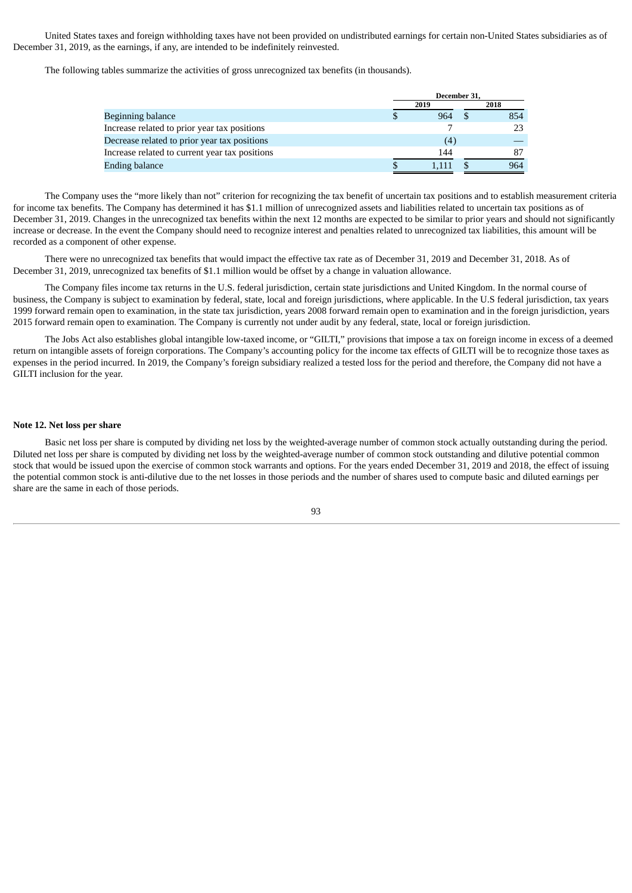United States taxes and foreign withholding taxes have not been provided on undistributed earnings for certain non-United States subsidiaries as of December 31, 2019, as the earnings, if any, are intended to be indefinitely reinvested.

The following tables summarize the activities of gross unrecognized tax benefits (in thousands).

| | December 31, | |
|---|---|---|
| | 2019 | 2018 |
| Beginning balance | $ 964 | $ 854 |
| Increase related to prior year tax positions | 7 | 23 |
| Decrease related to prior year tax positions | (4) | — |
| Increase related to current year tax positions | 144 | 87 |
| Ending balance | $ 1,111 | $ 964 |

The Company uses the "more likely than not" criterion for recognizing the tax benefit of uncertain tax positions and to establish measurement criteria for income tax benefits. The Company has determined it has $1.1 million of unrecognized assets and liabilities related to uncertain tax positions as of December 31, 2019. Changes in the unrecognized tax benefits within the next 12 months are expected to be similar to prior years and should not significantly increase or decrease. In the event the Company should need to recognize interest and penalties related to unrecognized tax liabilities, this amount will be recorded as a component of other expense.

There were no unrecognized tax benefits that would impact the effective tax rate as of December 31, 2019 and December 31, 2018. As of December 31, 2019, unrecognized tax benefits of $1.1 million would be offset by a change in valuation allowance.

The Company files income tax returns in the U.S. federal jurisdiction, certain state jurisdictions and United Kingdom. In the normal course of business, the Company is subject to examination by federal, state, local and foreign jurisdictions, where applicable. In the U.S federal jurisdiction, tax years 1999 forward remain open to examination, in the state tax jurisdiction, years 2008 forward remain open to examination and in the foreign jurisdiction, years 2015 forward remain open to examination. The Company is currently not under audit by any federal, state, local or foreign jurisdiction.

The Jobs Act also establishes global intangible low-taxed income, or "GILTI," provisions that impose a tax on foreign income in excess of a deemed return on intangible assets of foreign corporations. The Company's accounting policy for the income tax effects of GILTI will be to recognize those taxes as expenses in the period incurred. In 2019, the Company's foreign subsidiary realized a tested loss for the period and therefore, the Company did not have a GILTI inclusion for the year.

**Note 12. Net loss per share**

Basic net loss per share is computed by dividing net loss by the weighted-average number of common stock actually outstanding during the period. Diluted net loss per share is computed by dividing net loss by the weighted-average number of common stock outstanding and dilutive potential common stock that would be issued upon the exercise of common stock warrants and options. For the years ended December 31, 2019 and 2018, the effect of issuing the potential common stock is anti-dilutive due to the net losses in those periods and the number of shares used to compute basic and diluted earnings per share are the same in each of those periods.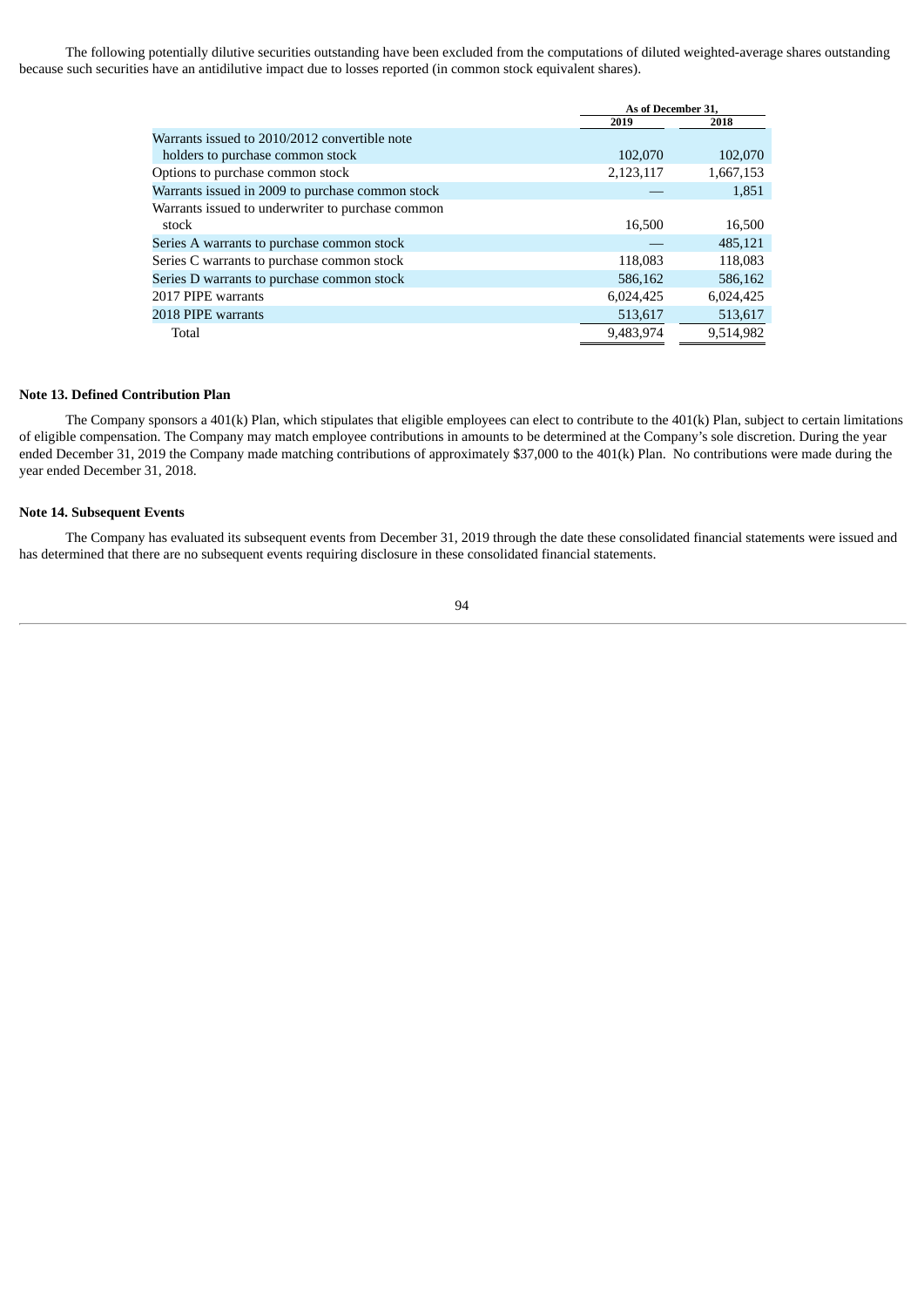The following potentially dilutive securities outstanding have been excluded from the computations of diluted weighted-average shares outstanding because such securities have an antidilutive impact due to losses reported (in common stock equivalent shares).

| | As of December 31, | |
|---|---|---|
| | 2019 | 2018 |
| Warrants issued to 2010/2012 convertible note holders to purchase common stock | 102,070 | 102,070 |
| Options to purchase common stock | 2,123,117 | 1,667,153 |
| Warrants issued in 2009 to purchase common stock | — | 1,851 |
| Warrants issued to underwriter to purchase common stock | 16,500 | 16,500 |
| Series A warrants to purchase common stock | — | 485,121 |
| Series C warrants to purchase common stock | 118,083 | 118,083 |
| Series D warrants to purchase common stock | 586,162 | 586,162 |
| 2017 PIPE warrants | 6,024,425 | 6,024,425 |
| 2018 PIPE warrants | 513,617 | 513,617 |
| Total | 9,483,974 | 9,514,982 |

**Note 13. Defined Contribution Plan**

The Company sponsors a 401(k) Plan, which stipulates that eligible employees can elect to contribute to the 401(k) Plan, subject to certain limitations of eligible compensation. The Company may match employee contributions in amounts to be determined at the Company's sole discretion. During the year ended December 31, 2019 the Company made matching contributions of approximately $37,000 to the 401(k) Plan. No contributions were made during the year ended December 31, 2018.

**Note 14. Subsequent Events**

The Company has evaluated its subsequent events from December 31, 2019 through the date these consolidated financial statements were issued and has determined that there are no subsequent events requiring disclosure in these consolidated financial statements.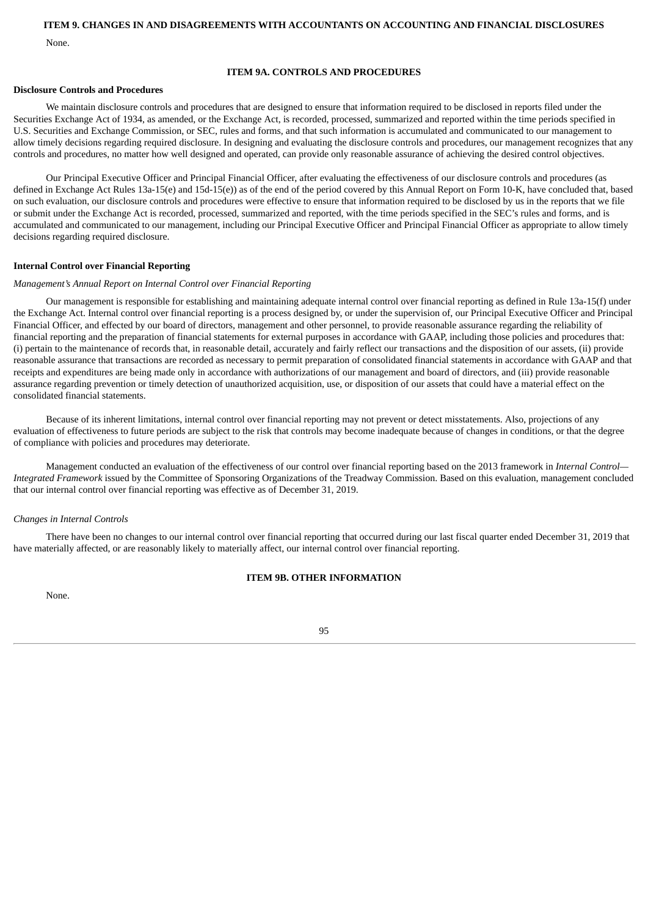## ITEM 9. CHANGES IN AND DISAGREEMENTS WITH ACCOUNTANTS ON ACCOUNTING AND FINANCIAL DISCLOSURES

None.

## ITEM 9A. CONTROLS AND PROCEDURES

**Disclosure Controls and Procedures**

We maintain disclosure controls and procedures that are designed to ensure that information required to be disclosed in reports filed under the Securities Exchange Act of 1934, as amended, or the Exchange Act, is recorded, processed, summarized and reported within the time periods specified in U.S. Securities and Exchange Commission, or SEC, rules and forms, and that such information is accumulated and communicated to our management to allow timely decisions regarding required disclosure. In designing and evaluating the disclosure controls and procedures, our management recognizes that any controls and procedures, no matter how well designed and operated, can provide only reasonable assurance of achieving the desired control objectives.

Our Principal Executive Officer and Principal Financial Officer, after evaluating the effectiveness of our disclosure controls and procedures (as defined in Exchange Act Rules 13a-15(e) and 15d-15(e)) as of the end of the period covered by this Annual Report on Form 10-K, have concluded that, based on such evaluation, our disclosure controls and procedures were effective to ensure that information required to be disclosed by us in the reports that we file or submit under the Exchange Act is recorded, processed, summarized and reported, with the time periods specified in the SEC's rules and forms, and is accumulated and communicated to our management, including our Principal Executive Officer and Principal Financial Officer as appropriate to allow timely decisions regarding required disclosure.

**Internal Control over Financial Reporting**

*Management's Annual Report on Internal Control over Financial Reporting*

Our management is responsible for establishing and maintaining adequate internal control over financial reporting as defined in Rule 13a-15(f) under the Exchange Act. Internal control over financial reporting is a process designed by, or under the supervision of, our Principal Executive Officer and Principal Financial Officer, and effected by our board of directors, management and other personnel, to provide reasonable assurance regarding the reliability of financial reporting and the preparation of financial statements for external purposes in accordance with GAAP, including those policies and procedures that: (i) pertain to the maintenance of records that, in reasonable detail, accurately and fairly reflect our transactions and the disposition of our assets, (ii) provide reasonable assurance that transactions are recorded as necessary to permit preparation of consolidated financial statements in accordance with GAAP and that receipts and expenditures are being made only in accordance with authorizations of our management and board of directors, and (iii) provide reasonable assurance regarding prevention or timely detection of unauthorized acquisition, use, or disposition of our assets that could have a material effect on the consolidated financial statements.

Because of its inherent limitations, internal control over financial reporting may not prevent or detect misstatements. Also, projections of any evaluation of effectiveness to future periods are subject to the risk that controls may become inadequate because of changes in conditions, or that the degree of compliance with policies and procedures may deteriorate.

Management conducted an evaluation of the effectiveness of our control over financial reporting based on the 2013 framework in *Internal Control—Integrated Framework* issued by the Committee of Sponsoring Organizations of the Treadway Commission. Based on this evaluation, management concluded that our internal control over financial reporting was effective as of December 31, 2019.

*Changes in Internal Controls*

There have been no changes to our internal control over financial reporting that occurred during our last fiscal quarter ended December 31, 2019 that have materially affected, or are reasonably likely to materially affect, our internal control over financial reporting.

## ITEM 9B. OTHER INFORMATION

None.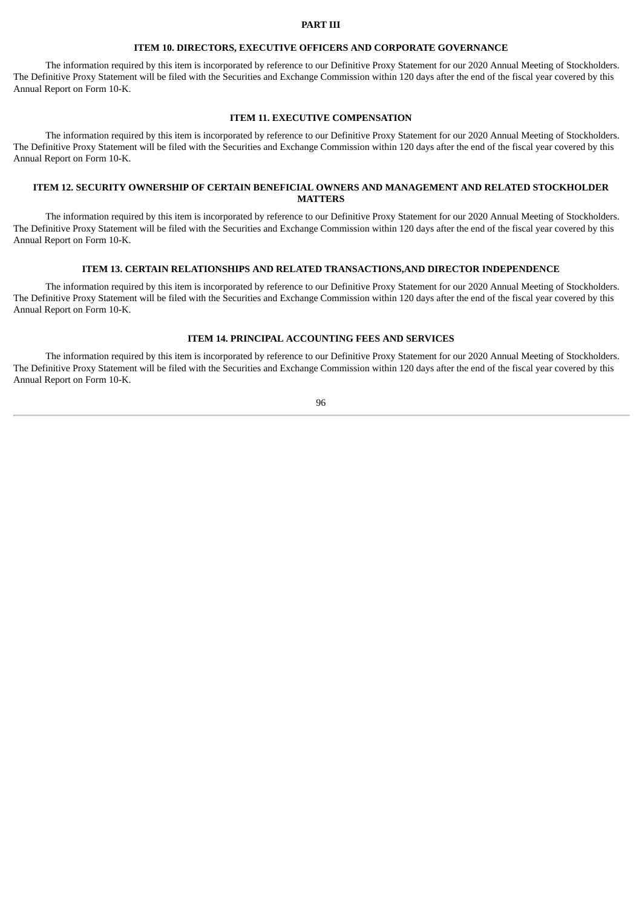# PART III

## ITEM 10. DIRECTORS, EXECUTIVE OFFICERS AND CORPORATE GOVERNANCE

The information required by this item is incorporated by reference to our Definitive Proxy Statement for our 2020 Annual Meeting of Stockholders. The Definitive Proxy Statement will be filed with the Securities and Exchange Commission within 120 days after the end of the fiscal year covered by this Annual Report on Form 10-K.

## ITEM 11. EXECUTIVE COMPENSATION

The information required by this item is incorporated by reference to our Definitive Proxy Statement for our 2020 Annual Meeting of Stockholders. The Definitive Proxy Statement will be filed with the Securities and Exchange Commission within 120 days after the end of the fiscal year covered by this Annual Report on Form 10-K.

## ITEM 12. SECURITY OWNERSHIP OF CERTAIN BENEFICIAL OWNERS AND MANAGEMENT AND RELATED STOCKHOLDER MATTERS

The information required by this item is incorporated by reference to our Definitive Proxy Statement for our 2020 Annual Meeting of Stockholders. The Definitive Proxy Statement will be filed with the Securities and Exchange Commission within 120 days after the end of the fiscal year covered by this Annual Report on Form 10-K.

## ITEM 13. CERTAIN RELATIONSHIPS AND RELATED TRANSACTIONS,AND DIRECTOR INDEPENDENCE

The information required by this item is incorporated by reference to our Definitive Proxy Statement for our 2020 Annual Meeting of Stockholders. The Definitive Proxy Statement will be filed with the Securities and Exchange Commission within 120 days after the end of the fiscal year covered by this Annual Report on Form 10-K.

## ITEM 14. PRINCIPAL ACCOUNTING FEES AND SERVICES

The information required by this item is incorporated by reference to our Definitive Proxy Statement for our 2020 Annual Meeting of Stockholders. The Definitive Proxy Statement will be filed with the Securities and Exchange Commission within 120 days after the end of the fiscal year covered by this Annual Report on Form 10-K.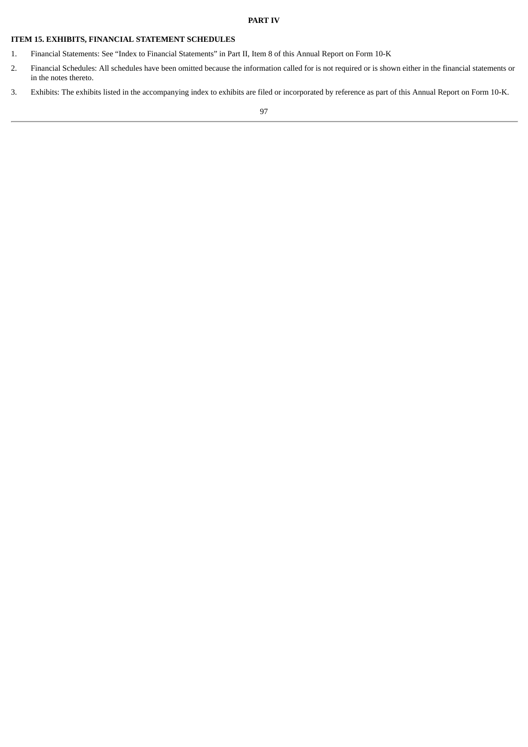# PART IV

## ITEM 15. EXHIBITS, FINANCIAL STATEMENT SCHEDULES

1. Financial Statements: See “Index to Financial Statements” in Part II, Item 8 of this Annual Report on Form 10-K
2. Financial Schedules: All schedules have been omitted because the information called for is not required or is shown either in the financial statements or in the notes thereto.
3. Exhibits: The exhibits listed in the accompanying index to exhibits are filed or incorporated by reference as part of this Annual Report on Form 10-K.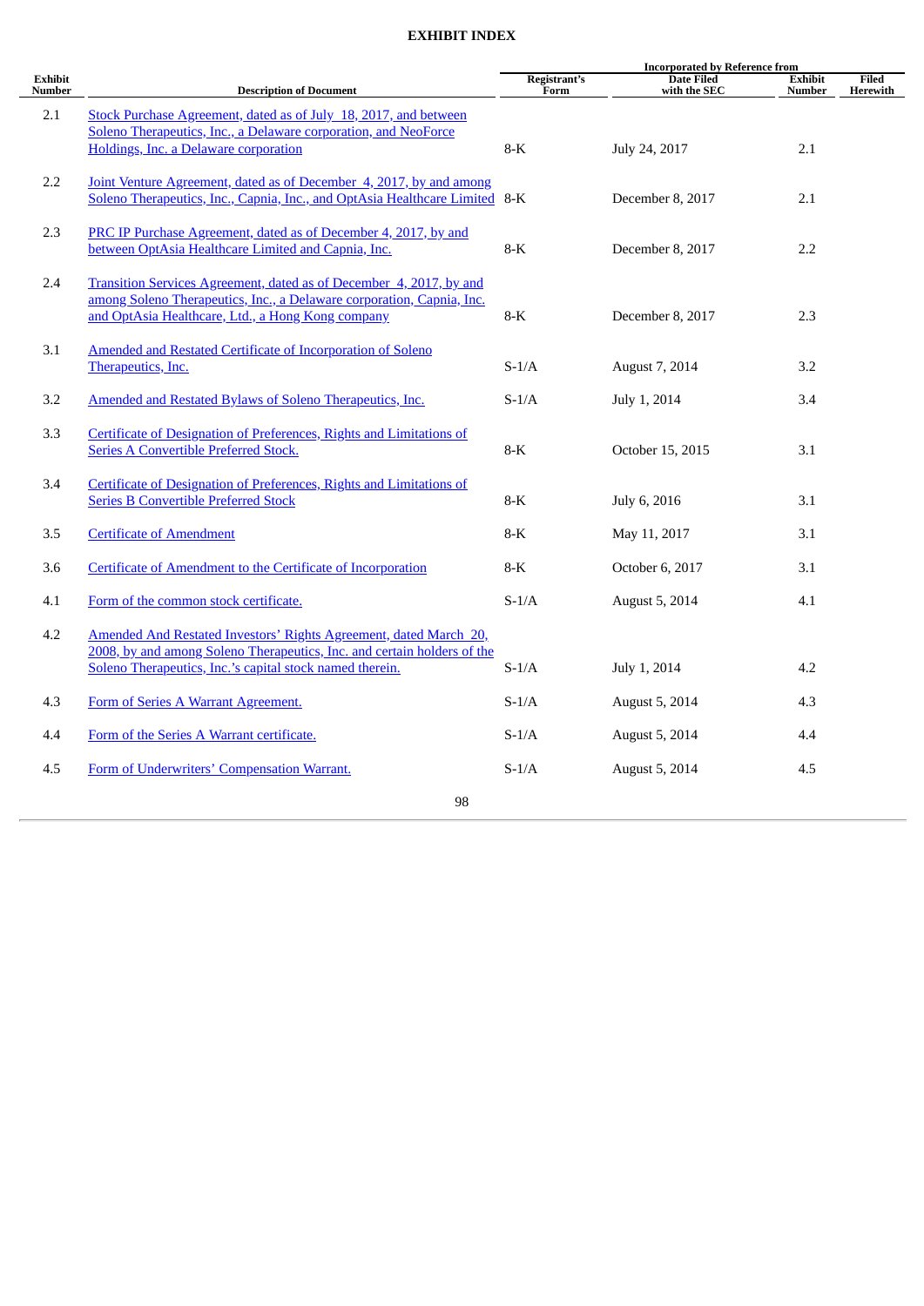# EXHIBIT INDEX

| Exhibit Number | Description of Document | Incorporated by Reference from Registrant's Form | Date Filed with the SEC | Exhibit Number | Filed Herewith |
|---|---|---|---|---|---|
| 2.1 | Stock Purchase Agreement, dated as of July 18, 2017, and between Soleno Therapeutics, Inc., a Delaware corporation, and NeoForce Holdings, Inc. a Delaware corporation | 8-K | July 24, 2017 | 2.1 | |
| 2.2 | Joint Venture Agreement, dated as of December 4, 2017, by and among Soleno Therapeutics, Inc., Capnia, Inc., and OptAsia Healthcare Limited | 8-K | December 8, 2017 | 2.1 | |
| 2.3 | PRC IP Purchase Agreement, dated as of December 4, 2017, by and between OptAsia Healthcare Limited and Capnia, Inc. | 8-K | December 8, 2017 | 2.2 | |
| 2.4 | Transition Services Agreement, dated as of December 4, 2017, by and among Soleno Therapeutics, Inc., a Delaware corporation, Capnia, Inc. and OptAsia Healthcare, Ltd., a Hong Kong company | 8-K | December 8, 2017 | 2.3 | |
| 3.1 | Amended and Restated Certificate of Incorporation of Soleno Therapeutics, Inc. | S-1/A | August 7, 2014 | 3.2 | |
| 3.2 | Amended and Restated Bylaws of Soleno Therapeutics, Inc. | S-1/A | July 1, 2014 | 3.4 | |
| 3.3 | Certificate of Designation of Preferences, Rights and Limitations of Series A Convertible Preferred Stock. | 8-K | October 15, 2015 | 3.1 | |
| 3.4 | Certificate of Designation of Preferences, Rights and Limitations of Series B Convertible Preferred Stock | 8-K | July 6, 2016 | 3.1 | |
| 3.5 | Certificate of Amendment | 8-K | May 11, 2017 | 3.1 | |
| 3.6 | Certificate of Amendment to the Certificate of Incorporation | 8-K | October 6, 2017 | 3.1 | |
| 4.1 | Form of the common stock certificate. | S-1/A | August 5, 2014 | 4.1 | |
| 4.2 | Amended And Restated Investors' Rights Agreement, dated March 20, 2008, by and among Soleno Therapeutics, Inc. and certain holders of the Soleno Therapeutics, Inc.'s capital stock named therein. | S-1/A | July 1, 2014 | 4.2 | |
| 4.3 | Form of Series A Warrant Agreement. | S-1/A | August 5, 2014 | 4.3 | |
| 4.4 | Form of the Series A Warrant certificate. | S-1/A | August 5, 2014 | 4.4 | |
| 4.5 | Form of Underwriters' Compensation Warrant. | S-1/A | August 5, 2014 | 4.5 | |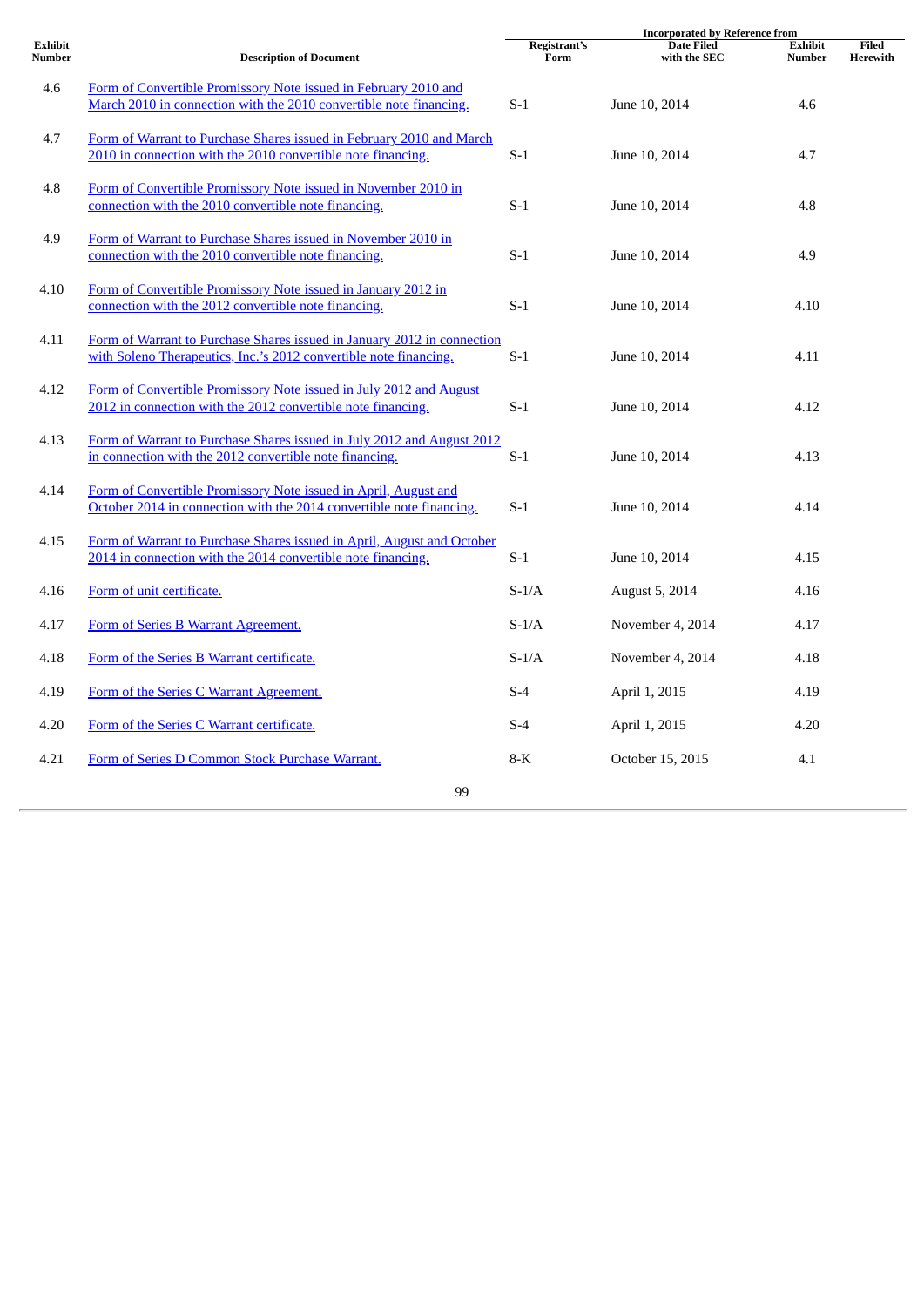| Exhibit Number | Description of Document | Incorporated by Reference from | | | Filed Herewith |
|---|---|---|---|---|---|
| | | Registrant's Form | Date Filed with the SEC | Exhibit Number | |
| 4.6 | Form of Convertible Promissory Note issued in February 2010 and March 2010 in connection with the 2010 convertible note financing. | S-1 | June 10, 2014 | 4.6 | |
| 4.7 | Form of Warrant to Purchase Shares issued in February 2010 and March 2010 in connection with the 2010 convertible note financing. | S-1 | June 10, 2014 | 4.7 | |
| 4.8 | Form of Convertible Promissory Note issued in November 2010 in connection with the 2010 convertible note financing. | S-1 | June 10, 2014 | 4.8 | |
| 4.9 | Form of Warrant to Purchase Shares issued in November 2010 in connection with the 2010 convertible note financing. | S-1 | June 10, 2014 | 4.9 | |
| 4.10 | Form of Convertible Promissory Note issued in January 2012 in connection with the 2012 convertible note financing. | S-1 | June 10, 2014 | 4.10 | |
| 4.11 | Form of Warrant to Purchase Shares issued in January 2012 in connection with Soleno Therapeutics, Inc.'s 2012 convertible note financing. | S-1 | June 10, 2014 | 4.11 | |
| 4.12 | Form of Convertible Promissory Note issued in July 2012 and August 2012 in connection with the 2012 convertible note financing. | S-1 | June 10, 2014 | 4.12 | |
| 4.13 | Form of Warrant to Purchase Shares issued in July 2012 and August 2012 in connection with the 2012 convertible note financing. | S-1 | June 10, 2014 | 4.13 | |
| 4.14 | Form of Convertible Promissory Note issued in April, August and October 2014 in connection with the 2014 convertible note financing. | S-1 | June 10, 2014 | 4.14 | |
| 4.15 | Form of Warrant to Purchase Shares issued in April, August and October 2014 in connection with the 2014 convertible note financing. | S-1 | June 10, 2014 | 4.15 | |
| 4.16 | Form of unit certificate. | S-1/A | August 5, 2014 | 4.16 | |
| 4.17 | Form of Series B Warrant Agreement. | S-1/A | November 4, 2014 | 4.17 | |
| 4.18 | Form of the Series B Warrant certificate. | S-1/A | November 4, 2014 | 4.18 | |
| 4.19 | Form of the Series C Warrant Agreement. | S-4 | April 1, 2015 | 4.19 | |
| 4.20 | Form of the Series C Warrant certificate. | S-4 | April 1, 2015 | 4.20 | |
| 4.21 | Form of Series D Common Stock Purchase Warrant. | 8-K | October 15, 2015 | 4.1 | |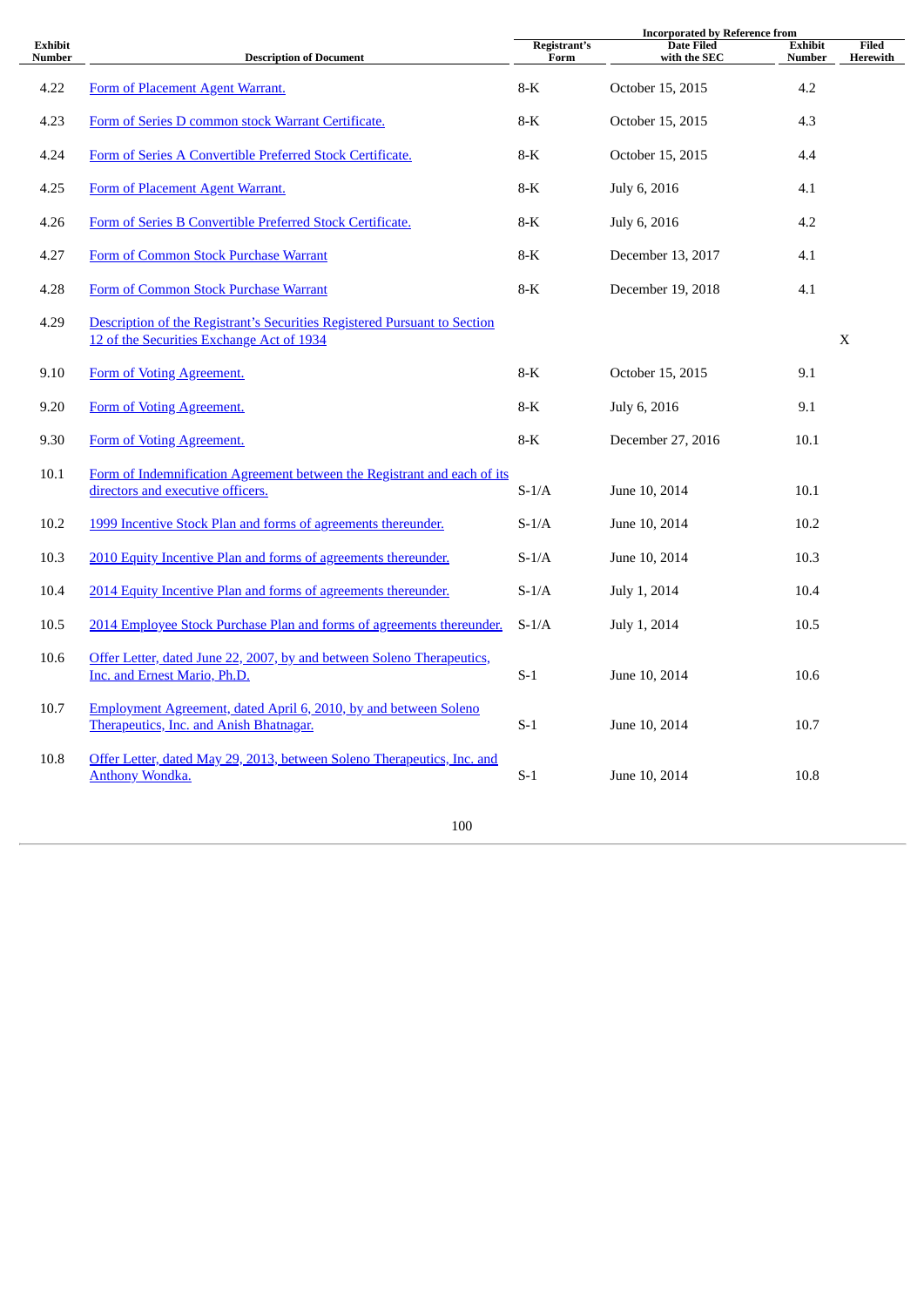| Exhibit Number | Description of Document | Incorporated by Reference from | | | Filed Herewith |
|---|---|---|---|---|---|
| | | Registrant's Form | Date Filed with the SEC | Exhibit Number | |
| 4.22 | Form of Placement Agent Warrant. | 8-K | October 15, 2015 | 4.2 | |
| 4.23 | Form of Series D common stock Warrant Certificate. | 8-K | October 15, 2015 | 4.3 | |
| 4.24 | Form of Series A Convertible Preferred Stock Certificate. | 8-K | October 15, 2015 | 4.4 | |
| 4.25 | Form of Placement Agent Warrant. | 8-K | July 6, 2016 | 4.1 | |
| 4.26 | Form of Series B Convertible Preferred Stock Certificate. | 8-K | July 6, 2016 | 4.2 | |
| 4.27 | Form of Common Stock Purchase Warrant | 8-K | December 13, 2017 | 4.1 | |
| 4.28 | Form of Common Stock Purchase Warrant | 8-K | December 19, 2018 | 4.1 | |
| 4.29 | Description of the Registrant's Securities Registered Pursuant to Section 12 of the Securities Exchange Act of 1934 | | | | X |
| 9.10 | Form of Voting Agreement. | 8-K | October 15, 2015 | 9.1 | |
| 9.20 | Form of Voting Agreement. | 8-K | July 6, 2016 | 9.1 | |
| 9.30 | Form of Voting Agreement. | 8-K | December 27, 2016 | 10.1 | |
| 10.1 | Form of Indemnification Agreement between the Registrant and each of its directors and executive officers. | S-1/A | June 10, 2014 | 10.1 | |
| 10.2 | 1999 Incentive Stock Plan and forms of agreements thereunder. | S-1/A | June 10, 2014 | 10.2 | |
| 10.3 | 2010 Equity Incentive Plan and forms of agreements thereunder. | S-1/A | June 10, 2014 | 10.3 | |
| 10.4 | 2014 Equity Incentive Plan and forms of agreements thereunder. | S-1/A | July 1, 2014 | 10.4 | |
| 10.5 | 2014 Employee Stock Purchase Plan and forms of agreements thereunder. | S-1/A | July 1, 2014 | 10.5 | |
| 10.6 | Offer Letter, dated June 22, 2007, by and between Soleno Therapeutics, Inc. and Ernest Mario, Ph.D. | S-1 | June 10, 2014 | 10.6 | |
| 10.7 | Employment Agreement, dated April 6, 2010, by and between Soleno Therapeutics, Inc. and Anish Bhatnagar. | S-1 | June 10, 2014 | 10.7 | |
| 10.8 | Offer Letter, dated May 29, 2013, between Soleno Therapeutics, Inc. and Anthony Wondka. | S-1 | June 10, 2014 | 10.8 | |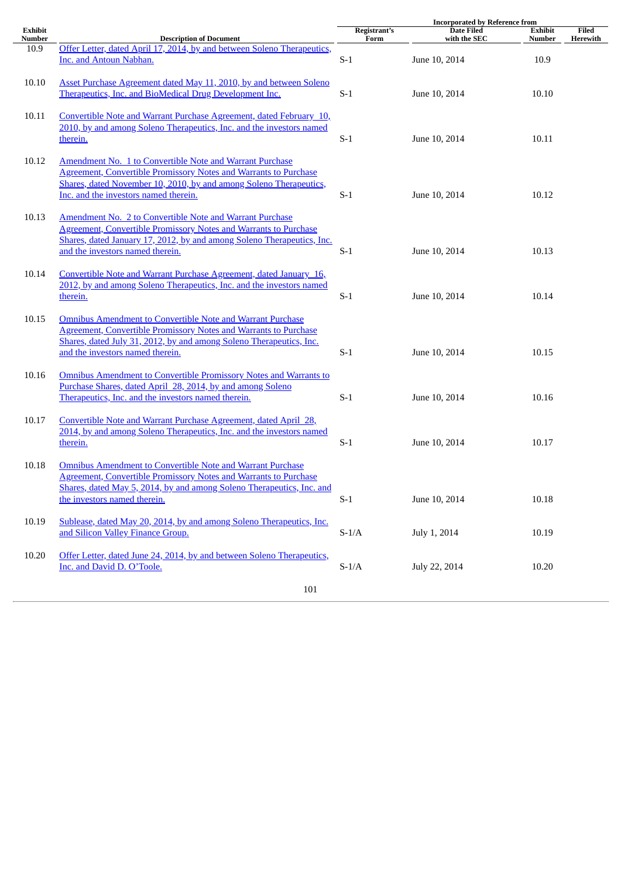| Exhibit Number | Description of Document | Incorporated by Reference from | | | Filed Herewith |
|---|---|---|---|---|---|
| | | Registrant's Form | Date Filed with the SEC | Exhibit Number | |
| 10.9 | Offer Letter, dated April 17, 2014, by and between Soleno Therapeutics, Inc. and Antoun Nabhan. | S-1 | June 10, 2014 | 10.9 | |
| 10.10 | Asset Purchase Agreement dated May 11, 2010, by and between Soleno Therapeutics, Inc. and BioMedical Drug Development Inc. | S-1 | June 10, 2014 | 10.10 | |
| 10.11 | Convertible Note and Warrant Purchase Agreement, dated February 10, 2010, by and among Soleno Therapeutics, Inc. and the investors named therein. | S-1 | June 10, 2014 | 10.11 | |
| 10.12 | Amendment No. 1 to Convertible Note and Warrant Purchase Agreement, Convertible Promissory Notes and Warrants to Purchase Shares, dated November 10, 2010, by and among Soleno Therapeutics, Inc. and the investors named therein. | S-1 | June 10, 2014 | 10.12 | |
| 10.13 | Amendment No. 2 to Convertible Note and Warrant Purchase Agreement, Convertible Promissory Notes and Warrants to Purchase Shares, dated January 17, 2012, by and among Soleno Therapeutics, Inc. and the investors named therein. | S-1 | June 10, 2014 | 10.13 | |
| 10.14 | Convertible Note and Warrant Purchase Agreement, dated January 16, 2012, by and among Soleno Therapeutics, Inc. and the investors named therein. | S-1 | June 10, 2014 | 10.14 | |
| 10.15 | Omnibus Amendment to Convertible Note and Warrant Purchase Agreement, Convertible Promissory Notes and Warrants to Purchase Shares, dated July 31, 2012, by and among Soleno Therapeutics, Inc. and the investors named therein. | S-1 | June 10, 2014 | 10.15 | |
| 10.16 | Omnibus Amendment to Convertible Promissory Notes and Warrants to Purchase Shares, dated April 28, 2014, by and among Soleno Therapeutics, Inc. and the investors named therein. | S-1 | June 10, 2014 | 10.16 | |
| 10.17 | Convertible Note and Warrant Purchase Agreement, dated April 28, 2014, by and among Soleno Therapeutics, Inc. and the investors named therein. | S-1 | June 10, 2014 | 10.17 | |
| 10.18 | Omnibus Amendment to Convertible Note and Warrant Purchase Agreement, Convertible Promissory Notes and Warrants to Purchase Shares, dated May 5, 2014, by and among Soleno Therapeutics, Inc. and the investors named therein. | S-1 | June 10, 2014 | 10.18 | |
| 10.19 | Sublease, dated May 20, 2014, by and among Soleno Therapeutics, Inc. and Silicon Valley Finance Group. | S-1/A | July 1, 2014 | 10.19 | |
| 10.20 | Offer Letter, dated June 24, 2014, by and between Soleno Therapeutics, Inc. and David D. O'Toole. | S-1/A | July 22, 2014 | 10.20 | |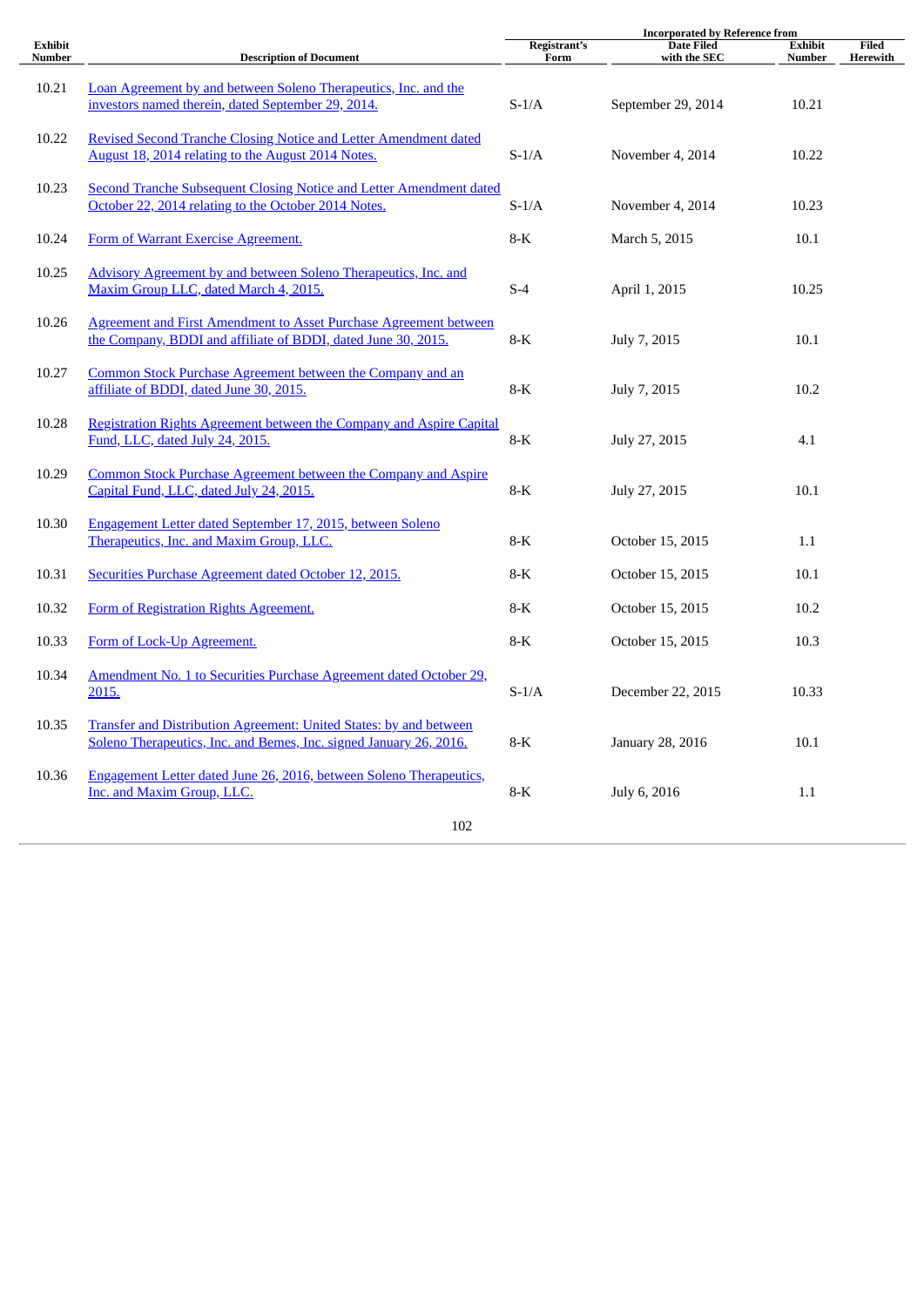| Exhibit Number | Description of Document | Incorporated by Reference from | | | Filed Herewith |
|---|---|---|---|---|---|
| | | Registrant's Form | Date Filed with the SEC | Exhibit Number | |
| 10.21 | Loan Agreement by and between Soleno Therapeutics, Inc. and the investors named therein, dated September 29, 2014. | S-1/A | September 29, 2014 | 10.21 | |
| 10.22 | Revised Second Tranche Closing Notice and Letter Amendment dated August 18, 2014 relating to the August 2014 Notes. | S-1/A | November 4, 2014 | 10.22 | |
| 10.23 | Second Tranche Subsequent Closing Notice and Letter Amendment dated October 22, 2014 relating to the October 2014 Notes. | S-1/A | November 4, 2014 | 10.23 | |
| 10.24 | Form of Warrant Exercise Agreement. | 8-K | March 5, 2015 | 10.1 | |
| 10.25 | Advisory Agreement by and between Soleno Therapeutics, Inc. and Maxim Group LLC, dated March 4, 2015. | S-4 | April 1, 2015 | 10.25 | |
| 10.26 | Agreement and First Amendment to Asset Purchase Agreement between the Company, BDDI and affiliate of BDDI, dated June 30, 2015. | 8-K | July 7, 2015 | 10.1 | |
| 10.27 | Common Stock Purchase Agreement between the Company and an affiliate of BDDI, dated June 30, 2015. | 8-K | July 7, 2015 | 10.2 | |
| 10.28 | Registration Rights Agreement between the Company and Aspire Capital Fund, LLC, dated July 24, 2015. | 8-K | July 27, 2015 | 4.1 | |
| 10.29 | Common Stock Purchase Agreement between the Company and Aspire Capital Fund, LLC, dated July 24, 2015. | 8-K | July 27, 2015 | 10.1 | |
| 10.30 | Engagement Letter dated September 17, 2015, between Soleno Therapeutics, Inc. and Maxim Group, LLC. | 8-K | October 15, 2015 | 1.1 | |
| 10.31 | Securities Purchase Agreement dated October 12, 2015. | 8-K | October 15, 2015 | 10.1 | |
| 10.32 | Form of Registration Rights Agreement. | 8-K | October 15, 2015 | 10.2 | |
| 10.33 | Form of Lock-Up Agreement. | 8-K | October 15, 2015 | 10.3 | |
| 10.34 | Amendment No. 1 to Securities Purchase Agreement dated October 29, 2015. | S-1/A | December 22, 2015 | 10.33 | |
| 10.35 | Transfer and Distribution Agreement: United States: by and between Soleno Therapeutics, Inc. and Bemes, Inc. signed January 26, 2016. | 8-K | January 28, 2016 | 10.1 | |
| 10.36 | Engagement Letter dated June 26, 2016, between Soleno Therapeutics, Inc. and Maxim Group, LLC. | 8-K | July 6, 2016 | 1.1 | |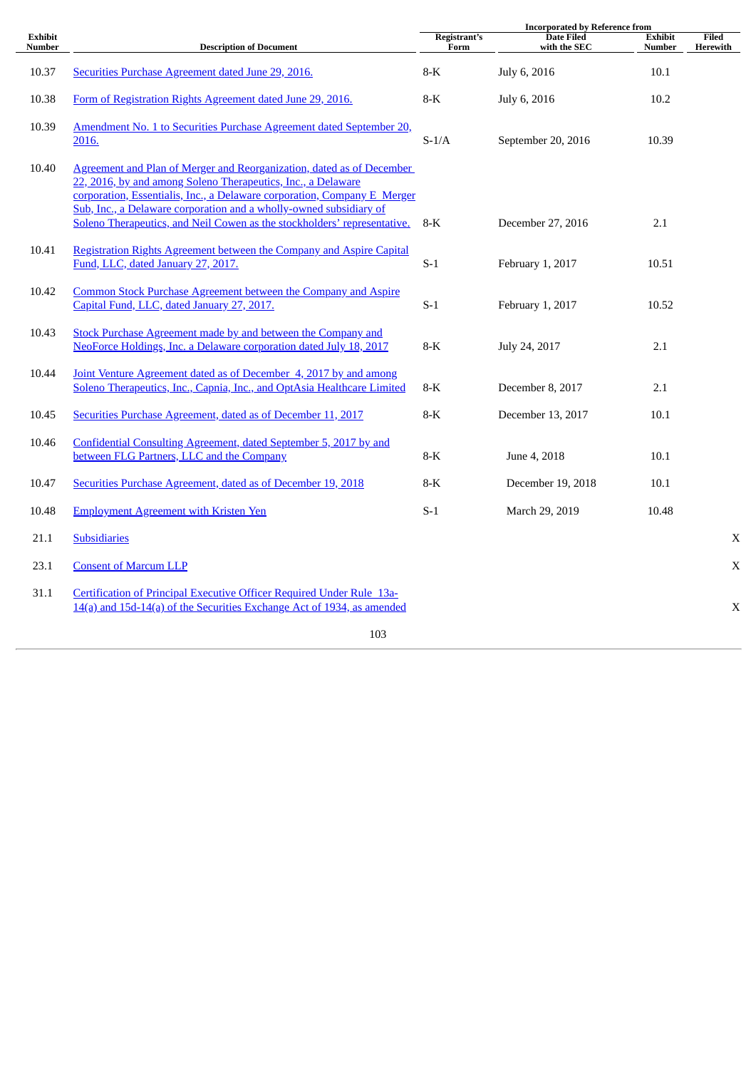| Exhibit Number | Description of Document | Incorporated by Reference from | | | Filed Herewith |
|---|---|---|---|---|---|
| | | Registrant's Form | Date Filed with the SEC | Exhibit Number | |
| 10.37 | Securities Purchase Agreement dated June 29, 2016. | 8-K | July 6, 2016 | 10.1 | |
| 10.38 | Form of Registration Rights Agreement dated June 29, 2016. | 8-K | July 6, 2016 | 10.2 | |
| 10.39 | Amendment No. 1 to Securities Purchase Agreement dated September 20, 2016. | S-1/A | September 20, 2016 | 10.39 | |
| 10.40 | Agreement and Plan of Merger and Reorganization, dated as of December 22, 2016, by and among Soleno Therapeutics, Inc., a Delaware corporation, Essentialis, Inc., a Delaware corporation, Company E Merger Sub, Inc., a Delaware corporation and a wholly-owned subsidiary of Soleno Therapeutics, and Neil Cowen as the stockholders' representative. | 8-K | December 27, 2016 | 2.1 | |
| 10.41 | Registration Rights Agreement between the Company and Aspire Capital Fund, LLC, dated January 27, 2017. | S-1 | February 1, 2017 | 10.51 | |
| 10.42 | Common Stock Purchase Agreement between the Company and Aspire Capital Fund, LLC, dated January 27, 2017. | S-1 | February 1, 2017 | 10.52 | |
| 10.43 | Stock Purchase Agreement made by and between the Company and NeoForce Holdings, Inc. a Delaware corporation dated July 18, 2017 | 8-K | July 24, 2017 | 2.1 | |
| 10.44 | Joint Venture Agreement dated as of December 4, 2017 by and among Soleno Therapeutics, Inc., Capnia, Inc., and OptAsia Healthcare Limited | 8-K | December 8, 2017 | 2.1 | |
| 10.45 | Securities Purchase Agreement, dated as of December 11, 2017 | 8-K | December 13, 2017 | 10.1 | |
| 10.46 | Confidential Consulting Agreement, dated September 5, 2017 by and between FLG Partners, LLC and the Company | 8-K | June 4, 2018 | 10.1 | |
| 10.47 | Securities Purchase Agreement, dated as of December 19, 2018 | 8-K | December 19, 2018 | 10.1 | |
| 10.48 | Employment Agreement with Kristen Yen | S-1 | March 29, 2019 | 10.48 | |
| 21.1 | Subsidiaries | | | | X |
| 23.1 | Consent of Marcum LLP | | | | X |
| 31.1 | Certification of Principal Executive Officer Required Under Rule 13a-14(a) and 15d-14(a) of the Securities Exchange Act of 1934, as amended | | | | X |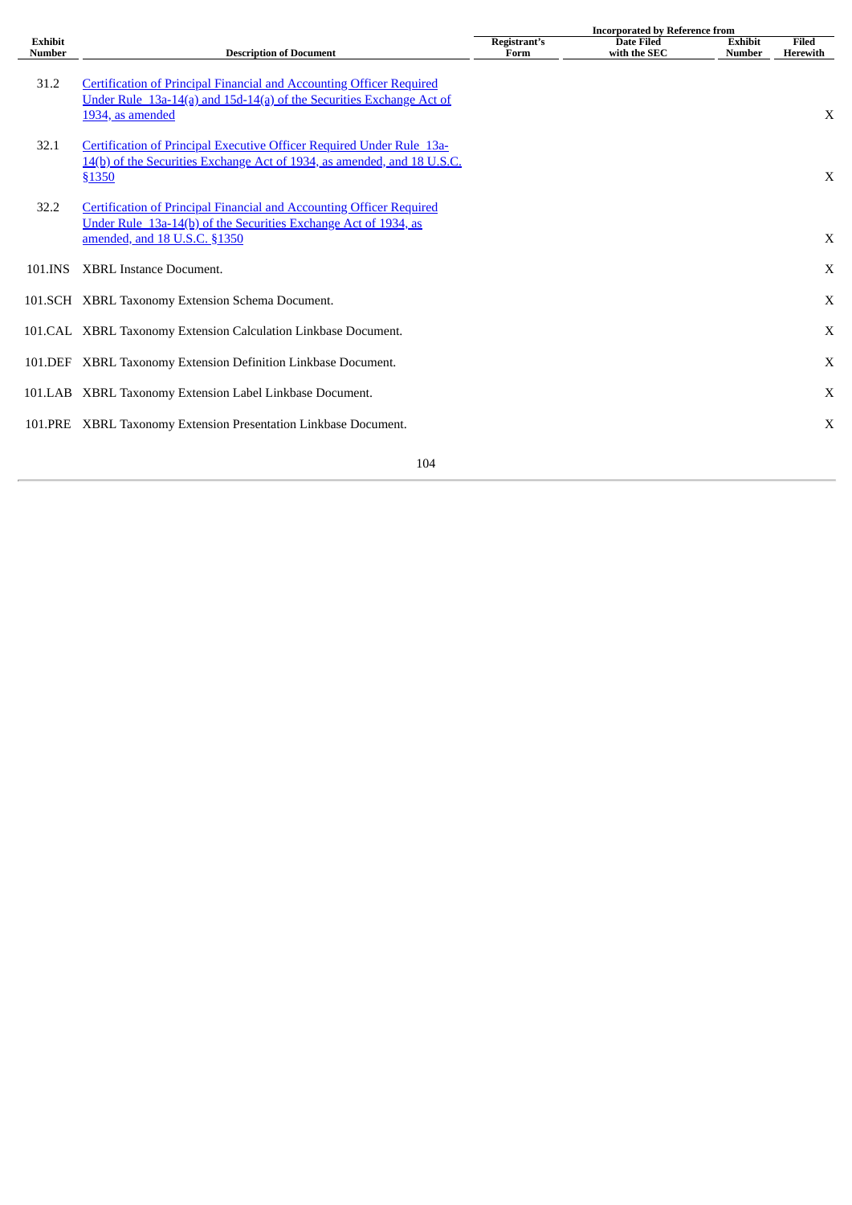| Exhibit Number | Description of Document | Incorporated by Reference from Registrant's Form | Date Filed with the SEC | Exhibit Number | Filed Herewith |
|---|---|---|---|---|---|
| 31.2 | Certification of Principal Financial and Accounting Officer Required Under Rule 13a-14(a) and 15d-14(a) of the Securities Exchange Act of 1934, as amended | | | | X |
| 32.1 | Certification of Principal Executive Officer Required Under Rule 13a-14(b) of the Securities Exchange Act of 1934, as amended, and 18 U.S.C. §1350 | | | | X |
| 32.2 | Certification of Principal Financial and Accounting Officer Required Under Rule 13a-14(b) of the Securities Exchange Act of 1934, as amended, and 18 U.S.C. §1350 | | | | X |
| 101.INS | XBRL Instance Document. | | | | X |
| 101.SCH | XBRL Taxonomy Extension Schema Document. | | | | X |
| 101.CAL | XBRL Taxonomy Extension Calculation Linkbase Document. | | | | X |
| 101.DEF | XBRL Taxonomy Extension Definition Linkbase Document. | | | | X |
| 101.LAB | XBRL Taxonomy Extension Label Linkbase Document. | | | | X |
| 101.PRE | XBRL Taxonomy Extension Presentation Linkbase Document. | | | | X |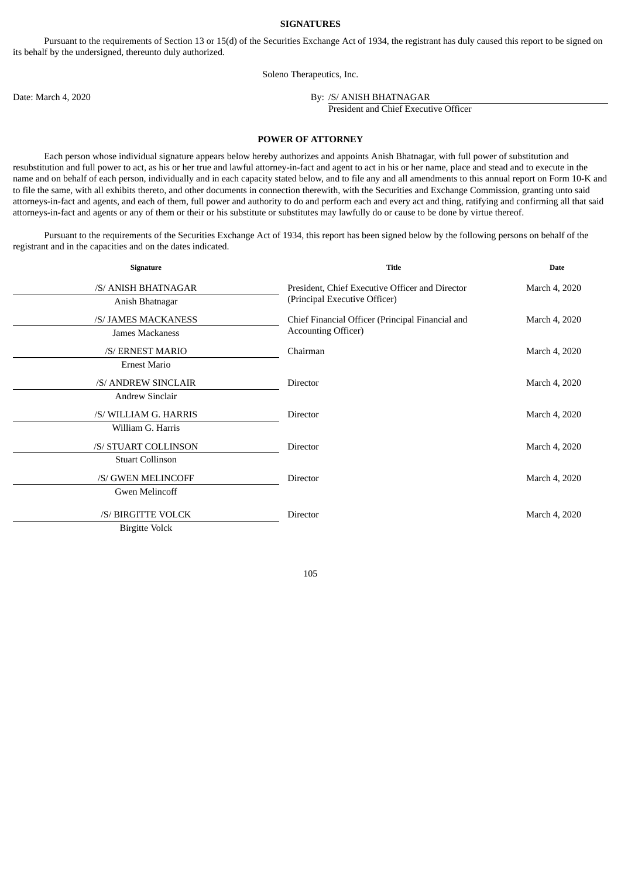## SIGNATURES

Pursuant to the requirements of Section 13 or 15(d) of the Securities Exchange Act of 1934, the registrant has duly caused this report to be signed on its behalf by the undersigned, thereunto duly authorized.

Soleno Therapeutics, Inc.

Date: March 4, 2020

By: /S/ ANISH BHATNAGAR
President and Chief Executive Officer

## POWER OF ATTORNEY

Each person whose individual signature appears below hereby authorizes and appoints Anish Bhatnagar, with full power of substitution and resubstitution and full power to act, as his or her true and lawful attorney-in-fact and agent to act in his or her name, place and stead and to execute in the name and on behalf of each person, individually and in each capacity stated below, and to file any and all amendments to this annual report on Form 10-K and to file the same, with all exhibits thereto, and other documents in connection therewith, with the Securities and Exchange Commission, granting unto said attorneys-in-fact and agents, and each of them, full power and authority to do and perform each and every act and thing, ratifying and confirming all that said attorneys-in-fact and agents or any of them or their or his substitute or substitutes may lawfully do or cause to be done by virtue thereof.

Pursuant to the requirements of the Securities Exchange Act of 1934, this report has been signed below by the following persons on behalf of the registrant and in the capacities and on the dates indicated.

| Signature | Title | Date |
| --- | --- | --- |
| /S/ ANISH BHATNAGAR<br>Anish Bhatnagar | President, Chief Executive Officer and Director (Principal Executive Officer) | March 4, 2020 |
| /S/ JAMES MACKANESS<br>James Mackaness | Chief Financial Officer (Principal Financial and Accounting Officer) | March 4, 2020 |
| /S/ ERNEST MARIO<br>Ernest Mario | Chairman | March 4, 2020 |
| /S/ ANDREW SINCLAIR<br>Andrew Sinclair | Director | March 4, 2020 |
| /S/ WILLIAM G. HARRIS<br>William G. Harris | Director | March 4, 2020 |
| /S/ STUART COLLINSON<br>Stuart Collinson | Director | March 4, 2020 |
| /S/ GWEN MELINCOFF<br>Gwen Melincoff | Director | March 4, 2020 |
| /S/ BIRGITTE VOLCK<br>Birgitte Volck | Director | March 4, 2020 |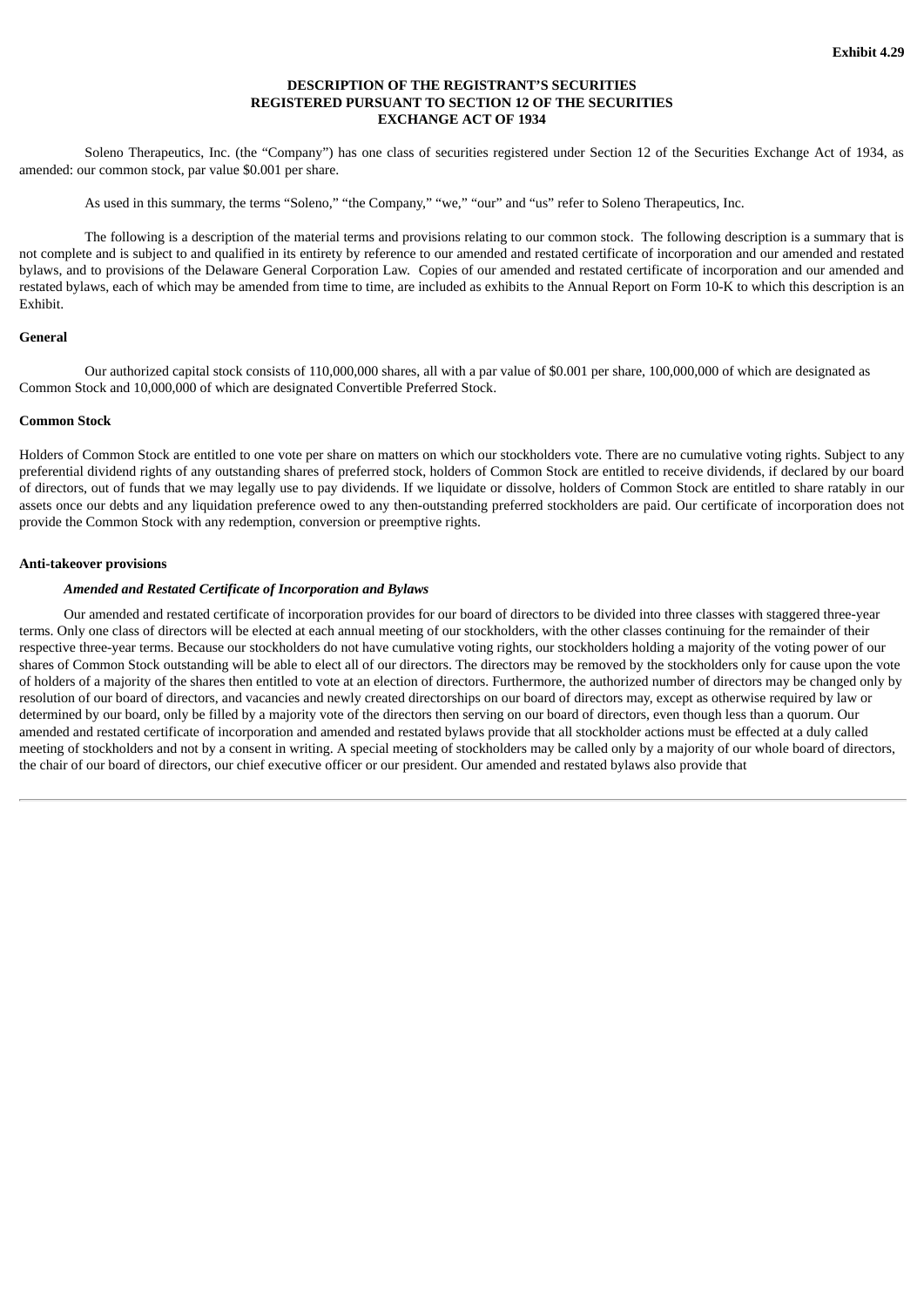**Exhibit 4.29**

# DESCRIPTION OF THE REGISTRANT'S SECURITIES REGISTERED PURSUANT TO SECTION 12 OF THE SECURITIES EXCHANGE ACT OF 1934

Soleno Therapeutics, Inc. (the "Company") has one class of securities registered under Section 12 of the Securities Exchange Act of 1934, as amended: our common stock, par value $0.001 per share.

As used in this summary, the terms "Soleno," "the Company," "we," "our" and "us" refer to Soleno Therapeutics, Inc.

The following is a description of the material terms and provisions relating to our common stock. The following description is a summary that is not complete and is subject to and qualified in its entirety by reference to our amended and restated certificate of incorporation and our amended and restated bylaws, and to provisions of the Delaware General Corporation Law. Copies of our amended and restated certificate of incorporation and our amended and restated bylaws, each of which may be amended from time to time, are included as exhibits to the Annual Report on Form 10-K to which this description is an Exhibit.

## General

Our authorized capital stock consists of 110,000,000 shares, all with a par value of $0.001 per share, 100,000,000 of which are designated as Common Stock and 10,000,000 of which are designated Convertible Preferred Stock.

## Common Stock

Holders of Common Stock are entitled to one vote per share on matters on which our stockholders vote. There are no cumulative voting rights. Subject to any preferential dividend rights of any outstanding shares of preferred stock, holders of Common Stock are entitled to receive dividends, if declared by our board of directors, out of funds that we may legally use to pay dividends. If we liquidate or dissolve, holders of Common Stock are entitled to share ratably in our assets once our debts and any liquidation preference owed to any then-outstanding preferred stockholders are paid. Our certificate of incorporation does not provide the Common Stock with any redemption, conversion or preemptive rights.

## Anti-takeover provisions

### *Amended and Restated Certificate of Incorporation and Bylaws*

Our amended and restated certificate of incorporation provides for our board of directors to be divided into three classes with staggered three-year terms. Only one class of directors will be elected at each annual meeting of our stockholders, with the other classes continuing for the remainder of their respective three-year terms. Because our stockholders do not have cumulative voting rights, our stockholders holding a majority of the voting power of our shares of Common Stock outstanding will be able to elect all of our directors. The directors may be removed by the stockholders only for cause upon the vote of holders of a majority of the shares then entitled to vote at an election of directors. Furthermore, the authorized number of directors may be changed only by resolution of our board of directors, and vacancies and newly created directorships on our board of directors may, except as otherwise required by law or determined by our board, only be filled by a majority vote of the directors then serving on our board of directors, even though less than a quorum. Our amended and restated certificate of incorporation and amended and restated bylaws provide that all stockholder actions must be effected at a duly called meeting of stockholders and not by a consent in writing. A special meeting of stockholders may be called only by a majority of our whole board of directors, the chair of our board of directors, our chief executive officer or our president. Our amended and restated bylaws also provide that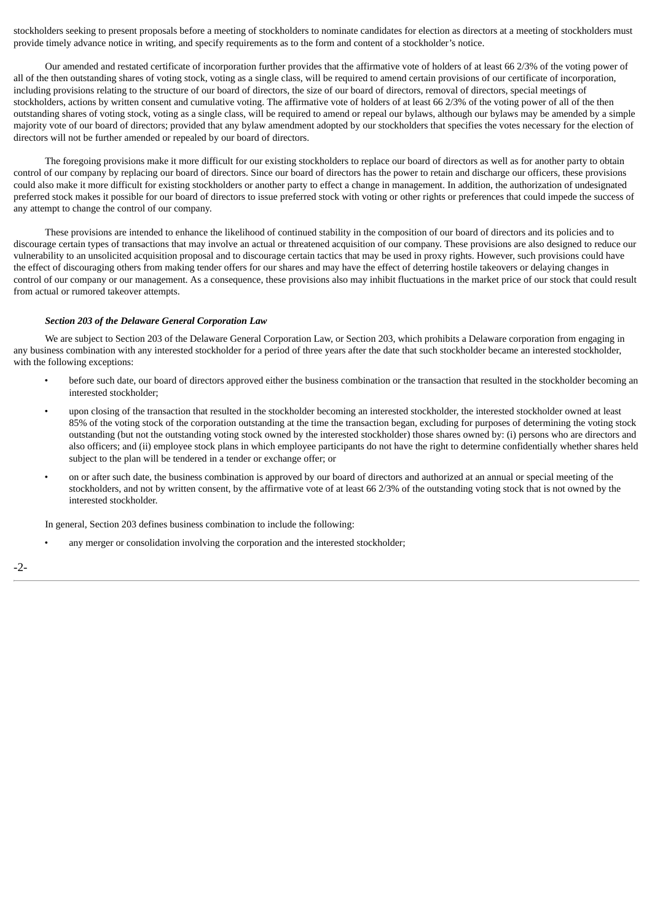stockholders seeking to present proposals before a meeting of stockholders to nominate candidates for election as directors at a meeting of stockholders must provide timely advance notice in writing, and specify requirements as to the form and content of a stockholder's notice.

Our amended and restated certificate of incorporation further provides that the affirmative vote of holders of at least 66 2/3% of the voting power of all of the then outstanding shares of voting stock, voting as a single class, will be required to amend certain provisions of our certificate of incorporation, including provisions relating to the structure of our board of directors, the size of our board of directors, removal of directors, special meetings of stockholders, actions by written consent and cumulative voting. The affirmative vote of holders of at least 66 2/3% of the voting power of all of the then outstanding shares of voting stock, voting as a single class, will be required to amend or repeal our bylaws, although our bylaws may be amended by a simple majority vote of our board of directors; provided that any bylaw amendment adopted by our stockholders that specifies the votes necessary for the election of directors will not be further amended or repealed by our board of directors.

The foregoing provisions make it more difficult for our existing stockholders to replace our board of directors as well as for another party to obtain control of our company by replacing our board of directors. Since our board of directors has the power to retain and discharge our officers, these provisions could also make it more difficult for existing stockholders or another party to effect a change in management. In addition, the authorization of undesignated preferred stock makes it possible for our board of directors to issue preferred stock with voting or other rights or preferences that could impede the success of any attempt to change the control of our company.

These provisions are intended to enhance the likelihood of continued stability in the composition of our board of directors and its policies and to discourage certain types of transactions that may involve an actual or threatened acquisition of our company. These provisions are also designed to reduce our vulnerability to an unsolicited acquisition proposal and to discourage certain tactics that may be used in proxy rights. However, such provisions could have the effect of discouraging others from making tender offers for our shares and may have the effect of deterring hostile takeovers or delaying changes in control of our company or our management. As a consequence, these provisions also may inhibit fluctuations in the market price of our stock that could result from actual or rumored takeover attempts.

***Section 203 of the Delaware General Corporation Law***

We are subject to Section 203 of the Delaware General Corporation Law, or Section 203, which prohibits a Delaware corporation from engaging in any business combination with any interested stockholder for a period of three years after the date that such stockholder became an interested stockholder, with the following exceptions:

- before such date, our board of directors approved either the business combination or the transaction that resulted in the stockholder becoming an interested stockholder;
- upon closing of the transaction that resulted in the stockholder becoming an interested stockholder, the interested stockholder owned at least 85% of the voting stock of the corporation outstanding at the time the transaction began, excluding for purposes of determining the voting stock outstanding (but not the outstanding voting stock owned by the interested stockholder) those shares owned by: (i) persons who are directors and also officers; and (ii) employee stock plans in which employee participants do not have the right to determine confidentially whether shares held subject to the plan will be tendered in a tender or exchange offer; or
- on or after such date, the business combination is approved by our board of directors and authorized at an annual or special meeting of the stockholders, and not by written consent, by the affirmative vote of at least 66 2/3% of the outstanding voting stock that is not owned by the interested stockholder.

In general, Section 203 defines business combination to include the following:

- any merger or consolidation involving the corporation and the interested stockholder;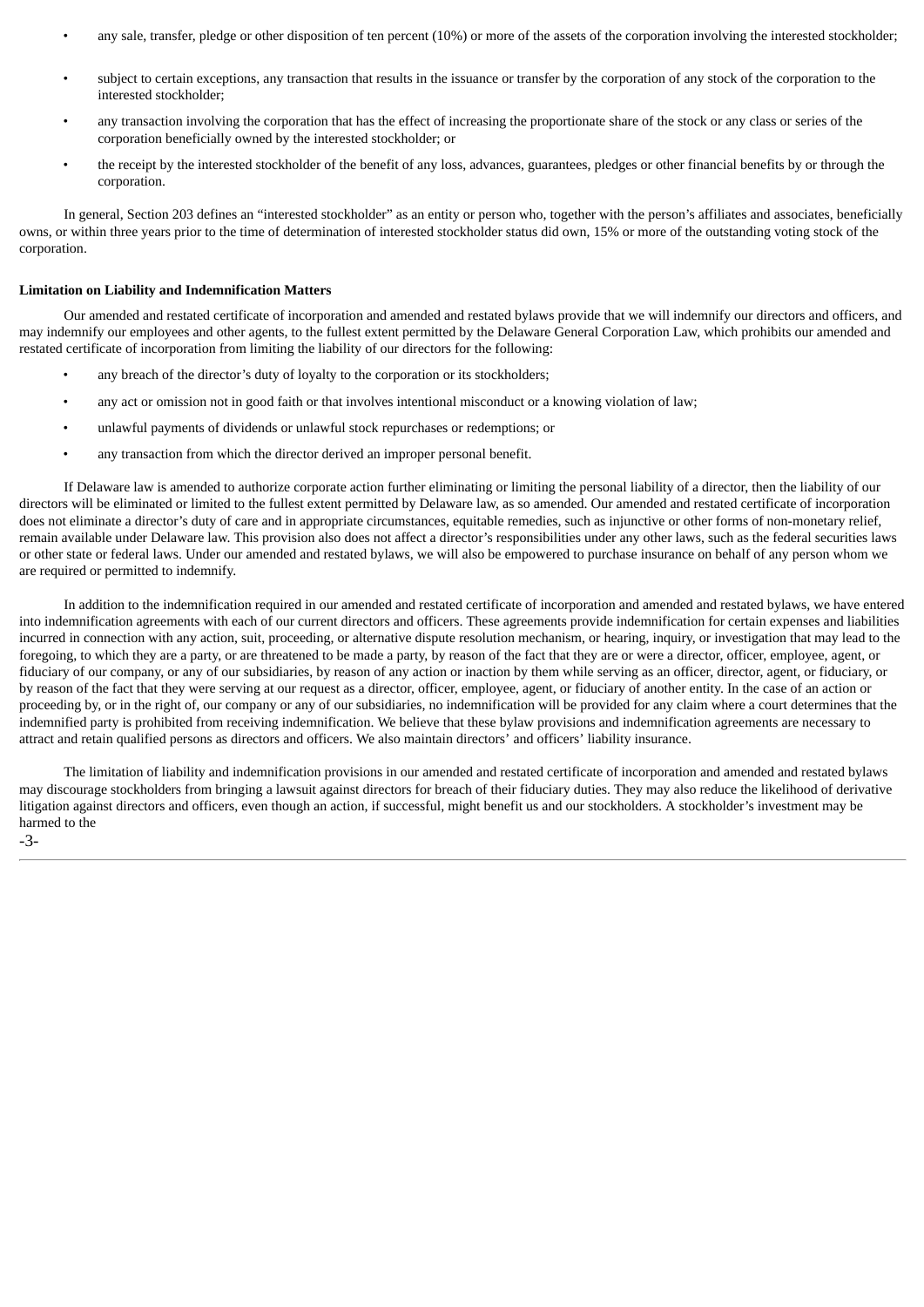- any sale, transfer, pledge or other disposition of ten percent (10%) or more of the assets of the corporation involving the interested stockholder;
- subject to certain exceptions, any transaction that results in the issuance or transfer by the corporation of any stock of the corporation to the interested stockholder;
- any transaction involving the corporation that has the effect of increasing the proportionate share of the stock or any class or series of the corporation beneficially owned by the interested stockholder; or
- the receipt by the interested stockholder of the benefit of any loss, advances, guarantees, pledges or other financial benefits by or through the corporation.

In general, Section 203 defines an "interested stockholder" as an entity or person who, together with the person's affiliates and associates, beneficially owns, or within three years prior to the time of determination of interested stockholder status did own, 15% or more of the outstanding voting stock of the corporation.

**Limitation on Liability and Indemnification Matters**

Our amended and restated certificate of incorporation and amended and restated bylaws provide that we will indemnify our directors and officers, and may indemnify our employees and other agents, to the fullest extent permitted by the Delaware General Corporation Law, which prohibits our amended and restated certificate of incorporation from limiting the liability of our directors for the following:

- any breach of the director's duty of loyalty to the corporation or its stockholders;
- any act or omission not in good faith or that involves intentional misconduct or a knowing violation of law;
- unlawful payments of dividends or unlawful stock repurchases or redemptions; or
- any transaction from which the director derived an improper personal benefit.

If Delaware law is amended to authorize corporate action further eliminating or limiting the personal liability of a director, then the liability of our directors will be eliminated or limited to the fullest extent permitted by Delaware law, as so amended. Our amended and restated certificate of incorporation does not eliminate a director's duty of care and in appropriate circumstances, equitable remedies, such as injunctive or other forms of non-monetary relief, remain available under Delaware law. This provision also does not affect a director's responsibilities under any other laws, such as the federal securities laws or other state or federal laws. Under our amended and restated bylaws, we will also be empowered to purchase insurance on behalf of any person whom we are required or permitted to indemnify.

In addition to the indemnification required in our amended and restated certificate of incorporation and amended and restated bylaws, we have entered into indemnification agreements with each of our current directors and officers. These agreements provide indemnification for certain expenses and liabilities incurred in connection with any action, suit, proceeding, or alternative dispute resolution mechanism, or hearing, inquiry, or investigation that may lead to the foregoing, to which they are a party, or are threatened to be made a party, by reason of the fact that they are or were a director, officer, employee, agent, or fiduciary of our company, or any of our subsidiaries, by reason of any action or inaction by them while serving as an officer, director, agent, or fiduciary, or by reason of the fact that they were serving at our request as a director, officer, employee, agent, or fiduciary of another entity. In the case of an action or proceeding by, or in the right of, our company or any of our subsidiaries, no indemnification will be provided for any claim where a court determines that the indemnified party is prohibited from receiving indemnification. We believe that these bylaw provisions and indemnification agreements are necessary to attract and retain qualified persons as directors and officers. We also maintain directors' and officers' liability insurance.

The limitation of liability and indemnification provisions in our amended and restated certificate of incorporation and amended and restated bylaws may discourage stockholders from bringing a lawsuit against directors for breach of their fiduciary duties. They may also reduce the likelihood of derivative litigation against directors and officers, even though an action, if successful, might benefit us and our stockholders. A stockholder's investment may be harmed to the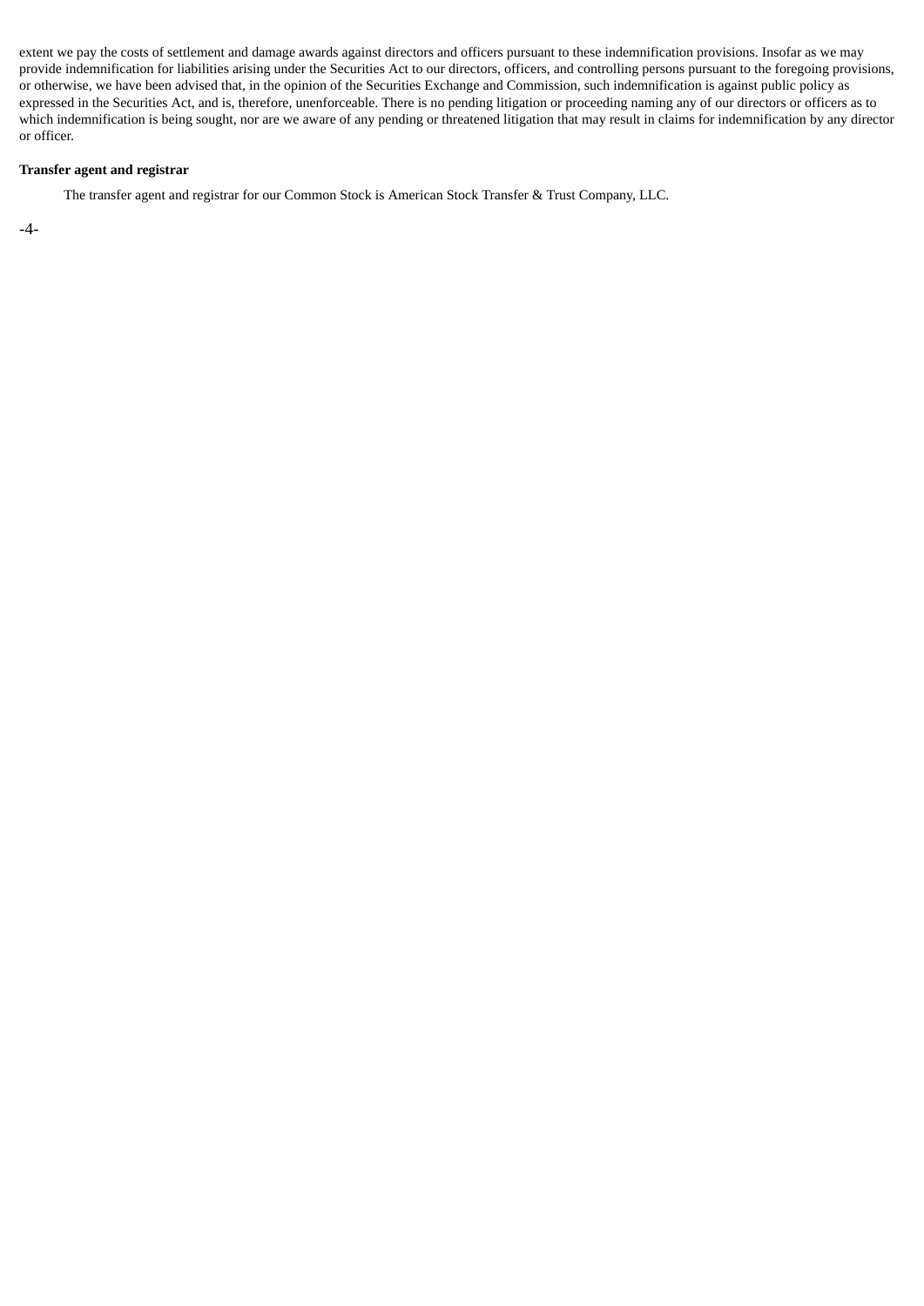extent we pay the costs of settlement and damage awards against directors and officers pursuant to these indemnification provisions. Insofar as we may provide indemnification for liabilities arising under the Securities Act to our directors, officers, and controlling persons pursuant to the foregoing provisions, or otherwise, we have been advised that, in the opinion of the Securities Exchange and Commission, such indemnification is against public policy as expressed in the Securities Act, and is, therefore, unenforceable. There is no pending litigation or proceeding naming any of our directors or officers as to which indemnification is being sought, nor are we aware of any pending or threatened litigation that may result in claims for indemnification by any director or officer.

**Transfer agent and registrar**

The transfer agent and registrar for our Common Stock is American Stock Transfer & Trust Company, LLC.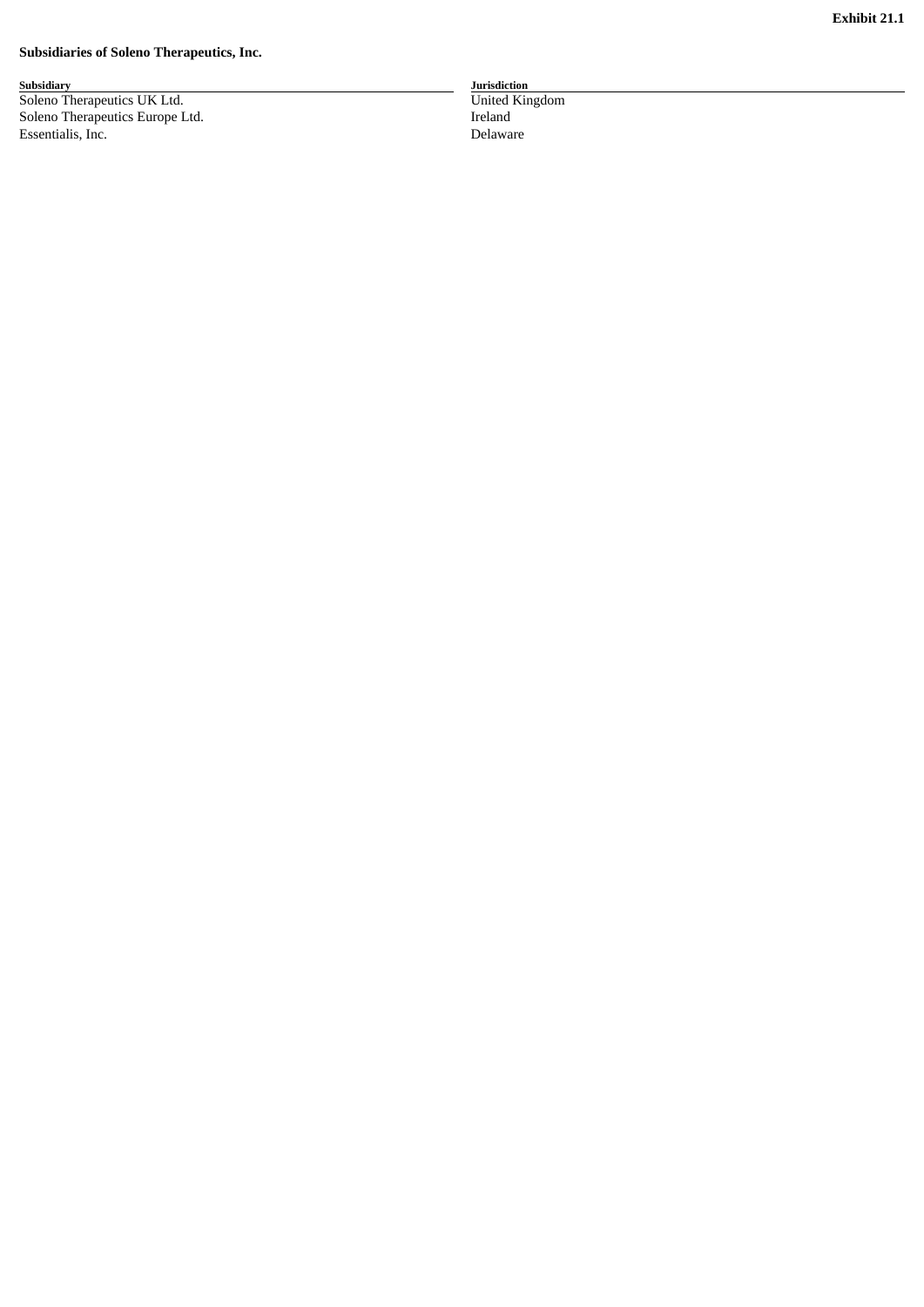**Exhibit 21.1**

**Subsidiaries of Soleno Therapeutics, Inc.**

| Subsidiary | Jurisdiction |
| --- | --- |
| Soleno Therapeutics UK Ltd. | United Kingdom |
| Soleno Therapeutics Europe Ltd. | Ireland |
| Essentialis, Inc. | Delaware |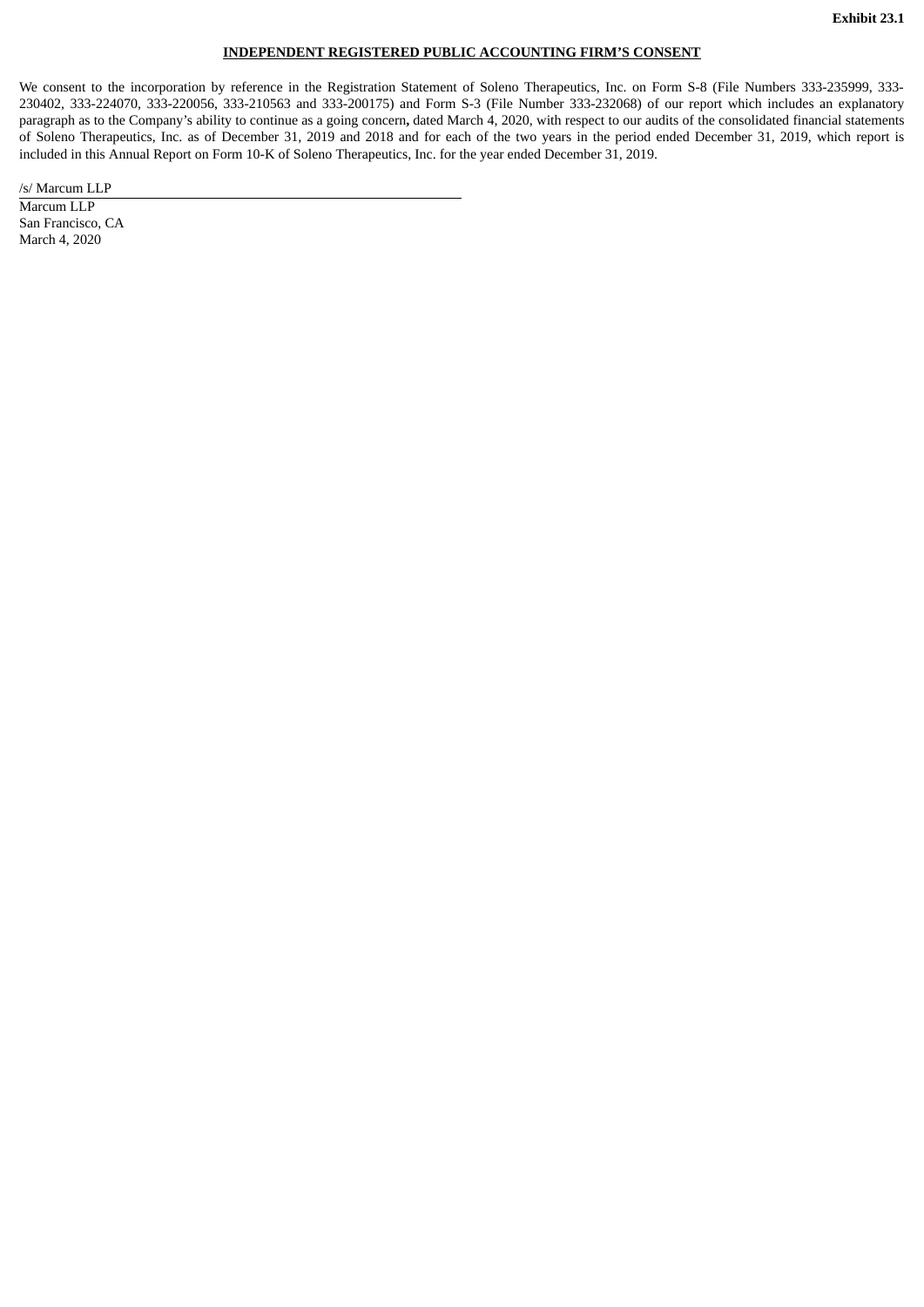**Exhibit 23.1**

**INDEPENDENT REGISTERED PUBLIC ACCOUNTING FIRM'S CONSENT**

We consent to the incorporation by reference in the Registration Statement of Soleno Therapeutics, Inc. on Form S-8 (File Numbers 333-235999, 333-230402, 333-224070, 333-220056, 333-210563 and 333-200175) and Form S-3 (File Number 333-232068) of our report which includes an explanatory paragraph as to the Company's ability to continue as a going concern**,** dated March 4, 2020, with respect to our audits of the consolidated financial statements of Soleno Therapeutics, Inc. as of December 31, 2019 and 2018 and for each of the two years in the period ended December 31, 2019, which report is included in this Annual Report on Form 10-K of Soleno Therapeutics, Inc. for the year ended December 31, 2019.

/s/ Marcum LLP

Marcum LLP
San Francisco, CA
March 4, 2020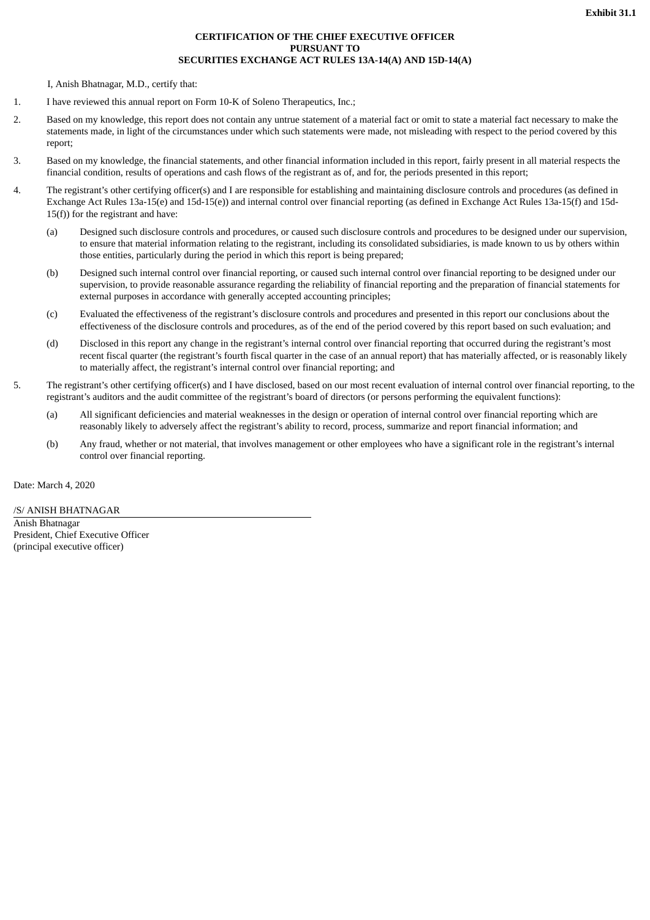**Exhibit 31.1**

**CERTIFICATION OF THE CHIEF EXECUTIVE OFFICER**
**PURSUANT TO**
**SECURITIES EXCHANGE ACT RULES 13A-14(A) AND 15D-14(A)**

I, Anish Bhatnagar, M.D., certify that:

1. I have reviewed this annual report on Form 10-K of Soleno Therapeutics, Inc.;

2. Based on my knowledge, this report does not contain any untrue statement of a material fact or omit to state a material fact necessary to make the statements made, in light of the circumstances under which such statements were made, not misleading with respect to the period covered by this report;

3. Based on my knowledge, the financial statements, and other financial information included in this report, fairly present in all material respects the financial condition, results of operations and cash flows of the registrant as of, and for, the periods presented in this report;

4. The registrant's other certifying officer(s) and I are responsible for establishing and maintaining disclosure controls and procedures (as defined in Exchange Act Rules 13a-15(e) and 15d-15(e)) and internal control over financial reporting (as defined in Exchange Act Rules 13a-15(f) and 15d-15(f)) for the registrant and have:

   (a) Designed such disclosure controls and procedures, or caused such disclosure controls and procedures to be designed under our supervision, to ensure that material information relating to the registrant, including its consolidated subsidiaries, is made known to us by others within those entities, particularly during the period in which this report is being prepared;

   (b) Designed such internal control over financial reporting, or caused such internal control over financial reporting to be designed under our supervision, to provide reasonable assurance regarding the reliability of financial reporting and the preparation of financial statements for external purposes in accordance with generally accepted accounting principles;

   (c) Evaluated the effectiveness of the registrant's disclosure controls and procedures and presented in this report our conclusions about the effectiveness of the disclosure controls and procedures, as of the end of the period covered by this report based on such evaluation; and

   (d) Disclosed in this report any change in the registrant's internal control over financial reporting that occurred during the registrant's most recent fiscal quarter (the registrant's fourth fiscal quarter in the case of an annual report) that has materially affected, or is reasonably likely to materially affect, the registrant's internal control over financial reporting; and

5. The registrant's other certifying officer(s) and I have disclosed, based on our most recent evaluation of internal control over financial reporting, to the registrant's auditors and the audit committee of the registrant's board of directors (or persons performing the equivalent functions):

   (a) All significant deficiencies and material weaknesses in the design or operation of internal control over financial reporting which are reasonably likely to adversely affect the registrant's ability to record, process, summarize and report financial information; and

   (b) Any fraud, whether or not material, that involves management or other employees who have a significant role in the registrant's internal control over financial reporting.

Date: March 4, 2020

/S/ ANISH BHATNAGAR

Anish Bhatnagar
President, Chief Executive Officer
(principal executive officer)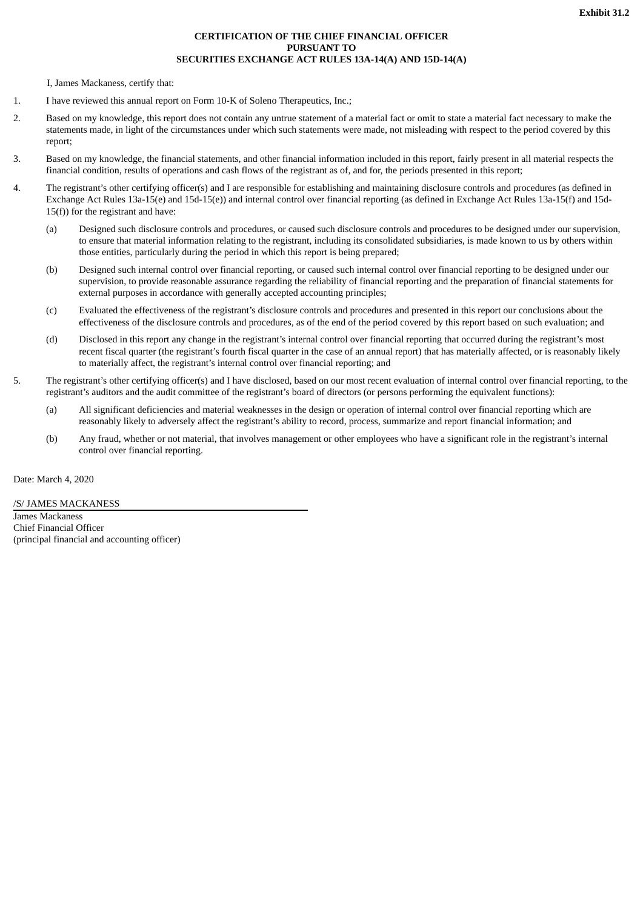**Exhibit 31.2**

**CERTIFICATION OF THE CHIEF FINANCIAL OFFICER**
**PURSUANT TO**
**SECURITIES EXCHANGE ACT RULES 13A-14(A) AND 15D-14(A)**

I, James Mackaness, certify that:

1. I have reviewed this annual report on Form 10-K of Soleno Therapeutics, Inc.;

2. Based on my knowledge, this report does not contain any untrue statement of a material fact or omit to state a material fact necessary to make the statements made, in light of the circumstances under which such statements were made, not misleading with respect to the period covered by this report;

3. Based on my knowledge, the financial statements, and other financial information included in this report, fairly present in all material respects the financial condition, results of operations and cash flows of the registrant as of, and for, the periods presented in this report;

4. The registrant's other certifying officer(s) and I are responsible for establishing and maintaining disclosure controls and procedures (as defined in Exchange Act Rules 13a-15(e) and 15d-15(e)) and internal control over financial reporting (as defined in Exchange Act Rules 13a-15(f) and 15d-15(f)) for the registrant and have:

   (a) Designed such disclosure controls and procedures, or caused such disclosure controls and procedures to be designed under our supervision, to ensure that material information relating to the registrant, including its consolidated subsidiaries, is made known to us by others within those entities, particularly during the period in which this report is being prepared;

   (b) Designed such internal control over financial reporting, or caused such internal control over financial reporting to be designed under our supervision, to provide reasonable assurance regarding the reliability of financial reporting and the preparation of financial statements for external purposes in accordance with generally accepted accounting principles;

   (c) Evaluated the effectiveness of the registrant's disclosure controls and procedures and presented in this report our conclusions about the effectiveness of the disclosure controls and procedures, as of the end of the period covered by this report based on such evaluation; and

   (d) Disclosed in this report any change in the registrant's internal control over financial reporting that occurred during the registrant's most recent fiscal quarter (the registrant's fourth fiscal quarter in the case of an annual report) that has materially affected, or is reasonably likely to materially affect, the registrant's internal control over financial reporting; and

5. The registrant's other certifying officer(s) and I have disclosed, based on our most recent evaluation of internal control over financial reporting, to the registrant's auditors and the audit committee of the registrant's board of directors (or persons performing the equivalent functions):

   (a) All significant deficiencies and material weaknesses in the design or operation of internal control over financial reporting which are reasonably likely to adversely affect the registrant's ability to record, process, summarize and report financial information; and

   (b) Any fraud, whether or not material, that involves management or other employees who have a significant role in the registrant's internal control over financial reporting.

Date: March 4, 2020

/S/ JAMES MACKANESS
James Mackaness
Chief Financial Officer
(principal financial and accounting officer)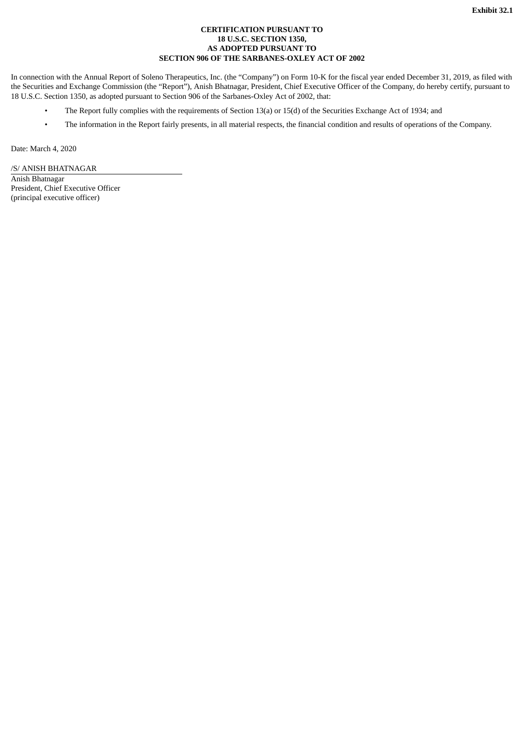**Exhibit 32.1**

**CERTIFICATION PURSUANT TO**
**18 U.S.C. SECTION 1350,**
**AS ADOPTED PURSUANT TO**
**SECTION 906 OF THE SARBANES-OXLEY ACT OF 2002**

In connection with the Annual Report of Soleno Therapeutics, Inc. (the “Company”) on Form 10-K for the fiscal year ended December 31, 2019, as filed with the Securities and Exchange Commission (the “Report”), Anish Bhatnagar, President, Chief Executive Officer of the Company, do hereby certify, pursuant to 18 U.S.C. Section 1350, as adopted pursuant to Section 906 of the Sarbanes-Oxley Act of 2002, that:

- The Report fully complies with the requirements of Section 13(a) or 15(d) of the Securities Exchange Act of 1934; and
- The information in the Report fairly presents, in all material respects, the financial condition and results of operations of the Company.

Date: March 4, 2020

/S/ ANISH BHATNAGAR

Anish Bhatnagar
President, Chief Executive Officer
(principal executive officer)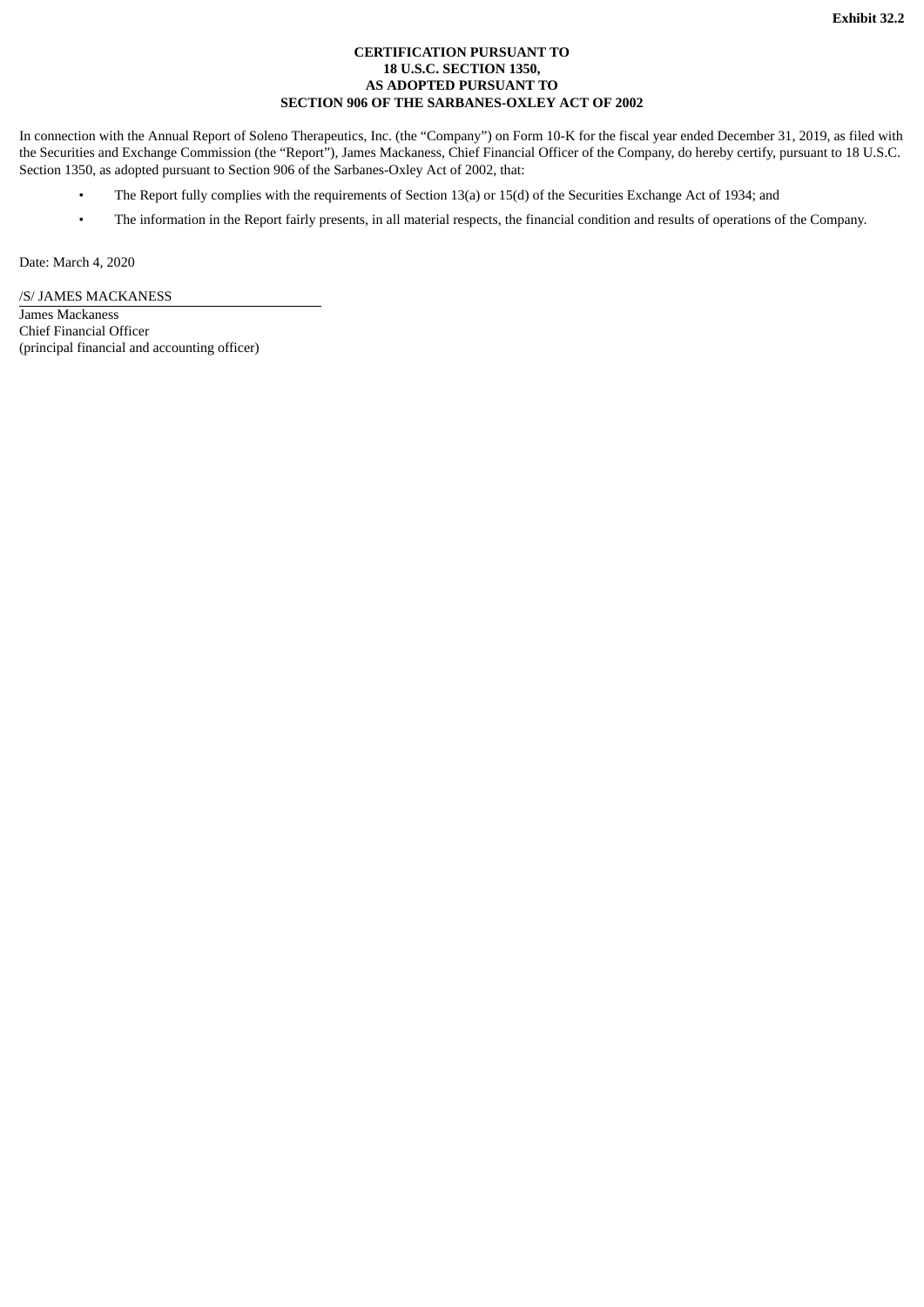**Exhibit 32.2**

**CERTIFICATION PURSUANT TO**
**18 U.S.C. SECTION 1350,**
**AS ADOPTED PURSUANT TO**
**SECTION 906 OF THE SARBANES-OXLEY ACT OF 2002**

In connection with the Annual Report of Soleno Therapeutics, Inc. (the "Company") on Form 10-K for the fiscal year ended December 31, 2019, as filed with the Securities and Exchange Commission (the "Report"), James Mackaness, Chief Financial Officer of the Company, do hereby certify, pursuant to 18 U.S.C. Section 1350, as adopted pursuant to Section 906 of the Sarbanes-Oxley Act of 2002, that:

- The Report fully complies with the requirements of Section 13(a) or 15(d) of the Securities Exchange Act of 1934; and
- The information in the Report fairly presents, in all material respects, the financial condition and results of operations of the Company.

Date: March 4, 2020

/S/ JAMES MACKANESS

James Mackaness
Chief Financial Officer
(principal financial and accounting officer)